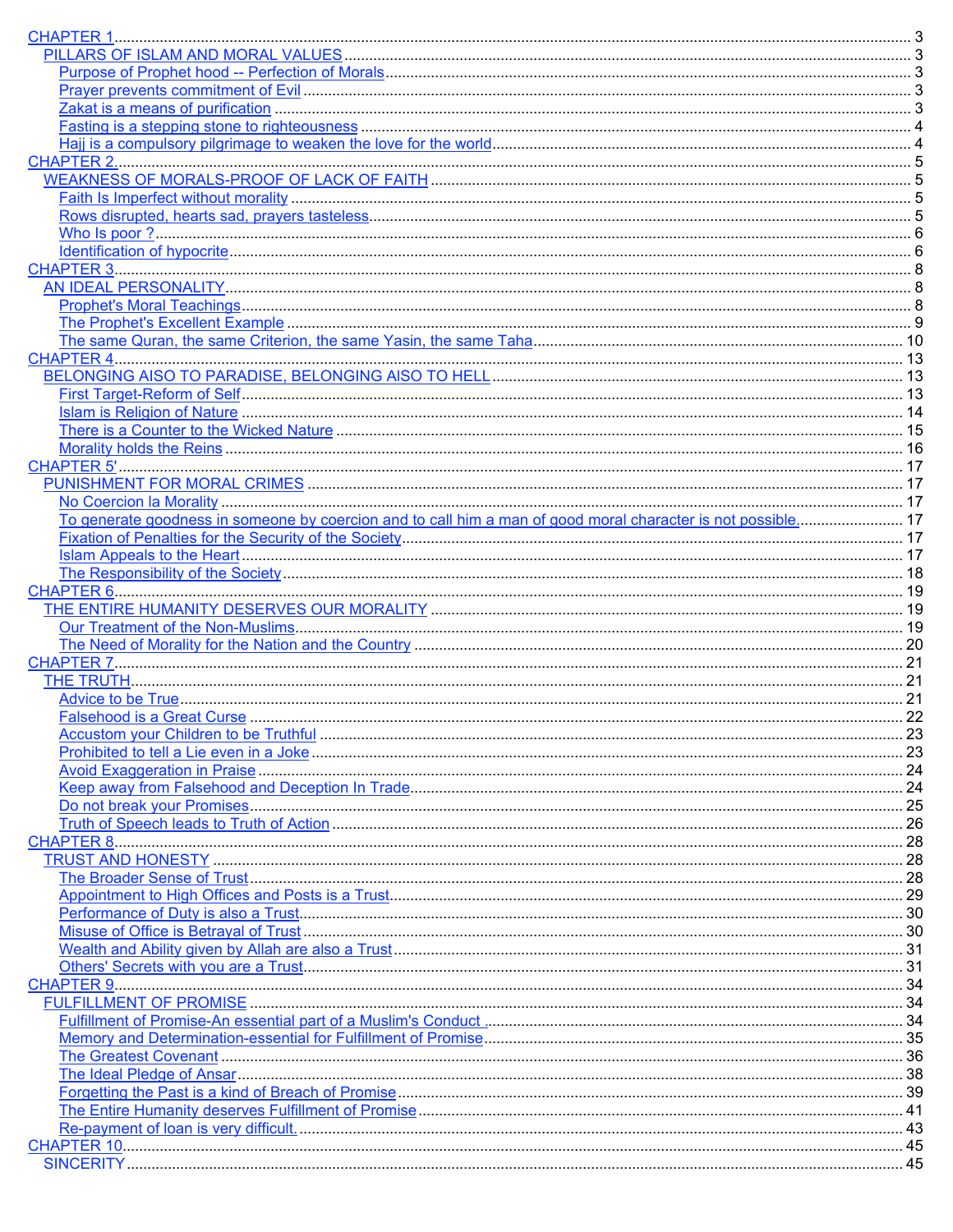- CHAPTER 1 .......... 3
  - PILLARS OF ISLAM AND MORAL VALUES .......... 3
    - Purpose of Prophet hood -- Perfection of Morals .......... 3
    - Prayer prevents commitment of Evil .......... 3
    - Zakat is a means of purification .......... 3
    - Fasting is a stepping stone to righteousness .......... 4
    - Hajj is a compulsory pilgrimage to weaken the love for the world .......... 4
- CHAPTER 2 .......... 5
  - WEAKNESS OF MORALS-PROOF OF LACK OF FAITH .......... 5
    - Faith Is Imperfect without morality .......... 5
    - Rows disrupted, hearts sad, prayers tasteless .......... 5
    - Who Is poor ? .......... 6
    - Identification of hypocrite .......... 6
- CHAPTER 3 .......... 8
  - AN IDEAL PERSONALITY .......... 8
    - Prophet's Moral Teachings .......... 8
    - The Prophet's Excellent Example .......... 9
    - The same Quran, the same Criterion, the same Yasin, the same Taha .......... 10
- CHAPTER 4 .......... 13
  - BELONGING AISO TO PARADISE, BELONGING AISO TO HELL .......... 13
    - First Target-Reform of Self .......... 13
    - Islam is Religion of Nature .......... 14
    - There is a Counter to the Wicked Nature .......... 15
    - Morality holds the Reins .......... 16
- CHAPTER 5' .......... 17
  - PUNISHMENT FOR MORAL CRIMES .......... 17
    - No Coercion la Morality .......... 17
    - To generate goodness in someone by coercion and to call him a man of good moral character is not possible .......... 17
    - Fixation of Penalties for the Security of the Society .......... 17
    - Islam Appeals to the Heart .......... 17
    - The Responsibility of the Society .......... 18
- CHAPTER 6 .......... 19
  - THE ENTIRE HUMANITY DESERVES OUR MORALITY .......... 19
    - Our Treatment of the Non-Muslims .......... 19
    - The Need of Morality for the Nation and the Country .......... 20
- CHAPTER 7 .......... 21
  - THE TRUTH .......... 21
    - Advice to be True .......... 21
    - Falsehood is a Great Curse .......... 22
    - Accustom your Children to be Truthful .......... 23
    - Prohibited to tell a Lie even in a Joke .......... 23
    - Avoid Exaggeration in Praise .......... 24
    - Keep away from Falsehood and Deception In Trade .......... 24
    - Do not break your Promises .......... 25
    - Truth of Speech leads to Truth of Action .......... 26
- CHAPTER 8 .......... 28
  - TRUST AND HONESTY .......... 28
    - The Broader Sense of Trust .......... 28
    - Appointment to High Offices and Posts is a Trust .......... 29
    - Performance of Duty is also a Trust .......... 30
    - Misuse of Office is Betrayal of Trust .......... 30
    - Wealth and Ability given by Allah are also a Trust .......... 31
    - Others' Secrets with you are a Trust .......... 31
- CHAPTER 9 .......... 34
  - FULFILLMENT OF PROMISE .......... 34
    - Fulfillment of Promise-An essential part of a Muslim's Conduct .......... 34
    - Memory and Determination-essential for Fulfillment of Promise .......... 35
    - The Greatest Covenant .......... 36
    - The Ideal Pledge of Ansar .......... 38
    - Forgetting the Past is a kind of Breach of Promise .......... 39
    - The Entire Humanity deserves Fulfillment of Promise .......... 41
    - Re-payment of loan is very difficult. .......... 43
- CHAPTER 10 .......... 45
  - SINCERITY .......... 45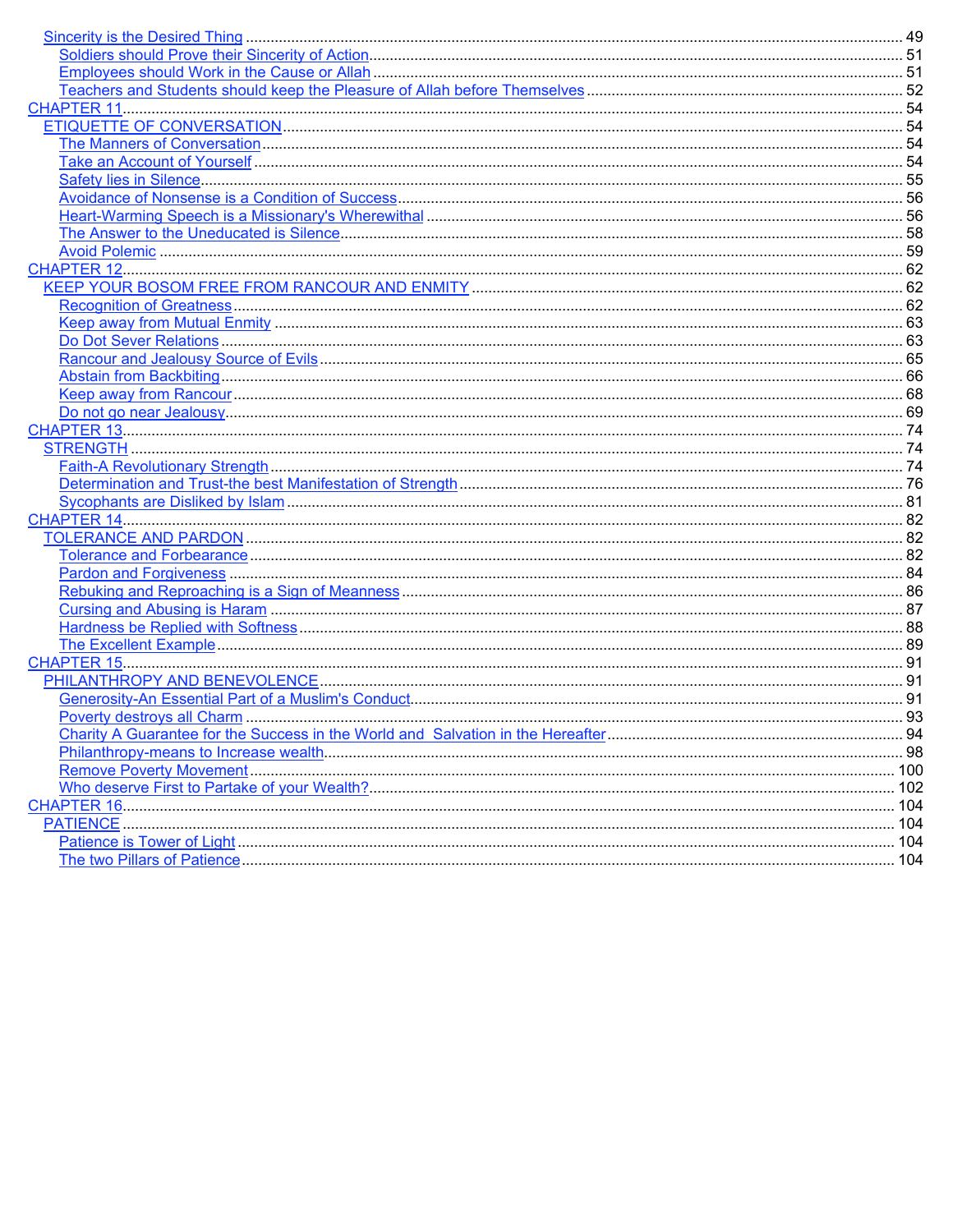- Sincerity is the Desired Thing ........ 49
  - Soldiers should Prove their Sincerity of Action ........ 51
  - Employees should Work in the Cause or Allah ........ 51
  - Teachers and Students should keep the Pleasure of Allah before Themselves ........ 52
- CHAPTER 11 ........ 54
  - ETIQUETTE OF CONVERSATION ........ 54
    - The Manners of Conversation ........ 54
    - Take an Account of Yourself ........ 54
    - Safety lies in Silence ........ 55
    - Avoidance of Nonsense is a Condition of Success ........ 56
    - Heart-Warming Speech is a Missionary's Wherewithal ........ 56
    - The Answer to the Uneducated is Silence ........ 58
    - Avoid Polemic ........ 59
- CHAPTER 12 ........ 62
  - KEEP YOUR BOSOM FREE FROM RANCOUR AND ENMITY ........ 62
    - Recognition of Greatness ........ 62
    - Keep away from Mutual Enmity ........ 63
    - Do Dot Sever Relations ........ 63
    - Rancour and Jealousy Source of Evils ........ 65
    - Abstain from Backbiting ........ 66
    - Keep away from Rancour ........ 68
    - Do not go near Jealousy ........ 69
- CHAPTER 13 ........ 74
  - STRENGTH ........ 74
    - Faith-A Revolutionary Strength ........ 74
    - Determination and Trust-the best Manifestation of Strength ........ 76
    - Sycophants are Disliked by Islam ........ 81
- CHAPTER 14 ........ 82
  - TOLERANCE AND PARDON ........ 82
    - Tolerance and Forbearance ........ 82
    - Pardon and Forgiveness ........ 84
    - Rebuking and Reproaching is a Sign of Meanness ........ 86
    - Cursing and Abusing is Haram ........ 87
    - Hardness be Replied with Softness ........ 88
    - The Excellent Example ........ 89
- CHAPTER 15 ........ 91
  - PHILANTHROPY AND BENEVOLENCE ........ 91
    - Generosity-An Essential Part of a Muslim's Conduct ........ 91
    - Poverty destroys all Charm ........ 93
    - Charity A Guarantee for the Success in the World and Salvation in the Hereafter ........ 94
    - Philanthropy-means to Increase wealth ........ 98
    - Remove Poverty Movement ........ 100
    - Who deserve First to Partake of your Wealth? ........ 102
- CHAPTER 16 ........ 104
  - PATIENCE ........ 104
    - Patience is Tower of Light ........ 104
    - The two Pillars of Patience ........ 104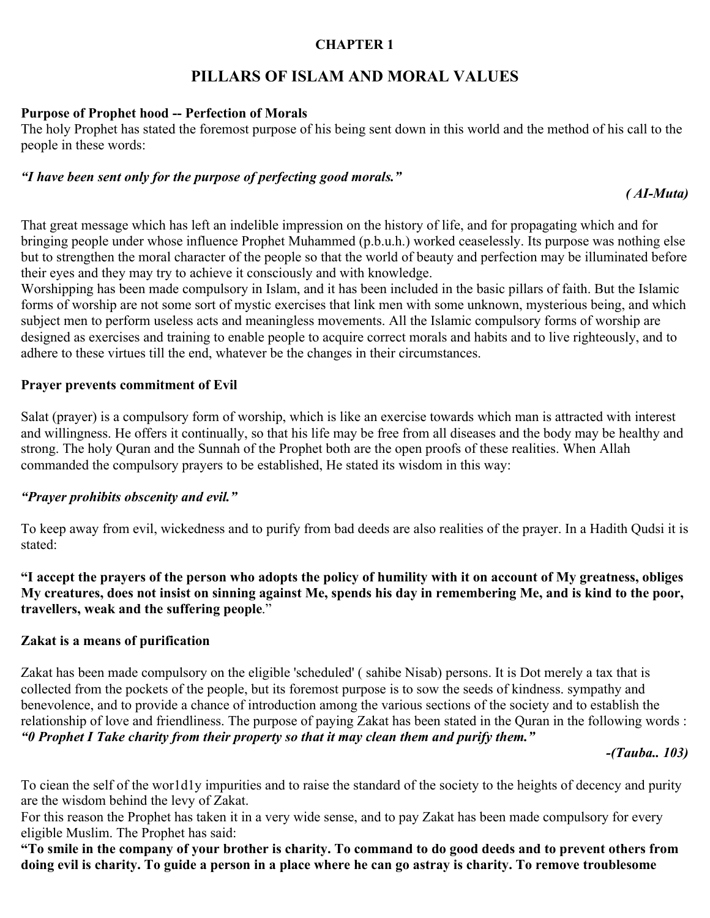**CHAPTER 1**

# PILLARS OF ISLAM AND MORAL VALUES

**Purpose of Prophet hood -- Perfection of Morals**

The holy Prophet has stated the foremost purpose of his being sent down in this world and the method of his call to the people in these words:

***"I have been sent only for the purpose of perfecting good morals."***

***( AI-Muta)***

That great message which has left an indelible impression on the history of life, and for propagating which and for bringing people under whose influence Prophet Muhammed (p.b.u.h.) worked ceaselessly. Its purpose was nothing else but to strengthen the moral character of the people so that the world of beauty and perfection may be illuminated before their eyes and they may try to achieve it consciously and with knowledge.

Worshipping has been made compulsory in Islam, and it has been included in the basic pillars of faith. But the Islamic forms of worship are not some sort of mystic exercises that link men with some unknown, mysterious being, and which subject men to perform useless acts and meaningless movements. All the Islamic compulsory forms of worship are designed as exercises and training to enable people to acquire correct morals and habits and to live righteously, and to adhere to these virtues till the end, whatever be the changes in their circumstances.

**Prayer prevents commitment of Evil**

Salat (prayer) is a compulsory form of worship, which is like an exercise towards which man is attracted with interest and willingness. He offers it continually, so that his life may be free from all diseases and the body may be healthy and strong. The holy Quran and the Sunnah of the Prophet both are the open proofs of these realities. When Allah commanded the compulsory prayers to be established, He stated its wisdom in this way:

***"Prayer prohibits obscenity and evil."***

To keep away from evil, wickedness and to purify from bad deeds are also realities of the prayer. In a Hadith Qudsi it is stated:

**"I accept the prayers of the person who adopts the policy of humility with it on account of My greatness, obliges My creatures, does not insist on sinning against Me, spends his day in remembering Me, and is kind to the poor, travellers, weak and the suffering people**."

**Zakat is a means of purification**

Zakat has been made compulsory on the eligible 'scheduled' ( sahibe Nisab) persons. It is Dot merely a tax that is collected from the pockets of the people, but its foremost purpose is to sow the seeds of kindness. sympathy and benevolence, and to provide a chance of introduction among the various sections of the society and to establish the relationship of love and friendliness. The purpose of paying Zakat has been stated in the Quran in the following words :
***"0 Prophet I Take charity from their property so that it may clean them and purify them."***

***-(Tauba.. 103)***

To ciean the self of the wor1d1y impurities and to raise the standard of the society to the heights of decency and purity are the wisdom behind the levy of Zakat.

For this reason the Prophet has taken it in a very wide sense, and to pay Zakat has been made compulsory for every eligible Muslim. The Prophet has said:

**"To smile in the company of your brother is charity. To command to do good deeds and to prevent others from doing evil is charity. To guide a person in a place where he can go astray is charity. To remove troublesome**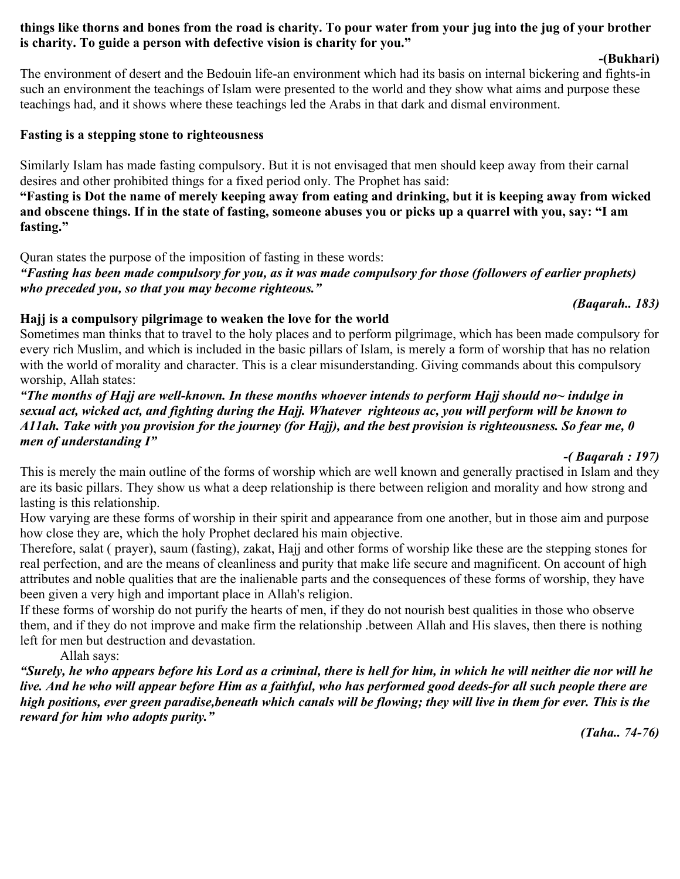**things like thorns and bones from the road is charity. To pour water from your jug into the jug of your brother is charity. To guide a person with defective vision is charity for you."**

**-(Bukhari)**

The environment of desert and the Bedouin life-an environment which had its basis on internal bickering and fights-in such an environment the teachings of Islam were presented to the world and they show what aims and purpose these teachings had, and it shows where these teachings led the Arabs in that dark and dismal environment.

**Fasting is a stepping stone to righteousness**

Similarly Islam has made fasting compulsory. But it is not envisaged that men should keep away from their carnal desires and other prohibited things for a fixed period only. The Prophet has said:

**"Fasting is Dot the name of merely keeping away from eating and drinking, but it is keeping away from wicked and obscene things. If in the state of fasting, someone abuses you or picks up a quarrel with you, say: "I am fasting."**

Quran states the purpose of the imposition of fasting in these words:

***"Fasting has been made compulsory for you, as it was made compulsory for those (followers of earlier prophets) who preceded you, so that you may become righteous."***

***(Baqarah.. 183)***

**Hajj is a compulsory pilgrimage to weaken the love for the world**

Sometimes man thinks that to travel to the holy places and to perform pilgrimage, which has been made compulsory for every rich Muslim, and which is included in the basic pillars of Islam, is merely a form of worship that has no relation with the world of morality and character. This is a clear misunderstanding. Giving commands about this compulsory worship, Allah states:

***"The months of Hajj are well-known. In these months whoever intends to perform Hajj should no~ indulge in sexual act, wicked act, and fighting during the Hajj. Whatever righteous ac, you will perform will be known to A11ah. Take with you provision for the journey (for Hajj), and the best provision is righteousness. So fear me, 0 men of understanding I"***

***-( Baqarah : 197)***

This is merely the main outline of the forms of worship which are well known and generally practised in Islam and they are its basic pillars. They show us what a deep relationship is there between religion and morality and how strong and lasting is this relationship.

How varying are these forms of worship in their spirit and appearance from one another, but in those aim and purpose how close they are, which the holy Prophet declared his main objective.

Therefore, salat ( prayer), saum (fasting), zakat, Hajj and other forms of worship like these are the stepping stones for real perfection, and are the means of cleanliness and purity that make life secure and magnificent. On account of high attributes and noble qualities that are the inalienable parts and the consequences of these forms of worship, they have been given a very high and important place in Allah's religion.

If these forms of worship do not purify the hearts of men, if they do not nourish best qualities in those who observe them, and if they do not improve and make firm the relationship .between Allah and His slaves, then there is nothing left for men but destruction and devastation.

Allah says:

***"Surely, he who appears before his Lord as a criminal, there is hell for him, in which he will neither die nor will he live. And he who will appear before Him as a faithful, who has performed good deeds-for all such people there are high positions, ever green paradise,beneath which canals will be flowing; they will live in them for ever. This is the reward for him who adopts purity."***

***(Taha.. 74-76)***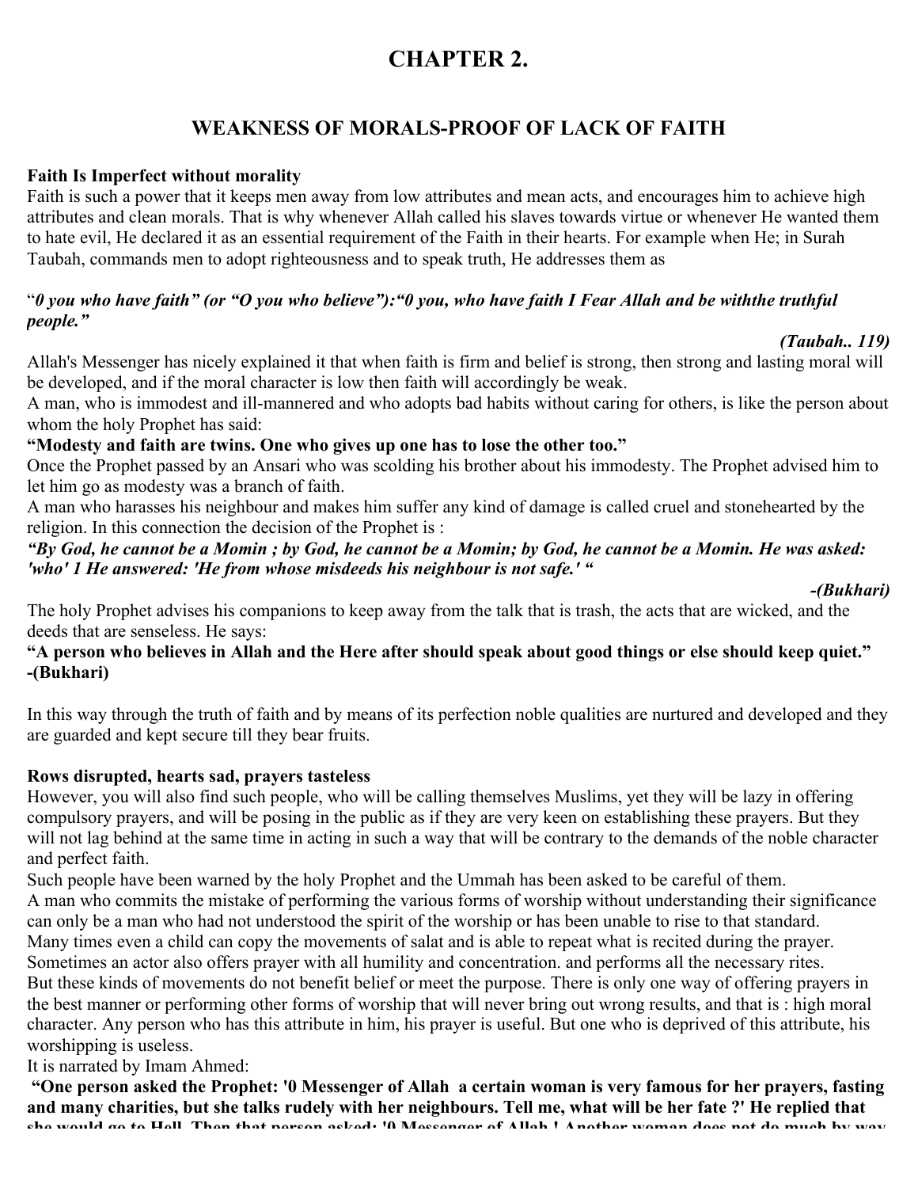# CHAPTER 2.

## WEAKNESS OF MORALS-PROOF OF LACK OF FAITH

**Faith Is Imperfect without morality**

Faith is such a power that it keeps men away from low attributes and mean acts, and encourages him to achieve high attributes and clean morals. That is why whenever Allah called his slaves towards virtue or whenever He wanted them to hate evil, He declared it as an essential requirement of the Faith in their hearts. For example when He; in Surah Taubah, commands men to adopt righteousness and to speak truth, He addresses them as

"*0 you who have faith" (or "O you who believe"):"0 you, who have faith I Fear Allah and be withthe truthful people."*

***(Taubah.. 119)***

Allah's Messenger has nicely explained it that when faith is firm and belief is strong, then strong and lasting moral will be developed, and if the moral character is low then faith will accordingly be weak.

A man, who is immodest and ill-mannered and who adopts bad habits without caring for others, is like the person about whom the holy Prophet has said:

**"Modesty and faith are twins. One who gives up one has to lose the other too."**

Once the Prophet passed by an Ansari who was scolding his brother about his immodesty. The Prophet advised him to let him go as modesty was a branch of faith.

A man who harasses his neighbour and makes him suffer any kind of damage is called cruel and stonehearted by the religion. In this connection the decision of the Prophet is :

***"By God, he cannot be a Momin ; by God, he cannot be a Momin; by God, he cannot be a Momin. He was asked: 'who' 1 He answered: 'He from whose misdeeds his neighbour is not safe.' "***

***-(Bukhari)***

The holy Prophet advises his companions to keep away from the talk that is trash, the acts that are wicked, and the deeds that are senseless. He says:

**"A person who believes in Allah and the Here after should speak about good things or else should keep quiet." -(Bukhari)**

In this way through the truth of faith and by means of its perfection noble qualities are nurtured and developed and they are guarded and kept secure till they bear fruits.

**Rows disrupted, hearts sad, prayers tasteless**

However, you will also find such people, who will be calling themselves Muslims, yet they will be lazy in offering compulsory prayers, and will be posing in the public as if they are very keen on establishing these prayers. But they will not lag behind at the same time in acting in such a way that will be contrary to the demands of the noble character and perfect faith.

Such people have been warned by the holy Prophet and the Ummah has been asked to be careful of them.

A man who commits the mistake of performing the various forms of worship without understanding their significance can only be a man who had not understood the spirit of the worship or has been unable to rise to that standard.

Many times even a child can copy the movements of salat and is able to repeat what is recited during the prayer.

Sometimes an actor also offers prayer with all humility and concentration. and performs all the necessary rites.

But these kinds of movements do not benefit belief or meet the purpose. There is only one way of offering prayers in the best manner or performing other forms of worship that will never bring out wrong results, and that is : high moral character. Any person who has this attribute in him, his prayer is useful. But one who is deprived of this attribute, his worshipping is useless.

It is narrated by Imam Ahmed:

**"One person asked the Prophet: '0 Messenger of Allah a certain woman is very famous for her prayers, fasting and many charities, but she talks rudely with her neighbours. Tell me, what will be her fate ?' He replied that she would go to Hell. Then that person asked: '0 Messenger of Allah ! Another woman does not do much by way**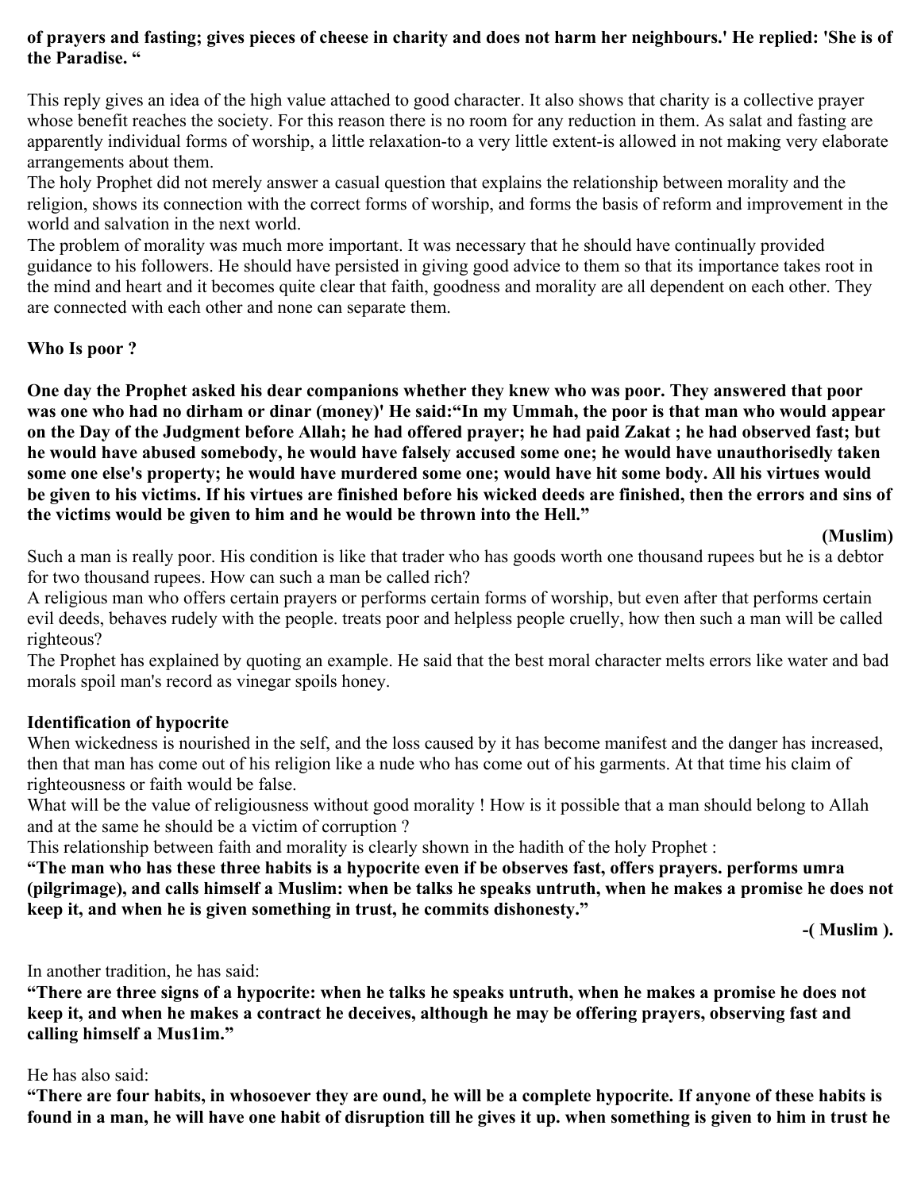**of prayers and fasting; gives pieces of cheese in charity and does not harm her neighbours.' He replied: 'She is of the Paradise. "**

This reply gives an idea of the high value attached to good character. It also shows that charity is a collective prayer whose benefit reaches the society. For this reason there is no room for any reduction in them. As salat and fasting are apparently individual forms of worship, a little relaxation-to a very little extent-is allowed in not making very elaborate arrangements about them.

The holy Prophet did not merely answer a casual question that explains the relationship between morality and the religion, shows its connection with the correct forms of worship, and forms the basis of reform and improvement in the world and salvation in the next world.

The problem of morality was much more important. It was necessary that he should have continually provided guidance to his followers. He should have persisted in giving good advice to them so that its importance takes root in the mind and heart and it becomes quite clear that faith, goodness and morality are all dependent on each other. They are connected with each other and none can separate them.

**Who Is poor ?**

**One day the Prophet asked his dear companions whether they knew who was poor. They answered that poor was one who had no dirham or dinar (money)' He said:"In my Ummah, the poor is that man who would appear on the Day of the Judgment before Allah; he had offered prayer; he had paid Zakat ; he had observed fast; but he would have abused somebody, he would have falsely accused some one; he would have unauthorisedly taken some one else's property; he would have murdered some one; would have hit some body. All his virtues would be given to his victims. If his virtues are finished before his wicked deeds are finished, then the errors and sins of the victims would be given to him and he would be thrown into the Hell."**

**(Muslim)**

Such a man is really poor. His condition is like that trader who has goods worth one thousand rupees but he is a debtor for two thousand rupees. How can such a man be called rich?

A religious man who offers certain prayers or performs certain forms of worship, but even after that performs certain evil deeds, behaves rudely with the people. treats poor and helpless people cruelly, how then such a man will be called righteous?

The Prophet has explained by quoting an example. He said that the best moral character melts errors like water and bad morals spoil man's record as vinegar spoils honey.

**Identification of hypocrite**

When wickedness is nourished in the self, and the loss caused by it has become manifest and the danger has increased, then that man has come out of his religion like a nude who has come out of his garments. At that time his claim of righteousness or faith would be false.

What will be the value of religiousness without good morality ! How is it possible that a man should belong to Allah and at the same he should be a victim of corruption ?

This relationship between faith and morality is clearly shown in the hadith of the holy Prophet :

**"The man who has these three habits is a hypocrite even if be observes fast, offers prayers. performs umra (pilgrimage), and calls himself a Muslim: when be talks he speaks untruth, when he makes a promise he does not keep it, and when he is given something in trust, he commits dishonesty."**

**-( Muslim ).**

In another tradition, he has said:

**"There are three signs of a hypocrite: when he talks he speaks untruth, when he makes a promise he does not keep it, and when he makes a contract he deceives, although he may be offering prayers, observing fast and calling himself a Mus1im."**

He has also said:

**"There are four habits, in whosoever they are ound, he will be a complete hypocrite. If anyone of these habits is found in a man, he will have one habit of disruption till he gives it up. when something is given to him in trust he**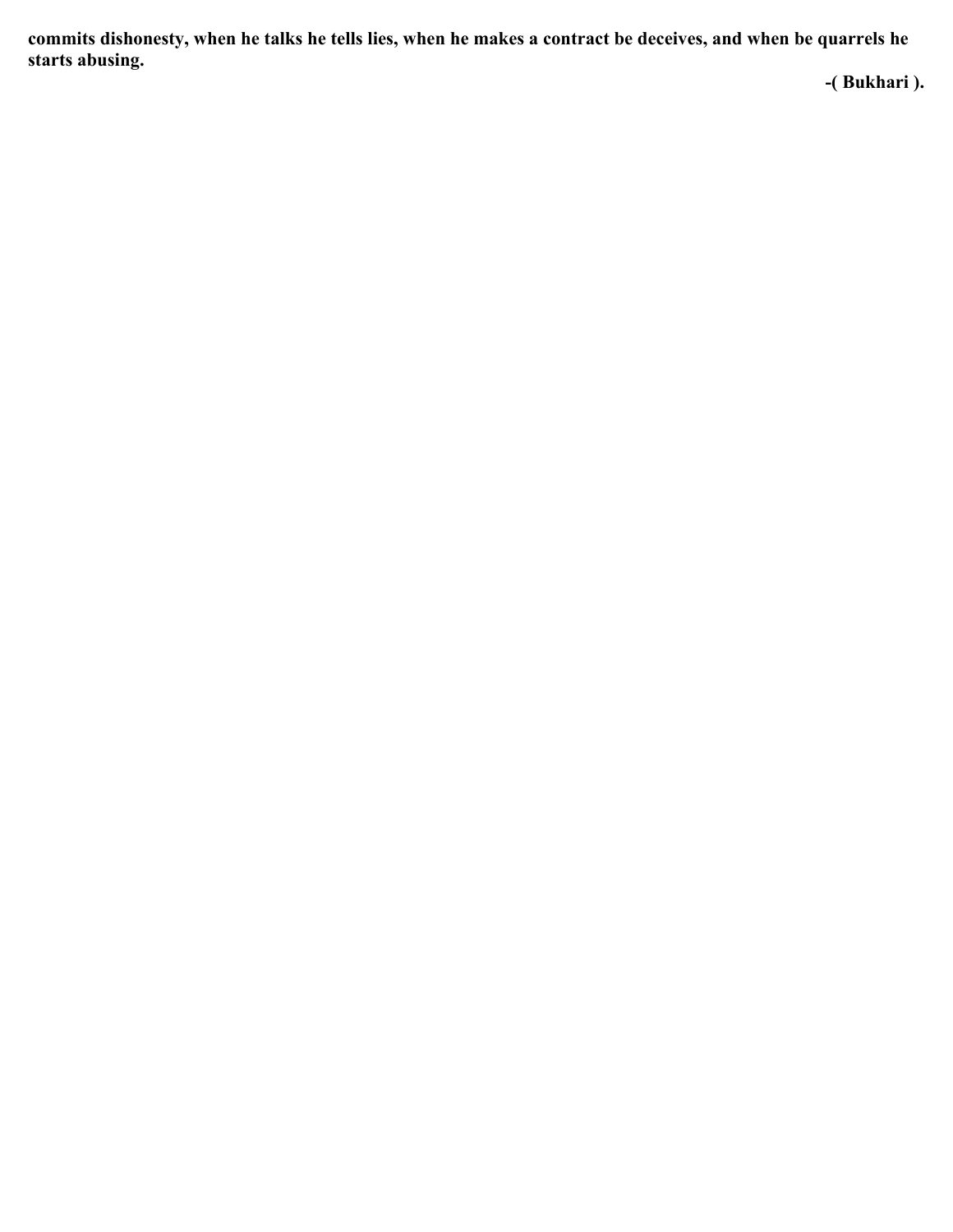**commits dishonesty, when he talks he tells lies, when he makes a contract be deceives, and when be quarrels he starts abusing.**

**-( Bukhari ).**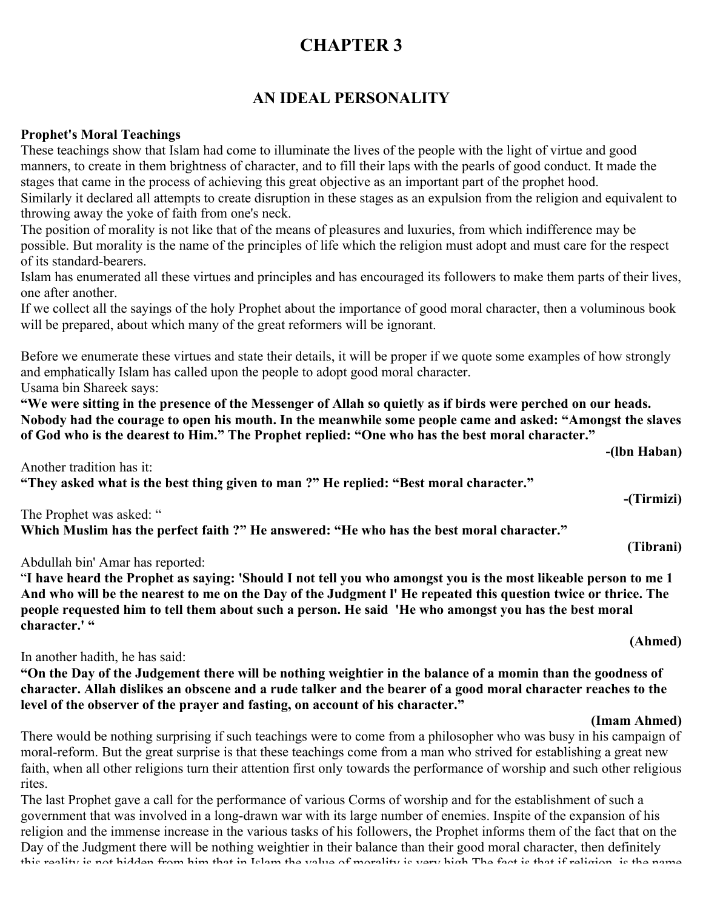# CHAPTER 3

## AN IDEAL PERSONALITY

**Prophet's Moral Teachings**

These teachings show that Islam had come to illuminate the lives of the people with the light of virtue and good manners, to create in them brightness of character, and to fill their laps with the pearls of good conduct. It made the stages that came in the process of achieving this great objective as an important part of the prophet hood.

Similarly it declared all attempts to create disruption in these stages as an expulsion from the religion and equivalent to throwing away the yoke of faith from one's neck.

The position of morality is not like that of the means of pleasures and luxuries, from which indifference may be possible. But morality is the name of the principles of life which the religion must adopt and must care for the respect of its standard-bearers.

Islam has enumerated all these virtues and principles and has encouraged its followers to make them parts of their lives, one after another.

If we collect all the sayings of the holy Prophet about the importance of good moral character, then a voluminous book will be prepared, about which many of the great reformers will be ignorant.

Before we enumerate these virtues and state their details, it will be proper if we quote some examples of how strongly and emphatically Islam has called upon the people to adopt good moral character.

Usama bin Shareek says:

**"We were sitting in the presence of the Messenger of Allah so quietly as if birds were perched on our heads. Nobody had the courage to open his mouth. In the meanwhile some people came and asked: "Amongst the slaves of God who is the dearest to Him." The Prophet replied: "One who has the best moral character."**

**-(lbn Haban)**

Another tradition has it:

**"They asked what is the best thing given to man ?" He replied: "Best moral character."**

**-(Tirmizi)**

The Prophet was asked: "

**Which Muslim has the perfect faith ?" He answered: "He who has the best moral character."**

**(Tibrani)**

Abdullah bin' Amar has reported:

"**I have heard the Prophet as saying: 'Should I not tell you who amongst you is the most likeable person to me 1 And who will be the nearest to me on the Day of the Judgment l' He repeated this question twice or thrice. The people requested him to tell them about such a person. He said 'He who amongst you has the best moral character.' "**

**(Ahmed)**

In another hadith, he has said:

**"On the Day of the Judgement there will be nothing weightier in the balance of a momin than the goodness of character. Allah dislikes an obscene and a rude talker and the bearer of a good moral character reaches to the level of the observer of the prayer and fasting, on account of his character."**

**(Imam Ahmed)**

There would be nothing surprising if such teachings were to come from a philosopher who was busy in his campaign of moral-reform. But the great surprise is that these teachings come from a man who strived for establishing a great new faith, when all other religions turn their attention first only towards the performance of worship and such other religious rites.

The last Prophet gave a call for the performance of various Corms of worship and for the establishment of such a government that was involved in a long-drawn war with its large number of enemies. Inspite of the expansion of his religion and the immense increase in the various tasks of his followers, the Prophet informs them of the fact that on the Day of the Judgment there will be nothing weightier in their balance than their good moral character, then definitely this reality is not hidden from him that in Islam the value of morality is very high The fact is that if religion, is the name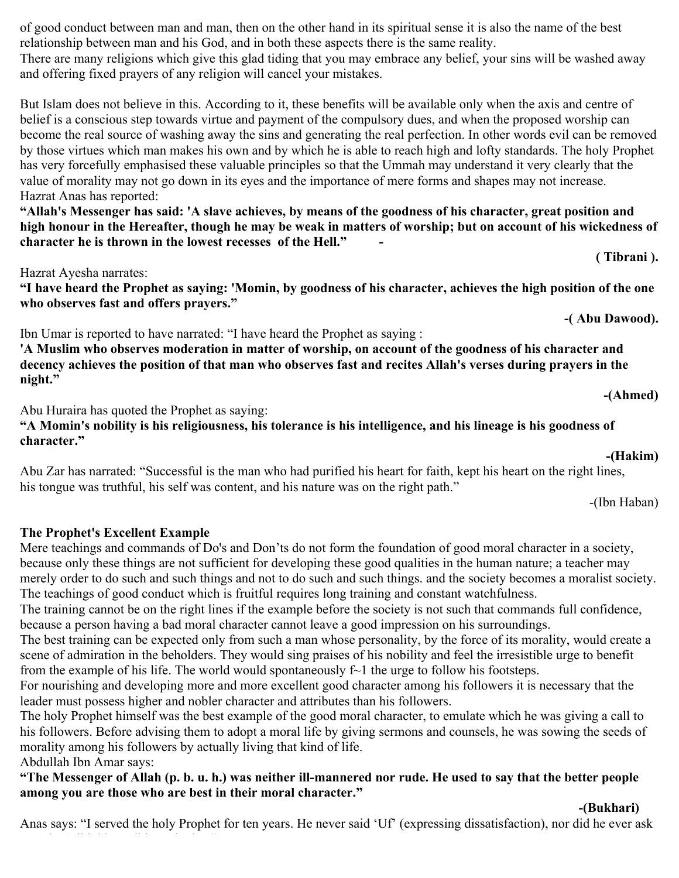of good conduct between man and man, then on the other hand in its spiritual sense it is also the name of the best relationship between man and his God, and in both these aspects there is the same reality.
There are many religions which give this glad tiding that you may embrace any belief, your sins will be washed away and offering fixed prayers of any religion will cancel your mistakes.

But Islam does not believe in this. According to it, these benefits will be available only when the axis and centre of belief is a conscious step towards virtue and payment of the compulsory dues, and when the proposed worship can become the real source of washing away the sins and generating the real perfection. In other words evil can be removed by those virtues which man makes his own and by which he is able to reach high and lofty standards. The holy Prophet has very forcefully emphasised these valuable principles so that the Ummah may understand it very clearly that the value of morality may not go down in its eyes and the importance of mere forms and shapes may not increase.
Hazrat Anas has reported:
**"Allah's Messenger has said: 'A slave achieves, by means of the goodness of his character, great position and high honour in the Hereafter, though he may be weak in matters of worship; but on account of his wickedness of character he is thrown in the lowest recesses of the Hell."** -

**( Tibrani ).**

Hazrat Ayesha narrates:
**"I have heard the Prophet as saying: 'Momin, by goodness of his character, achieves the high position of the one who observes fast and offers prayers."**

**-( Abu Dawood).**

Ibn Umar is reported to have narrated: "I have heard the Prophet as saying :
**'A Muslim who observes moderation in matter of worship, on account of the goodness of his character and decency achieves the position of that man who observes fast and recites Allah's verses during prayers in the night."**

**-(Ahmed)**

Abu Huraira has quoted the Prophet as saying:
**"A Momin's nobility is his religiousness, his tolerance is his intelligence, and his lineage is his goodness of character."**

**-(Hakim)**

Abu Zar has narrated: "Successful is the man who had purified his heart for faith, kept his heart on the right lines, his tongue was truthful, his self was content, and his nature was on the right path."

-(Ibn Haban)

**The Prophet's Excellent Example**

Mere teachings and commands of Do's and Don'ts do not form the foundation of good moral character in a society, because only these things are not sufficient for developing these good qualities in the human nature; a teacher may merely order to do such and such things and not to do such and such things. and the society becomes a moralist society. The teachings of good conduct which is fruitful requires long training and constant watchfulness.
The training cannot be on the right lines if the example before the society is not such that commands full confidence, because a person having a bad moral character cannot leave a good impression on his surroundings.
The best training can be expected only from such a man whose personality, by the force of its morality, would create a scene of admiration in the beholders. They would sing praises of his nobility and feel the irresistible urge to benefit from the example of his life. The world would spontaneously f~1 the urge to follow his footsteps.
For nourishing and developing more and more excellent good character among his followers it is necessary that the leader must possess higher and nobler character and attributes than his followers.
The holy Prophet himself was the best example of the good moral character, to emulate which he was giving a call to his followers. Before advising them to adopt a moral life by giving sermons and counsels, he was sowing the seeds of morality among his followers by actually living that kind of life.
Abdullah Ibn Amar says:
**"The Messenger of Allah (p. b. u. h.) was neither ill-mannered nor rude. He used to say that the better people among you are those who are best in their moral character."**

**-(Bukhari)**

Anas says: "I served the holy Prophet for ten years. He never said 'Uf' (expressing dissatisfaction), nor did he ever ask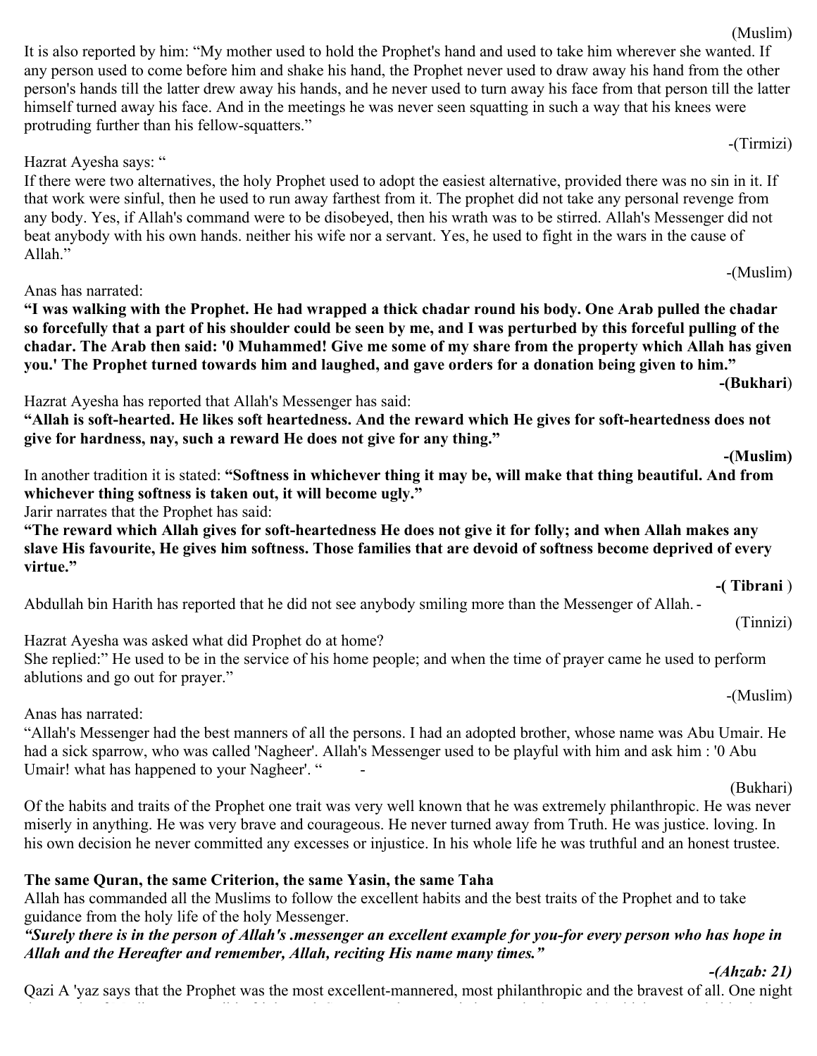(Muslim)

It is also reported by him: "My mother used to hold the Prophet's hand and used to take him wherever she wanted. If any person used to come before him and shake his hand, the Prophet never used to draw away his hand from the other person's hands till the latter drew away his hands, and he never used to turn away his face from that person till the latter himself turned away his face. And in the meetings he was never seen squatting in such a way that his knees were protruding further than his fellow-squatters."

-(Tirmizi)

Hazrat Ayesha says: "
If there were two alternatives, the holy Prophet used to adopt the easiest alternative, provided there was no sin in it. If that work were sinful, then he used to run away farthest from it. The prophet did not take any personal revenge from any body. Yes, if Allah's command were to be disobeyed, then his wrath was to be stirred. Allah's Messenger did not beat anybody with his own hands. neither his wife nor a servant. Yes, he used to fight in the wars in the cause of Allah."

-(Muslim)

Anas has narrated:
**"I was walking with the Prophet. He had wrapped a thick chadar round his body. One Arab pulled the chadar so forcefully that a part of his shoulder could be seen by me, and I was perturbed by this forceful pulling of the chadar. The Arab then said: '0 Muhammed! Give me some of my share from the property which Allah has given you.' The Prophet turned towards him and laughed, and gave orders for a donation being given to him."**

**-(Bukhari**)

Hazrat Ayesha has reported that Allah's Messenger has said:
**"Allah is soft-hearted. He likes soft heartedness. And the reward which He gives for soft-heartedness does not give for hardness, nay, such a reward He does not give for any thing."**

**-(Muslim)**

In another tradition it is stated: **"Softness in whichever thing it may be, will make that thing beautiful. And from whichever thing softness is taken out, it will become ugly."**
Jarir narrates that the Prophet has said:
**"The reward which Allah gives for soft-heartedness He does not give it for folly; and when Allah makes any slave His favourite, He gives him softness. Those families that are devoid of softness become deprived of every virtue."**

**-( Tibrani** )

Abdullah bin Harith has reported that he did not see anybody smiling more than the Messenger of Allah. -

(Tinnizi)

Hazrat Ayesha was asked what did Prophet do at home?
She replied:" He used to be in the service of his home people; and when the time of prayer came he used to perform ablutions and go out for prayer."

-(Muslim)

Anas has narrated:
"Allah's Messenger had the best manners of all the persons. I had an adopted brother, whose name was Abu Umair. He had a sick sparrow, who was called 'Nagheer'. Allah's Messenger used to be playful with him and ask him : '0 Abu Umair! what has happened to your Nagheer'. " -

(Bukhari)

Of the habits and traits of the Prophet one trait was very well known that he was extremely philanthropic. He was never miserly in anything. He was very brave and courageous. He never turned away from Truth. He was justice. loving. In his own decision he never committed any excesses or injustice. In his whole life he was truthful and an honest trustee.

**The same Quran, the same Criterion, the same Yasin, the same Taha**

Allah has commanded all the Muslims to follow the excellent habits and the best traits of the Prophet and to take guidance from the holy life of the holy Messenger.

***"Surely there is in the person of Allah's .messenger an excellent example for you-for every person who has hope in Allah and the Hereafter and remember, Allah, reciting His name many times."***

***-(Ahzab: 21)***

Qazi A 'yaz says that the Prophet was the most excellent-mannered, most philanthropic and the bravest of all. One night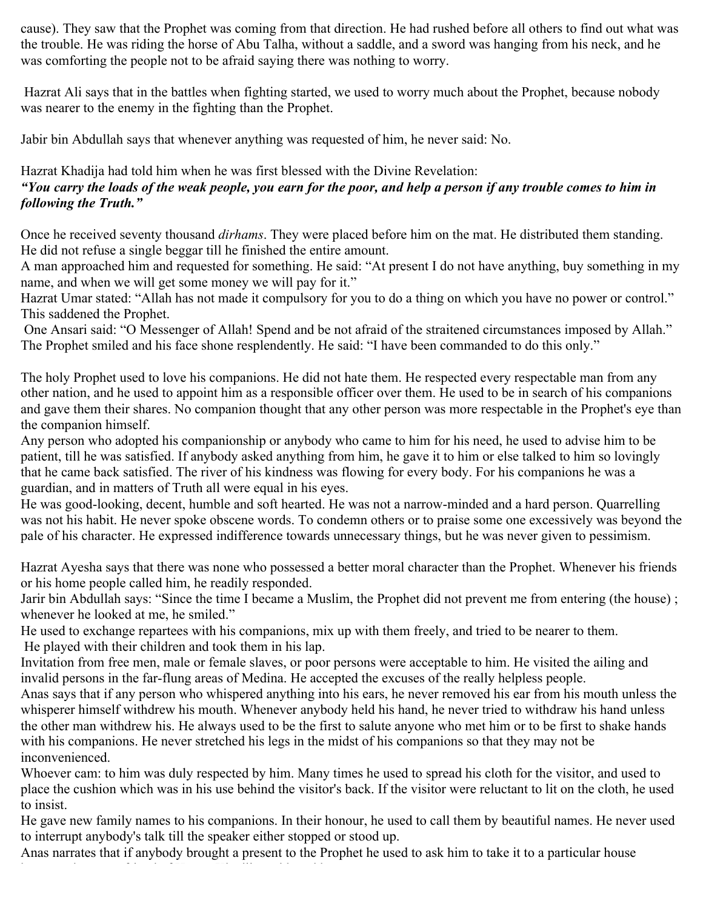cause). They saw that the Prophet was coming from that direction. He had rushed before all others to find out what was the trouble. He was riding the horse of Abu Talha, without a saddle, and a sword was hanging from his neck, and he was comforting the people not to be afraid saying there was nothing to worry.

Hazrat Ali says that in the battles when fighting started, we used to worry much about the Prophet, because nobody was nearer to the enemy in the fighting than the Prophet.

Jabir bin Abdullah says that whenever anything was requested of him, he never said: No.

Hazrat Khadija had told him when he was first blessed with the Divine Revelation:
***"You carry the loads of the weak people, you earn for the poor, and help a person if any trouble comes to him in following the Truth."***

Once he received seventy thousand *dirhams*. They were placed before him on the mat. He distributed them standing. He did not refuse a single beggar till he finished the entire amount.
A man approached him and requested for something. He said: "At present I do not have anything, buy something in my name, and when we will get some money we will pay for it."
Hazrat Umar stated: "Allah has not made it compulsory for you to do a thing on which you have no power or control." This saddened the Prophet.
One Ansari said: "O Messenger of Allah! Spend and be not afraid of the straitened circumstances imposed by Allah." The Prophet smiled and his face shone resplendently. He said: "I have been commanded to do this only."

The holy Prophet used to love his companions. He did not hate them. He respected every respectable man from any other nation, and he used to appoint him as a responsible officer over them. He used to be in search of his companions and gave them their shares. No companion thought that any other person was more respectable in the Prophet's eye than the companion himself.
Any person who adopted his companionship or anybody who came to him for his need, he used to advise him to be patient, till he was satisfied. If anybody asked anything from him, he gave it to him or else talked to him so lovingly that he came back satisfied. The river of his kindness was flowing for every body. For his companions he was a guardian, and in matters of Truth all were equal in his eyes.
He was good-looking, decent, humble and soft hearted. He was not a narrow-minded and a hard person. Quarrelling was not his habit. He never spoke obscene words. To condemn others or to praise some one excessively was beyond the pale of his character. He expressed indifference towards unnecessary things, but he was never given to pessimism.

Hazrat Ayesha says that there was none who possessed a better moral character than the Prophet. Whenever his friends or his home people called him, he readily responded.
Jarir bin Abdullah says: "Since the time I became a Muslim, the Prophet did not prevent me from entering (the house) ; whenever he looked at me, he smiled."
He used to exchange repartees with his companions, mix up with them freely, and tried to be nearer to them.
He played with their children and took them in his lap.
Invitation from free men, male or female slaves, or poor persons were acceptable to him. He visited the ailing and invalid persons in the far-flung areas of Medina. He accepted the excuses of the really helpless people.
Anas says that if any person who whispered anything into his ears, he never removed his ear from his mouth unless the whisperer himself withdrew his mouth. Whenever anybody held his hand, he never tried to withdraw his hand unless the other man withdrew his. He always used to be the first to salute anyone who met him or to be first to shake hands with his companions. He never stretched his legs in the midst of his companions so that they may not be inconvenienced.
Whoever cam: to him was duly respected by him. Many times he used to spread his cloth for the visitor, and used to place the cushion which was in his use behind the visitor's back. If the visitor were reluctant to lit on the cloth, he used to insist.
He gave new family names to his companions. In their honour, he used to call them by beautiful names. He never used to interrupt anybody's talk till the speaker either stopped or stood up.
Anas narrates that if anybody brought a present to the Prophet he used to ask him to take it to a particular house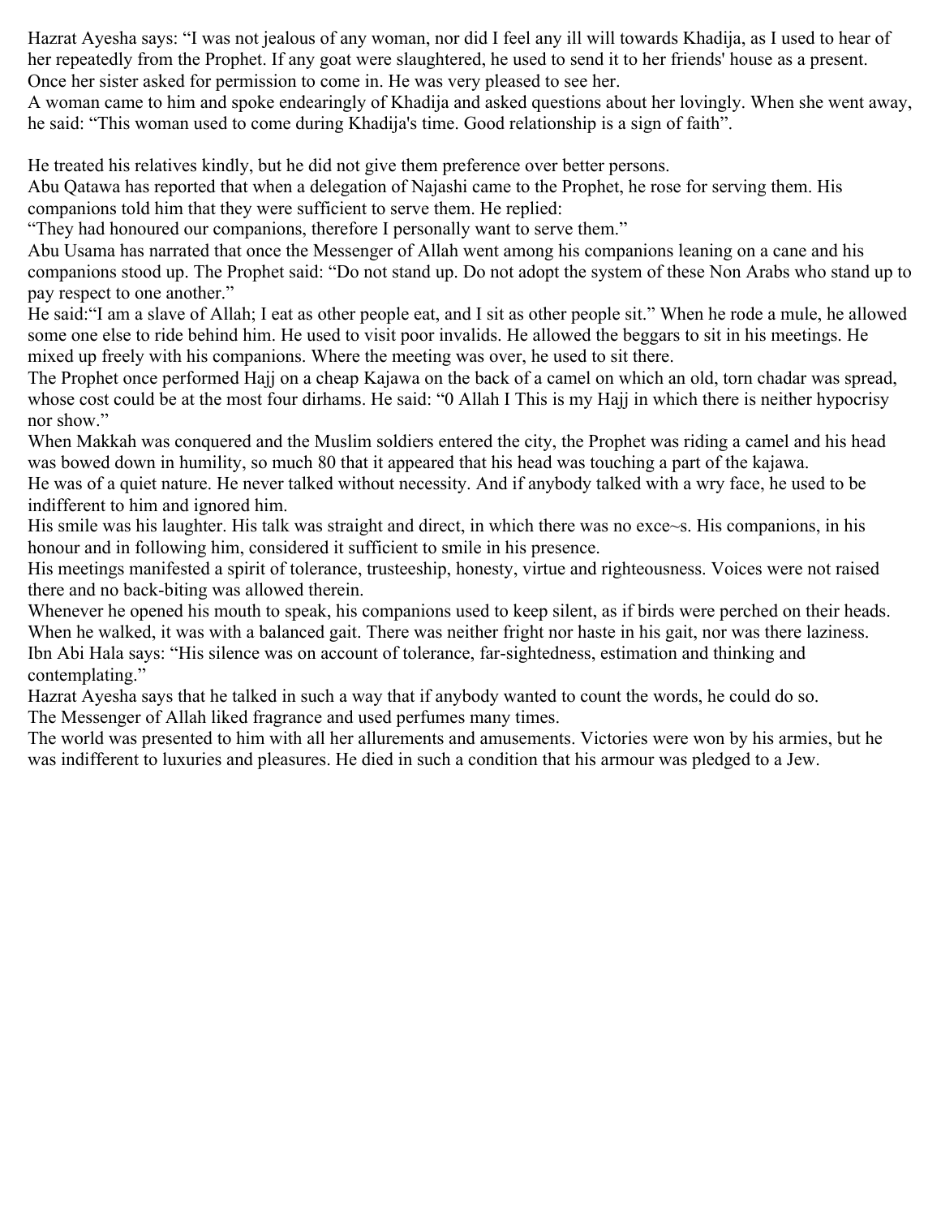Hazrat Ayesha says: “I was not jealous of any woman, nor did I feel any ill will towards Khadija, as I used to hear of her repeatedly from the Prophet. If any goat were slaughtered, he used to send it to her friends' house as a present. Once her sister asked for permission to come in. He was very pleased to see her.

A woman came to him and spoke endearingly of Khadija and asked questions about her lovingly. When she went away, he said: “This woman used to come during Khadija's time. Good relationship is a sign of faith”.

He treated his relatives kindly, but he did not give them preference over better persons.

Abu Qatawa has reported that when a delegation of Najashi came to the Prophet, he rose for serving them. His companions told him that they were sufficient to serve them. He replied:

“They had honoured our companions, therefore I personally want to serve them.”

Abu Usama has narrated that once the Messenger of Allah went among his companions leaning on a cane and his companions stood up. The Prophet said: “Do not stand up. Do not adopt the system of these Non Arabs who stand up to pay respect to one another.”

He said:“I am a slave of Allah; I eat as other people eat, and I sit as other people sit.” When he rode a mule, he allowed some one else to ride behind him. He used to visit poor invalids. He allowed the beggars to sit in his meetings. He mixed up freely with his companions. Where the meeting was over, he used to sit there.

The Prophet once performed Hajj on a cheap Kajawa on the back of a camel on which an old, torn chadar was spread, whose cost could be at the most four dirhams. He said: “0 Allah I This is my Hajj in which there is neither hypocrisy nor show.”

When Makkah was conquered and the Muslim soldiers entered the city, the Prophet was riding a camel and his head was bowed down in humility, so much 80 that it appeared that his head was touching a part of the kajawa.

He was of a quiet nature. He never talked without necessity. And if anybody talked with a wry face, he used to be indifferent to him and ignored him.

His smile was his laughter. His talk was straight and direct, in which there was no exce~s. His companions, in his honour and in following him, considered it sufficient to smile in his presence.

His meetings manifested a spirit of tolerance, trusteeship, honesty, virtue and righteousness. Voices were not raised there and no back-biting was allowed therein.

Whenever he opened his mouth to speak, his companions used to keep silent, as if birds were perched on their heads.

When he walked, it was with a balanced gait. There was neither fright nor haste in his gait, nor was there laziness.

Ibn Abi Hala says: “His silence was on account of tolerance, far-sightedness, estimation and thinking and contemplating.”

Hazrat Ayesha says that he talked in such a way that if anybody wanted to count the words, he could do so.

The Messenger of Allah liked fragrance and used perfumes many times.

The world was presented to him with all her allurements and amusements. Victories were won by his armies, but he was indifferent to luxuries and pleasures. He died in such a condition that his armour was pledged to a Jew.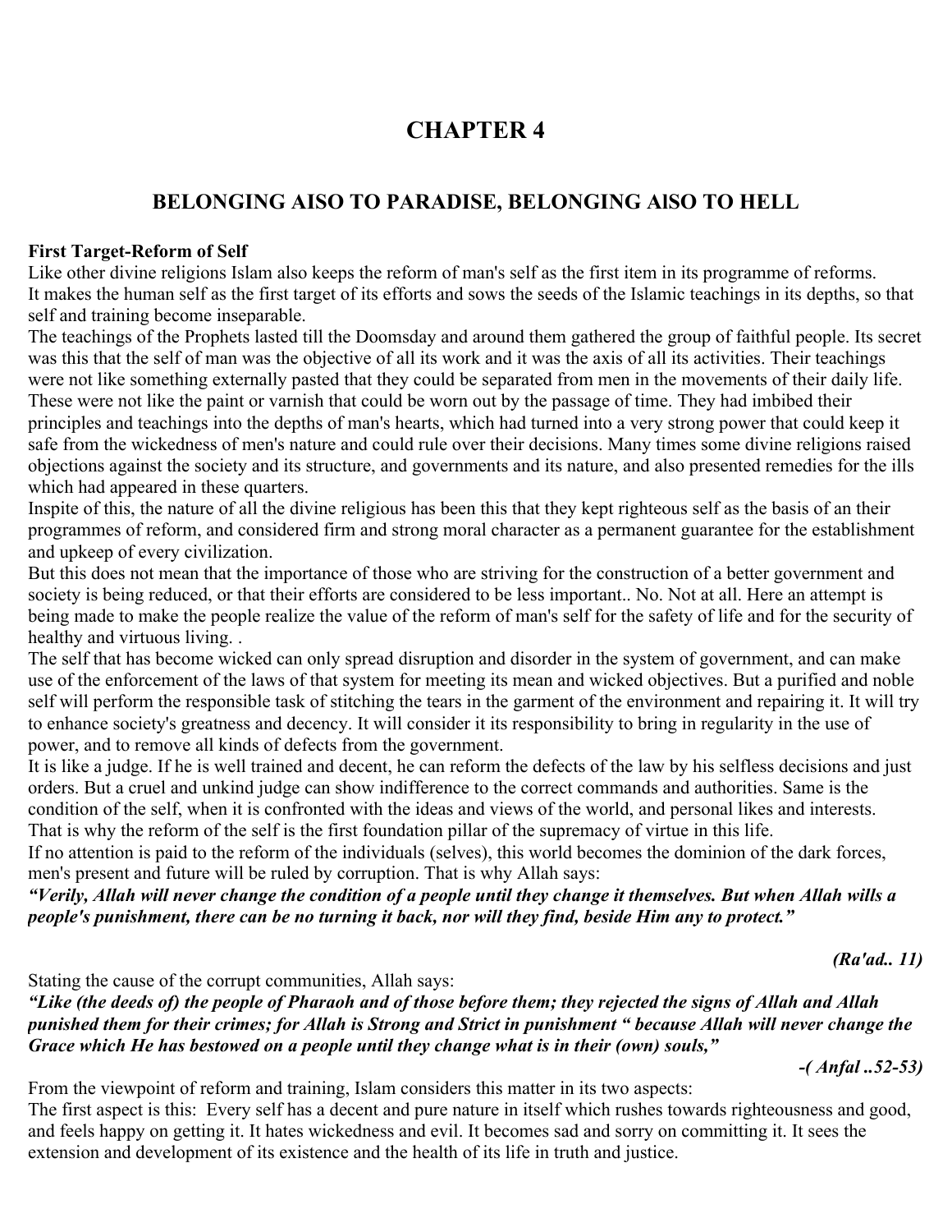# CHAPTER 4

## BELONGING AlSO TO PARADISE, BELONGING AlSO TO HELL

**First Target-Reform of Self**

Like other divine religions Islam also keeps the reform of man's self as the first item in its programme of reforms. It makes the human self as the first target of its efforts and sows the seeds of the Islamic teachings in its depths, so that self and training become inseparable.

The teachings of the Prophets lasted till the Doomsday and around them gathered the group of faithful people. Its secret was this that the self of man was the objective of all its work and it was the axis of all its activities. Their teachings were not like something externally pasted that they could be separated from men in the movements of their daily life. These were not like the paint or varnish that could be worn out by the passage of time. They had imbibed their principles and teachings into the depths of man's hearts, which had turned into a very strong power that could keep it safe from the wickedness of men's nature and could rule over their decisions. Many times some divine religions raised objections against the society and its structure, and governments and its nature, and also presented remedies for the ills which had appeared in these quarters.

Inspite of this, the nature of all the divine religious has been this that they kept righteous self as the basis of an their programmes of reform, and considered firm and strong moral character as a permanent guarantee for the establishment and upkeep of every civilization.

But this does not mean that the importance of those who are striving for the construction of a better government and society is being reduced, or that their efforts are considered to be less important.. No. Not at all. Here an attempt is being made to make the people realize the value of the reform of man's self for the safety of life and for the security of healthy and virtuous living. .

The self that has become wicked can only spread disruption and disorder in the system of government, and can make use of the enforcement of the laws of that system for meeting its mean and wicked objectives. But a purified and noble self will perform the responsible task of stitching the tears in the garment of the environment and repairing it. It will try to enhance society's greatness and decency. It will consider it its responsibility to bring in regularity in the use of power, and to remove all kinds of defects from the government.

It is like a judge. If he is well trained and decent, he can reform the defects of the law by his selfless decisions and just orders. But a cruel and unkind judge can show indifference to the correct commands and authorities. Same is the condition of the self, when it is confronted with the ideas and views of the world, and personal likes and interests. That is why the reform of the self is the first foundation pillar of the supremacy of virtue in this life.

If no attention is paid to the reform of the individuals (selves), this world becomes the dominion of the dark forces, men's present and future will be ruled by corruption. That is why Allah says:

***"Verily, Allah will never change the condition of a people until they change it themselves. But when Allah wills a people's punishment, there can be no turning it back, nor will they find, beside Him any to protect."***

***(Ra'ad.. 11)***

Stating the cause of the corrupt communities, Allah says:

***"Like (the deeds of) the people of Pharaoh and of those before them; they rejected the signs of Allah and Allah punished them for their crimes; for Allah is Strong and Strict in punishment " because Allah will never change the Grace which He has bestowed on a people until they change what is in their (own) souls,"***

***-( Anfal ..52-53)***

From the viewpoint of reform and training, Islam considers this matter in its two aspects:

The first aspect is this: Every self has a decent and pure nature in itself which rushes towards righteousness and good, and feels happy on getting it. It hates wickedness and evil. It becomes sad and sorry on committing it. It sees the extension and development of its existence and the health of its life in truth and justice.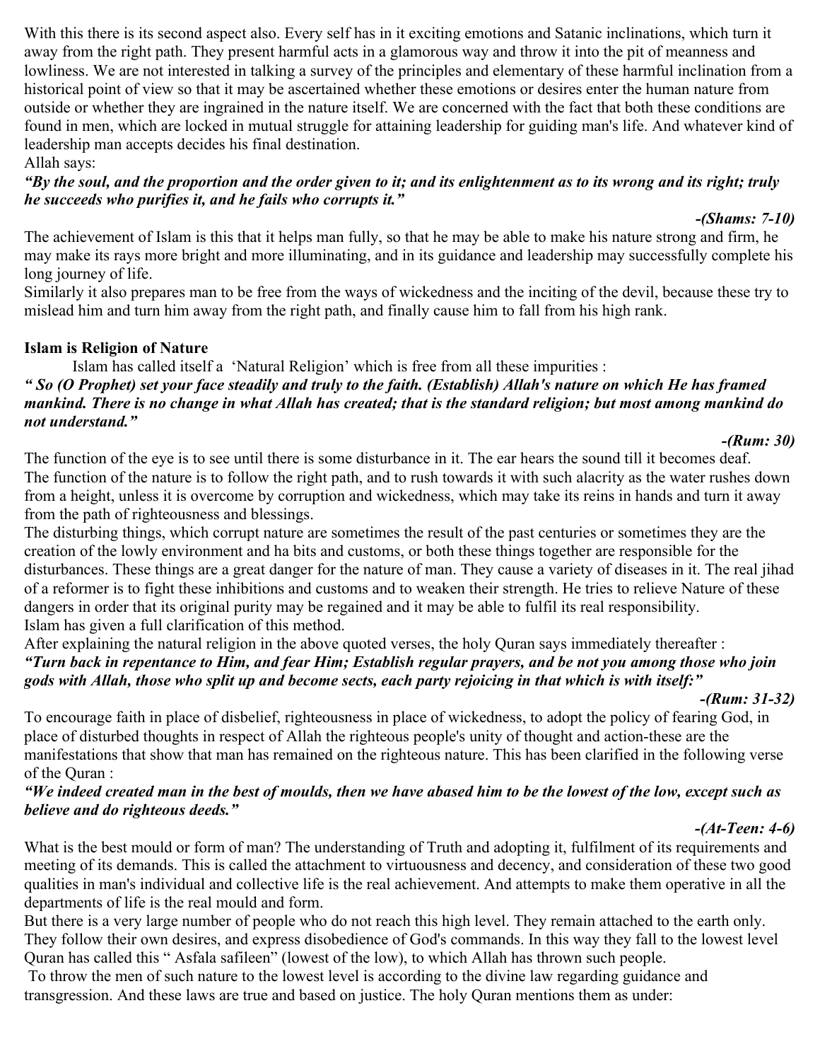With this there is its second aspect also. Every self has in it exciting emotions and Satanic inclinations, which turn it away from the right path. They present harmful acts in a glamorous way and throw it into the pit of meanness and lowliness. We are not interested in talking a survey of the principles and elementary of these harmful inclination from a historical point of view so that it may be ascertained whether these emotions or desires enter the human nature from outside or whether they are ingrained in the nature itself. We are concerned with the fact that both these conditions are found in men, which are locked in mutual struggle for attaining leadership for guiding man's life. And whatever kind of leadership man accepts decides his final destination.

Allah says:

***"By the soul, and the proportion and the order given to it; and its enlightenment as to its wrong and its right; truly he succeeds who purifies it, and he fails who corrupts it."***

***-(Shams: 7-10)***

The achievement of Islam is this that it helps man fully, so that he may be able to make his nature strong and firm, he may make its rays more bright and more illuminating, and in its guidance and leadership may successfully complete his long journey of life.

Similarly it also prepares man to be free from the ways of wickedness and the inciting of the devil, because these try to mislead him and turn him away from the right path, and finally cause him to fall from his high rank.

**Islam is Religion of Nature**

Islam has called itself a 'Natural Religion' which is free from all these impurities :

***" So (O Prophet) set your face steadily and truly to the faith. (Establish) Allah's nature on which He has framed mankind. There is no change in what Allah has created; that is the standard religion; but most among mankind do not understand."***

***-(Rum: 30)***

The function of the eye is to see until there is some disturbance in it. The ear hears the sound till it becomes deaf. The function of the nature is to follow the right path, and to rush towards it with such alacrity as the water rushes down from a height, unless it is overcome by corruption and wickedness, which may take its reins in hands and turn it away from the path of righteousness and blessings.

The disturbing things, which corrupt nature are sometimes the result of the past centuries or sometimes they are the creation of the lowly environment and ha bits and customs, or both these things together are responsible for the disturbances. These things are a great danger for the nature of man. They cause a variety of diseases in it. The real jihad of a reformer is to fight these inhibitions and customs and to weaken their strength. He tries to relieve Nature of these dangers in order that its original purity may be regained and it may be able to fulfil its real responsibility.

Islam has given a full clarification of this method.

After explaining the natural religion in the above quoted verses, the holy Quran says immediately thereafter :

***"Turn back in repentance to Him, and fear Him; Establish regular prayers, and be not you among those who join gods with Allah, those who split up and become sects, each party rejoicing in that which is with itself:"***

***-(Rum: 31-32)***

To encourage faith in place of disbelief, righteousness in place of wickedness, to adopt the policy of fearing God, in place of disturbed thoughts in respect of Allah the righteous people's unity of thought and action-these are the manifestations that show that man has remained on the righteous nature. This has been clarified in the following verse of the Quran :

***"We indeed created man in the best of moulds, then we have abased him to be the lowest of the low, except such as believe and do righteous deeds."***

***-(At-Teen: 4-6)***

What is the best mould or form of man? The understanding of Truth and adopting it, fulfilment of its requirements and meeting of its demands. This is called the attachment to virtuousness and decency, and consideration of these two good qualities in man's individual and collective life is the real achievement. And attempts to make them operative in all the departments of life is the real mould and form.

But there is a very large number of people who do not reach this high level. They remain attached to the earth only. They follow their own desires, and express disobedience of God's commands. In this way they fall to the lowest level Quran has called this " Asfala safileen" (lowest of the low), to which Allah has thrown such people.

To throw the men of such nature to the lowest level is according to the divine law regarding guidance and transgression. And these laws are true and based on justice. The holy Quran mentions them as under: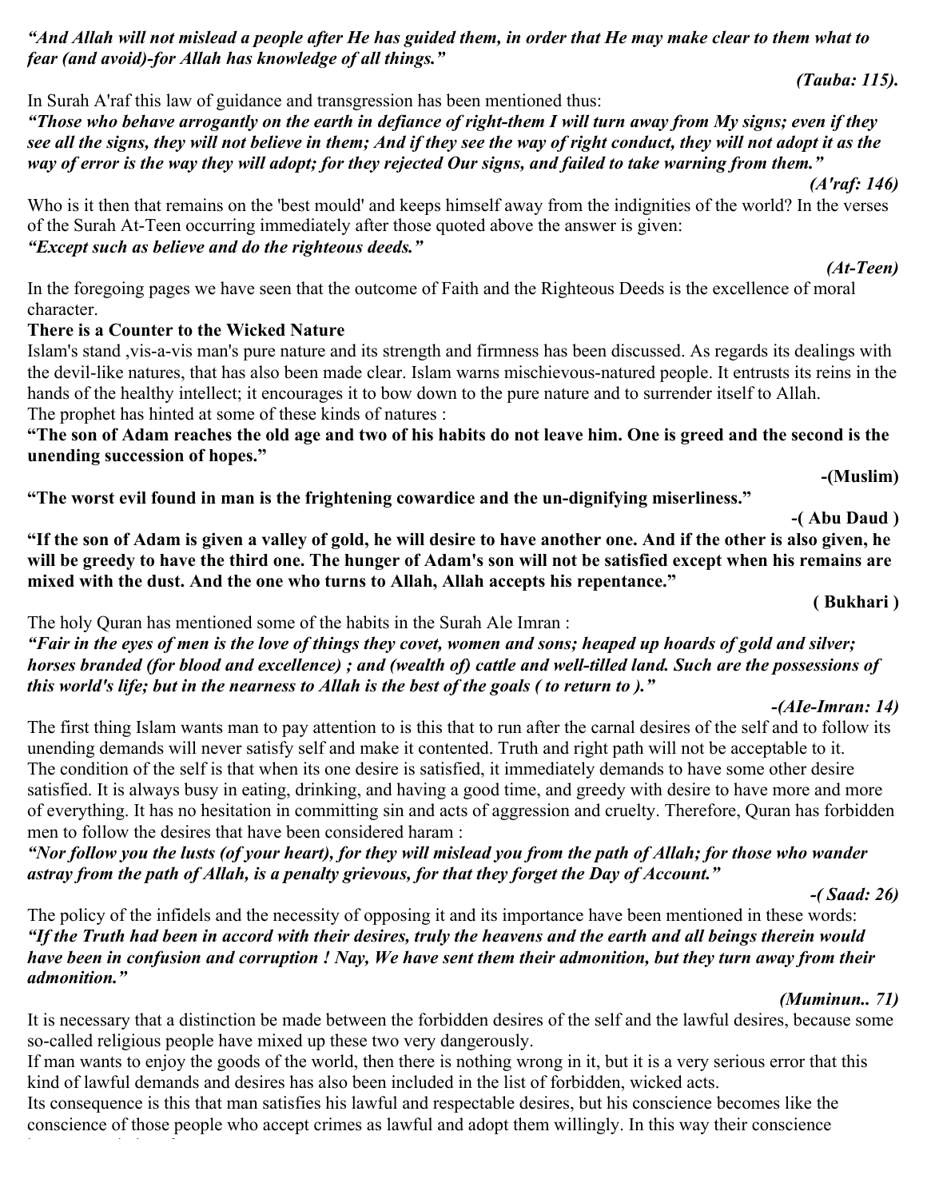*"And Allah will not mislead a people after He has guided them, in order that He may make clear to them what to fear (and avoid)-for Allah has knowledge of all things."*

***(Tauba: 115).***

In Surah A'raf this law of guidance and transgression has been mentioned thus:

***"Those who behave arrogantly on the earth in defiance of right-them I will turn away from My signs; even if they see all the signs, they will not believe in them; And if they see the way of right conduct, they will not adopt it as the way of error is the way they will adopt; for they rejected Our signs, and failed to take warning from them."***

***(A'raf: 146)***

Who is it then that remains on the 'best mould' and keeps himself away from the indignities of the world? In the verses of the Surah At-Teen occurring immediately after those quoted above the answer is given:

***"Except such as believe and do the righteous deeds."***

***(At-Teen)***

In the foregoing pages we have seen that the outcome of Faith and the Righteous Deeds is the excellence of moral character.

**There is a Counter to the Wicked Nature**

Islam's stand ,vis-a-vis man's pure nature and its strength and firmness has been discussed. As regards its dealings with the devil-like natures, that has also been made clear. Islam warns mischievous-natured people. It entrusts its reins in the hands of the healthy intellect; it encourages it to bow down to the pure nature and to surrender itself to Allah.

The prophet has hinted at some of these kinds of natures :

**"The son of Adam reaches the old age and two of his habits do not leave him. One is greed and the second is the unending succession of hopes."**

**-(Muslim)**

**"The worst evil found in man is the frightening cowardice and the un-dignifying miserliness."**

**-( Abu Daud )**

**"If the son of Adam is given a valley of gold, he will desire to have another one. And if the other is also given, he will be greedy to have the third one. The hunger of Adam's son will not be satisfied except when his remains are mixed with the dust. And the one who turns to Allah, Allah accepts his repentance."**

**( Bukhari )**

The holy Quran has mentioned some of the habits in the Surah Ale Imran :

***"Fair in the eyes of men is the love of things they covet, women and sons; heaped up hoards of gold and silver; horses branded (for blood and excellence) ; and (wealth of) cattle and well-tilled land. Such are the possessions of this world's life; but in the nearness to Allah is the best of the goals ( to return to )."***

***-(AIe-Imran: 14)***

The first thing Islam wants man to pay attention to is this that to run after the carnal desires of the self and to follow its unending demands will never satisfy self and make it contented. Truth and right path will not be acceptable to it.

The condition of the self is that when its one desire is satisfied, it immediately demands to have some other desire satisfied. It is always busy in eating, drinking, and having a good time, and greedy with desire to have more and more of everything. It has no hesitation in committing sin and acts of aggression and cruelty. Therefore, Quran has forbidden men to follow the desires that have been considered haram :

***"Nor follow you the lusts (of your heart), for they will mislead you from the path of Allah; for those who wander astray from the path of Allah, is a penalty grievous, for that they forget the Day of Account."***

***-( Saad: 26)***

The policy of the infidels and the necessity of opposing it and its importance have been mentioned in these words:

***"If the Truth had been in accord with their desires, truly the heavens and the earth and all beings therein would have been in confusion and corruption ! Nay, We have sent them their admonition, but they turn away from their admonition."***

***(Muminun.. 71)***

It is necessary that a distinction be made between the forbidden desires of the self and the lawful desires, because some so-called religious people have mixed up these two very dangerously.

If man wants to enjoy the goods of the world, then there is nothing wrong in it, but it is a very serious error that this kind of lawful demands and desires has also been included in the list of forbidden, wicked acts.

Its consequence is this that man satisfies his lawful and respectable desires, but his conscience becomes like the conscience of those people who accept crimes as lawful and adopt them willingly. In this way their conscience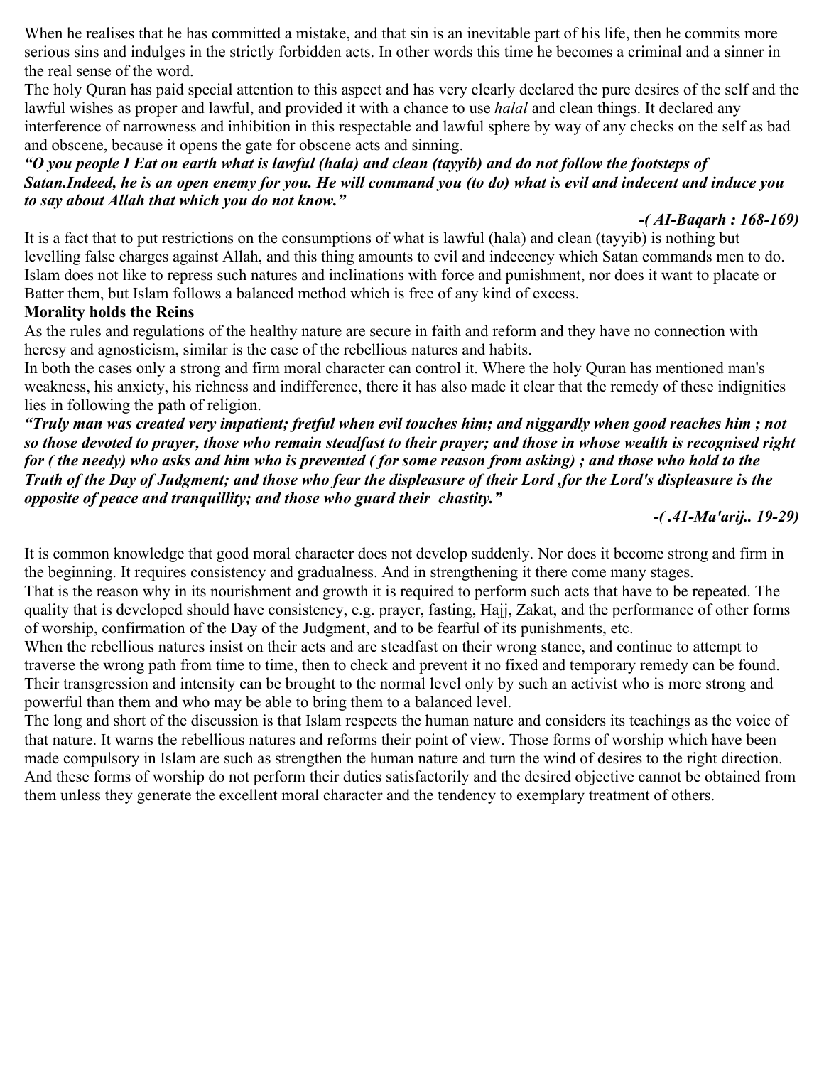When he realises that he has committed a mistake, and that sin is an inevitable part of his life, then he commits more serious sins and indulges in the strictly forbidden acts. In other words this time he becomes a criminal and a sinner in the real sense of the word.

The holy Quran has paid special attention to this aspect and has very clearly declared the pure desires of the self and the lawful wishes as proper and lawful, and provided it with a chance to use *halal* and clean things. It declared any interference of narrowness and inhibition in this respectable and lawful sphere by way of any checks on the self as bad and obscene, because it opens the gate for obscene acts and sinning.

***"O you people I Eat on earth what is lawful (hala) and clean (tayyib) and do not follow the footsteps of Satan.Indeed, he is an open enemy for you. He will command you (to do) what is evil and indecent and induce you to say about Allah that which you do not know."***

***-( AI-Baqarh : 168-169)***

It is a fact that to put restrictions on the consumptions of what is lawful (hala) and clean (tayyib) is nothing but levelling false charges against Allah, and this thing amounts to evil and indecency which Satan commands men to do. Islam does not like to repress such natures and inclinations with force and punishment, nor does it want to placate or Batter them, but Islam follows a balanced method which is free of any kind of excess.

**Morality holds the Reins**

As the rules and regulations of the healthy nature are secure in faith and reform and they have no connection with heresy and agnosticism, similar is the case of the rebellious natures and habits.

In both the cases only a strong and firm moral character can control it. Where the holy Quran has mentioned man's weakness, his anxiety, his richness and indifference, there it has also made it clear that the remedy of these indignities lies in following the path of religion.

***"Truly man was created very impatient; fretful when evil touches him; and niggardly when good reaches him ; not so those devoted to prayer, those who remain steadfast to their prayer; and those in whose wealth is recognised right for ( the needy) who asks and him who is prevented ( for some reason from asking) ; and those who hold to the Truth of the Day of Judgment; and those who fear the displeasure of their Lord ,for the Lord's displeasure is the opposite of peace and tranquillity; and those who guard their chastity."***

***-( .41-Ma'arij.. 19-29)***

It is common knowledge that good moral character does not develop suddenly. Nor does it become strong and firm in the beginning. It requires consistency and gradualness. And in strengthening it there come many stages.

That is the reason why in its nourishment and growth it is required to perform such acts that have to be repeated. The quality that is developed should have consistency, e.g. prayer, fasting, Hajj, Zakat, and the performance of other forms of worship, confirmation of the Day of the Judgment, and to be fearful of its punishments, etc.

When the rebellious natures insist on their acts and are steadfast on their wrong stance, and continue to attempt to traverse the wrong path from time to time, then to check and prevent it no fixed and temporary remedy can be found. Their transgression and intensity can be brought to the normal level only by such an activist who is more strong and powerful than them and who may be able to bring them to a balanced level.

The long and short of the discussion is that Islam respects the human nature and considers its teachings as the voice of that nature. It warns the rebellious natures and reforms their point of view. Those forms of worship which have been made compulsory in Islam are such as strengthen the human nature and turn the wind of desires to the right direction. And these forms of worship do not perform their duties satisfactorily and the desired objective cannot be obtained from them unless they generate the excellent moral character and the tendency to exemplary treatment of others.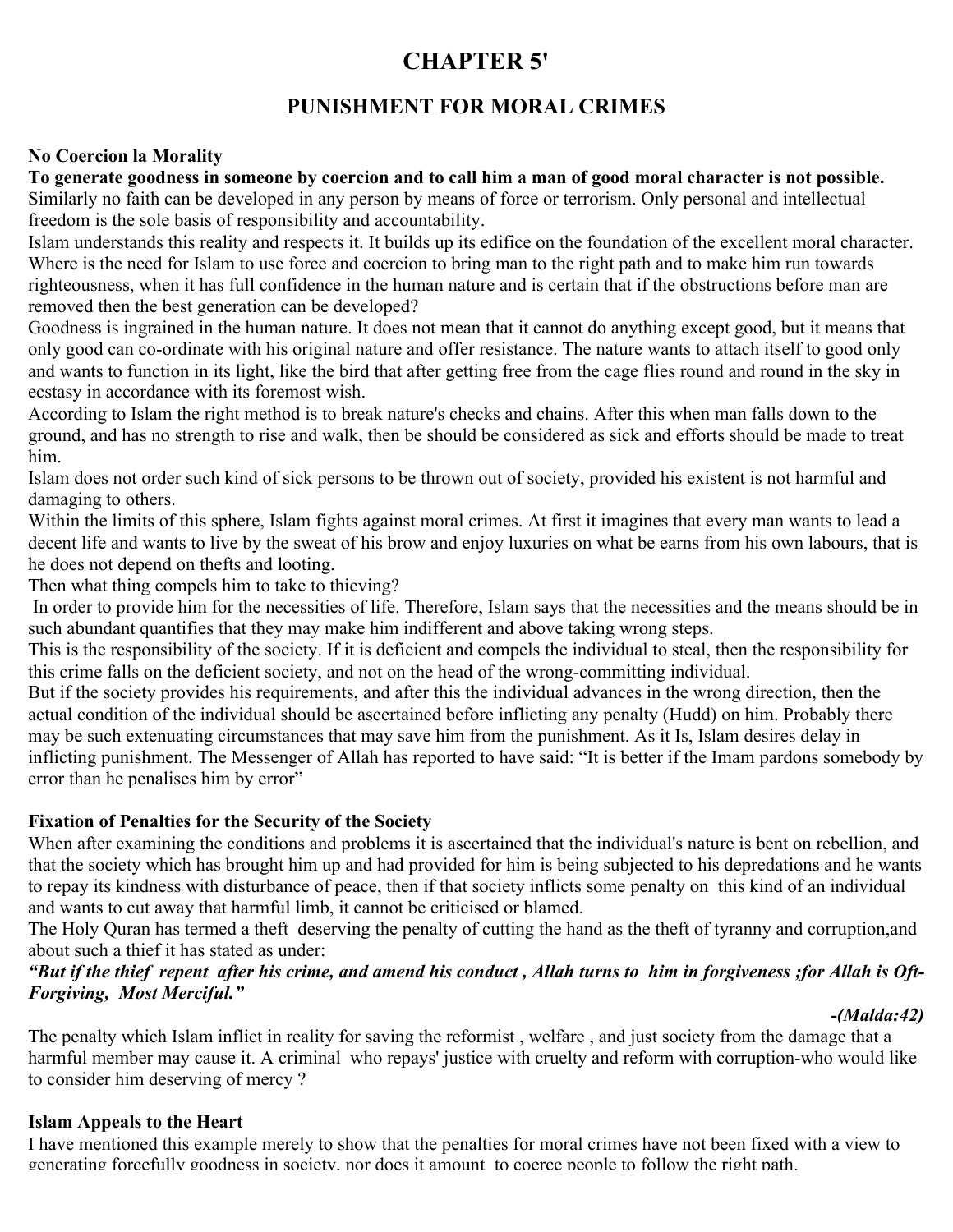# CHAPTER 5'

## PUNISHMENT FOR MORAL CRIMES

**No Coercion la Morality**

**To generate goodness in someone by coercion and to call him a man of good moral character is not possible.** Similarly no faith can be developed in any person by means of force or terrorism. Only personal and intellectual freedom is the sole basis of responsibility and accountability.

Islam understands this reality and respects it. It builds up its edifice on the foundation of the excellent moral character. Where is the need for Islam to use force and coercion to bring man to the right path and to make him run towards righteousness, when it has full confidence in the human nature and is certain that if the obstructions before man are removed then the best generation can be developed?

Goodness is ingrained in the human nature. It does not mean that it cannot do anything except good, but it means that only good can co-ordinate with his original nature and offer resistance. The nature wants to attach itself to good only and wants to function in its light, like the bird that after getting free from the cage flies round and round in the sky in ecstasy in accordance with its foremost wish.

According to Islam the right method is to break nature's checks and chains. After this when man falls down to the ground, and has no strength to rise and walk, then be should be considered as sick and efforts should be made to treat him.

Islam does not order such kind of sick persons to be thrown out of society, provided his existent is not harmful and damaging to others.

Within the limits of this sphere, Islam fights against moral crimes. At first it imagines that every man wants to lead a decent life and wants to live by the sweat of his brow and enjoy luxuries on what be earns from his own labours, that is he does not depend on thefts and looting.

Then what thing compels him to take to thieving?

In order to provide him for the necessities of life. Therefore, Islam says that the necessities and the means should be in such abundant quantifies that they may make him indifferent and above taking wrong steps.

This is the responsibility of the society. If it is deficient and compels the individual to steal, then the responsibility for this crime falls on the deficient society, and not on the head of the wrong-committing individual.

But if the society provides his requirements, and after this the individual advances in the wrong direction, then the actual condition of the individual should be ascertained before inflicting any penalty (Hudd) on him. Probably there may be such extenuating circumstances that may save him from the punishment. As it Is, Islam desires delay in inflicting punishment. The Messenger of Allah has reported to have said: "It is better if the Imam pardons somebody by error than he penalises him by error"

**Fixation of Penalties for the Security of the Society**

When after examining the conditions and problems it is ascertained that the individual's nature is bent on rebellion, and that the society which has brought him up and had provided for him is being subjected to his depredations and he wants to repay its kindness with disturbance of peace, then if that society inflicts some penalty on this kind of an individual and wants to cut away that harmful limb, it cannot be criticised or blamed.

The Holy Quran has termed a theft deserving the penalty of cutting the hand as the theft of tyranny and corruption,and about such a thief it has stated as under:

***"But if the thief repent after his crime, and amend his conduct , Allah turns to him in forgiveness ;for Allah is Oft-Forgiving, Most Merciful."***

***-(Malda:42)***

The penalty which Islam inflict in reality for saving the reformist , welfare , and just society from the damage that a harmful member may cause it. A criminal who repays' justice with cruelty and reform with corruption-who would like to consider him deserving of mercy ?

**Islam Appeals to the Heart**

I have mentioned this example merely to show that the penalties for moral crimes have not been fixed with a view to generating forcefully goodness in society, nor does it amount to coerce people to follow the right path.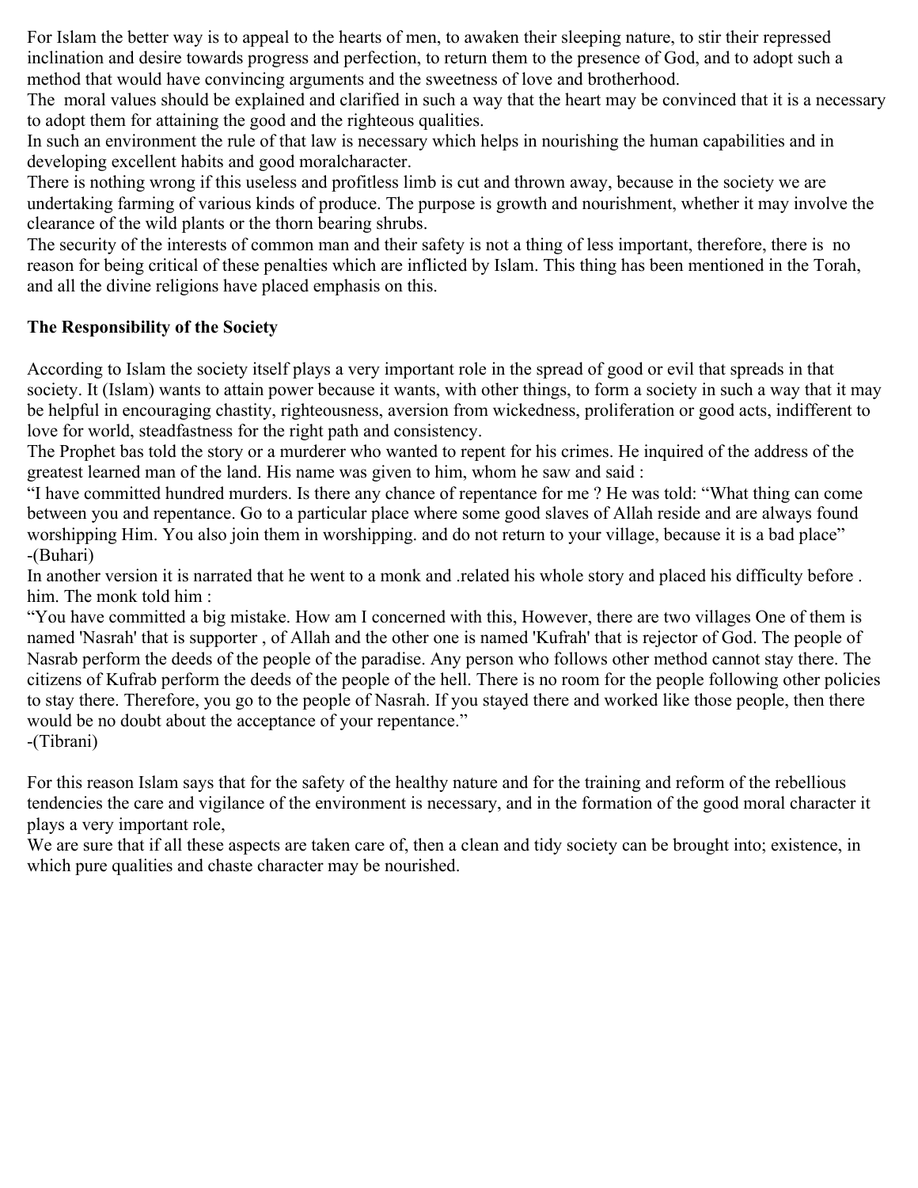For Islam the better way is to appeal to the hearts of men, to awaken their sleeping nature, to stir their repressed inclination and desire towards progress and perfection, to return them to the presence of God, and to adopt such a method that would have convincing arguments and the sweetness of love and brotherhood.

The moral values should be explained and clarified in such a way that the heart may be convinced that it is a necessary to adopt them for attaining the good and the righteous qualities.

In such an environment the rule of that law is necessary which helps in nourishing the human capabilities and in developing excellent habits and good moralcharacter.

There is nothing wrong if this useless and profitless limb is cut and thrown away, because in the society we are undertaking farming of various kinds of produce. The purpose is growth and nourishment, whether it may involve the clearance of the wild plants or the thorn bearing shrubs.

The security of the interests of common man and their safety is not a thing of less important, therefore, there is no reason for being critical of these penalties which are inflicted by Islam. This thing has been mentioned in the Torah, and all the divine religions have placed emphasis on this.

**The Responsibility of the Society**

According to Islam the society itself plays a very important role in the spread of good or evil that spreads in that society. It (Islam) wants to attain power because it wants, with other things, to form a society in such a way that it may be helpful in encouraging chastity, righteousness, aversion from wickedness, proliferation or good acts, indifferent to love for world, steadfastness for the right path and consistency.

The Prophet bas told the story or a murderer who wanted to repent for his crimes. He inquired of the address of the greatest learned man of the land. His name was given to him, whom he saw and said :

"I have committed hundred murders. Is there any chance of repentance for me ? He was told: "What thing can come between you and repentance. Go to a particular place where some good slaves of Allah reside and are always found worshipping Him. You also join them in worshipping. and do not return to your village, because it is a bad place"
-(Buhari)

In another version it is narrated that he went to a monk and .related his whole story and placed his difficulty before . him. The monk told him :

"You have committed a big mistake. How am I concerned with this, However, there are two villages One of them is named 'Nasrah' that is supporter , of Allah and the other one is named 'Kufrah' that is rejector of God. The people of Nasrab perform the deeds of the people of the paradise. Any person who follows other method cannot stay there. The citizens of Kufrab perform the deeds of the people of the hell. There is no room for the people following other policies to stay there. Therefore, you go to the people of Nasrah. If you stayed there and worked like those people, then there would be no doubt about the acceptance of your repentance."
-(Tibrani)

For this reason Islam says that for the safety of the healthy nature and for the training and reform of the rebellious tendencies the care and vigilance of the environment is necessary, and in the formation of the good moral character it plays a very important role,

We are sure that if all these aspects are taken care of, then a clean and tidy society can be brought into; existence, in which pure qualities and chaste character may be nourished.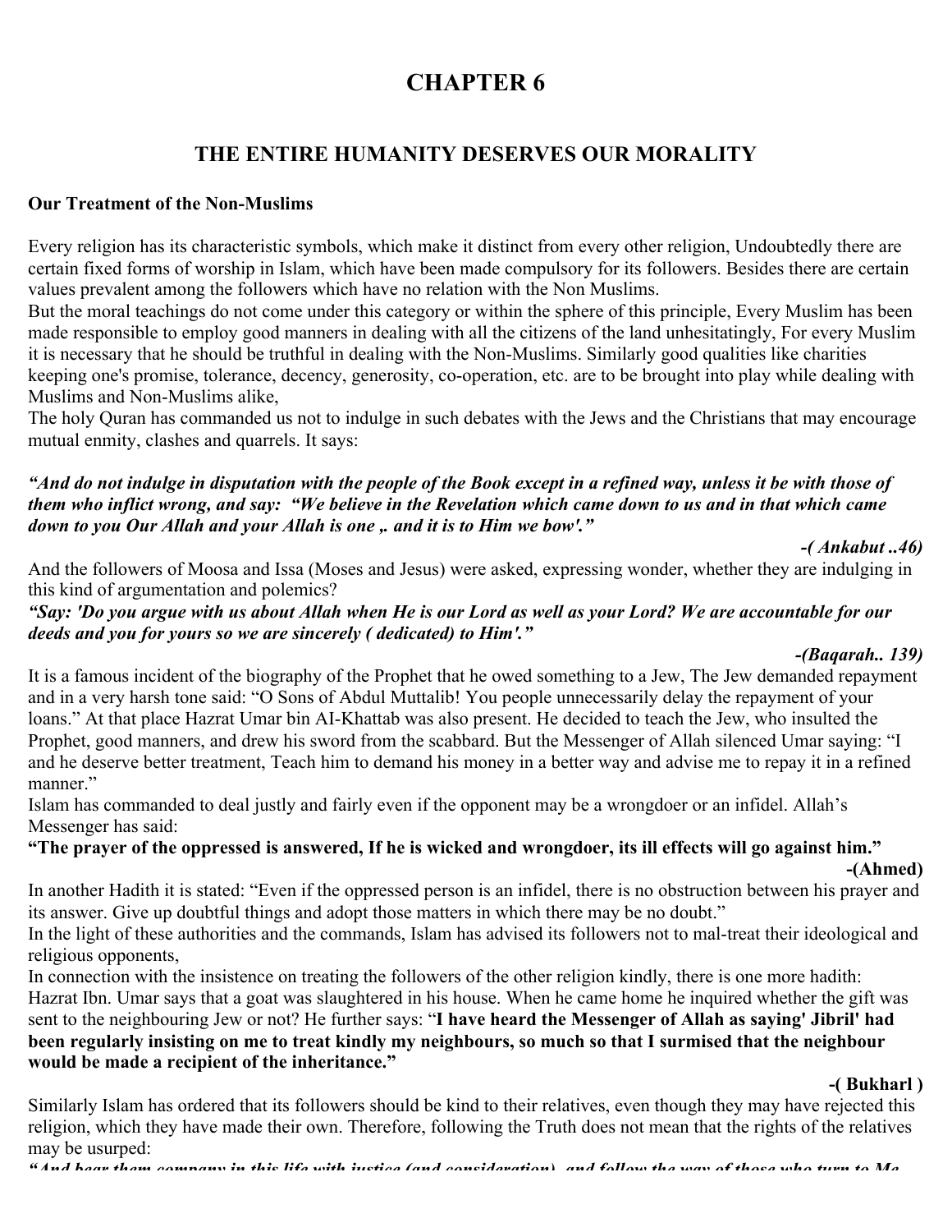# CHAPTER 6

## THE ENTIRE HUMANITY DESERVES OUR MORALITY

**Our Treatment of the Non-Muslims**

Every religion has its characteristic symbols, which make it distinct from every other religion, Undoubtedly there are certain fixed forms of worship in Islam, which have been made compulsory for its followers. Besides there are certain values prevalent among the followers which have no relation with the Non Muslims.

But the moral teachings do not come under this category or within the sphere of this principle, Every Muslim has been made responsible to employ good manners in dealing with all the citizens of the land unhesitatingly, For every Muslim it is necessary that he should be truthful in dealing with the Non-Muslims. Similarly good qualities like charities keeping one's promise, tolerance, decency, generosity, co-operation, etc. are to be brought into play while dealing with Muslims and Non-Muslims alike,

The holy Quran has commanded us not to indulge in such debates with the Jews and the Christians that may encourage mutual enmity, clashes and quarrels. It says:

***"And do not indulge in disputation with the people of the Book except in a refined way, unless it be with those of them who inflict wrong, and say: "We believe in the Revelation which came down to us and in that which came down to you Our Allah and your Allah is one „ and it is to Him we bow'."***

***-( Ankabut ..46)***

And the followers of Moosa and Issa (Moses and Jesus) were asked, expressing wonder, whether they are indulging in this kind of argumentation and polemics?

***"Say: 'Do you argue with us about Allah when He is our Lord as well as your Lord? We are accountable for our deeds and you for yours so we are sincerely ( dedicated) to Him'."***

***-(Baqarah.. 139)***

It is a famous incident of the biography of the Prophet that he owed something to a Jew, The Jew demanded repayment and in a very harsh tone said: "O Sons of Abdul Muttalib! You people unnecessarily delay the repayment of your loans." At that place Hazrat Umar bin AI-Khattab was also present. He decided to teach the Jew, who insulted the Prophet, good manners, and drew his sword from the scabbard. But the Messenger of Allah silenced Umar saying: "I and he deserve better treatment, Teach him to demand his money in a better way and advise me to repay it in a refined manner."

Islam has commanded to deal justly and fairly even if the opponent may be a wrongdoer or an infidel. Allah's Messenger has said:

**"The prayer of the oppressed is answered, If he is wicked and wrongdoer, its ill effects will go against him."**

**-(Ahmed)**

In another Hadith it is stated: "Even if the oppressed person is an infidel, there is no obstruction between his prayer and its answer. Give up doubtful things and adopt those matters in which there may be no doubt."

In the light of these authorities and the commands, Islam has advised its followers not to mal-treat their ideological and religious opponents,

In connection with the insistence on treating the followers of the other religion kindly, there is one more hadith: Hazrat Ibn. Umar says that a goat was slaughtered in his house. When he came home he inquired whether the gift was sent to the neighbouring Jew or not? He further says: "**I have heard the Messenger of Allah as saying' Jibril' had been regularly insisting on me to treat kindly my neighbours, so much so that I surmised that the neighbour would be made a recipient of the inheritance."**

**-( Bukharl )**

Similarly Islam has ordered that its followers should be kind to their relatives, even though they may have rejected this religion, which they have made their own. Therefore, following the Truth does not mean that the rights of the relatives may be usurped:

***"And bear them company in this life with justice (and consideration), and follow the way of those who turn to Me***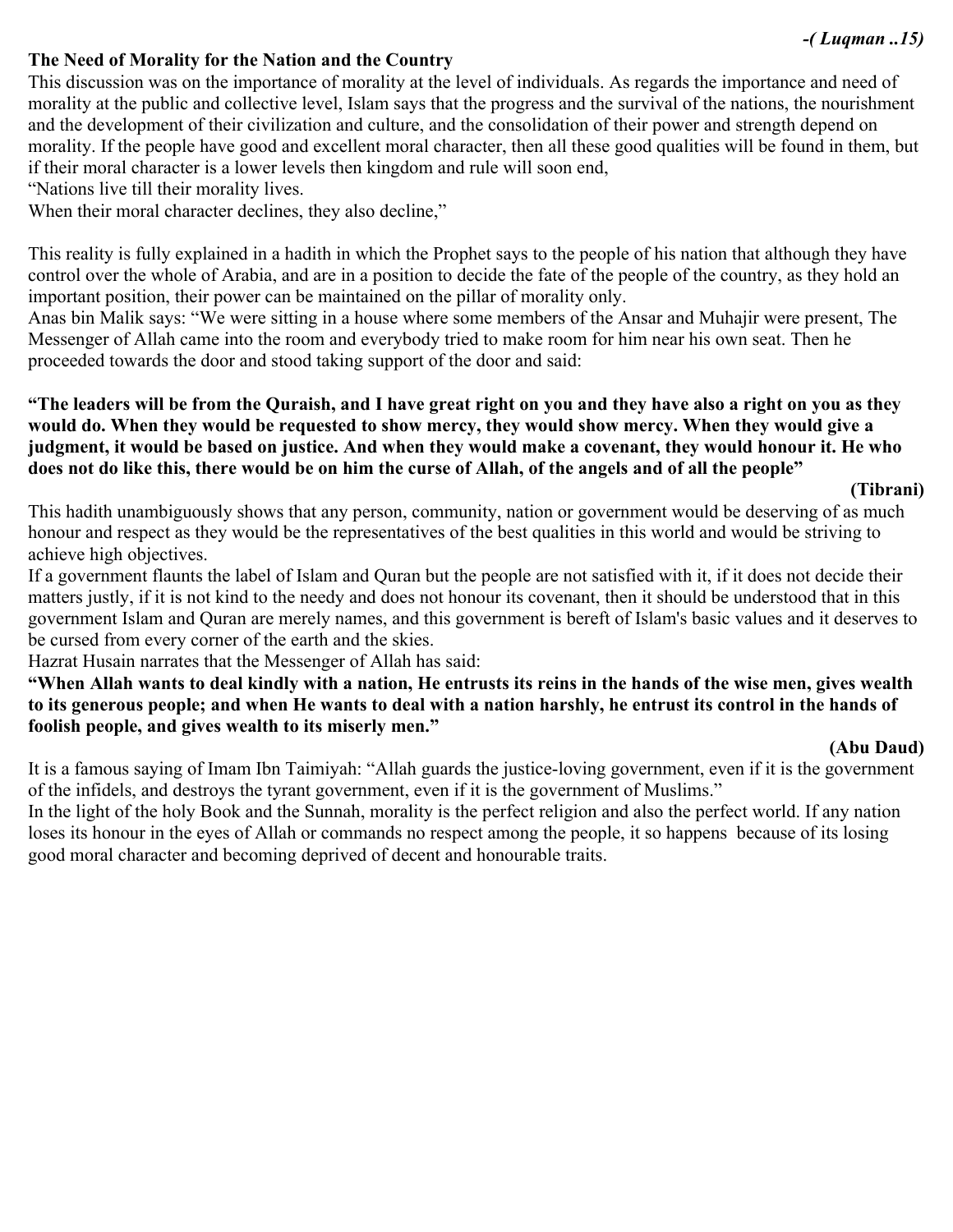*-( Luqman ..15)*

**The Need of Morality for the Nation and the Country**

This discussion was on the importance of morality at the level of individuals. As regards the importance and need of morality at the public and collective level, Islam says that the progress and the survival of the nations, the nourishment and the development of their civilization and culture, and the consolidation of their power and strength depend on morality. If the people have good and excellent moral character, then all these good qualities will be found in them, but if their moral character is a lower levels then kingdom and rule will soon end,

"Nations live till their morality lives.
When their moral character declines, they also decline,"

This reality is fully explained in a hadith in which the Prophet says to the people of his nation that although they have control over the whole of Arabia, and are in a position to decide the fate of the people of the country, as they hold an important position, their power can be maintained on the pillar of morality only.

Anas bin Malik says: "We were sitting in a house where some members of the Ansar and Muhajir were present, The Messenger of Allah came into the room and everybody tried to make room for him near his own seat. Then he proceeded towards the door and stood taking support of the door and said:

**"The leaders will be from the Quraish, and I have great right on you and they have also a right on you as they would do. When they would be requested to show mercy, they would show mercy. When they would give a judgment, it would be based on justice. And when they would make a covenant, they would honour it. He who does not do like this, there would be on him the curse of Allah, of the angels and of all the people"**

**(Tibrani)**

This hadith unambiguously shows that any person, community, nation or government would be deserving of as much honour and respect as they would be the representatives of the best qualities in this world and would be striving to achieve high objectives.

If a government flaunts the label of Islam and Quran but the people are not satisfied with it, if it does not decide their matters justly, if it is not kind to the needy and does not honour its covenant, then it should be understood that in this government Islam and Quran are merely names, and this government is bereft of Islam's basic values and it deserves to be cursed from every corner of the earth and the skies.

Hazrat Husain narrates that the Messenger of Allah has said:

**"When Allah wants to deal kindly with a nation, He entrusts its reins in the hands of the wise men, gives wealth to its generous people; and when He wants to deal with a nation harshly, he entrust its control in the hands of foolish people, and gives wealth to its miserly men."**

**(Abu Daud)**

It is a famous saying of Imam Ibn Taimiyah: "Allah guards the justice-loving government, even if it is the government of the infidels, and destroys the tyrant government, even if it is the government of Muslims."

In the light of the holy Book and the Sunnah, morality is the perfect religion and also the perfect world. If any nation loses its honour in the eyes of Allah or commands no respect among the people, it so happens because of its losing good moral character and becoming deprived of decent and honourable traits.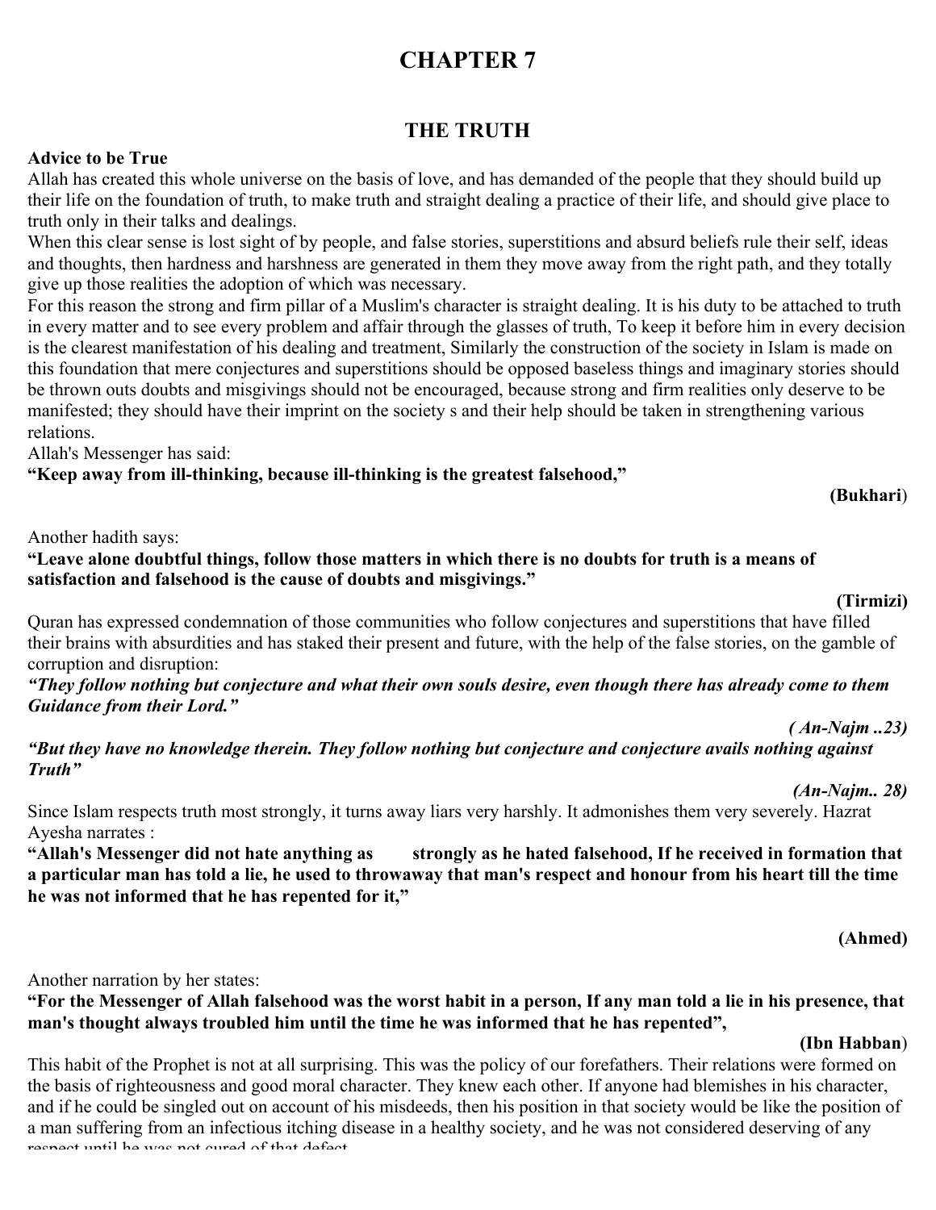# CHAPTER 7

## THE TRUTH

**Advice to be True**

Allah has created this whole universe on the basis of love, and has demanded of the people that they should build up their life on the foundation of truth, to make truth and straight dealing a practice of their life, and should give place to truth only in their talks and dealings.

When this clear sense is lost sight of by people, and false stories, superstitions and absurd beliefs rule their self, ideas and thoughts, then hardness and harshness are generated in them they move away from the right path, and they totally give up those realities the adoption of which was necessary.

For this reason the strong and firm pillar of a Muslim's character is straight dealing. It is his duty to be attached to truth in every matter and to see every problem and affair through the glasses of truth, To keep it before him in every decision is the clearest manifestation of his dealing and treatment, Similarly the construction of the society in Islam is made on this foundation that mere conjectures and superstitions should be opposed baseless things and imaginary stories should be thrown outs doubts and misgivings should not be encouraged, because strong and firm realities only deserve to be manifested; they should have their imprint on the society s and their help should be taken in strengthening various relations.

Allah's Messenger has said:

**"Keep away from ill-thinking, because ill-thinking is the greatest falsehood,"**

**(Bukhari)**

Another hadith says:

**"Leave alone doubtful things, follow those matters in which there is no doubts for truth is a means of satisfaction and falsehood is the cause of doubts and misgivings."**

**(Tirmizi)**

Quran has expressed condemnation of those communities who follow conjectures and superstitions that have filled their brains with absurdities and has staked their present and future, with the help of the false stories, on the gamble of corruption and disruption:

***"They follow nothing but conjecture and what their own souls desire, even though there has already come to them Guidance from their Lord."***

***( An-Najm ..23)***

***"But they have no knowledge therein. They follow nothing but conjecture and conjecture avails nothing against Truth"***

***(An-Najm.. 28)***

Since Islam respects truth most strongly, it turns away liars very harshly. It admonishes them very severely. Hazrat Ayesha narrates :

**"Allah's Messenger did not hate anything as strongly as he hated falsehood, If he received in formation that a particular man has told a lie, he used to throwaway that man's respect and honour from his heart till the time he was not informed that he has repented for it,"**

**(Ahmed)**

Another narration by her states:

**"For the Messenger of Allah falsehood was the worst habit in a person, If any man told a lie in his presence, that man's thought always troubled him until the time he was informed that he has repented",**

**(Ibn Habban)**

This habit of the Prophet is not at all surprising. This was the policy of our forefathers. Their relations were formed on the basis of righteousness and good moral character. They knew each other. If anyone had blemishes in his character, and if he could be singled out on account of his misdeeds, then his position in that society would be like the position of a man suffering from an infectious itching disease in a healthy society, and he was not considered deserving of any respect until he was not cured of that defect.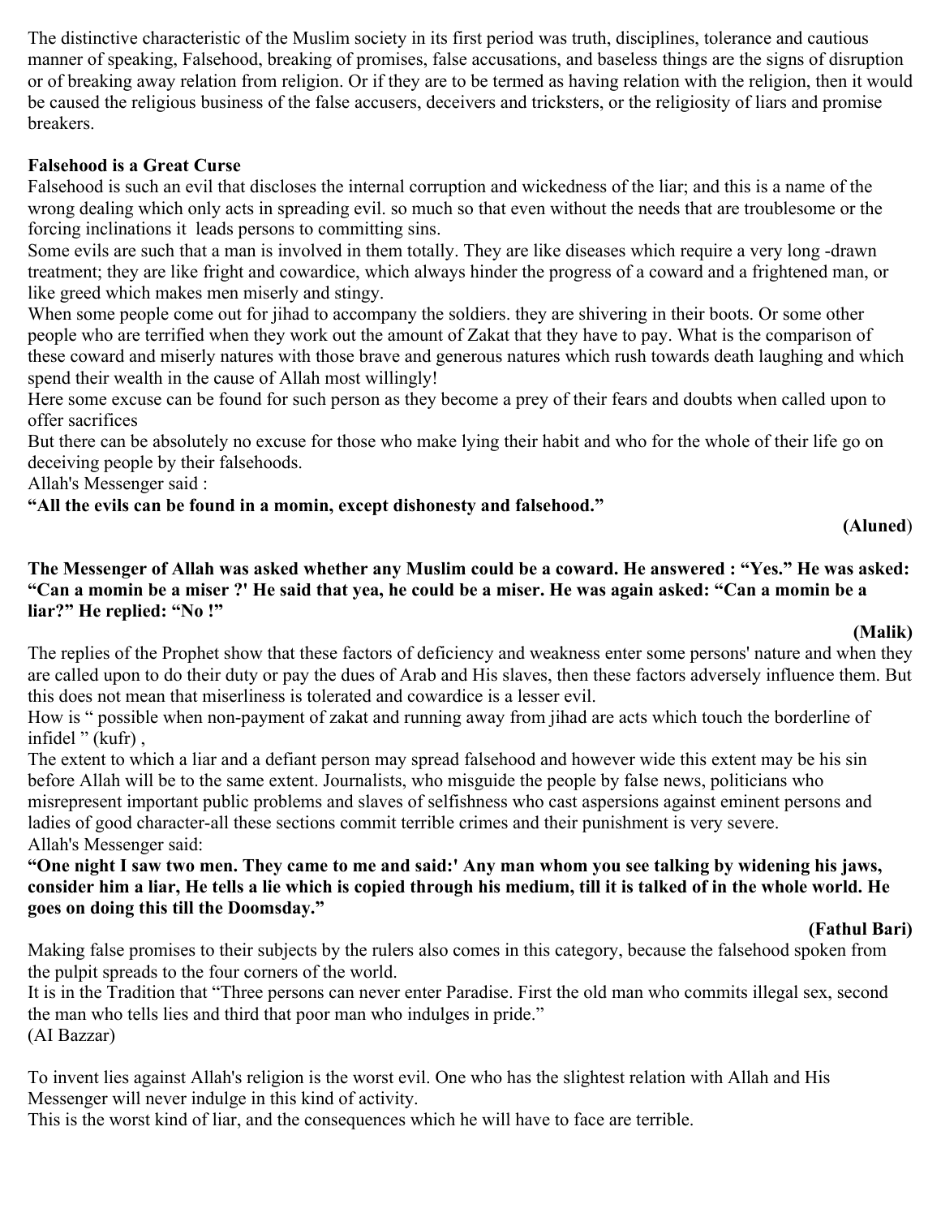The distinctive characteristic of the Muslim society in its first period was truth, disciplines, tolerance and cautious manner of speaking, Falsehood, breaking of promises, false accusations, and baseless things are the signs of disruption or of breaking away relation from religion. Or if they are to be termed as having relation with the religion, then it would be caused the religious business of the false accusers, deceivers and tricksters, or the religiosity of liars and promise breakers.

**Falsehood is a Great Curse**

Falsehood is such an evil that discloses the internal corruption and wickedness of the liar; and this is a name of the wrong dealing which only acts in spreading evil. so much so that even without the needs that are troublesome or the forcing inclinations it leads persons to committing sins.

Some evils are such that a man is involved in them totally. They are like diseases which require a very long -drawn treatment; they are like fright and cowardice, which always hinder the progress of a coward and a frightened man, or like greed which makes men miserly and stingy.

When some people come out for jihad to accompany the soldiers. they are shivering in their boots. Or some other people who are terrified when they work out the amount of Zakat that they have to pay. What is the comparison of these coward and miserly natures with those brave and generous natures which rush towards death laughing and which spend their wealth in the cause of Allah most willingly!

Here some excuse can be found for such person as they become a prey of their fears and doubts when called upon to offer sacrifices

But there can be absolutely no excuse for those who make lying their habit and who for the whole of their life go on deceiving people by their falsehoods.

Allah's Messenger said :

**"All the evils can be found in a momin, except dishonesty and falsehood."**

**(Aluned)**

**The Messenger of Allah was asked whether any Muslim could be a coward. He answered : "Yes." He was asked: "Can a momin be a miser ?' He said that yea, he could be a miser. He was again asked: "Can a momin be a liar?" He replied: "No !"**

**(Malik)**

The replies of the Prophet show that these factors of deficiency and weakness enter some persons' nature and when they are called upon to do their duty or pay the dues of Arab and His slaves, then these factors adversely influence them. But this does not mean that miserliness is tolerated and cowardice is a lesser evil.

How is " possible when non-payment of zakat and running away from jihad are acts which touch the borderline of infidel " (kufr) ,

The extent to which a liar and a defiant person may spread falsehood and however wide this extent may be his sin before Allah will be to the same extent. Journalists, who misguide the people by false news, politicians who misrepresent important public problems and slaves of selfishness who cast aspersions against eminent persons and ladies of good character-all these sections commit terrible crimes and their punishment is very severe.

Allah's Messenger said:

**"One night I saw two men. They came to me and said:' Any man whom you see talking by widening his jaws, consider him a liar, He tells a lie which is copied through his medium, till it is talked of in the whole world. He goes on doing this till the Doomsday."**

**(Fathul Bari)**

Making false promises to their subjects by the rulers also comes in this category, because the falsehood spoken from the pulpit spreads to the four corners of the world.

It is in the Tradition that "Three persons can never enter Paradise. First the old man who commits illegal sex, second the man who tells lies and third that poor man who indulges in pride."

(AI Bazzar)

To invent lies against Allah's religion is the worst evil. One who has the slightest relation with Allah and His Messenger will never indulge in this kind of activity.

This is the worst kind of liar, and the consequences which he will have to face are terrible.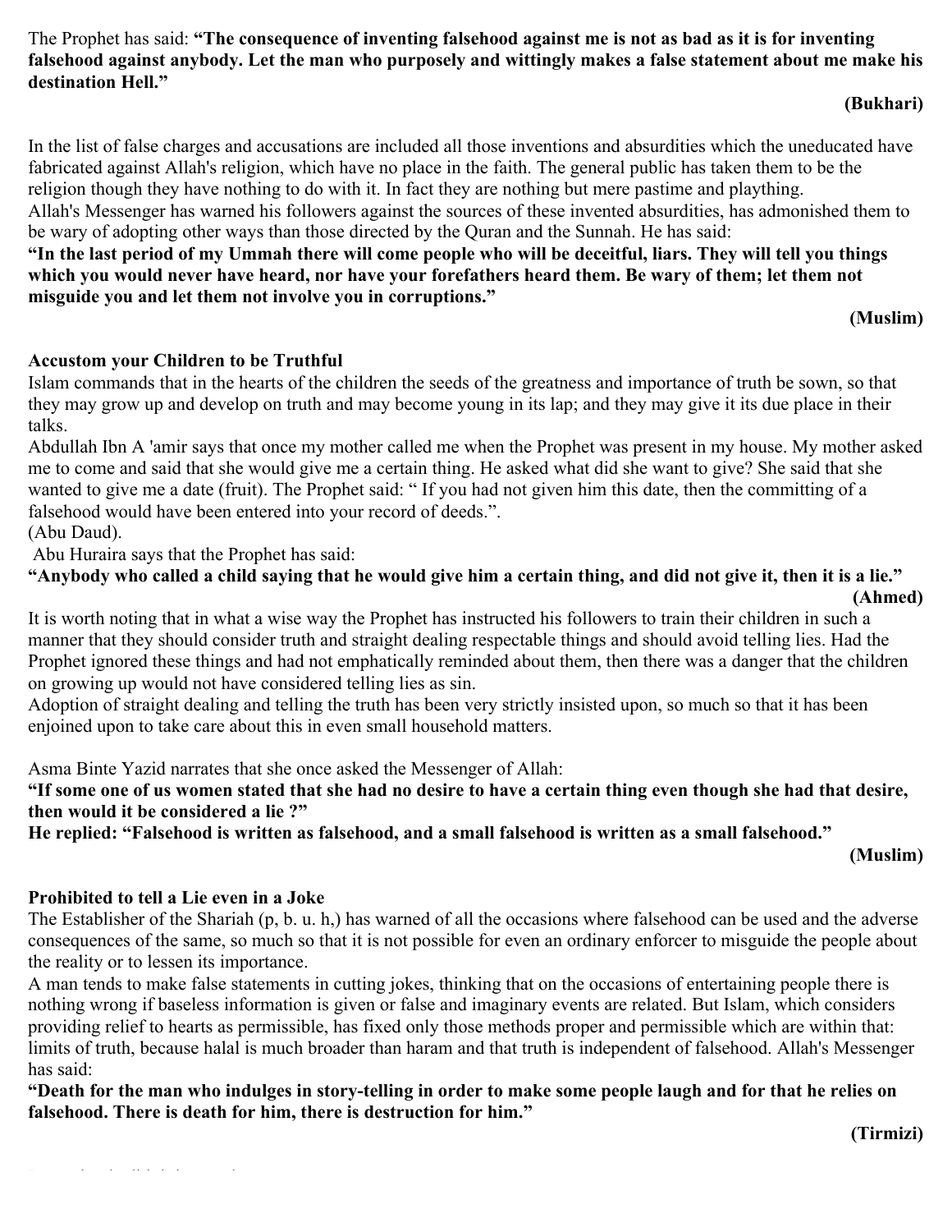The Prophet has said: **"The consequence of inventing falsehood against me is not as bad as it is for inventing falsehood against anybody. Let the man who purposely and wittingly makes a false statement about me make his destination Hell."**

**(Bukhari)**

In the list of false charges and accusations are included all those inventions and absurdities which the uneducated have fabricated against Allah's religion, which have no place in the faith. The general public has taken them to be the religion though they have nothing to do with it. In fact they are nothing but mere pastime and plaything.
Allah's Messenger has warned his followers against the sources of these invented absurdities, has admonished them to be wary of adopting other ways than those directed by the Quran and the Sunnah. He has said:
**"In the last period of my Ummah there will come people who will be deceitful, liars. They will tell you things which you would never have heard, nor have your forefathers heard them. Be wary of them; let them not misguide you and let them not involve you in corruptions."**

**(Muslim)**

**Accustom your Children to be Truthful**
Islam commands that in the hearts of the children the seeds of the greatness and importance of truth be sown, so that they may grow up and develop on truth and may become young in its lap; and they may give it its due place in their talks.
Abdullah Ibn A 'amir says that once my mother called me when the Prophet was present in my house. My mother asked me to come and said that she would give me a certain thing. He asked what did she want to give? She said that she wanted to give me a date (fruit). The Prophet said: " If you had not given him this date, then the committing of a falsehood would have been entered into your record of deeds.".
(Abu Daud).
Abu Huraira says that the Prophet has said:
**"Anybody who called a child saying that he would give him a certain thing, and did not give it, then it is a lie."**

**(Ahmed)**

It is worth noting that in what a wise way the Prophet has instructed his followers to train their children in such a manner that they should consider truth and straight dealing respectable things and should avoid telling lies. Had the Prophet ignored these things and had not emphatically reminded about them, then there was a danger that the children on growing up would not have considered telling lies as sin.
Adoption of straight dealing and telling the truth has been very strictly insisted upon, so much so that it has been enjoined upon to take care about this in even small household matters.

Asma Binte Yazid narrates that she once asked the Messenger of Allah:
**"If some one of us women stated that she had no desire to have a certain thing even though she had that desire, then would it be considered a lie ?"**
**He replied: "Falsehood is written as falsehood, and a small falsehood is written as a small falsehood."**

**(Muslim)**

**Prohibited to tell a Lie even in a Joke**
The Establisher of the Shariah (p, b. u. h,) has warned of all the occasions where falsehood can be used and the adverse consequences of the same, so much so that it is not possible for even an ordinary enforcer to misguide the people about the reality or to lessen its importance.
A man tends to make false statements in cutting jokes, thinking that on the occasions of entertaining people there is nothing wrong if baseless information is given or false and imaginary events are related. But Islam, which considers providing relief to hearts as permissible, has fixed only those methods proper and permissible which are within that: limits of truth, because halal is much broader than haram and that truth is independent of falsehood. Allah's Messenger has said:
**"Death for the man who indulges in story-telling in order to make some people laugh and for that he relies on falsehood. There is death for him, there is destruction for him."**

**(Tirmizi)**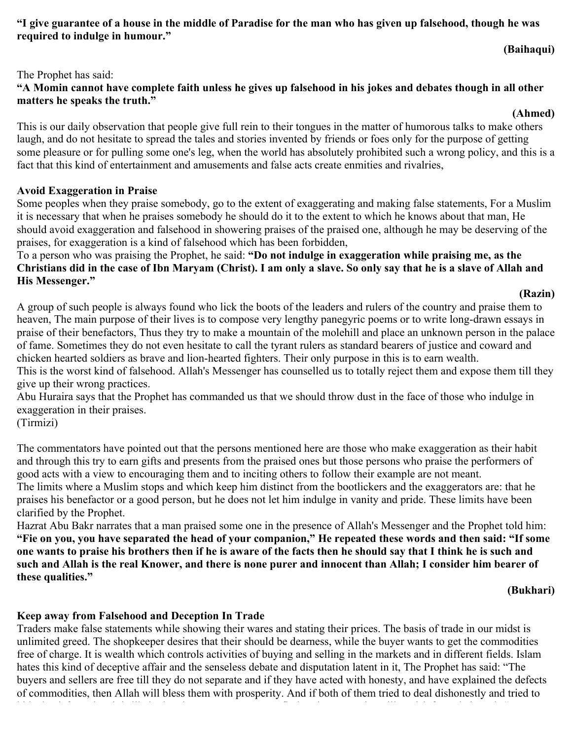**"I give guarantee of a house in the middle of Paradise for the man who has given up falsehood, though he was required to indulge in humour."**

**(Baihaqui)**

The Prophet has said:

**"A Momin cannot have complete faith unless he gives up falsehood in his jokes and debates though in all other matters he speaks the truth."**

**(Ahmed)**

This is our daily observation that people give full rein to their tongues in the matter of humorous talks to make others laugh, and do not hesitate to spread the tales and stories invented by friends or foes only for the purpose of getting some pleasure or for pulling some one's leg, when the world has absolutely prohibited such a wrong policy, and this is a fact that this kind of entertainment and amusements and false acts create enmities and rivalries,

**Avoid Exaggeration in Praise**

Some peoples when they praise somebody, go to the extent of exaggerating and making false statements, For a Muslim it is necessary that when he praises somebody he should do it to the extent to which he knows about that man, He should avoid exaggeration and falsehood in showering praises of the praised one, although he may be deserving of the praises, for exaggeration is a kind of falsehood which has been forbidden,

To a person who was praising the Prophet, he said: **"Do not indulge in exaggeration while praising me, as the Christians did in the case of Ibn Maryam (Christ). I am only a slave. So only say that he is a slave of Allah and His Messenger."**

**(Razin)**

A group of such people is always found who lick the boots of the leaders and rulers of the country and praise them to heaven, The main purpose of their lives is to compose very lengthy panegyric poems or to write long-drawn essays in praise of their benefactors, Thus they try to make a mountain of the molehill and place an unknown person in the palace of fame. Sometimes they do not even hesitate to call the tyrant rulers as standard bearers of justice and coward and chicken hearted soldiers as brave and lion-hearted fighters. Their only purpose in this is to earn wealth.

This is the worst kind of falsehood. Allah's Messenger has counselled us to totally reject them and expose them till they give up their wrong practices.

Abu Huraira says that the Prophet has commanded us that we should throw dust in the face of those who indulge in exaggeration in their praises.

(Tirmizi)

The commentators have pointed out that the persons mentioned here are those who make exaggeration as their habit and through this try to earn gifts and presents from the praised ones but those persons who praise the performers of good acts with a view to encouraging them and to inciting others to follow their example are not meant.

The limits where a Muslim stops and which keep him distinct from the bootlickers and the exaggerators are: that he praises his benefactor or a good person, but he does not let him indulge in vanity and pride. These limits have been clarified by the Prophet.

Hazrat Abu Bakr narrates that a man praised some one in the presence of Allah's Messenger and the Prophet told him: **"Fie on you, you have separated the head of your companion," He repeated these words and then said: "If some one wants to praise his brothers then if he is aware of the facts then he should say that I think he is such and such and Allah is the real Knower, and there is none purer and innocent than Allah; I consider him bearer of these qualities."**

**(Bukhari)**

**Keep away from Falsehood and Deception In Trade**

Traders make false statements while showing their wares and stating their prices. The basis of trade in our midst is unlimited greed. The shopkeeper desires that their should be dearness, while the buyer wants to get the commodities free of charge. It is wealth which controls activities of buying and selling in the markets and in different fields. Islam hates this kind of deceptive affair and the senseless debate and disputation latent in it, The Prophet has said: "The buyers and sellers are free till they do not separate and if they have acted with honesty, and have explained the defects of commodities, then Allah will bless them with prosperity. And if both of them tried to deal dishonestly and tried to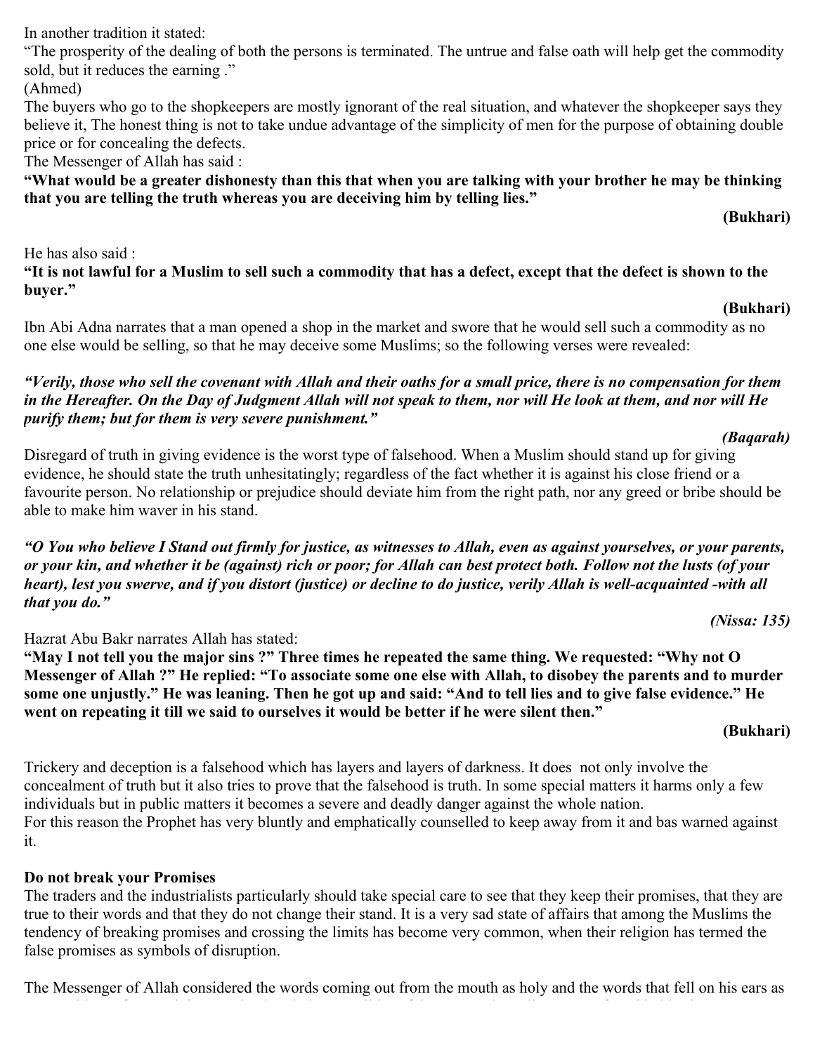In another tradition it stated:

"The prosperity of the dealing of both the persons is terminated. The untrue and false oath will help get the commodity sold, but it reduces the earning ."

(Ahmed)

The buyers who go to the shopkeepers are mostly ignorant of the real situation, and whatever the shopkeeper says they believe it, The honest thing is not to take undue advantage of the simplicity of men for the purpose of obtaining double price or for concealing the defects.

The Messenger of Allah has said :

**"What would be a greater dishonesty than this that when you are talking with your brother he may be thinking that you are telling the truth whereas you are deceiving him by telling lies."**

**(Bukhari)**

He has also said :

**"It is not lawful for a Muslim to sell such a commodity that has a defect, except that the defect is shown to the buyer."**

**(Bukhari)**

Ibn Abi Adna narrates that a man opened a shop in the market and swore that he would sell such a commodity as no one else would be selling, so that he may deceive some Muslims; so the following verses were revealed:

***"Verily, those who sell the covenant with Allah and their oaths for a small price, there is no compensation for them in the Hereafter. On the Day of Judgment Allah will not speak to them, nor will He look at them, and nor will He purify them; but for them is very severe punishment."***

***(Baqarah)***

Disregard of truth in giving evidence is the worst type of falsehood. When a Muslim should stand up for giving evidence, he should state the truth unhesitatingly; regardless of the fact whether it is against his close friend or a favourite person. No relationship or prejudice should deviate him from the right path, nor any greed or bribe should be able to make him waver in his stand.

***"O You who believe I Stand out firmly for justice, as witnesses to Allah, even as against yourselves, or your parents, or your kin, and whether it be (against) rich or poor; for Allah can best protect both. Follow not the lusts (of your heart), lest you swerve, and if you distort (justice) or decline to do justice, verily Allah is well-acquainted -with all that you do."***

***(Nissa: 135)***

Hazrat Abu Bakr narrates Allah has stated:

**"May I not tell you the major sins ?" Three times he repeated the same thing. We requested: "Why not O Messenger of Allah ?" He replied: "To associate some one else with Allah, to disobey the parents and to murder some one unjustly." He was leaning. Then he got up and said: "And to tell lies and to give false evidence." He went on repeating it till we said to ourselves it would be better if he were silent then."**

**(Bukhari)**

Trickery and deception is a falsehood which has layers and layers of darkness. It does not only involve the concealment of truth but it also tries to prove that the falsehood is truth. In some special matters it harms only a few individuals but in public matters it becomes a severe and deadly danger against the whole nation.

For this reason the Prophet has very bluntly and emphatically counselled to keep away from it and bas warned against it.

**Do not break your Promises**

The traders and the industrialists particularly should take special care to see that they keep their promises, that they are true to their words and that they do not change their stand. It is a very sad state of affairs that among the Muslims the tendency of breaking promises and crossing the limits has become very common, when their religion has termed the false promises as symbols of disruption.

The Messenger of Allah considered the words coming out from the mouth as holy and the words that fell on his ears as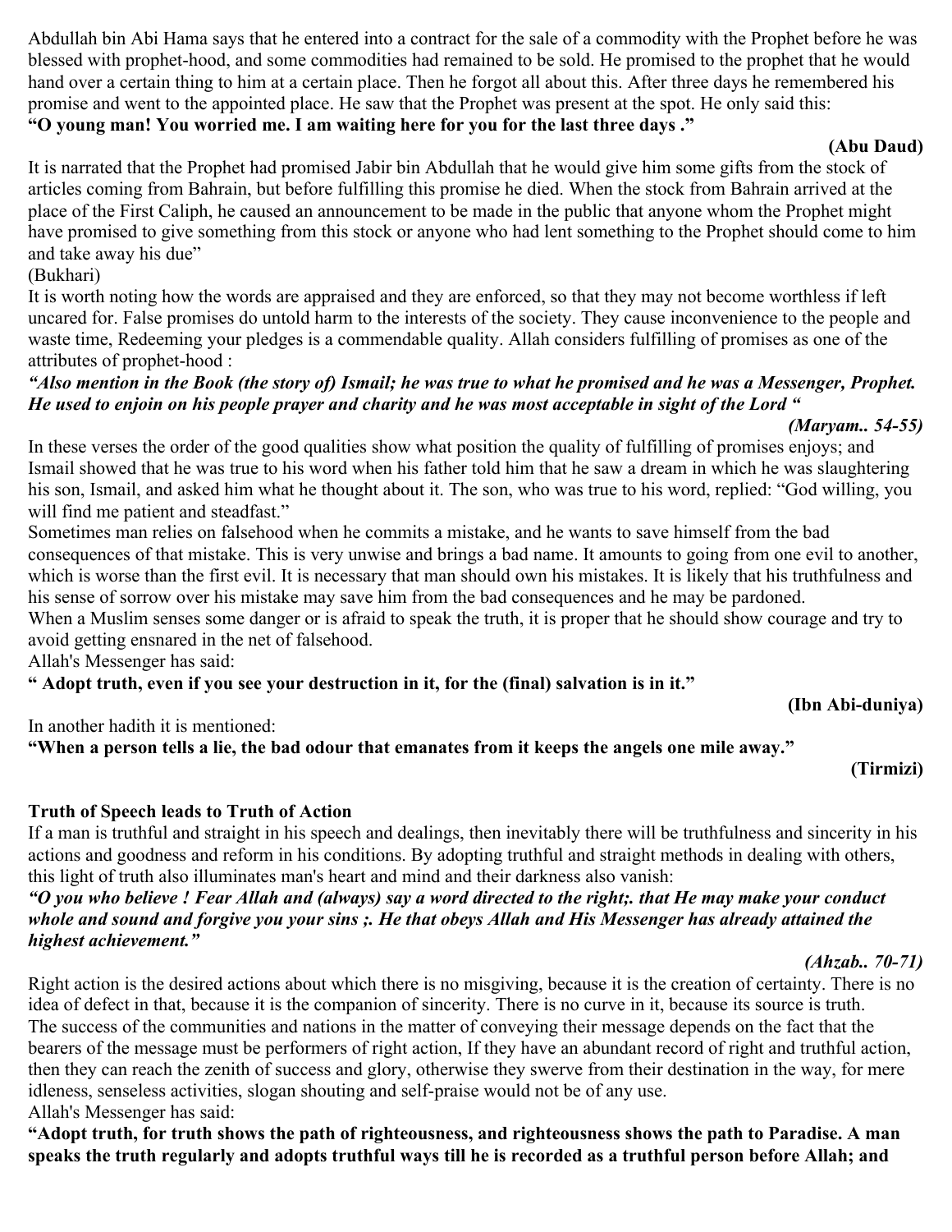Abdullah bin Abi Hama says that he entered into a contract for the sale of a commodity with the Prophet before he was blessed with prophet-hood, and some commodities had remained to be sold. He promised to the prophet that he would hand over a certain thing to him at a certain place. Then he forgot all about this. After three days he remembered his promise and went to the appointed place. He saw that the Prophet was present at the spot. He only said this:
**"O young man! You worried me. I am waiting here for you for the last three days ."**

**(Abu Daud)**

It is narrated that the Prophet had promised Jabir bin Abdullah that he would give him some gifts from the stock of articles coming from Bahrain, but before fulfilling this promise he died. When the stock from Bahrain arrived at the place of the First Caliph, he caused an announcement to be made in the public that anyone whom the Prophet might have promised to give something from this stock or anyone who had lent something to the Prophet should come to him and take away his due"
(Bukhari)

It is worth noting how the words are appraised and they are enforced, so that they may not become worthless if left uncared for. False promises do untold harm to the interests of the society. They cause inconvenience to the people and waste time, Redeeming your pledges is a commendable quality. Allah considers fulfilling of promises as one of the attributes of prophet-hood :

***"Also mention in the Book (the story of) Ismail; he was true to what he promised and he was a Messenger, Prophet. He used to enjoin on his people prayer and charity and he was most acceptable in sight of the Lord "***

***(Maryam.. 54-55)***

In these verses the order of the good qualities show what position the quality of fulfilling of promises enjoys; and Ismail showed that he was true to his word when his father told him that he saw a dream in which he was slaughtering his son, Ismail, and asked him what he thought about it. The son, who was true to his word, replied: "God willing, you will find me patient and steadfast."

Sometimes man relies on falsehood when he commits a mistake, and he wants to save himself from the bad consequences of that mistake. This is very unwise and brings a bad name. It amounts to going from one evil to another, which is worse than the first evil. It is necessary that man should own his mistakes. It is likely that his truthfulness and his sense of sorrow over his mistake may save him from the bad consequences and he may be pardoned.

When a Muslim senses some danger or is afraid to speak the truth, it is proper that he should show courage and try to avoid getting ensnared in the net of falsehood.

Allah's Messenger has said:

**" Adopt truth, even if you see your destruction in it, for the (final) salvation is in it."**

**(Ibn Abi-duniya)**

In another hadith it is mentioned:

**"When a person tells a lie, the bad odour that emanates from it keeps the angels one mile away."**

**(Tirmizi)**

**Truth of Speech leads to Truth of Action**

If a man is truthful and straight in his speech and dealings, then inevitably there will be truthfulness and sincerity in his actions and goodness and reform in his conditions. By adopting truthful and straight methods in dealing with others, this light of truth also illuminates man's heart and mind and their darkness also vanish:

***"O you who believe ! Fear Allah and (always) say a word directed to the right;. that He may make your conduct whole and sound and forgive you your sins ;. He that obeys Allah and His Messenger has already attained the highest achievement."***

***(Ahzab.. 70-71)***

Right action is the desired actions about which there is no misgiving, because it is the creation of certainty. There is no idea of defect in that, because it is the companion of sincerity. There is no curve in it, because its source is truth.

The success of the communities and nations in the matter of conveying their message depends on the fact that the bearers of the message must be performers of right action, If they have an abundant record of right and truthful action, then they can reach the zenith of success and glory, otherwise they swerve from their destination in the way, for mere idleness, senseless activities, slogan shouting and self-praise would not be of any use.

Allah's Messenger has said:

**"Adopt truth, for truth shows the path of righteousness, and righteousness shows the path to Paradise. A man speaks the truth regularly and adopts truthful ways till he is recorded as a truthful person before Allah; and**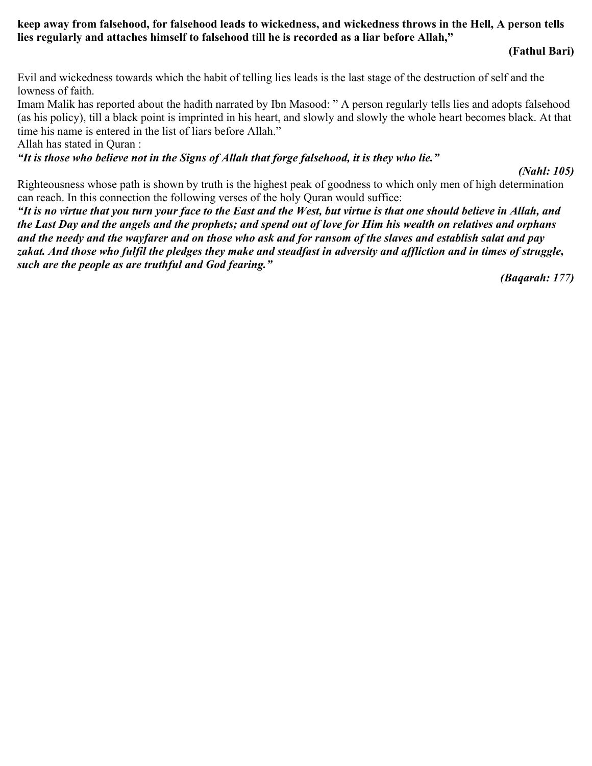**keep away from falsehood, for falsehood leads to wickedness, and wickedness throws in the Hell, A person tells lies regularly and attaches himself to falsehood till he is recorded as a liar before Allah,"**

**(Fathul Bari)**

Evil and wickedness towards which the habit of telling lies leads is the last stage of the destruction of self and the lowness of faith.

Imam Malik has reported about the hadith narrated by Ibn Masood: " A person regularly tells lies and adopts falsehood (as his policy), till a black point is imprinted in his heart, and slowly and slowly the whole heart becomes black. At that time his name is entered in the list of liars before Allah."

Allah has stated in Quran :

***"It is those who believe not in the Signs of Allah that forge falsehood, it is they who lie."***

***(Nahl: 105)***

Righteousness whose path is shown by truth is the highest peak of goodness to which only men of high determination can reach. In this connection the following verses of the holy Quran would suffice:

***"It is no virtue that you turn your face to the East and the West, but virtue is that one should believe in Allah, and the Last Day and the angels and the prophets; and spend out of love for Him his wealth on relatives and orphans and the needy and the wayfarer and on those who ask and for ransom of the slaves and establish salat and pay zakat. And those who fulfil the pledges they make and steadfast in adversity and affliction and in times of struggle, such are the people as are truthful and God fearing."***

***(Baqarah: 177)***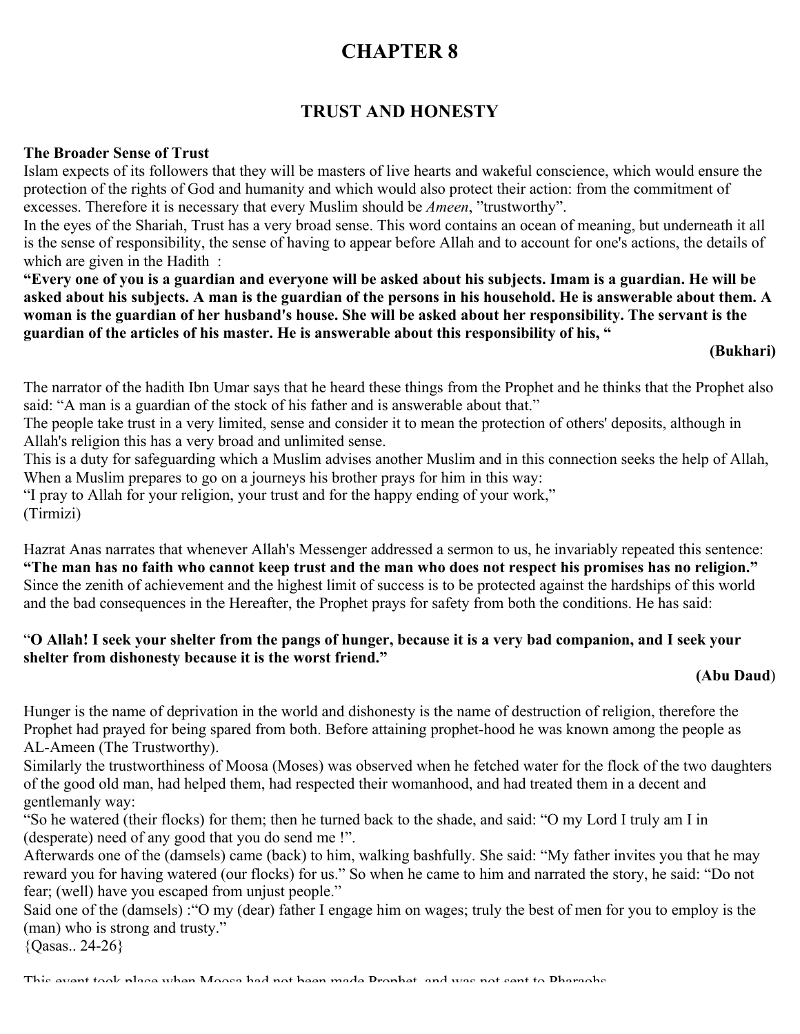# CHAPTER 8

## TRUST AND HONESTY

**The Broader Sense of Trust**

Islam expects of its followers that they will be masters of live hearts and wakeful conscience, which would ensure the protection of the rights of God and humanity and which would also protect their action: from the commitment of excesses. Therefore it is necessary that every Muslim should be *Ameen*, "trustworthy".

In the eyes of the Shariah, Trust has a very broad sense. This word contains an ocean of meaning, but underneath it all is the sense of responsibility, the sense of having to appear before Allah and to account for one's actions, the details of which are given in the Hadith :

**"Every one of you is a guardian and everyone will be asked about his subjects. Imam is a guardian. He will be asked about his subjects. A man is the guardian of the persons in his household. He is answerable about them. A woman is the guardian of her husband's house. She will be asked about her responsibility. The servant is the guardian of the articles of his master. He is answerable about this responsibility of his, "**

**(Bukhari)**

The narrator of the hadith Ibn Umar says that he heard these things from the Prophet and he thinks that the Prophet also said: "A man is a guardian of the stock of his father and is answerable about that."

The people take trust in a very limited, sense and consider it to mean the protection of others' deposits, although in Allah's religion this has a very broad and unlimited sense.

This is a duty for safeguarding which a Muslim advises another Muslim and in this connection seeks the help of Allah, When a Muslim prepares to go on a journeys his brother prays for him in this way:

"I pray to Allah for your religion, your trust and for the happy ending of your work,"

(Tirmizi)

Hazrat Anas narrates that whenever Allah's Messenger addressed a sermon to us, he invariably repeated this sentence: **"The man has no faith who cannot keep trust and the man who does not respect his promises has no religion."** Since the zenith of achievement and the highest limit of success is to be protected against the hardships of this world and the bad consequences in the Hereafter, the Prophet prays for safety from both the conditions. He has said:

"**O Allah! I seek your shelter from the pangs of hunger, because it is a very bad companion, and I seek your shelter from dishonesty because it is the worst friend."**

**(Abu Daud)**

Hunger is the name of deprivation in the world and dishonesty is the name of destruction of religion, therefore the Prophet had prayed for being spared from both. Before attaining prophet-hood he was known among the people as AL-Ameen (The Trustworthy).

Similarly the trustworthiness of Moosa (Moses) was observed when he fetched water for the flock of the two daughters of the good old man, had helped them, had respected their womanhood, and had treated them in a decent and gentlemanly way:

"So he watered (their flocks) for them; then he turned back to the shade, and said: "O my Lord I truly am I in (desperate) need of any good that you do send me !".

Afterwards one of the (damsels) came (back) to him, walking bashfully. She said: "My father invites you that he may reward you for having watered (our flocks) for us." So when he came to him and narrated the story, he said: "Do not fear; (well) have you escaped from unjust people."

Said one of the (damsels) :"O my (dear) father I engage him on wages; truly the best of men for you to employ is the (man) who is strong and trusty."

{Qasas.. 24-26}

This event took place when Moosa had not been made Prophet, and was not sent to Pharaohs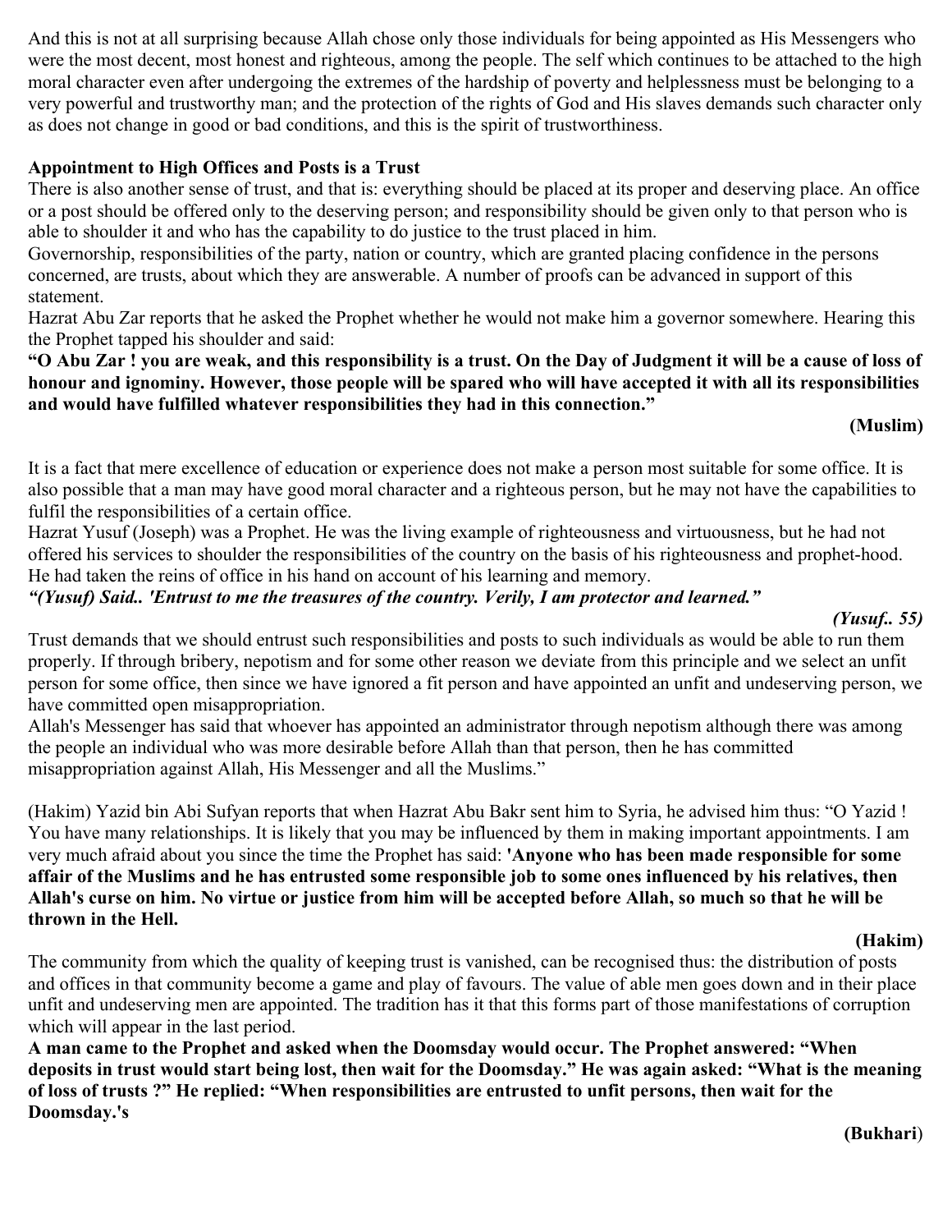And this is not at all surprising because Allah chose only those individuals for being appointed as His Messengers who were the most decent, most honest and righteous, among the people. The self which continues to be attached to the high moral character even after undergoing the extremes of the hardship of poverty and helplessness must be belonging to a very powerful and trustworthy man; and the protection of the rights of God and His slaves demands such character only as does not change in good or bad conditions, and this is the spirit of trustworthiness.

**Appointment to High Offices and Posts is a Trust**

There is also another sense of trust, and that is: everything should be placed at its proper and deserving place. An office or a post should be offered only to the deserving person; and responsibility should be given only to that person who is able to shoulder it and who has the capability to do justice to the trust placed in him.

Governorship, responsibilities of the party, nation or country, which are granted placing confidence in the persons concerned, are trusts, about which they are answerable. A number of proofs can be advanced in support of this statement.

Hazrat Abu Zar reports that he asked the Prophet whether he would not make him a governor somewhere. Hearing this the Prophet tapped his shoulder and said:

**"O Abu Zar ! you are weak, and this responsibility is a trust. On the Day of Judgment it will be a cause of loss of honour and ignominy. However, those people will be spared who will have accepted it with all its responsibilities and would have fulfilled whatever responsibilities they had in this connection."**

**(Muslim)**

It is a fact that mere excellence of education or experience does not make a person most suitable for some office. It is also possible that a man may have good moral character and a righteous person, but he may not have the capabilities to fulfil the responsibilities of a certain office.

Hazrat Yusuf (Joseph) was a Prophet. He was the living example of righteousness and virtuousness, but he had not offered his services to shoulder the responsibilities of the country on the basis of his righteousness and prophet-hood. He had taken the reins of office in his hand on account of his learning and memory.

***"(Yusuf) Said.. 'Entrust to me the treasures of the country. Verily, I am protector and learned."***

***(Yusuf.. 55)***

Trust demands that we should entrust such responsibilities and posts to such individuals as would be able to run them properly. If through bribery, nepotism and for some other reason we deviate from this principle and we select an unfit person for some office, then since we have ignored a fit person and have appointed an unfit and undeserving person, we have committed open misappropriation.

Allah's Messenger has said that whoever has appointed an administrator through nepotism although there was among the people an individual who was more desirable before Allah than that person, then he has committed misappropriation against Allah, His Messenger and all the Muslims."

(Hakim) Yazid bin Abi Sufyan reports that when Hazrat Abu Bakr sent him to Syria, he advised him thus: "O Yazid ! You have many relationships. It is likely that you may be influenced by them in making important appointments. I am very much afraid about you since the time the Prophet has said: **'Anyone who has been made responsible for some affair of the Muslims and he has entrusted some responsible job to some ones influenced by his relatives, then Allah's curse on him. No virtue or justice from him will be accepted before Allah, so much so that he will be thrown in the Hell.**

**(Hakim)**

The community from which the quality of keeping trust is vanished, can be recognised thus: the distribution of posts and offices in that community become a game and play of favours. The value of able men goes down and in their place unfit and undeserving men are appointed. The tradition has it that this forms part of those manifestations of corruption which will appear in the last period.

**A man came to the Prophet and asked when the Doomsday would occur. The Prophet answered: "When deposits in trust would start being lost, then wait for the Doomsday." He was again asked: "What is the meaning of loss of trusts ?" He replied: "When responsibilities are entrusted to unfit persons, then wait for the Doomsday.'s**

**(Bukhari)**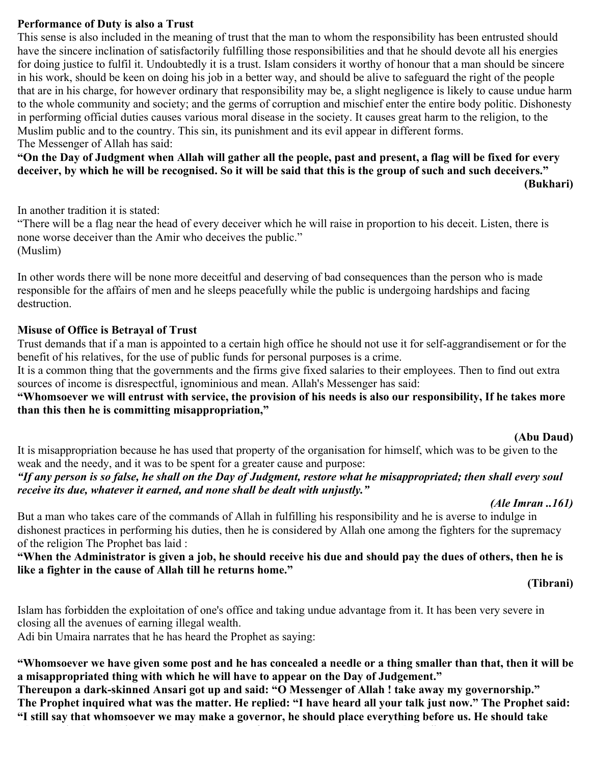**Performance of Duty is also a Trust**

This sense is also included in the meaning of trust that the man to whom the responsibility has been entrusted should have the sincere inclination of satisfactorily fulfilling those responsibilities and that he should devote all his energies for doing justice to fulfil it. Undoubtedly it is a trust. Islam considers it worthy of honour that a man should be sincere in his work, should be keen on doing his job in a better way, and should be alive to safeguard the right of the people that are in his charge, for however ordinary that responsibility may be, a slight negligence is likely to cause undue harm to the whole community and society; and the germs of corruption and mischief enter the entire body politic. Dishonesty in performing official duties causes various moral disease in the society. It causes great harm to the religion, to the Muslim public and to the country. This sin, its punishment and its evil appear in different forms.

The Messenger of Allah has said:

**"On the Day of Judgment when Allah will gather all the people, past and present, a flag will be fixed for every deceiver, by which he will be recognised. So it will be said that this is the group of such and such deceivers."**

**(Bukhari)**

In another tradition it is stated:

"There will be a flag near the head of every deceiver which he will raise in proportion to his deceit. Listen, there is none worse deceiver than the Amir who deceives the public."

(Muslim)

In other words there will be none more deceitful and deserving of bad consequences than the person who is made responsible for the affairs of men and he sleeps peacefully while the public is undergoing hardships and facing destruction.

**Misuse of Office is Betrayal of Trust**

Trust demands that if a man is appointed to a certain high office he should not use it for self-aggrandisement or for the benefit of his relatives, for the use of public funds for personal purposes is a crime.

It is a common thing that the governments and the firms give fixed salaries to their employees. Then to find out extra sources of income is disrespectful, ignominious and mean. Allah's Messenger has said:

**"Whomsoever we will entrust with service, the provision of his needs is also our responsibility, If he takes more than this then he is committing misappropriation,"**

**(Abu Daud)**

It is misappropriation because he has used that property of the organisation for himself, which was to be given to the weak and the needy, and it was to be spent for a greater cause and purpose:

***"If any person is so false, he shall on the Day of Judgment, restore what he misappropriated; then shall every soul receive its due, whatever it earned, and none shall be dealt with unjustly."***

***(Ale Imran ..161)***

But a man who takes care of the commands of Allah in fulfilling his responsibility and he is averse to indulge in dishonest practices in performing his duties, then he is considered by Allah one among the fighters for the supremacy of the religion The Prophet bas laid :

**"When the Administrator is given a job, he should receive his due and should pay the dues of others, then he is like a fighter in the cause of Allah till he returns home."**

**(Tibrani)**

Islam has forbidden the exploitation of one's office and taking undue advantage from it. It has been very severe in closing all the avenues of earning illegal wealth.

Adi bin Umaira narrates that he has heard the Prophet as saying:

**"Whomsoever we have given some post and he has concealed a needle or a thing smaller than that, then it will be a misappropriated thing with which he will have to appear on the Day of Judgement."**
**Thereupon a dark-skinned Ansari got up and said: "O Messenger of Allah ! take away my governorship."**
**The Prophet inquired what was the matter. He replied: "I have heard all your talk just now." The Prophet said: "I still say that whomsoever we may make a governor, he should place everything before us. He should take**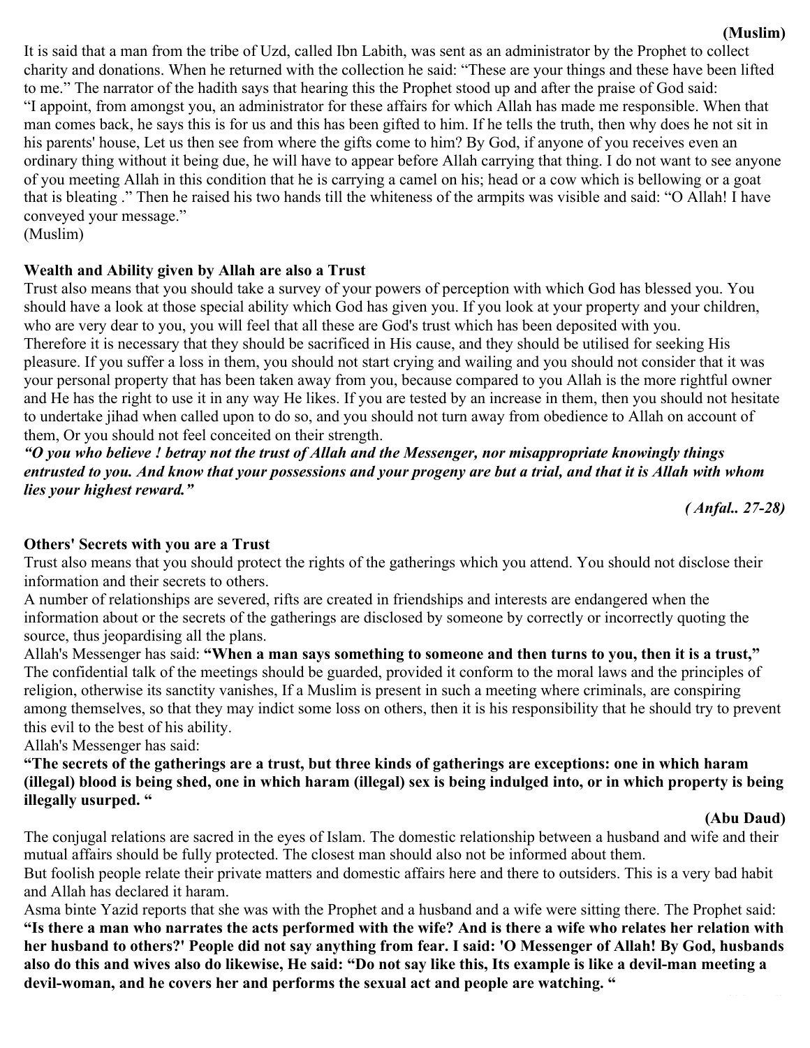**(Muslim)**

It is said that a man from the tribe of Uzd, called Ibn Labith, was sent as an administrator by the Prophet to collect charity and donations. When he returned with the collection he said: “These are your things and these have been lifted to me.” The narrator of the hadith says that hearing this the Prophet stood up and after the praise of God said: “I appoint, from amongst you, an administrator for these affairs for which Allah has made me responsible. When that man comes back, he says this is for us and this has been gifted to him. If he tells the truth, then why does he not sit in his parents' house, Let us then see from where the gifts come to him? By God, if anyone of you receives even an ordinary thing without it being due, he will have to appear before Allah carrying that thing. I do not want to see anyone of you meeting Allah in this condition that he is carrying a camel on his; head or a cow which is bellowing or a goat that is bleating .” Then he raised his two hands till the whiteness of the armpits was visible and said: “O Allah! I have conveyed your message.”
(Muslim)

**Wealth and Ability given by Allah are also a Trust**

Trust also means that you should take a survey of your powers of perception with which God has blessed you. You should have a look at those special ability which God has given you. If you look at your property and your children, who are very dear to you, you will feel that all these are God's trust which has been deposited with you.
Therefore it is necessary that they should be sacrificed in His cause, and they should be utilised for seeking His pleasure. If you suffer a loss in them, you should not start crying and wailing and you should not consider that it was your personal property that has been taken away from you, because compared to you Allah is the more rightful owner and He has the right to use it in any way He likes. If you are tested by an increase in them, then you should not hesitate to undertake jihad when called upon to do so, and you should not turn away from obedience to Allah on account of them, Or you should not feel conceited on their strength.

***“O you who believe ! betray not the trust of Allah and the Messenger, nor misappropriate knowingly things entrusted to you. And know that your possessions and your progeny are but a trial, and that it is Allah with whom lies your highest reward.”***

***( Anfal.. 27-28)***

**Others' Secrets with you are a Trust**

Trust also means that you should protect the rights of the gatherings which you attend. You should not disclose their information and their secrets to others.
A number of relationships are severed, rifts are created in friendships and interests are endangered when the information about or the secrets of the gatherings are disclosed by someone by correctly or incorrectly quoting the source, thus jeopardising all the plans.
Allah's Messenger has said: **“When a man says something to someone and then turns to you, then it is a trust,”** The confidential talk of the meetings should be guarded, provided it conform to the moral laws and the principles of religion, otherwise its sanctity vanishes, If a Muslim is present in such a meeting where criminals, are conspiring among themselves, so that they may indict some loss on others, then it is his responsibility that he should try to prevent this evil to the best of his ability.
Allah's Messenger has said:

**“The secrets of the gatherings are a trust, but three kinds of gatherings are exceptions: one in which haram (illegal) blood is being shed, one in which haram (illegal) sex is being indulged into, or in which property is being illegally usurped. “**

**(Abu Daud)**

The conjugal relations are sacred in the eyes of Islam. The domestic relationship between a husband and wife and their mutual affairs should be fully protected. The closest man should also not be informed about them.
But foolish people relate their private matters and domestic affairs here and there to outsiders. This is a very bad habit and Allah has declared it haram.
Asma binte Yazid reports that she was with the Prophet and a husband and a wife were sitting there. The Prophet said: **“Is there a man who narrates the acts performed with the wife? And is there a wife who relates her relation with her husband to others?' People did not say anything from fear. I said: 'O Messenger of Allah! By God, husbands also do this and wives also do likewise, He said: “Do not say like this, Its example is like a devil-man meeting a devil-woman, and he covers her and performs the sexual act and people are watching. “**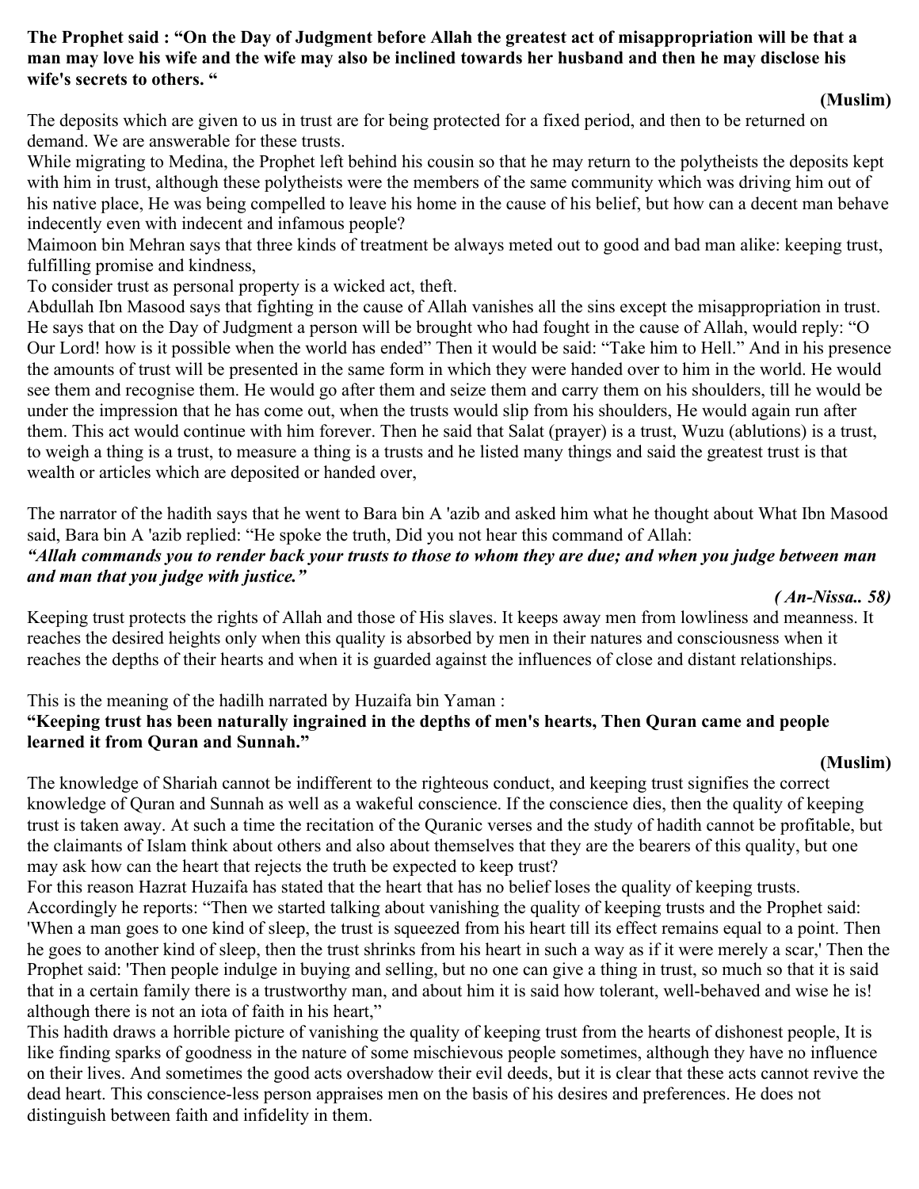**The Prophet said : "On the Day of Judgment before Allah the greatest act of misappropriation will be that a man may love his wife and the wife may also be inclined towards her husband and then he may disclose his wife's secrets to others. "**

**(Muslim)**

The deposits which are given to us in trust are for being protected for a fixed period, and then to be returned on demand. We are answerable for these trusts.

While migrating to Medina, the Prophet left behind his cousin so that he may return to the polytheists the deposits kept with him in trust, although these polytheists were the members of the same community which was driving him out of his native place, He was being compelled to leave his home in the cause of his belief, but how can a decent man behave indecently even with indecent and infamous people?

Maimoon bin Mehran says that three kinds of treatment be always meted out to good and bad man alike: keeping trust, fulfilling promise and kindness,

To consider trust as personal property is a wicked act, theft.

Abdullah Ibn Masood says that fighting in the cause of Allah vanishes all the sins except the misappropriation in trust. He says that on the Day of Judgment a person will be brought who had fought in the cause of Allah, would reply: "O Our Lord! how is it possible when the world has ended" Then it would be said: "Take him to Hell." And in his presence the amounts of trust will be presented in the same form in which they were handed over to him in the world. He would see them and recognise them. He would go after them and seize them and carry them on his shoulders, till he would be under the impression that he has come out, when the trusts would slip from his shoulders, He would again run after them. This act would continue with him forever. Then he said that Salat (prayer) is a trust, Wuzu (ablutions) is a trust, to weigh a thing is a trust, to measure a thing is a trusts and he listed many things and said the greatest trust is that wealth or articles which are deposited or handed over,

The narrator of the hadith says that he went to Bara bin A 'azib and asked him what he thought about What Ibn Masood said, Bara bin A 'azib replied: "He spoke the truth, Did you not hear this command of Allah:

***"Allah commands you to render back your trusts to those to whom they are due; and when you judge between man and man that you judge with justice."***

***( An-Nissa.. 58)***

Keeping trust protects the rights of Allah and those of His slaves. It keeps away men from lowliness and meanness. It reaches the desired heights only when this quality is absorbed by men in their natures and consciousness when it reaches the depths of their hearts and when it is guarded against the influences of close and distant relationships.

This is the meaning of the hadilh narrated by Huzaifa bin Yaman :

**"Keeping trust has been naturally ingrained in the depths of men's hearts, Then Quran came and people learned it from Quran and Sunnah."**

**(Muslim)**

The knowledge of Shariah cannot be indifferent to the righteous conduct, and keeping trust signifies the correct knowledge of Quran and Sunnah as well as a wakeful conscience. If the conscience dies, then the quality of keeping trust is taken away. At such a time the recitation of the Quranic verses and the study of hadith cannot be profitable, but the claimants of Islam think about others and also about themselves that they are the bearers of this quality, but one may ask how can the heart that rejects the truth be expected to keep trust?

For this reason Hazrat Huzaifa has stated that the heart that has no belief loses the quality of keeping trusts. Accordingly he reports: "Then we started talking about vanishing the quality of keeping trusts and the Prophet said: 'When a man goes to one kind of sleep, the trust is squeezed from his heart till its effect remains equal to a point. Then he goes to another kind of sleep, then the trust shrinks from his heart in such a way as if it were merely a scar,' Then the Prophet said: 'Then people indulge in buying and selling, but no one can give a thing in trust, so much so that it is said that in a certain family there is a trustworthy man, and about him it is said how tolerant, well-behaved and wise he is! although there is not an iota of faith in his heart,"

This hadith draws a horrible picture of vanishing the quality of keeping trust from the hearts of dishonest people, It is like finding sparks of goodness in the nature of some mischievous people sometimes, although they have no influence on their lives. And sometimes the good acts overshadow their evil deeds, but it is clear that these acts cannot revive the dead heart. This conscience-less person appraises men on the basis of his desires and preferences. He does not distinguish between faith and infidelity in them.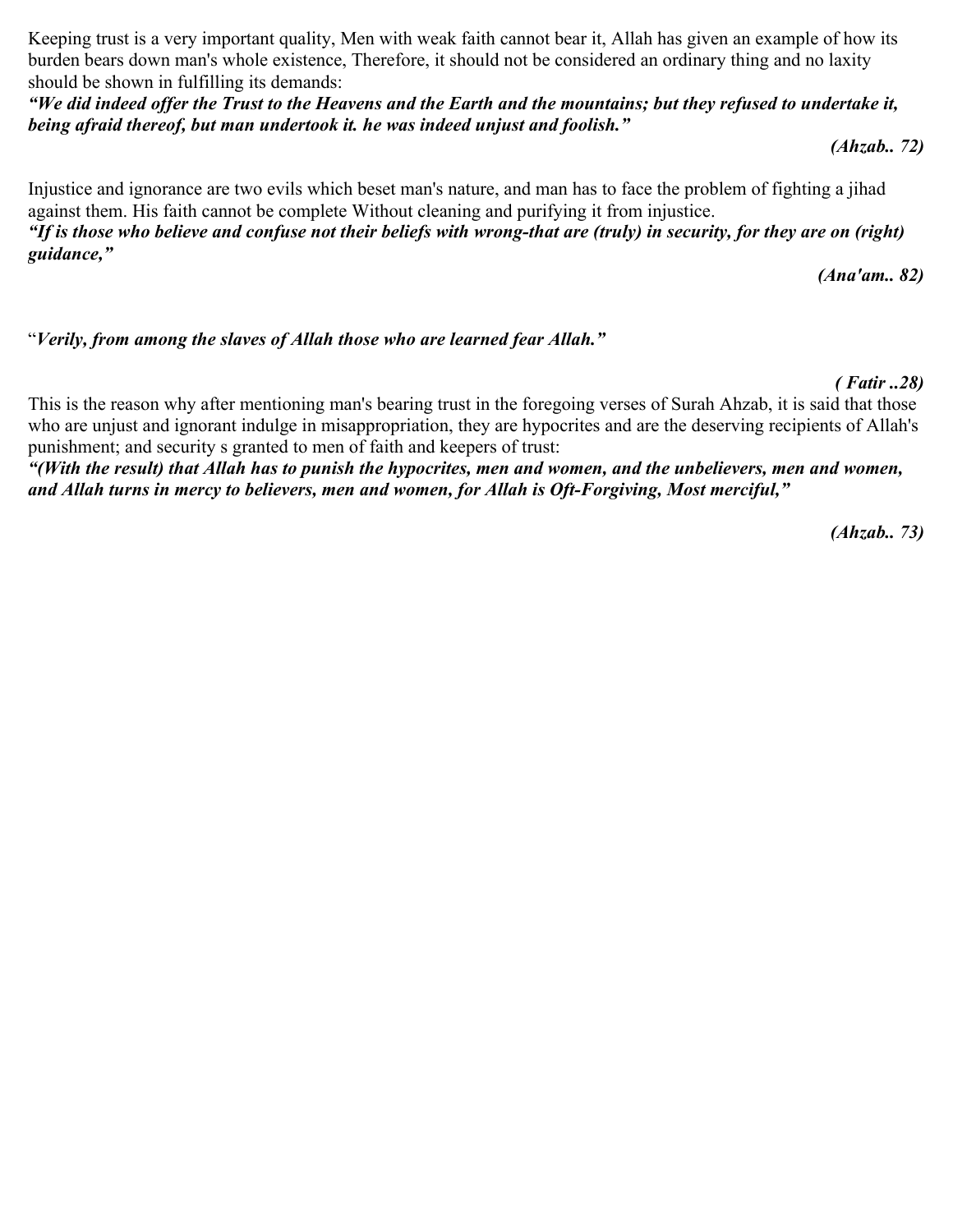Keeping trust is a very important quality, Men with weak faith cannot bear it, Allah has given an example of how its burden bears down man's whole existence, Therefore, it should not be considered an ordinary thing and no laxity should be shown in fulfilling its demands:

***"We did indeed offer the Trust to the Heavens and the Earth and the mountains; but they refused to undertake it, being afraid thereof, but man undertook it. he was indeed unjust and foolish."***

***(Ahzab.. 72)***

Injustice and ignorance are two evils which beset man's nature, and man has to face the problem of fighting a jihad against them. His faith cannot be complete Without cleaning and purifying it from injustice.

***"If is those who believe and confuse not their beliefs with wrong-that are (truly) in security, for they are on (right) guidance,"***

***(Ana'am.. 82)***

"***Verily, from among the slaves of Allah those who are learned fear Allah."***

***( Fatir ..28)***

This is the reason why after mentioning man's bearing trust in the foregoing verses of Surah Ahzab, it is said that those who are unjust and ignorant indulge in misappropriation, they are hypocrites and are the deserving recipients of Allah's punishment; and security s granted to men of faith and keepers of trust:

***"(With the result) that Allah has to punish the hypocrites, men and women, and the unbelievers, men and women, and Allah turns in mercy to believers, men and women, for Allah is Oft-Forgiving, Most merciful,"***

***(Ahzab.. 73)***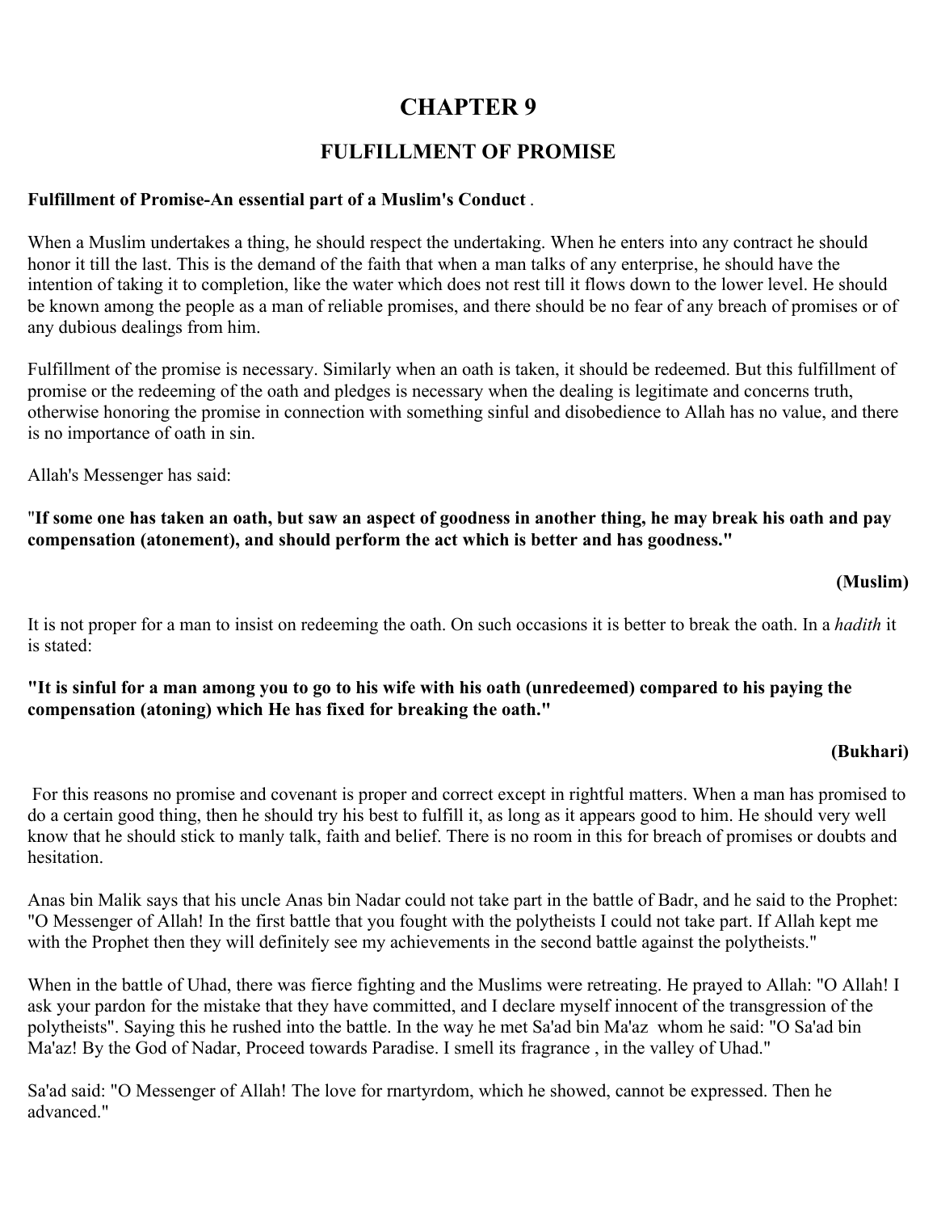# CHAPTER 9

## FULFILLMENT OF PROMISE

**Fulfillment of Promise-An essential part of a Muslim's Conduct** .

When a Muslim undertakes a thing, he should respect the undertaking. When he enters into any contract he should honor it till the last. This is the demand of the faith that when a man talks of any enterprise, he should have the intention of taking it to completion, like the water which does not rest till it flows down to the lower level. He should be known among the people as a man of reliable promises, and there should be no fear of any breach of promises or of any dubious dealings from him.

Fulfillment of the promise is necessary. Similarly when an oath is taken, it should be redeemed. But this fulfillment of promise or the redeeming of the oath and pledges is necessary when the dealing is legitimate and concerns truth, otherwise honoring the promise in connection with something sinful and disobedience to Allah has no value, and there is no importance of oath in sin.

Allah's Messenger has said:

**"If some one has taken an oath, but saw an aspect of goodness in another thing, he may break his oath and pay compensation (atonement), and should perform the act which is better and has goodness."**

**(Muslim)**

It is not proper for a man to insist on redeeming the oath. On such occasions it is better to break the oath. In a *hadith* it is stated:

**"It is sinful for a man among you to go to his wife with his oath (unredeemed) compared to his paying the compensation (atoning) which He has fixed for breaking the oath."**

**(Bukhari)**

For this reasons no promise and covenant is proper and correct except in rightful matters. When a man has promised to do a certain good thing, then he should try his best to fulfill it, as long as it appears good to him. He should very well know that he should stick to manly talk, faith and belief. There is no room in this for breach of promises or doubts and hesitation.

Anas bin Malik says that his uncle Anas bin Nadar could not take part in the battle of Badr, and he said to the Prophet: "O Messenger of Allah! In the first battle that you fought with the polytheists I could not take part. If Allah kept me with the Prophet then they will definitely see my achievements in the second battle against the polytheists."

When in the battle of Uhad, there was fierce fighting and the Muslims were retreating. He prayed to Allah: "O Allah! I ask your pardon for the mistake that they have committed, and I declare myself innocent of the transgression of the polytheists". Saying this he rushed into the battle. In the way he met Sa'ad bin Ma'az whom he said: "O Sa'ad bin Ma'az! By the God of Nadar, Proceed towards Paradise. I smell its fragrance , in the valley of Uhad."

Sa'ad said: "O Messenger of Allah! The love for rnartyrdom, which he showed, cannot be expressed. Then he advanced."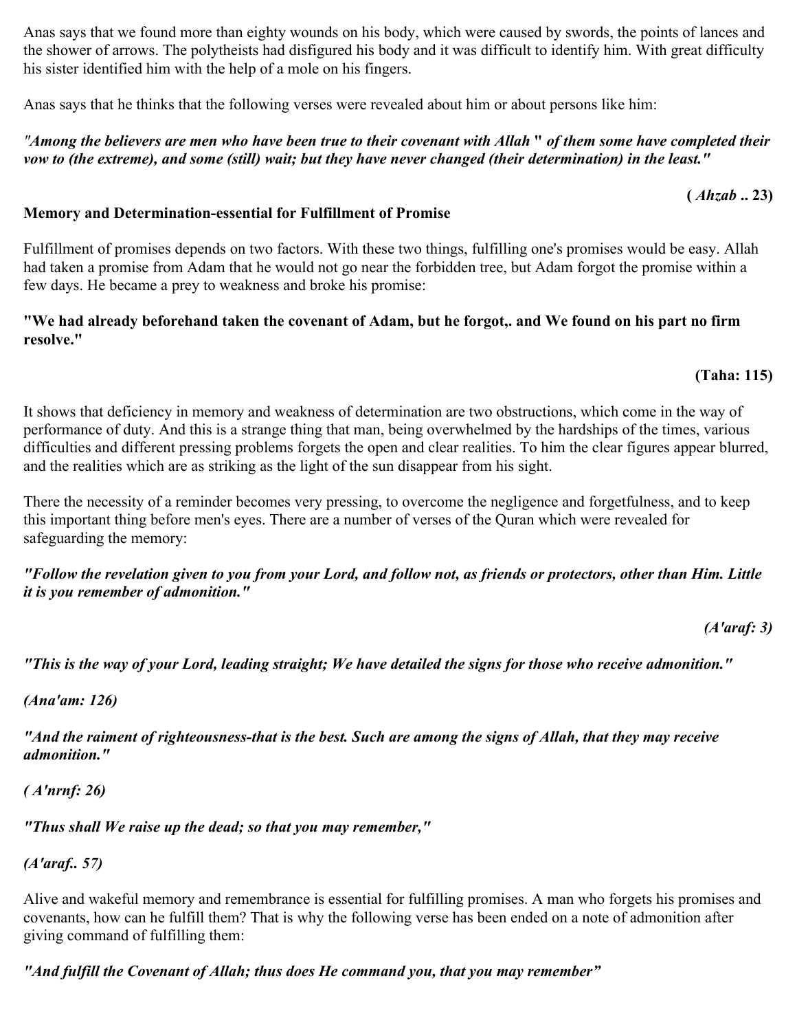Anas says that we found more than eighty wounds on his body, which were caused by swords, the points of lances and the shower of arrows. The polytheists had disfigured his body and it was difficult to identify him. With great difficulty his sister identified him with the help of a mole on his fingers.

Anas says that he thinks that the following verses were revealed about him or about persons like him:

***"Among the believers are men who have been true to their covenant with Allah " of them some have completed their vow to (the extreme), and some (still) wait; but they have never changed (their determination) in the least."***

**( *Ahzab* .. 23)**

**Memory and Determination-essential for Fulfillment of Promise**

Fulfillment of promises depends on two factors. With these two things, fulfilling one's promises would be easy. Allah had taken a promise from Adam that he would not go near the forbidden tree, but Adam forgot the promise within a few days. He became a prey to weakness and broke his promise:

**"We had already beforehand taken the covenant of Adam, but he forgot,. and We found on his part no firm resolve."**

**(Taha: 115)**

It shows that deficiency in memory and weakness of determination are two obstructions, which come in the way of performance of duty. And this is a strange thing that man, being overwhelmed by the hardships of the times, various difficulties and different pressing problems forgets the open and clear realities. To him the clear figures appear blurred, and the realities which are as striking as the light of the sun disappear from his sight.

There the necessity of a reminder becomes very pressing, to overcome the negligence and forgetfulness, and to keep this important thing before men's eyes. There are a number of verses of the Quran which were revealed for safeguarding the memory:

***"Follow the revelation given to you from your Lord, and follow not, as friends or protectors, other than Him. Little it is you remember of admonition."***

***(A'araf: 3)***

***"This is the way of your Lord, leading straight; We have detailed the signs for those who receive admonition."***

***(Ana'am: 126)***

***"And the raiment of righteousness-that is the best. Such are among the signs of Allah, that they may receive admonition."***

***( A'nrnf: 26)***

***"Thus shall We raise up the dead; so that you may remember,"***

***(A'araf.. 57)***

Alive and wakeful memory and remembrance is essential for fulfilling promises. A man who forgets his promises and covenants, how can he fulfill them? That is why the following verse has been ended on a note of admonition after giving command of fulfilling them:

***"And fulfill the Covenant of Allah; thus does He command you, that you may remember"***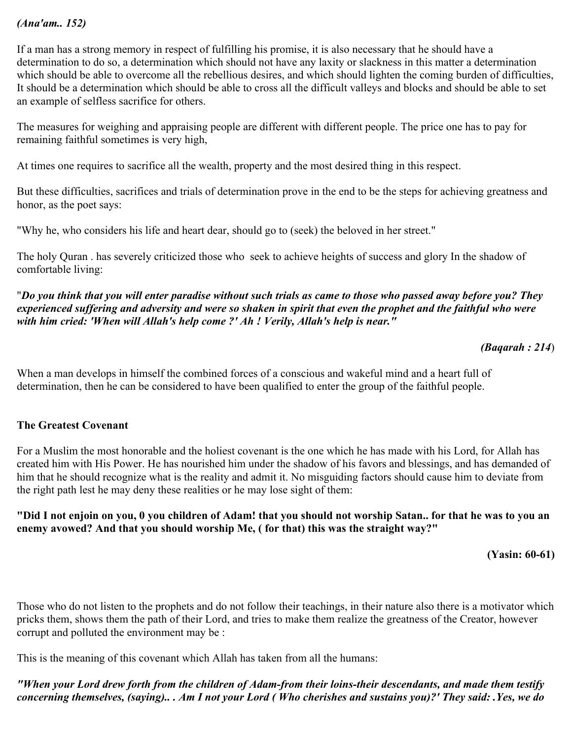*(Ana'am.. 152)*

If a man has a strong memory in respect of fulfilling his promise, it is also necessary that he should have a determination to do so, a determination which should not have any laxity or slackness in this matter a determination which should be able to overcome all the rebellious desires, and which should lighten the coming burden of difficulties, It should be a determination which should be able to cross all the difficult valleys and blocks and should be able to set an example of selfless sacrifice for others.

The measures for weighing and appraising people are different with different people. The price one has to pay for remaining faithful sometimes is very high,

At times one requires to sacrifice all the wealth, property and the most desired thing in this respect.

But these difficulties, sacrifices and trials of determination prove in the end to be the steps for achieving greatness and honor, as the poet says:

"Why he, who considers his life and heart dear, should go to (seek) the beloved in her street."

The holy Quran . has severely criticized those who seek to achieve heights of success and glory In the shadow of comfortable living:

"***Do you think that you will enter paradise without such trials as came to those who passed away before you? They experienced suffering and adversity and were so shaken in spirit that even the prophet and the faithful who were with him cried: 'When will Allah's help come ?' Ah ! Verily, Allah's help is near."***

***(Baqarah : 214***)

When a man develops in himself the combined forces of a conscious and wakeful mind and a heart full of determination, then he can be considered to have been qualified to enter the group of the faithful people.

**The Greatest Covenant**

For a Muslim the most honorable and the holiest covenant is the one which he has made with his Lord, for Allah has created him with His Power. He has nourished him under the shadow of his favors and blessings, and has demanded of him that he should recognize what is the reality and admit it. No misguiding factors should cause him to deviate from the right path lest he may deny these realities or he may lose sight of them:

**"Did I not enjoin on you, 0 you children of Adam! that you should not worship Satan.. for that he was to you an enemy avowed? And that you should worship Me, ( for that) this was the straight way?"**

**(Yasin: 60-61)**

Those who do not listen to the prophets and do not follow their teachings, in their nature also there is a motivator which pricks them, shows them the path of their Lord, and tries to make them realize the greatness of the Creator, however corrupt and polluted the environment may be :

This is the meaning of this covenant which Allah has taken from all the humans:

***"When your Lord drew forth from the children of Adam-from their loins-their descendants, and made them testify concerning themselves, (saying).. . Am I not your Lord ( Who cherishes and sustains you)?' They said: .Yes, we do***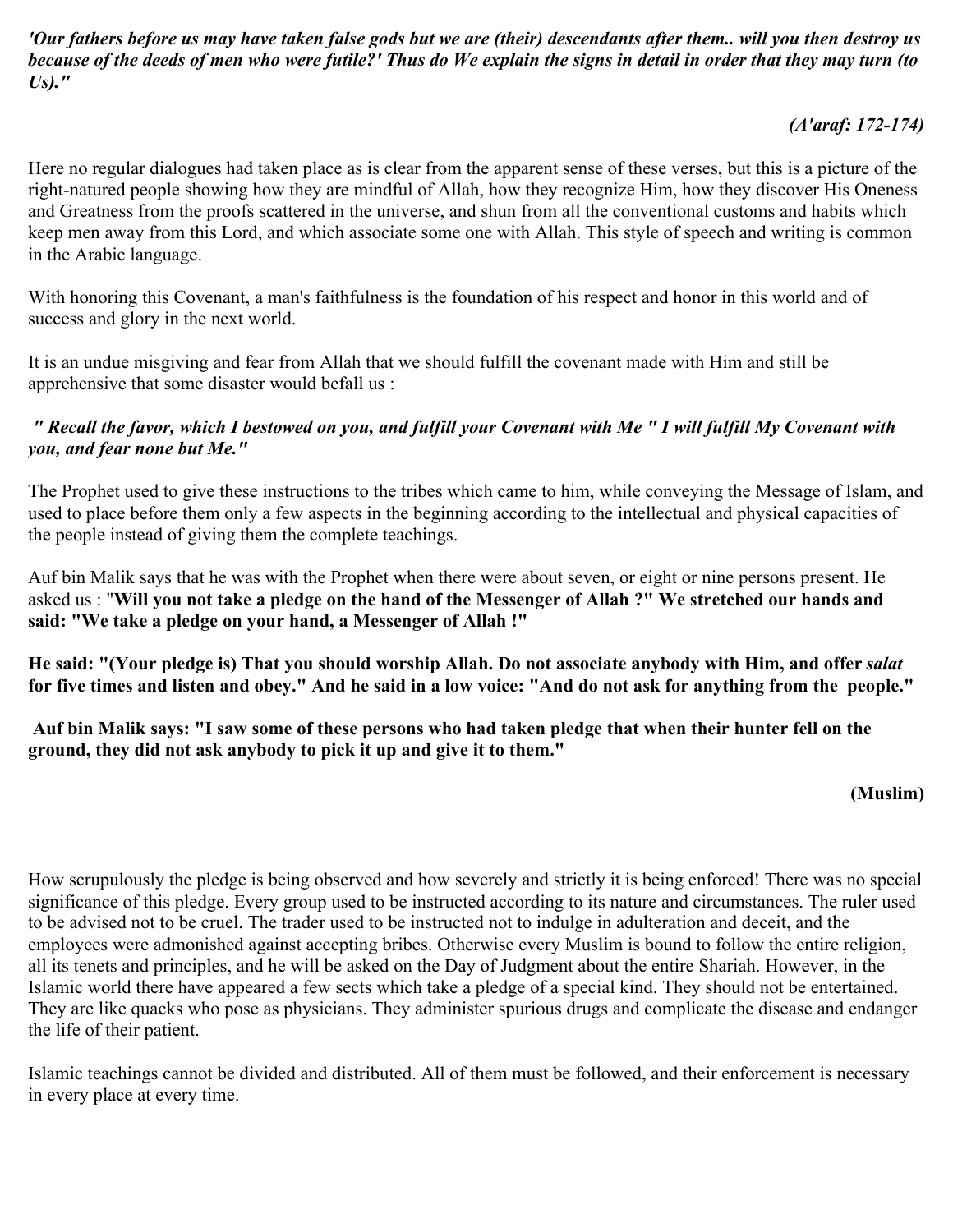***'Our fathers before us may have taken false gods but we are (their) descendants after them.. will you then destroy us because of the deeds of men who were futile?' Thus do We explain the signs in detail in order that they may turn (to Us)."***

***(A'araf: 172-174)***

Here no regular dialogues had taken place as is clear from the apparent sense of these verses, but this is a picture of the right-natured people showing how they are mindful of Allah, how they recognize Him, how they discover His Oneness and Greatness from the proofs scattered in the universe, and shun from all the conventional customs and habits which keep men away from this Lord, and which associate some one with Allah. This style of speech and writing is common in the Arabic language.

With honoring this Covenant, a man's faithfulness is the foundation of his respect and honor in this world and of success and glory in the next world.

It is an undue misgiving and fear from Allah that we should fulfill the covenant made with Him and still be apprehensive that some disaster would befall us :

***" Recall the favor, which I bestowed on you, and fulfill your Covenant with Me " I will fulfill My Covenant with you, and fear none but Me."***

The Prophet used to give these instructions to the tribes which came to him, while conveying the Message of Islam, and used to place before them only a few aspects in the beginning according to the intellectual and physical capacities of the people instead of giving them the complete teachings.

Auf bin Malik says that he was with the Prophet when there were about seven, or eight or nine persons present. He asked us : "**Will you not take a pledge on the hand of the Messenger of Allah ?" We stretched our hands and said: "We take a pledge on your hand, a Messenger of Allah !"**

**He said: "(Your pledge is) That you should worship Allah. Do not associate anybody with Him, and offer *salat* for five times and listen and obey." And he said in a low voice: "And do not ask for anything from the people."**

**Auf bin Malik says: "I saw some of these persons who had taken pledge that when their hunter fell on the ground, they did not ask anybody to pick it up and give it to them."**

**(Muslim)**

How scrupulously the pledge is being observed and how severely and strictly it is being enforced! There was no special significance of this pledge. Every group used to be instructed according to its nature and circumstances. The ruler used to be advised not to be cruel. The trader used to be instructed not to indulge in adulteration and deceit, and the employees were admonished against accepting bribes. Otherwise every Muslim is bound to follow the entire religion, all its tenets and principles, and he will be asked on the Day of Judgment about the entire Shariah. However, in the Islamic world there have appeared a few sects which take a pledge of a special kind. They should not be entertained. They are like quacks who pose as physicians. They administer spurious drugs and complicate the disease and endanger the life of their patient.

Islamic teachings cannot be divided and distributed. All of them must be followed, and their enforcement is necessary in every place at every time.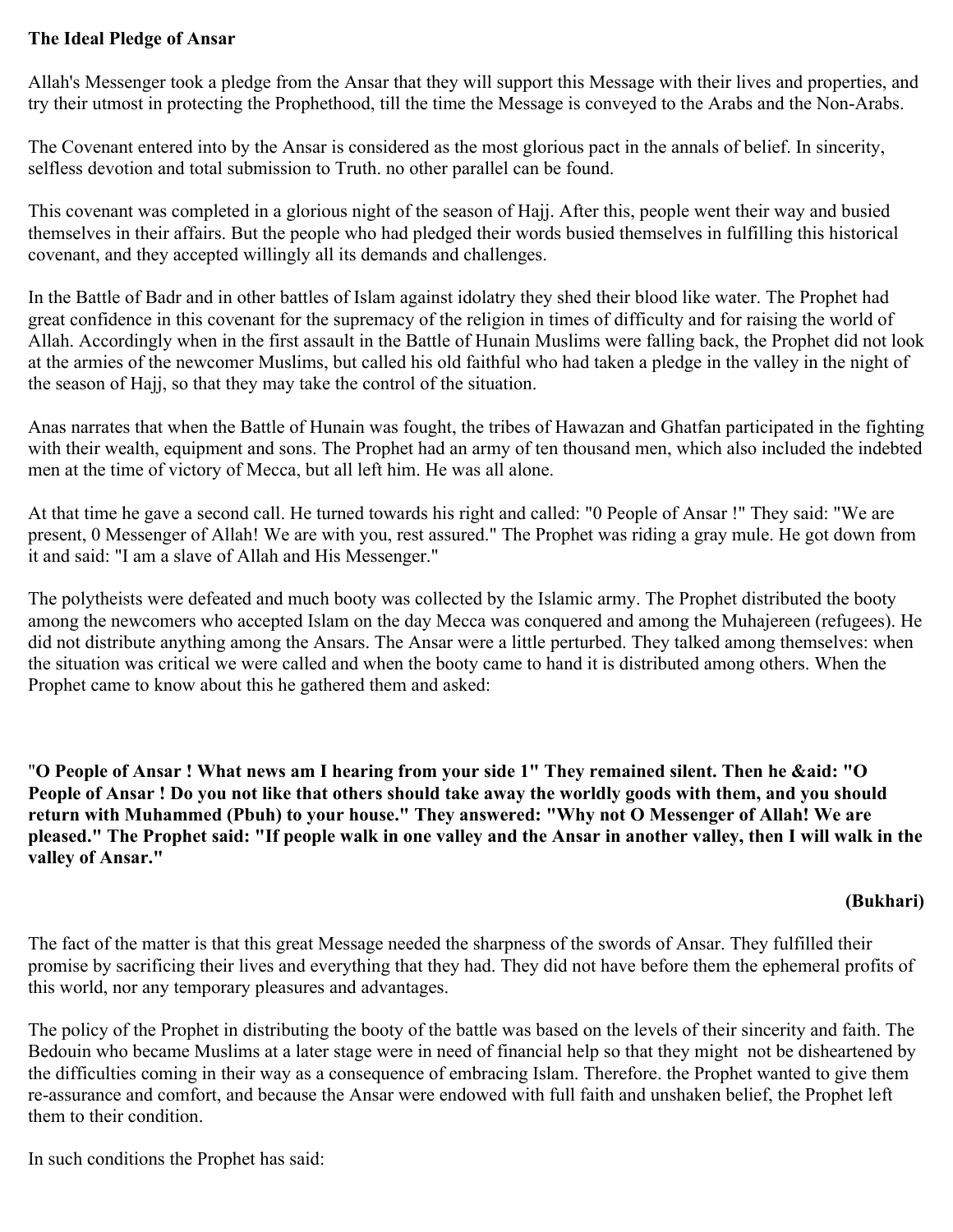**The Ideal Pledge of Ansar**

Allah's Messenger took a pledge from the Ansar that they will support this Message with their lives and properties, and try their utmost in protecting the Prophethood, till the time the Message is conveyed to the Arabs and the Non-Arabs.

The Covenant entered into by the Ansar is considered as the most glorious pact in the annals of belief. In sincerity, selfless devotion and total submission to Truth. no other parallel can be found.

This covenant was completed in a glorious night of the season of Hajj. After this, people went their way and busied themselves in their affairs. But the people who had pledged their words busied themselves in fulfilling this historical covenant, and they accepted willingly all its demands and challenges.

In the Battle of Badr and in other battles of Islam against idolatry they shed their blood like water. The Prophet had great confidence in this covenant for the supremacy of the religion in times of difficulty and for raising the world of Allah. Accordingly when in the first assault in the Battle of Hunain Muslims were falling back, the Prophet did not look at the armies of the newcomer Muslims, but called his old faithful who had taken a pledge in the valley in the night of the season of Hajj, so that they may take the control of the situation.

Anas narrates that when the Battle of Hunain was fought, the tribes of Hawazan and Ghatfan participated in the fighting with their wealth, equipment and sons. The Prophet had an army of ten thousand men, which also included the indebted men at the time of victory of Mecca, but all left him. He was all alone.

At that time he gave a second call. He turned towards his right and called: "0 People of Ansar !" They said: "We are present, 0 Messenger of Allah! We are with you, rest assured." The Prophet was riding a gray mule. He got down from it and said: "I am a slave of Allah and His Messenger."

The polytheists were defeated and much booty was collected by the Islamic army. The Prophet distributed the booty among the newcomers who accepted Islam on the day Mecca was conquered and among the Muhajereen (refugees). He did not distribute anything among the Ansars. The Ansar were a little perturbed. They talked among themselves: when the situation was critical we were called and when the booty came to hand it is distributed among others. When the Prophet came to know about this he gathered them and asked:

**"O People of Ansar ! What news am I hearing from your side 1" They remained silent. Then he &aid: "O People of Ansar ! Do you not like that others should take away the worldly goods with them, and you should return with Muhammed (Pbuh) to your house." They answered: "Why not O Messenger of Allah! We are pleased." The Prophet said: "If people walk in one valley and the Ansar in another valley, then I will walk in the valley of Ansar."**

**(Bukhari)**

The fact of the matter is that this great Message needed the sharpness of the swords of Ansar. They fulfilled their promise by sacrificing their lives and everything that they had. They did not have before them the ephemeral profits of this world, nor any temporary pleasures and advantages.

The policy of the Prophet in distributing the booty of the battle was based on the levels of their sincerity and faith. The Bedouin who became Muslims at a later stage were in need of financial help so that they might not be disheartened by the difficulties coming in their way as a consequence of embracing Islam. Therefore. the Prophet wanted to give them re-assurance and comfort, and because the Ansar were endowed with full faith and unshaken belief, the Prophet left them to their condition.

In such conditions the Prophet has said: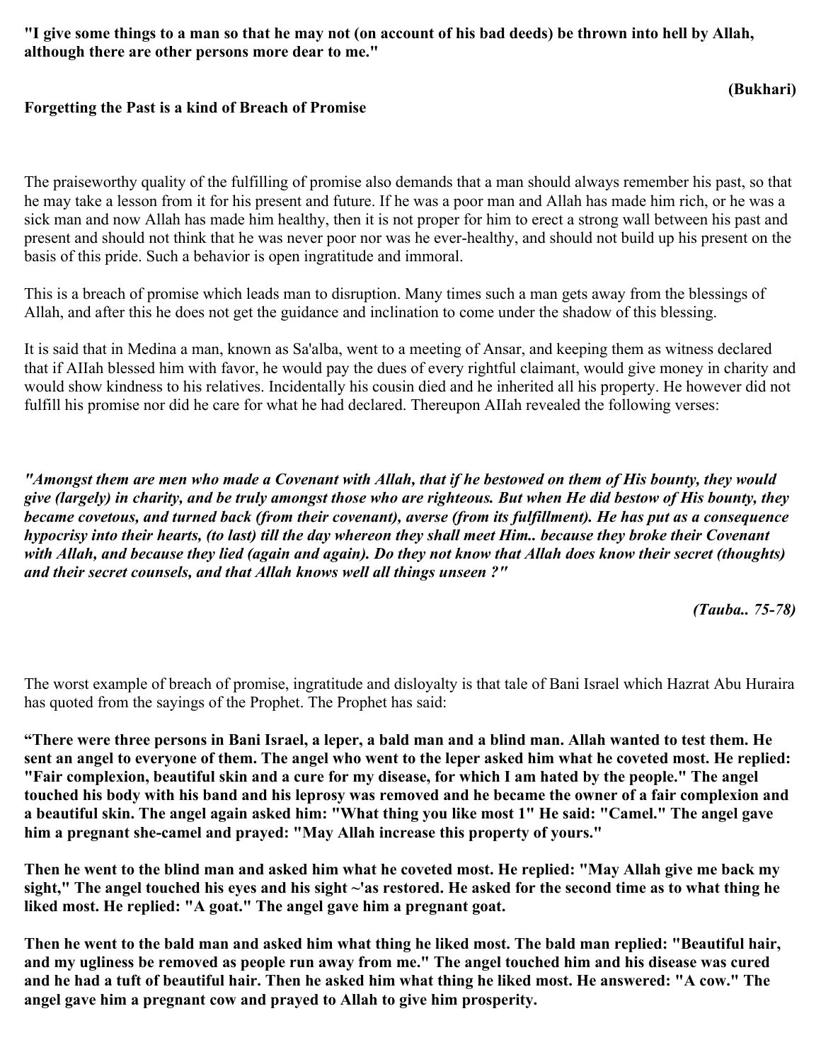**"I give some things to a man so that he may not (on account of his bad deeds) be thrown into hell by Allah, although there are other persons more dear to me."**

**(Bukhari)**

**Forgetting the Past is a kind of Breach of Promise**

The praiseworthy quality of the fulfilling of promise also demands that a man should always remember his past, so that he may take a lesson from it for his present and future. If he was a poor man and Allah has made him rich, or he was a sick man and now Allah has made him healthy, then it is not proper for him to erect a strong wall between his past and present and should not think that he was never poor nor was he ever-healthy, and should not build up his present on the basis of this pride. Such a behavior is open ingratitude and immoral.

This is a breach of promise which leads man to disruption. Many times such a man gets away from the blessings of Allah, and after this he does not get the guidance and inclination to come under the shadow of this blessing.

It is said that in Medina a man, known as Sa'alba, went to a meeting of Ansar, and keeping them as witness declared that if AIlah blessed him with favor, he would pay the dues of every rightful claimant, would give money in charity and would show kindness to his relatives. Incidentally his cousin died and he inherited all his property. He however did not fulfill his promise nor did he care for what he had declared. Thereupon AIlah revealed the following verses:

***"Amongst them are men who made a Covenant with Allah, that if he bestowed on them of His bounty, they would give (largely) in charity, and be truly amongst those who are righteous. But when He did bestow of His bounty, they became covetous, and turned back (from their covenant), averse (from its fulfillment). He has put as a consequence hypocrisy into their hearts, (to last) till the day whereon they shall meet Him.. because they broke their Covenant with Allah, and because they lied (again and again). Do they not know that Allah does know their secret (thoughts) and their secret counsels, and that Allah knows well all things unseen ?"***

***(Tauba.. 75-78)***

The worst example of breach of promise, ingratitude and disloyalty is that tale of Bani Israel which Hazrat Abu Huraira has quoted from the sayings of the Prophet. The Prophet has said:

**“There were three persons in Bani Israel, a leper, a bald man and a blind man. Allah wanted to test them. He sent an angel to everyone of them. The angel who went to the leper asked him what he coveted most. He replied: "Fair complexion, beautiful skin and a cure for my disease, for which I am hated by the people." The angel touched his body with his band and his leprosy was removed and he became the owner of a fair complexion and a beautiful skin. The angel again asked him: "What thing you like most 1" He said: "Camel." The angel gave him a pregnant she-camel and prayed: "May Allah increase this property of yours."**

**Then he went to the blind man and asked him what he coveted most. He replied: "May Allah give me back my sight," The angel touched his eyes and his sight ~'as restored. He asked for the second time as to what thing he liked most. He replied: "A goat." The angel gave him a pregnant goat.**

**Then he went to the bald man and asked him what thing he liked most. The bald man replied: "Beautiful hair, and my ugliness be removed as people run away from me." The angel touched him and his disease was cured and he had a tuft of beautiful hair. Then he asked him what thing he liked most. He answered: "A cow." The angel gave him a pregnant cow and prayed to Allah to give him prosperity.**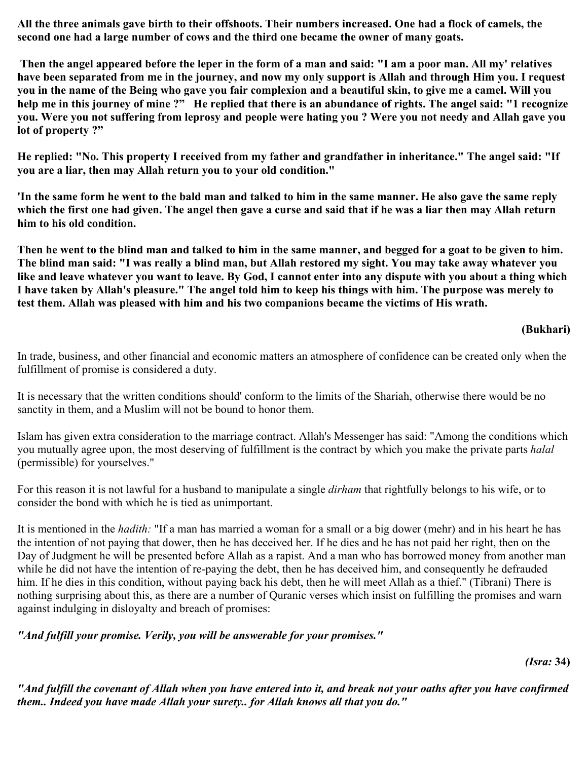**All the three animals gave birth to their offshoots. Their numbers increased. One had a flock of camels, the second one had a large number of cows and the third one became the owner of many goats.**

**Then the angel appeared before the leper in the form of a man and said: "I am a poor man. All my' relatives have been separated from me in the journey, and now my only support is Allah and through Him you. I request you in the name of the Being who gave you fair complexion and a beautiful skin, to give me a camel. Will you help me in this journey of mine ?" He replied that there is an abundance of rights. The angel said: "1 recognize you. Were you not suffering from leprosy and people were hating you ? Were you not needy and Allah gave you lot of property ?"**

**He replied: "No. This property I received from my father and grandfather in inheritance." The angel said: "If you are a liar, then may Allah return you to your old condition."**

**'In the same form he went to the bald man and talked to him in the same manner. He also gave the same reply which the first one had given. The angel then gave a curse and said that if he was a liar then may Allah return him to his old condition.**

**Then he went to the blind man and talked to him in the same manner, and begged for a goat to be given to him. The blind man said: "I was really a blind man, but Allah restored my sight. You may take away whatever you like and leave whatever you want to leave. By God, I cannot enter into any dispute with you about a thing which I have taken by Allah's pleasure." The angel told him to keep his things with him. The purpose was merely to test them. Allah was pleased with him and his two companions became the victims of His wrath.**

**(Bukhari)**

In trade, business, and other financial and economic matters an atmosphere of confidence can be created only when the fulfillment of promise is considered a duty.

It is necessary that the written conditions should' conform to the limits of the Shariah, otherwise there would be no sanctity in them, and a Muslim will not be bound to honor them.

Islam has given extra consideration to the marriage contract. Allah's Messenger has said: "Among the conditions which you mutually agree upon, the most deserving of fulfillment is the contract by which you make the private parts *halal* (permissible) for yourselves."

For this reason it is not lawful for a husband to manipulate a single *dirham* that rightfully belongs to his wife, or to consider the bond with which he is tied as unimportant.

It is mentioned in the *hadith:* "If a man has married a woman for a small or a big dower (mehr) and in his heart he has the intention of not paying that dower, then he has deceived her. If he dies and he has not paid her right, then on the Day of Judgment he will be presented before Allah as a rapist. And a man who has borrowed money from another man while he did not have the intention of re-paying the debt, then he has deceived him, and consequently he defrauded him. If he dies in this condition, without paying back his debt, then he will meet Allah as a thief." (Tibrani) There is nothing surprising about this, as there are a number of Quranic verses which insist on fulfilling the promises and warn against indulging in disloyalty and breach of promises:

***"And fulfill your promise. Verily, you will be answerable for your promises."***

***(Isra:* 34)**

***"And fulfill the covenant of Allah when you have entered into it, and break not your oaths after you have confirmed them.. Indeed you have made Allah your surety.. for Allah knows all that you do."***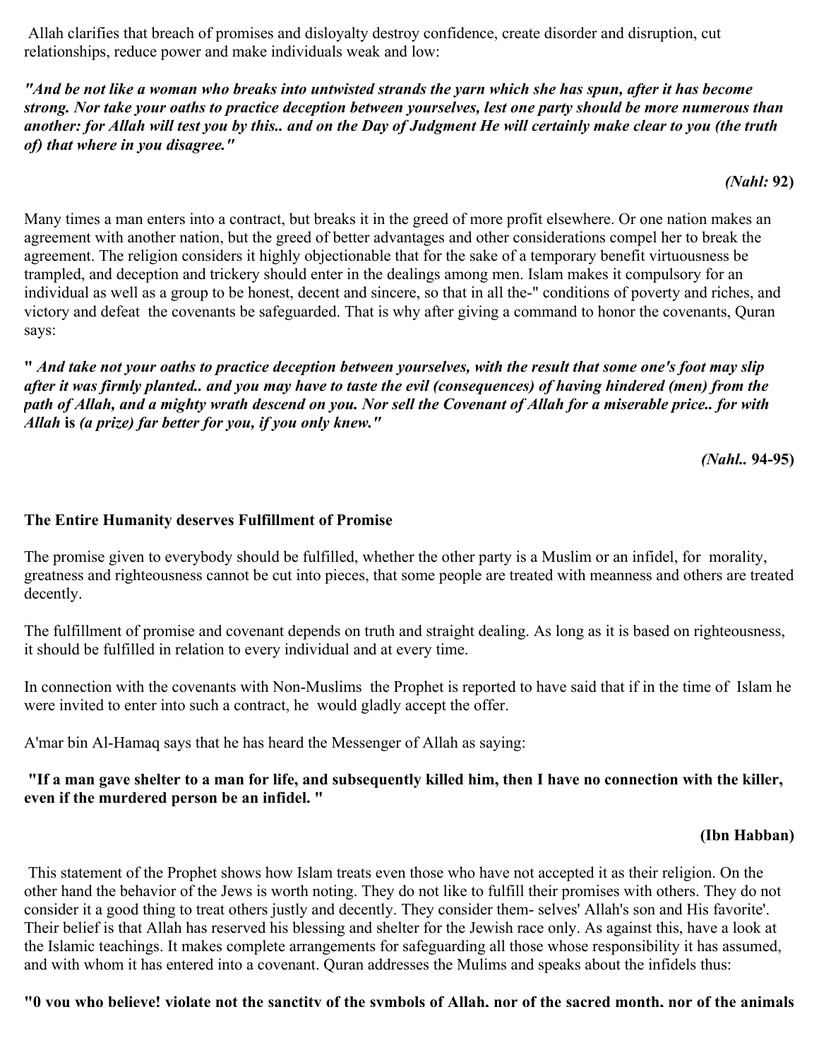Allah clarifies that breach of promises and disloyalty destroy confidence, create disorder and disruption, cut relationships, reduce power and make individuals weak and low:

***"And be not like a woman who breaks into untwisted strands the yarn which she has spun, after it has become strong. Nor take your oaths to practice deception between yourselves, lest one party should be more numerous than another: for Allah will test you by this.. and on the Day of Judgment He will certainly make clear to you (the truth of) that where in you disagree."***

***(Nahl:* 92)**

Many times a man enters into a contract, but breaks it in the greed of more profit elsewhere. Or one nation makes an agreement with another nation, but the greed of better advantages and other considerations compel her to break the agreement. The religion considers it highly objectionable that for the sake of a temporary benefit virtuousness be trampled, and deception and trickery should enter in the dealings among men. Islam makes it compulsory for an individual as well as a group to be honest, decent and sincere, so that in all the-" conditions of poverty and riches, and victory and defeat the covenants be safeguarded. That is why after giving a command to honor the covenants, Quran says:

**"** ***And take not your oaths to practice deception between yourselves, with the result that some one's foot may slip after it was firmly planted.. and you may have to taste the evil (consequences) of having hindered (men) from the path of Allah, and a mighty wrath descend on you. Nor sell the Covenant of Allah for a miserable price.. for with Allah*** **is** ***(a prize) far better for you, if you only knew."***

***(Nahl..* 94-95)**

**The Entire Humanity deserves Fulfillment of Promise**

The promise given to everybody should be fulfilled, whether the other party is a Muslim or an infidel, for morality, greatness and righteousness cannot be cut into pieces, that some people are treated with meanness and others are treated decently.

The fulfillment of promise and covenant depends on truth and straight dealing. As long as it is based on righteousness, it should be fulfilled in relation to every individual and at every time.

In connection with the covenants with Non-Muslims the Prophet is reported to have said that if in the time of Islam he were invited to enter into such a contract, he would gladly accept the offer.

A'mar bin Al-Hamaq says that he has heard the Messenger of Allah as saying:

**"If a man gave shelter to a man for life, and subsequently killed him, then I have no connection with the killer, even if the murdered person be an infidel. "**

**(Ibn Habban)**

This statement of the Prophet shows how Islam treats even those who have not accepted it as their religion. On the other hand the behavior of the Jews is worth noting. They do not like to fulfill their promises with others. They do not consider it a good thing to treat others justly and decently. They consider them- selves' Allah's son and His favorite'. Their belief is that Allah has reserved his blessing and shelter for the Jewish race only. As against this, have a look at the Islamic teachings. It makes complete arrangements for safeguarding all those whose responsibility it has assumed, and with whom it has entered into a covenant. Quran addresses the Mulims and speaks about the infidels thus:

**"0 vou who believe! violate not the sanctitv of the svmbols of Allah. nor of the sacred month. nor of the animals**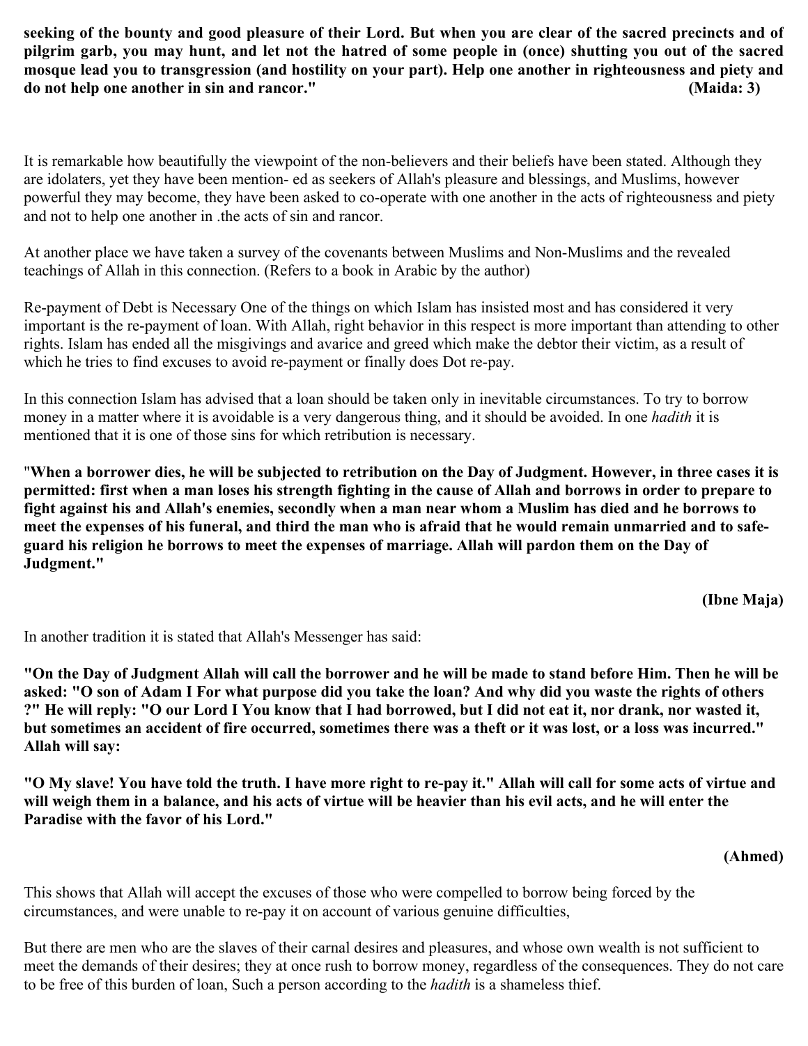**seeking of the bounty and good pleasure of their Lord. But when you are clear of the sacred precincts and of pilgrim garb, you may hunt, and let not the hatred of some people in (once) shutting you out of the sacred mosque lead you to transgression (and hostility on your part). Help one another in righteousness and piety and do not help one another in sin and rancor." (Maida: 3)**

It is remarkable how beautifully the viewpoint of the non-believers and their beliefs have been stated. Although they are idolaters, yet they have been mention- ed as seekers of Allah's pleasure and blessings, and Muslims, however powerful they may become, they have been asked to co-operate with one another in the acts of righteousness and piety and not to help one another in .the acts of sin and rancor.

At another place we have taken a survey of the covenants between Muslims and Non-Muslims and the revealed teachings of Allah in this connection. (Refers to a book in Arabic by the author)

Re-payment of Debt is Necessary One of the things on which Islam has insisted most and has considered it very important is the re-payment of loan. With Allah, right behavior in this respect is more important than attending to other rights. Islam has ended all the misgivings and avarice and greed which make the debtor their victim, as a result of which he tries to find excuses to avoid re-payment or finally does Dot re-pay.

In this connection Islam has advised that a loan should be taken only in inevitable circumstances. To try to borrow money in a matter where it is avoidable is a very dangerous thing, and it should be avoided. In one *hadith* it is mentioned that it is one of those sins for which retribution is necessary.

"**When a borrower dies, he will be subjected to retribution on the Day of Judgment. However, in three cases it is permitted: first when a man loses his strength fighting in the cause of Allah and borrows in order to prepare to fight against his and Allah's enemies, secondly when a man near whom a Muslim has died and he borrows to meet the expenses of his funeral, and third the man who is afraid that he would remain unmarried and to safe-guard his religion he borrows to meet the expenses of marriage. Allah will pardon them on the Day of Judgment."**

**(Ibne Maja)**

In another tradition it is stated that Allah's Messenger has said:

**"On the Day of Judgment Allah will call the borrower and he will be made to stand before Him. Then he will be asked: "O son of Adam I For what purpose did you take the loan? And why did you waste the rights of others ?" He will reply: "O our Lord I You know that I had borrowed, but I did not eat it, nor drank, nor wasted it, but sometimes an accident of fire occurred, sometimes there was a theft or it was lost, or a loss was incurred." Allah will say:**

**"O My slave! You have told the truth. I have more right to re-pay it." Allah will call for some acts of virtue and will weigh them in a balance, and his acts of virtue will be heavier than his evil acts, and he will enter the Paradise with the favor of his Lord."**

**(Ahmed)**

This shows that Allah will accept the excuses of those who were compelled to borrow being forced by the circumstances, and were unable to re-pay it on account of various genuine difficulties,

But there are men who are the slaves of their carnal desires and pleasures, and whose own wealth is not sufficient to meet the demands of their desires; they at once rush to borrow money, regardless of the consequences. They do not care to be free of this burden of loan, Such a person according to the *hadith* is a shameless thief.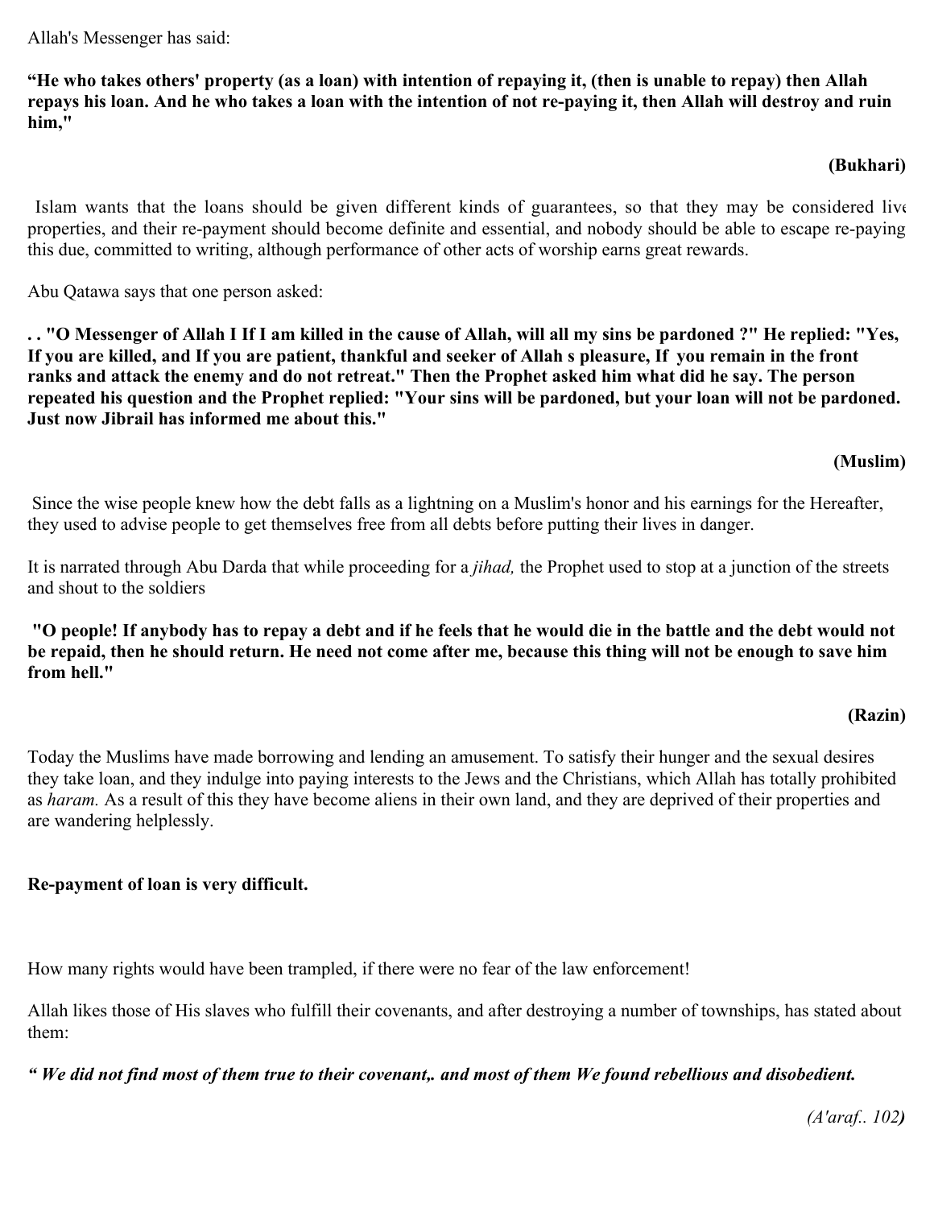Allah's Messenger has said:

**"He who takes others' property (as a loan) with intention of repaying it, (then is unable to repay) then Allah repays his loan. And he who takes a loan with the intention of not re-paying it, then Allah will destroy and ruin him,"**

**(Bukhari)**

Islam wants that the loans should be given different kinds of guarantees, so that they may be considered live properties, and their re-payment should become definite and essential, and nobody should be able to escape re-paying this due, committed to writing, although performance of other acts of worship earns great rewards.

Abu Qatawa says that one person asked:

**. . "O Messenger of Allah I If I am killed in the cause of Allah, will all my sins be pardoned ?" He replied: "Yes, If you are killed, and If you are patient, thankful and seeker of Allah s pleasure, If you remain in the front ranks and attack the enemy and do not retreat." Then the Prophet asked him what did he say. The person repeated his question and the Prophet replied: "Your sins will be pardoned, but your loan will not be pardoned. Just now Jibrail has informed me about this."**

**(Muslim)**

Since the wise people knew how the debt falls as a lightning on a Muslim's honor and his earnings for the Hereafter, they used to advise people to get themselves free from all debts before putting their lives in danger.

It is narrated through Abu Darda that while proceeding for a *jihad,* the Prophet used to stop at a junction of the streets and shout to the soldiers

**"O people! If anybody has to repay a debt and if he feels that he would die in the battle and the debt would not be repaid, then he should return. He need not come after me, because this thing will not be enough to save him from hell."**

**(Razin)**

Today the Muslims have made borrowing and lending an amusement. To satisfy their hunger and the sexual desires they take loan, and they indulge into paying interests to the Jews and the Christians, which Allah has totally prohibited as *haram.* As a result of this they have become aliens in their own land, and they are deprived of their properties and are wandering helplessly.

**Re-payment of loan is very difficult.**

How many rights would have been trampled, if there were no fear of the law enforcement!

Allah likes those of His slaves who fulfill their covenants, and after destroying a number of townships, has stated about them:

***" We did not find most of them true to their covenant,. and most of them We found rebellious and disobedient.***

*(A'araf.. 102)*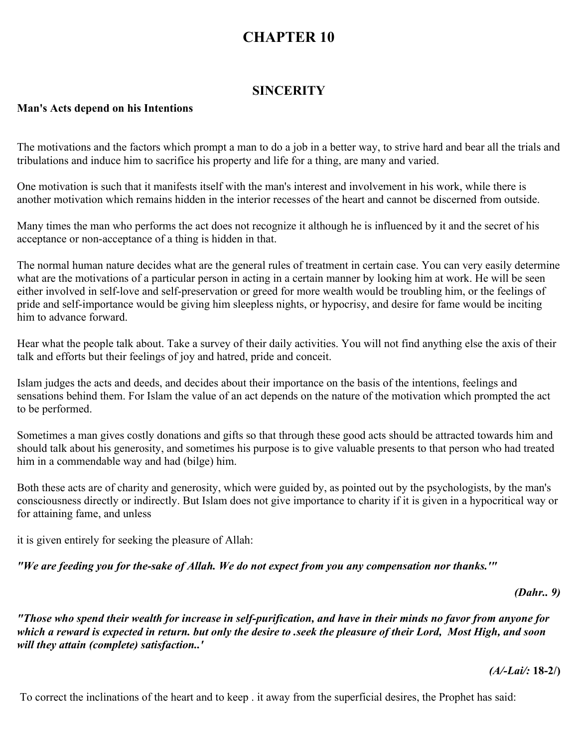# CHAPTER 10

## SINCERITY

**Man's Acts depend on his Intentions**

The motivations and the factors which prompt a man to do a job in a better way, to strive hard and bear all the trials and tribulations and induce him to sacrifice his property and life for a thing, are many and varied.

One motivation is such that it manifests itself with the man's interest and involvement in his work, while there is another motivation which remains hidden in the interior recesses of the heart and cannot be discerned from outside.

Many times the man who performs the act does not recognize it although he is influenced by it and the secret of his acceptance or non-acceptance of a thing is hidden in that.

The normal human nature decides what are the general rules of treatment in certain case. You can very easily determine what are the motivations of a particular person in acting in a certain manner by looking him at work. He will be seen either involved in self-love and self-preservation or greed for more wealth would be troubling him, or the feelings of pride and self-importance would be giving him sleepless nights, or hypocrisy, and desire for fame would be inciting him to advance forward.

Hear what the people talk about. Take a survey of their daily activities. You will not find anything else the axis of their talk and efforts but their feelings of joy and hatred, pride and conceit.

Islam judges the acts and deeds, and decides about their importance on the basis of the intentions, feelings and sensations behind them. For Islam the value of an act depends on the nature of the motivation which prompted the act to be performed.

Sometimes a man gives costly donations and gifts so that through these good acts should be attracted towards him and should talk about his generosity, and sometimes his purpose is to give valuable presents to that person who had treated him in a commendable way and had (bilge) him.

Both these acts are of charity and generosity, which were guided by, as pointed out by the psychologists, by the man's consciousness directly or indirectly. But Islam does not give importance to charity if it is given in a hypocritical way or for attaining fame, and unless

it is given entirely for seeking the pleasure of Allah:

***"We are feeding you for the-sake of Allah. We do not expect from you any compensation nor thanks.'"***

***(Dahr.. 9)***

***"Those who spend their wealth for increase in self-purification, and have in their minds no favor from anyone for which a reward is expected in return. but only the desire to .seek the pleasure of their Lord, Most High, and soon will they attain (complete) satisfaction..'***

***(A/-Lai/:* 18-2/)**

To correct the inclinations of the heart and to keep . it away from the superficial desires, the Prophet has said: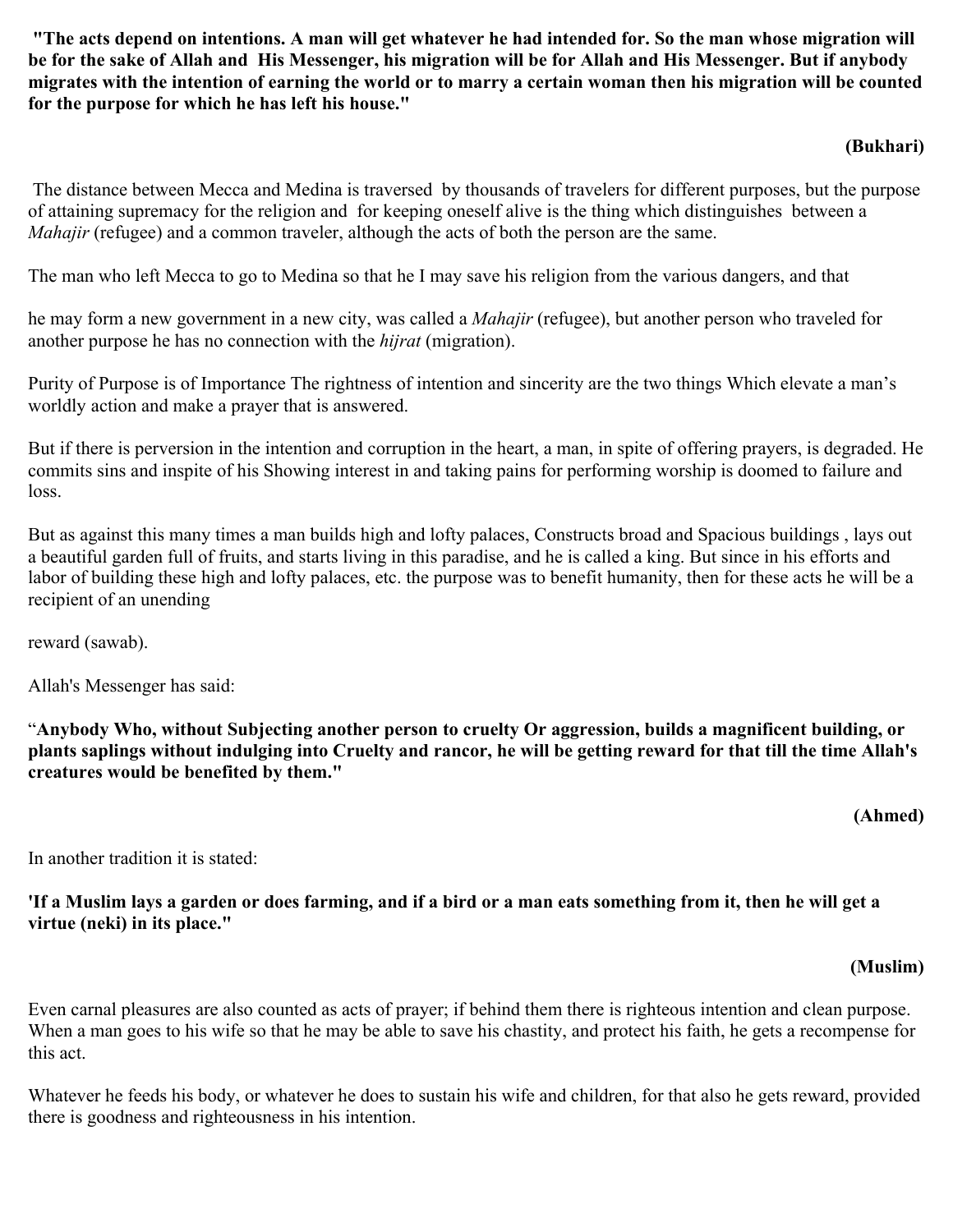**"The acts depend on intentions. A man will get whatever he had intended for. So the man whose migration will be for the sake of Allah and His Messenger, his migration will be for Allah and His Messenger. But if anybody migrates with the intention of earning the world or to marry a certain woman then his migration will be counted for the purpose for which he has left his house."**

**(Bukhari)**

The distance between Mecca and Medina is traversed by thousands of travelers for different purposes, but the purpose of attaining supremacy for the religion and for keeping oneself alive is the thing which distinguishes between a *Mahajir* (refugee) and a common traveler, although the acts of both the person are the same.

The man who left Mecca to go to Medina so that he I may save his religion from the various dangers, and that

he may form a new government in a new city, was called a *Mahajir* (refugee), but another person who traveled for another purpose he has no connection with the *hijrat* (migration).

Purity of Purpose is of Importance The rightness of intention and sincerity are the two things Which elevate a man's worldly action and make a prayer that is answered.

But if there is perversion in the intention and corruption in the heart, a man, in spite of offering prayers, is degraded. He commits sins and inspite of his Showing interest in and taking pains for performing worship is doomed to failure and loss.

But as against this many times a man builds high and lofty palaces, Constructs broad and Spacious buildings , lays out a beautiful garden full of fruits, and starts living in this paradise, and he is called a king. But since in his efforts and labor of building these high and lofty palaces, etc. the purpose was to benefit humanity, then for these acts he will be a recipient of an unending

reward (sawab).

Allah's Messenger has said:

"**Anybody Who, without Subjecting another person to cruelty Or aggression, builds a magnificent building, or plants saplings without indulging into Cruelty and rancor, he will be getting reward for that till the time Allah's creatures would be benefited by them."**

**(Ahmed)**

In another tradition it is stated:

**'If a Muslim lays a garden or does farming, and if a bird or a man eats something from it, then he will get a virtue (neki) in its place."**

**(Muslim)**

Even carnal pleasures are also counted as acts of prayer; if behind them there is righteous intention and clean purpose. When a man goes to his wife so that he may be able to save his chastity, and protect his faith, he gets a recompense for this act.

Whatever he feeds his body, or whatever he does to sustain his wife and children, for that also he gets reward, provided there is goodness and righteousness in his intention.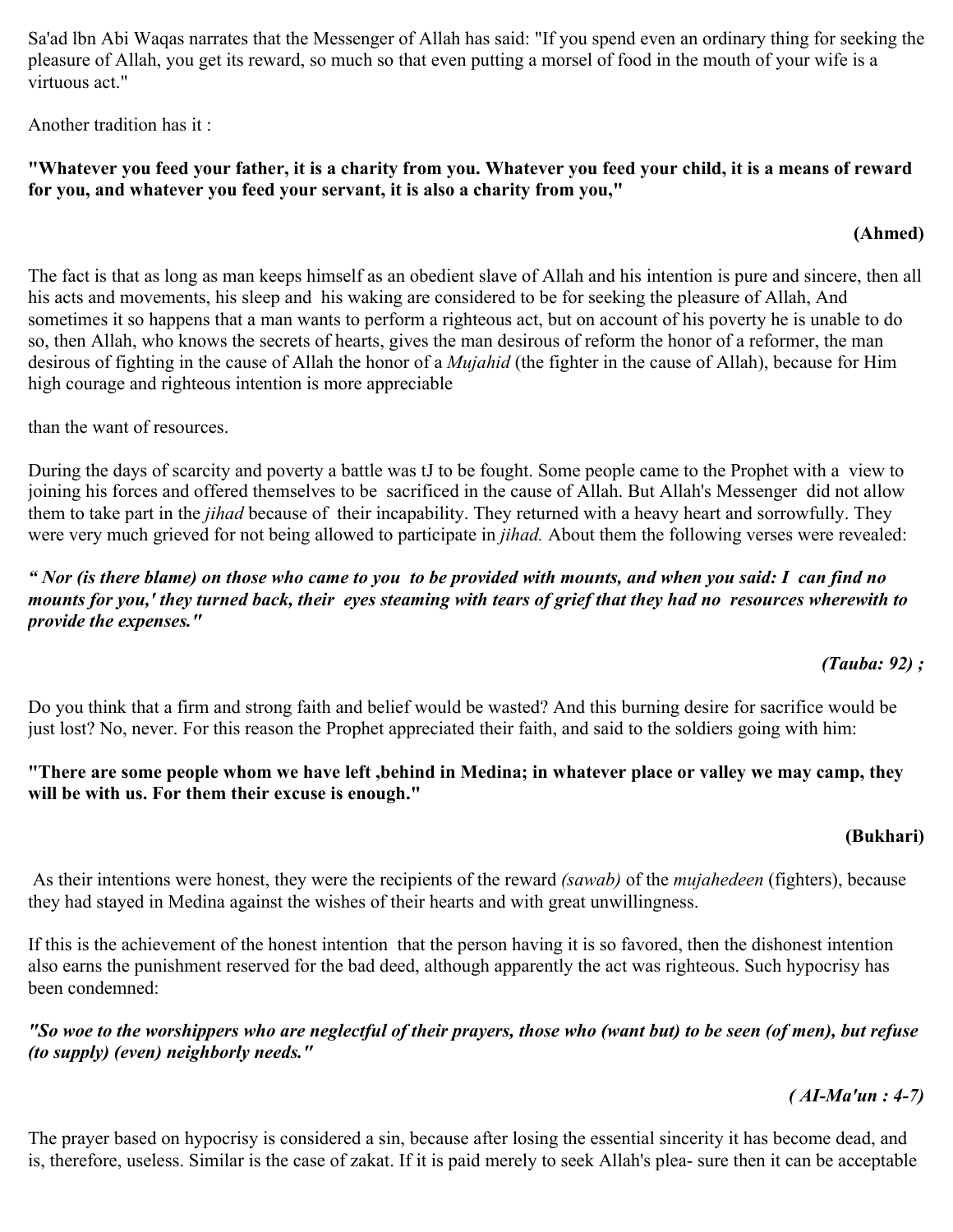Sa'ad lbn Abi Waqas narrates that the Messenger of Allah has said: "If you spend even an ordinary thing for seeking the pleasure of Allah, you get its reward, so much so that even putting a morsel of food in the mouth of your wife is a virtuous act."

Another tradition has it :

**"Whatever you feed your father, it is a charity from you. Whatever you feed your child, it is a means of reward for you, and whatever you feed your servant, it is also a charity from you,"**

**(Ahmed)**

The fact is that as long as man keeps himself as an obedient slave of Allah and his intention is pure and sincere, then all his acts and movements, his sleep and his waking are considered to be for seeking the pleasure of Allah, And sometimes it so happens that a man wants to perform a righteous act, but on account of his poverty he is unable to do so, then Allah, who knows the secrets of hearts, gives the man desirous of reform the honor of a reformer, the man desirous of fighting in the cause of Allah the honor of a *Mujahid* (the fighter in the cause of Allah), because for Him high courage and righteous intention is more appreciable

than the want of resources.

During the days of scarcity and poverty a battle was tJ to be fought. Some people came to the Prophet with a view to joining his forces and offered themselves to be sacrificed in the cause of Allah. But Allah's Messenger did not allow them to take part in the *jihad* because of their incapability. They returned with a heavy heart and sorrowfully. They were very much grieved for not being allowed to participate in *jihad.* About them the following verses were revealed:

***" Nor (is there blame) on those who came to you to be provided with mounts, and when you said: I can find no mounts for you,' they turned back, their eyes steaming with tears of grief that they had no resources wherewith to provide the expenses."***

***(Tauba: 92) ;***

Do you think that a firm and strong faith and belief would be wasted? And this burning desire for sacrifice would be just lost? No, never. For this reason the Prophet appreciated their faith, and said to the soldiers going with him:

**"There are some people whom we have left ,behind in Medina; in whatever place or valley we may camp, they will be with us. For them their excuse is enough."**

**(Bukhari)**

As their intentions were honest, they were the recipients of the reward *(sawab)* of the *mujahedeen* (fighters), because they had stayed in Medina against the wishes of their hearts and with great unwillingness.

If this is the achievement of the honest intention that the person having it is so favored, then the dishonest intention also earns the punishment reserved for the bad deed, although apparently the act was righteous. Such hypocrisy has been condemned:

***"So woe to the worshippers who are neglectful of their prayers, those who (want but) to be seen (of men), but refuse (to supply) (even) neighborly needs."***

***( AI-Ma'un : 4-7)***

The prayer based on hypocrisy is considered a sin, because after losing the essential sincerity it has become dead, and is, therefore, useless. Similar is the case of zakat. If it is paid merely to seek Allah's plea- sure then it can be acceptable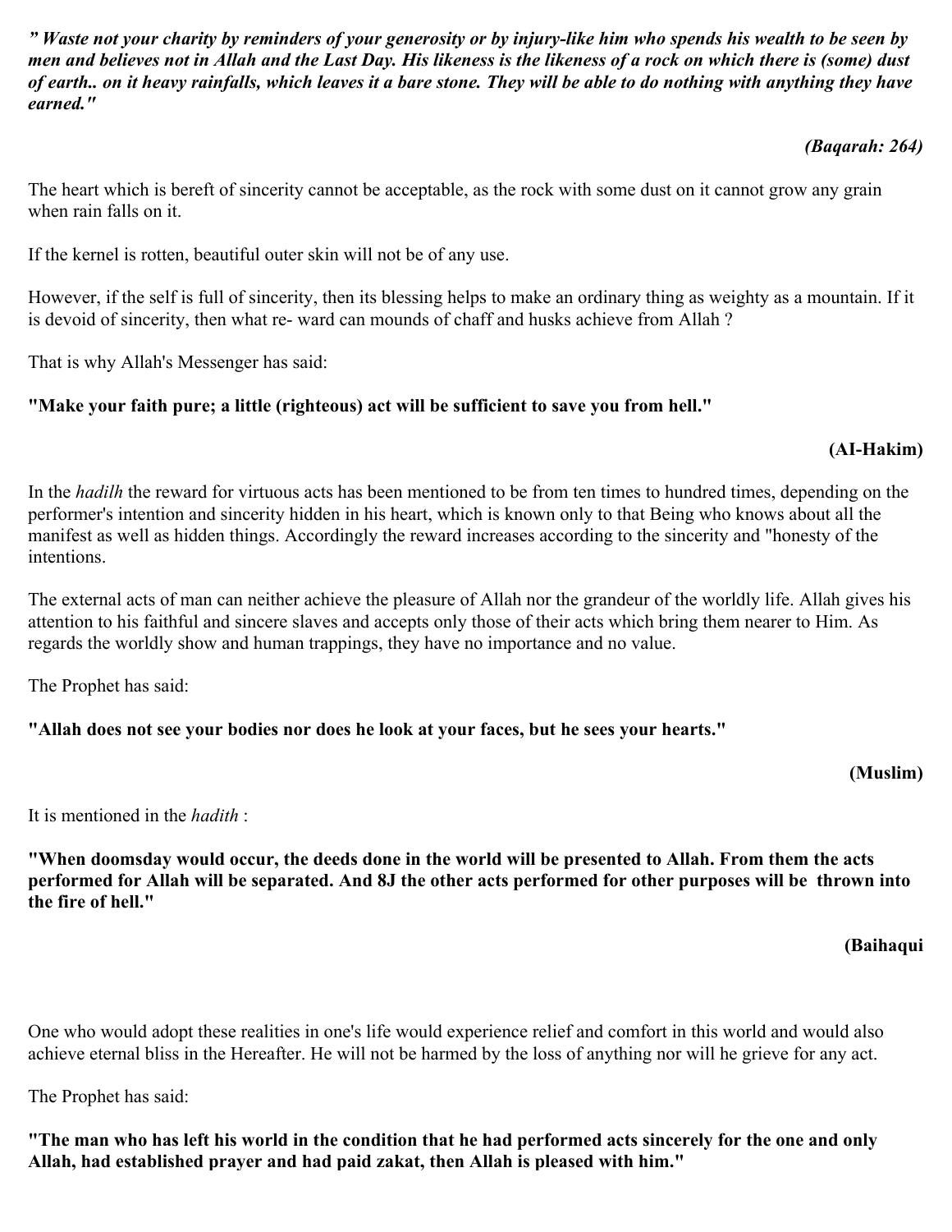***" Waste not your charity by reminders of your generosity or by injury-like him who spends his wealth to be seen by men and believes not in Allah and the Last Day. His likeness is the likeness of a rock on which there is (some) dust of earth.. on it heavy rainfalls, which leaves it a bare stone. They will be able to do nothing with anything they have earned."***

***(Baqarah: 264)***

The heart which is bereft of sincerity cannot be acceptable, as the rock with some dust on it cannot grow any grain when rain falls on it.

If the kernel is rotten, beautiful outer skin will not be of any use.

However, if the self is full of sincerity, then its blessing helps to make an ordinary thing as weighty as a mountain. If it is devoid of sincerity, then what re- ward can mounds of chaff and husks achieve from Allah ?

That is why Allah's Messenger has said:

**"Make your faith pure; a little (righteous) act will be sufficient to save you from hell."**

**(AI-Hakim)**

In the *hadilh* the reward for virtuous acts has been mentioned to be from ten times to hundred times, depending on the performer's intention and sincerity hidden in his heart, which is known only to that Being who knows about all the manifest as well as hidden things. Accordingly the reward increases according to the sincerity and "honesty of the intentions.

The external acts of man can neither achieve the pleasure of Allah nor the grandeur of the worldly life. Allah gives his attention to his faithful and sincere slaves and accepts only those of their acts which bring them nearer to Him. As regards the worldly show and human trappings, they have no importance and no value.

The Prophet has said:

**"Allah does not see your bodies nor does he look at your faces, but he sees your hearts."**

**(Muslim)**

It is mentioned in the *hadith* :

**"When doomsday would occur, the deeds done in the world will be presented to Allah. From them the acts performed for Allah will be separated. And 8J the other acts performed for other purposes will be thrown into the fire of hell."**

**(Baihaqui**

One who would adopt these realities in one's life would experience relief and comfort in this world and would also achieve eternal bliss in the Hereafter. He will not be harmed by the loss of anything nor will he grieve for any act.

The Prophet has said:

**"The man who has left his world in the condition that he had performed acts sincerely for the one and only Allah, had established prayer and had paid zakat, then Allah is pleased with him."**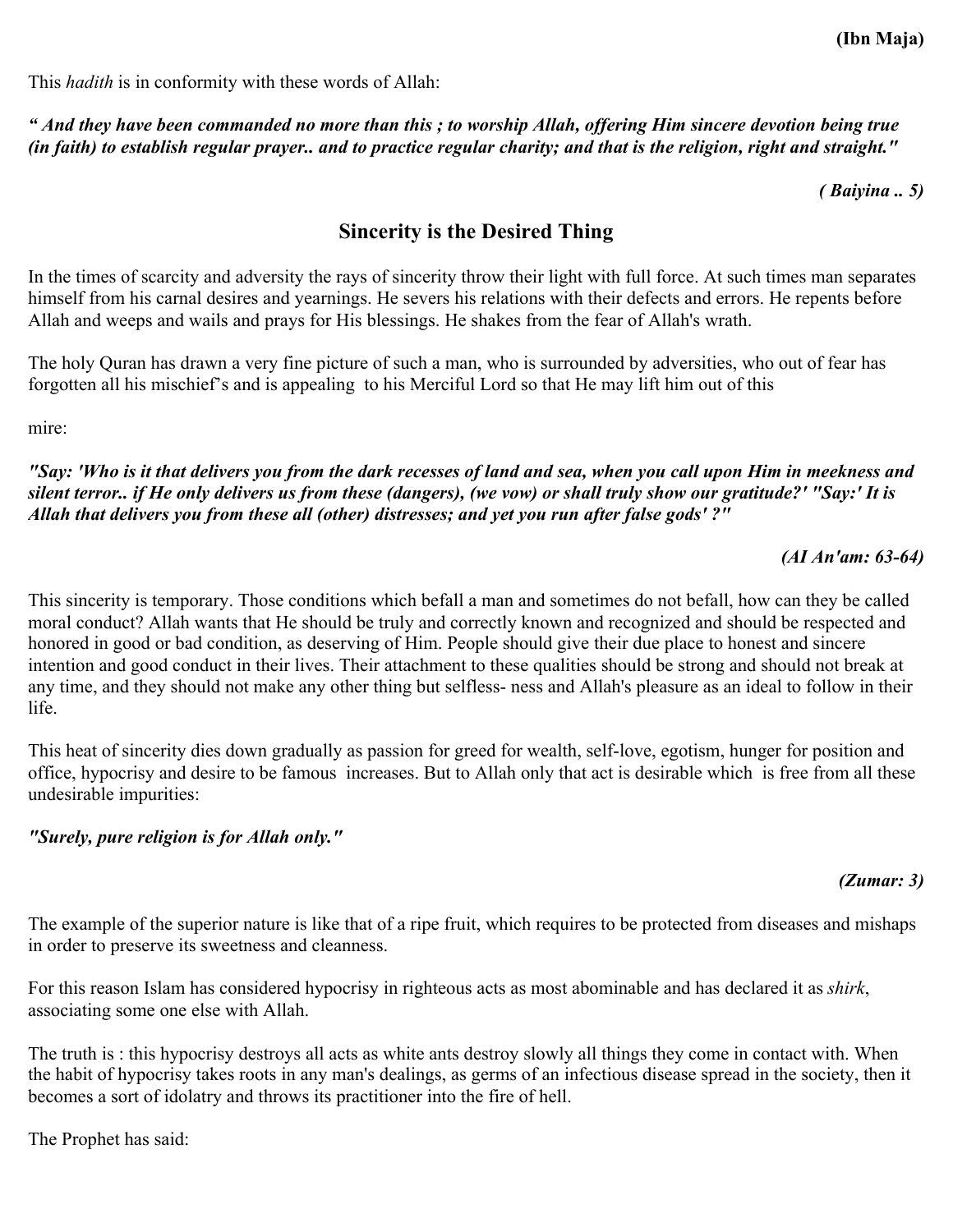**(Ibn Maja)**

This *hadith* is in conformity with these words of Allah:

***" And they have been commanded no more than this ; to worship Allah, offering Him sincere devotion being true (in faith) to establish regular prayer.. and to practice regular charity; and that is the religion, right and straight."***

***( Baiyina .. 5)***

## Sincerity is the Desired Thing

In the times of scarcity and adversity the rays of sincerity throw their light with full force. At such times man separates himself from his carnal desires and yearnings. He severs his relations with their defects and errors. He repents before Allah and weeps and wails and prays for His blessings. He shakes from the fear of Allah's wrath.

The holy Quran has drawn a very fine picture of such a man, who is surrounded by adversities, who out of fear has forgotten all his mischief's and is appealing to his Merciful Lord so that He may lift him out of this

mire:

***"Say: 'Who is it that delivers you from the dark recesses of land and sea, when you call upon Him in meekness and silent terror.. if He only delivers us from these (dangers), (we vow) or shall truly show our gratitude?' "Say:' It is Allah that delivers you from these all (other) distresses; and yet you run after false gods' ?"***

***(AI An'am: 63-64)***

This sincerity is temporary. Those conditions which befall a man and sometimes do not befall, how can they be called moral conduct? Allah wants that He should be truly and correctly known and recognized and should be respected and honored in good or bad condition, as deserving of Him. People should give their due place to honest and sincere intention and good conduct in their lives. Their attachment to these qualities should be strong and should not break at any time, and they should not make any other thing but selfless- ness and Allah's pleasure as an ideal to follow in their life.

This heat of sincerity dies down gradually as passion for greed for wealth, self-love, egotism, hunger for position and office, hypocrisy and desire to be famous increases. But to Allah only that act is desirable which is free from all these undesirable impurities:

***"Surely, pure religion is for Allah only."***

***(Zumar: 3)***

The example of the superior nature is like that of a ripe fruit, which requires to be protected from diseases and mishaps in order to preserve its sweetness and cleanness.

For this reason Islam has considered hypocrisy in righteous acts as most abominable and has declared it as *shirk*, associating some one else with Allah.

The truth is : this hypocrisy destroys all acts as white ants destroy slowly all things they come in contact with. When the habit of hypocrisy takes roots in any man's dealings, as germs of an infectious disease spread in the society, then it becomes a sort of idolatry and throws its practitioner into the fire of hell.

The Prophet has said: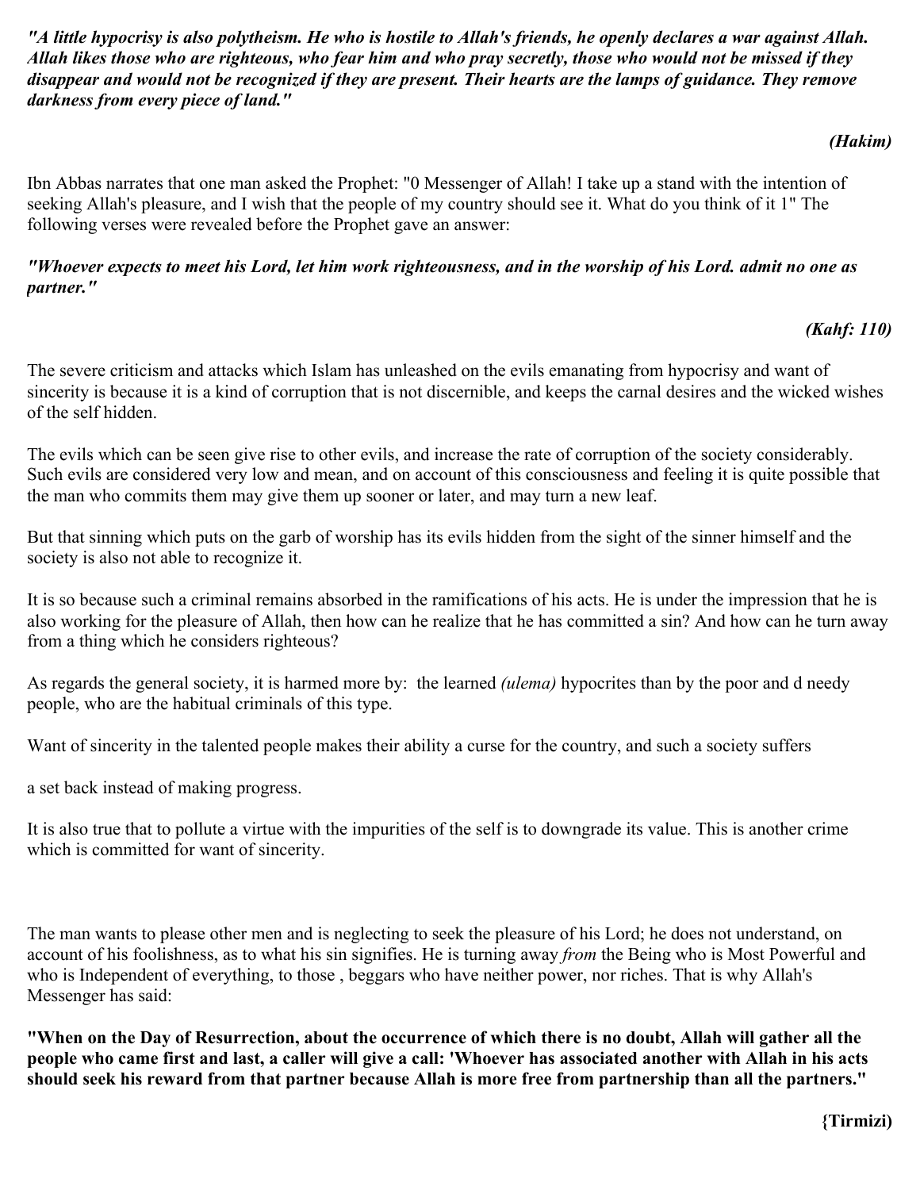***"A little hypocrisy is also polytheism. He who is hostile to Allah's friends, he openly declares a war against Allah. Allah likes those who are righteous, who fear him and who pray secretly, those who would not be missed if they disappear and would not be recognized if they are present. Their hearts are the lamps of guidance. They remove darkness from every piece of land."***

***(Hakim)***

Ibn Abbas narrates that one man asked the Prophet: "0 Messenger of Allah! I take up a stand with the intention of seeking Allah's pleasure, and I wish that the people of my country should see it. What do you think of it 1" The following verses were revealed before the Prophet gave an answer:

***"Whoever expects to meet his Lord, let him work righteousness, and in the worship of his Lord. admit no one as partner."***

***(Kahf: 110)***

The severe criticism and attacks which Islam has unleashed on the evils emanating from hypocrisy and want of sincerity is because it is a kind of corruption that is not discernible, and keeps the carnal desires and the wicked wishes of the self hidden.

The evils which can be seen give rise to other evils, and increase the rate of corruption of the society considerably. Such evils are considered very low and mean, and on account of this consciousness and feeling it is quite possible that the man who commits them may give them up sooner or later, and may turn a new leaf.

But that sinning which puts on the garb of worship has its evils hidden from the sight of the sinner himself and the society is also not able to recognize it.

It is so because such a criminal remains absorbed in the ramifications of his acts. He is under the impression that he is also working for the pleasure of Allah, then how can he realize that he has committed a sin? And how can he turn away from a thing which he considers righteous?

As regards the general society, it is harmed more by: the learned *(ulema)* hypocrites than by the poor and d needy people, who are the habitual criminals of this type.

Want of sincerity in the talented people makes their ability a curse for the country, and such a society suffers

a set back instead of making progress.

It is also true that to pollute a virtue with the impurities of the self is to downgrade its value. This is another crime which is committed for want of sincerity.

The man wants to please other men and is neglecting to seek the pleasure of his Lord; he does not understand, on account of his foolishness, as to what his sin signifies. He is turning away *from* the Being who is Most Powerful and who is Independent of everything, to those , beggars who have neither power, nor riches. That is why Allah's Messenger has said:

**"When on the Day of Resurrection, about the occurrence of which there is no doubt, Allah will gather all the people who came first and last, a caller will give a call: 'Whoever has associated another with Allah in his acts should seek his reward from that partner because Allah is more free from partnership than all the partners."**

**{Tirmizi)**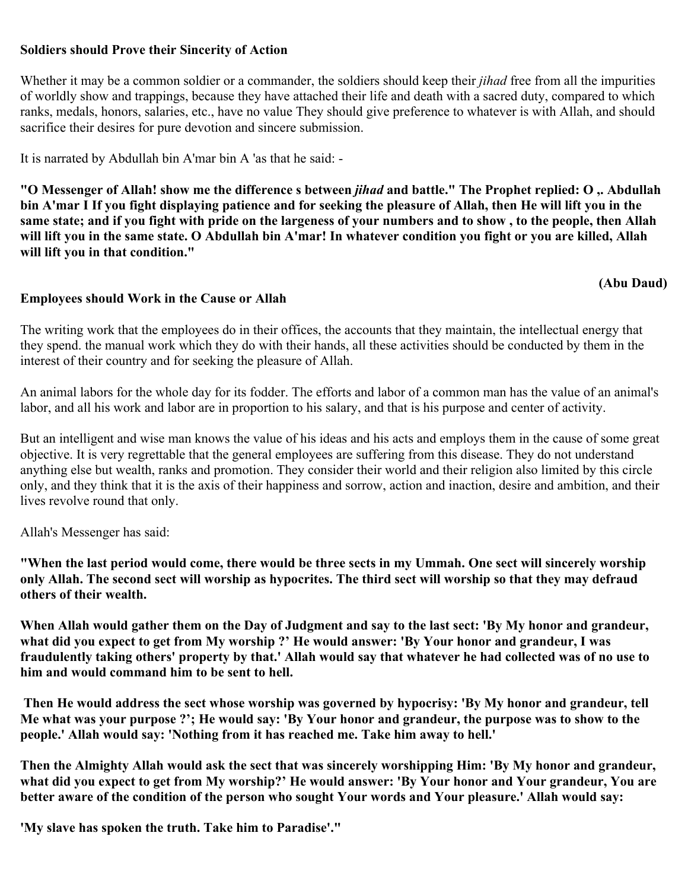**Soldiers should Prove their Sincerity of Action**

Whether it may be a common soldier or a commander, the soldiers should keep their *jihad* free from all the impurities of worldly show and trappings, because they have attached their life and death with a sacred duty, compared to which ranks, medals, honors, salaries, etc., have no value They should give preference to whatever is with Allah, and should sacrifice their desires for pure devotion and sincere submission.

It is narrated by Abdullah bin A'mar bin A 'as that he said: -

**"O Messenger of Allah! show me the difference s between *jihad* and battle." The Prophet replied: O ,. Abdullah bin A'mar I If you fight displaying patience and for seeking the pleasure of Allah, then He will lift you in the same state; and if you fight with pride on the largeness of your numbers and to show , to the people, then Allah will lift you in the same state. O Abdullah bin A'mar! In whatever condition you fight or you are killed, Allah will lift you in that condition."**

**(Abu Daud)**

**Employees should Work in the Cause or Allah**

The writing work that the employees do in their offices, the accounts that they maintain, the intellectual energy that they spend. the manual work which they do with their hands, all these activities should be conducted by them in the interest of their country and for seeking the pleasure of Allah.

An animal labors for the whole day for its fodder. The efforts and labor of a common man has the value of an animal's labor, and all his work and labor are in proportion to his salary, and that is his purpose and center of activity.

But an intelligent and wise man knows the value of his ideas and his acts and employs them in the cause of some great objective. It is very regrettable that the general employees are suffering from this disease. They do not understand anything else but wealth, ranks and promotion. They consider their world and their religion also limited by this circle only, and they think that it is the axis of their happiness and sorrow, action and inaction, desire and ambition, and their lives revolve round that only.

Allah's Messenger has said:

**"When the last period would come, there would be three sects in my Ummah. One sect will sincerely worship only Allah. The second sect will worship as hypocrites. The third sect will worship so that they may defraud others of their wealth.**

**When Allah would gather them on the Day of Judgment and say to the last sect: 'By My honor and grandeur, what did you expect to get from My worship ?' He would answer: 'By Your honor and grandeur, I was fraudulently taking others' property by that.' Allah would say that whatever he had collected was of no use to him and would command him to be sent to hell.**

**Then He would address the sect whose worship was governed by hypocrisy: 'By My honor and grandeur, tell Me what was your purpose ?'; He would say: 'By Your honor and grandeur, the purpose was to show to the people.' Allah would say: 'Nothing from it has reached me. Take him away to hell.'**

**Then the Almighty Allah would ask the sect that was sincerely worshipping Him: 'By My honor and grandeur, what did you expect to get from My worship?' He would answer: 'By Your honor and Your grandeur, You are better aware of the condition of the person who sought Your words and Your pleasure.' Allah would say:**

**'My slave has spoken the truth. Take him to Paradise'."**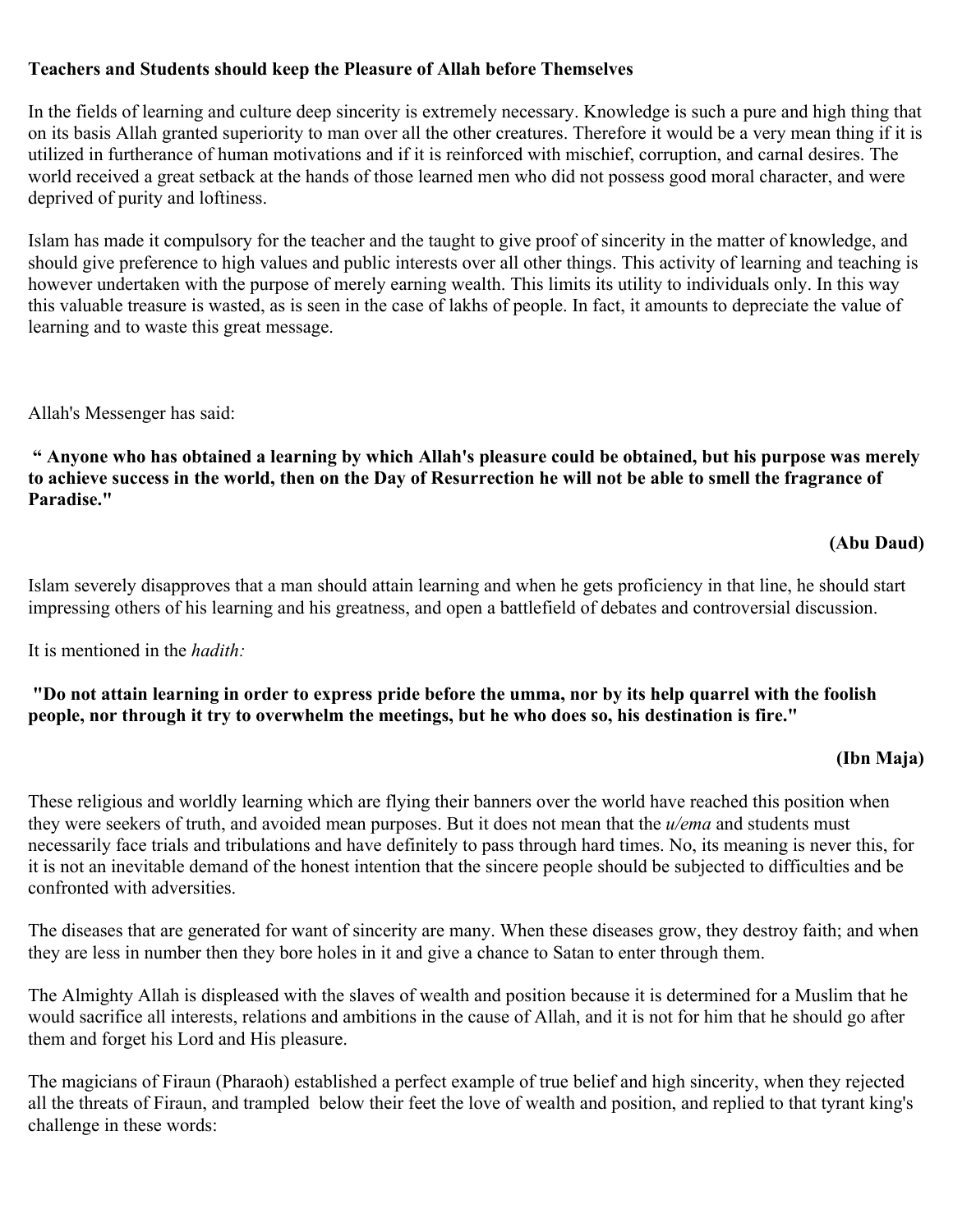**Teachers and Students should keep the Pleasure of Allah before Themselves**

In the fields of learning and culture deep sincerity is extremely necessary. Knowledge is such a pure and high thing that on its basis Allah granted superiority to man over all the other creatures. Therefore it would be a very mean thing if it is utilized in furtherance of human motivations and if it is reinforced with mischief, corruption, and carnal desires. The world received a great setback at the hands of those learned men who did not possess good moral character, and were deprived of purity and loftiness.

Islam has made it compulsory for the teacher and the taught to give proof of sincerity in the matter of knowledge, and should give preference to high values and public interests over all other things. This activity of learning and teaching is however undertaken with the purpose of merely earning wealth. This limits its utility to individuals only. In this way this valuable treasure is wasted, as is seen in the case of lakhs of people. In fact, it amounts to depreciate the value of learning and to waste this great message.

Allah's Messenger has said:

**" Anyone who has obtained a learning by which Allah's pleasure could be obtained, but his purpose was merely to achieve success in the world, then on the Day of Resurrection he will not be able to smell the fragrance of Paradise."**

**(Abu Daud)**

Islam severely disapproves that a man should attain learning and when he gets proficiency in that line, he should start impressing others of his learning and his greatness, and open a battlefield of debates and controversial discussion.

It is mentioned in the *hadith:*

**"Do not attain learning in order to express pride before the umma, nor by its help quarrel with the foolish people, nor through it try to overwhelm the meetings, but he who does so, his destination is fire."**

**(Ibn Maja)**

These religious and worldly learning which are flying their banners over the world have reached this position when they were seekers of truth, and avoided mean purposes. But it does not mean that the *u/ema* and students must necessarily face trials and tribulations and have definitely to pass through hard times. No, its meaning is never this, for it is not an inevitable demand of the honest intention that the sincere people should be subjected to difficulties and be confronted with adversities.

The diseases that are generated for want of sincerity are many. When these diseases grow, they destroy faith; and when they are less in number then they bore holes in it and give a chance to Satan to enter through them.

The Almighty Allah is displeased with the slaves of wealth and position because it is determined for a Muslim that he would sacrifice all interests, relations and ambitions in the cause of Allah, and it is not for him that he should go after them and forget his Lord and His pleasure.

The magicians of Firaun (Pharaoh) established a perfect example of true belief and high sincerity, when they rejected all the threats of Firaun, and trampled below their feet the love of wealth and position, and replied to that tyrant king's challenge in these words: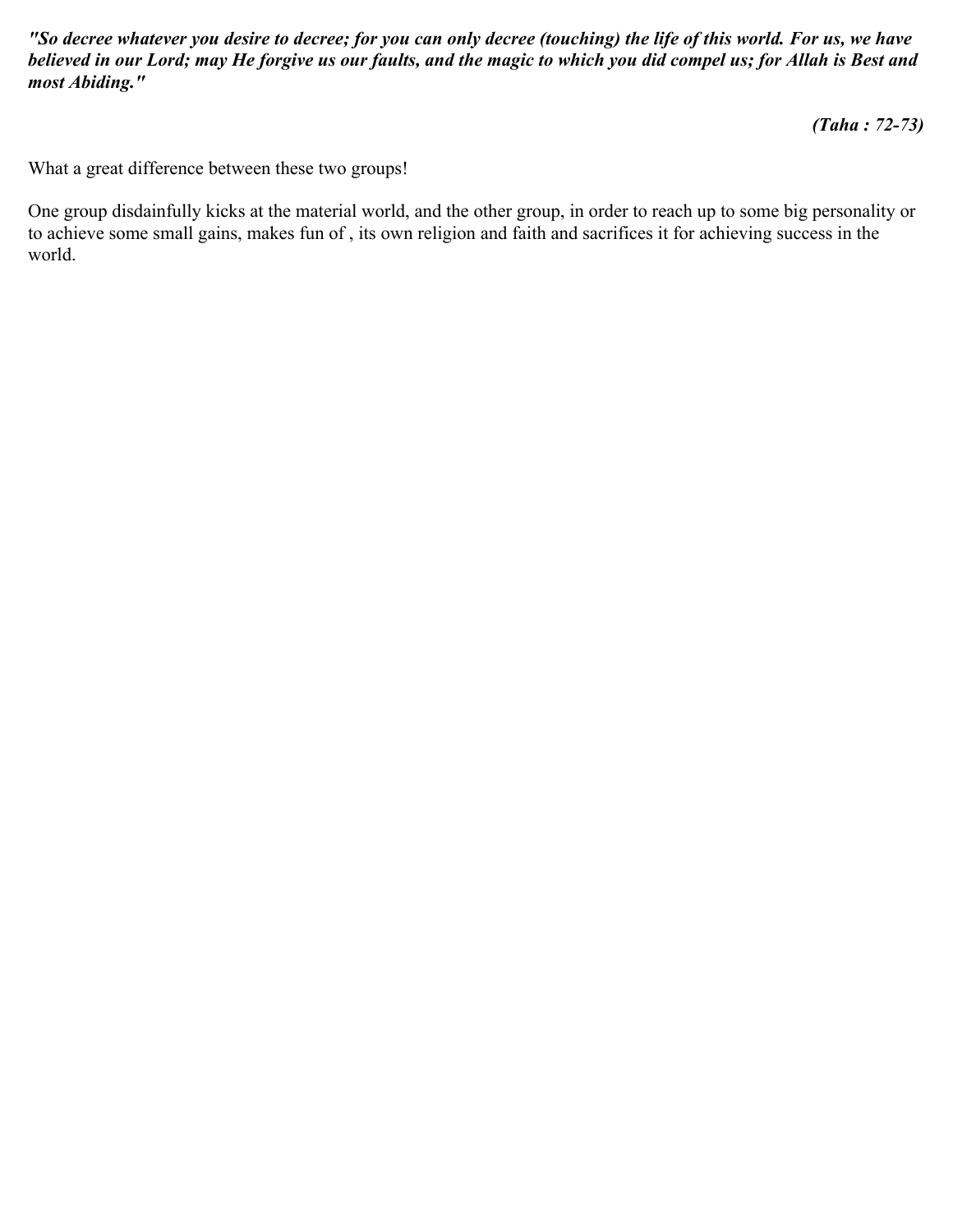***"So decree whatever you desire to decree; for you can only decree (touching) the life of this world. For us, we have believed in our Lord; may He forgive us our faults, and the magic to which you did compel us; for Allah is Best and most Abiding."***

***(Taha : 72-73)***

What a great difference between these two groups!

One group disdainfully kicks at the material world, and the other group, in order to reach up to some big personality or to achieve some small gains, makes fun of , its own religion and faith and sacrifices it for achieving success in the world.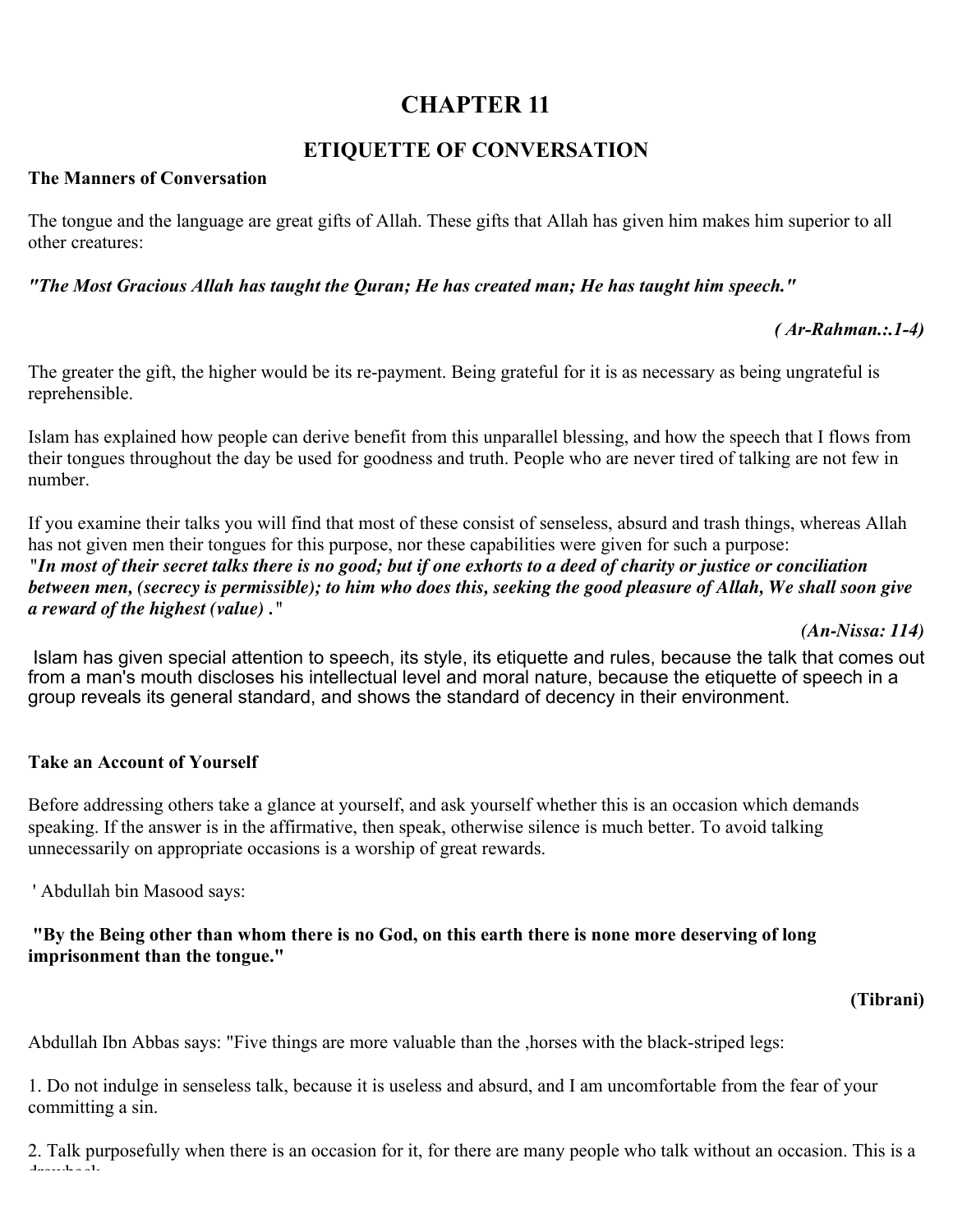# CHAPTER 11

## ETIQUETTE OF CONVERSATION

**The Manners of Conversation**

The tongue and the language are great gifts of Allah. These gifts that Allah has given him makes him superior to all other creatures:

***"The Most Gracious Allah has taught the Quran; He has created man; He has taught him speech."***

***( Ar-Rahman.:.1-4)***

The greater the gift, the higher would be its re-payment. Being grateful for it is as necessary as being ungrateful is reprehensible.

Islam has explained how people can derive benefit from this unparallel blessing, and how the speech that I flows from their tongues throughout the day be used for goodness and truth. People who are never tired of talking are not few in number.

If you examine their talks you will find that most of these consist of senseless, absurd and trash things, whereas Allah has not given men their tongues for this purpose, nor these capabilities were given for such a purpose:
*"**In most of their secret talks there is no good; but if one exhorts to a deed of charity or justice or conciliation between men, (secrecy is permissible); to him who does this, seeking the good pleasure of Allah, We shall soon give a reward of the highest (value) .**"*

***(An-Nissa: 114)***

Islam has given special attention to speech, its style, its etiquette and rules, because the talk that comes out from a man's mouth discloses his intellectual level and moral nature, because the etiquette of speech in a group reveals its general standard, and shows the standard of decency in their environment.

**Take an Account of Yourself**

Before addressing others take a glance at yourself, and ask yourself whether this is an occasion which demands speaking. If the answer is in the affirmative, then speak, otherwise silence is much better. To avoid talking unnecessarily on appropriate occasions is a worship of great rewards.

' Abdullah bin Masood says:

**"By the Being other than whom there is no God, on this earth there is none more deserving of long imprisonment than the tongue."**

**(Tibrani)**

Abdullah Ibn Abbas says: "Five things are more valuable than the ,horses with the black-striped legs:

1. Do not indulge in senseless talk, because it is useless and absurd, and I am uncomfortable from the fear of your committing a sin.

2. Talk purposefully when there is an occasion for it, for there are many people who talk without an occasion. This is a drawback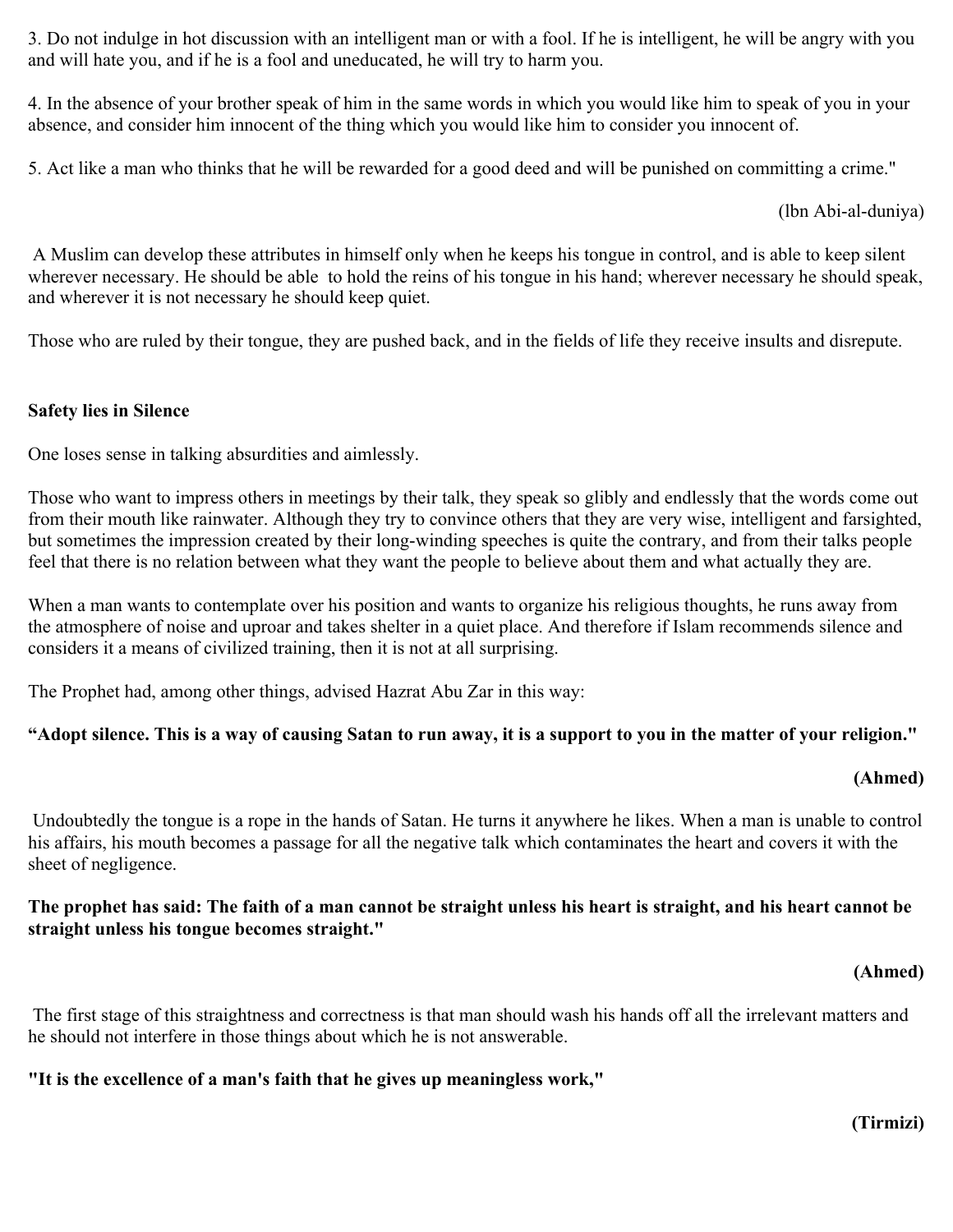3. Do not indulge in hot discussion with an intelligent man or with a fool. If he is intelligent, he will be angry with you and will hate you, and if he is a fool and uneducated, he will try to harm you.

4. In the absence of your brother speak of him in the same words in which you would like him to speak of you in your absence, and consider him innocent of the thing which you would like him to consider you innocent of.

5. Act like a man who thinks that he will be rewarded for a good deed and will be punished on committing a crime."

(lbn Abi-al-duniya)

A Muslim can develop these attributes in himself only when he keeps his tongue in control, and is able to keep silent wherever necessary. He should be able to hold the reins of his tongue in his hand; wherever necessary he should speak, and wherever it is not necessary he should keep quiet.

Those who are ruled by their tongue, they are pushed back, and in the fields of life they receive insults and disrepute.

**Safety lies in Silence**

One loses sense in talking absurdities and aimlessly.

Those who want to impress others in meetings by their talk, they speak so glibly and endlessly that the words come out from their mouth like rainwater. Although they try to convince others that they are very wise, intelligent and farsighted, but sometimes the impression created by their long-winding speeches is quite the contrary, and from their talks people feel that there is no relation between what they want the people to believe about them and what actually they are.

When a man wants to contemplate over his position and wants to organize his religious thoughts, he runs away from the atmosphere of noise and uproar and takes shelter in a quiet place. And therefore if Islam recommends silence and considers it a means of civilized training, then it is not at all surprising.

The Prophet had, among other things, advised Hazrat Abu Zar in this way:

**“Adopt silence. This is a way of causing Satan to run away, it is a support to you in the matter of your religion."**

**(Ahmed)**

Undoubtedly the tongue is a rope in the hands of Satan. He turns it anywhere he likes. When a man is unable to control his affairs, his mouth becomes a passage for all the negative talk which contaminates the heart and covers it with the sheet of negligence.

**The prophet has said: The faith of a man cannot be straight unless his heart is straight, and his heart cannot be straight unless his tongue becomes straight."**

**(Ahmed)**

The first stage of this straightness and correctness is that man should wash his hands off all the irrelevant matters and he should not interfere in those things about which he is not answerable.

**"It is the excellence of a man's faith that he gives up meaningless work,"**

**(Tirmizi)**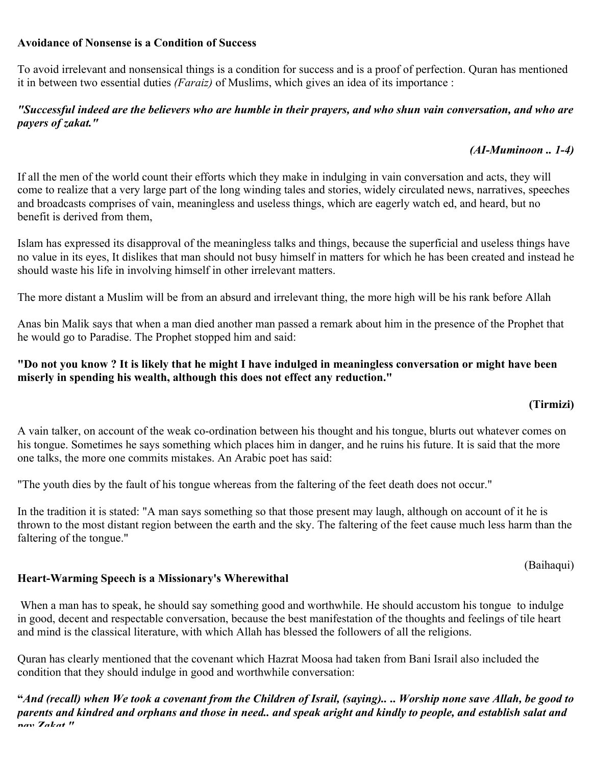**Avoidance of Nonsense is a Condition of Success**

To avoid irrelevant and nonsensical things is a condition for success and is a proof of perfection. Quran has mentioned it in between two essential duties *(Faraiz)* of Muslims, which gives an idea of its importance :

***"Successful indeed are the believers who are humble in their prayers, and who shun vain conversation, and who are payers of zakat."***

***(AI-Muminoon .. 1-4)***

If all the men of the world count their efforts which they make in indulging in vain conversation and acts, they will come to realize that a very large part of the long winding tales and stories, widely circulated news, narratives, speeches and broadcasts comprises of vain, meaningless and useless things, which are eagerly watch ed, and heard, but no benefit is derived from them,

Islam has expressed its disapproval of the meaningless talks and things, because the superficial and useless things have no value in its eyes, It dislikes that man should not busy himself in matters for which he has been created and instead he should waste his life in involving himself in other irrelevant matters.

The more distant a Muslim will be from an absurd and irrelevant thing, the more high will be his rank before Allah

Anas bin Malik says that when a man died another man passed a remark about him in the presence of the Prophet that he would go to Paradise. The Prophet stopped him and said:

**"Do not you know ? It is likely that he might I have indulged in meaningless conversation or might have been miserly in spending his wealth, although this does not effect any reduction."**

**(Tirmizi)**

A vain talker, on account of the weak co-ordination between his thought and his tongue, blurts out whatever comes on his tongue. Sometimes he says something which places him in danger, and he ruins his future. It is said that the more one talks, the more one commits mistakes. An Arabic poet has said:

"The youth dies by the fault of his tongue whereas from the faltering of the feet death does not occur."

In the tradition it is stated: "A man says something so that those present may laugh, although on account of it he is thrown to the most distant region between the earth and the sky. The faltering of the feet cause much less harm than the faltering of the tongue."

(Baihaqui)

**Heart-Warming Speech is a Missionary's Wherewithal**

When a man has to speak, he should say something good and worthwhile. He should accustom his tongue to indulge in good, decent and respectable conversation, because the best manifestation of the thoughts and feelings of tile heart and mind is the classical literature, with which Allah has blessed the followers of all the religions.

Quran has clearly mentioned that the covenant which Hazrat Moosa had taken from Bani Israil also included the condition that they should indulge in good and worthwhile conversation:

**"*And (recall) when We took a covenant from the Children of Israil, (saying).. .. Worship none save Allah, be good to parents and kindred and orphans and those in need.. and speak aright and kindly to people, and establish salat and pay Zakat."***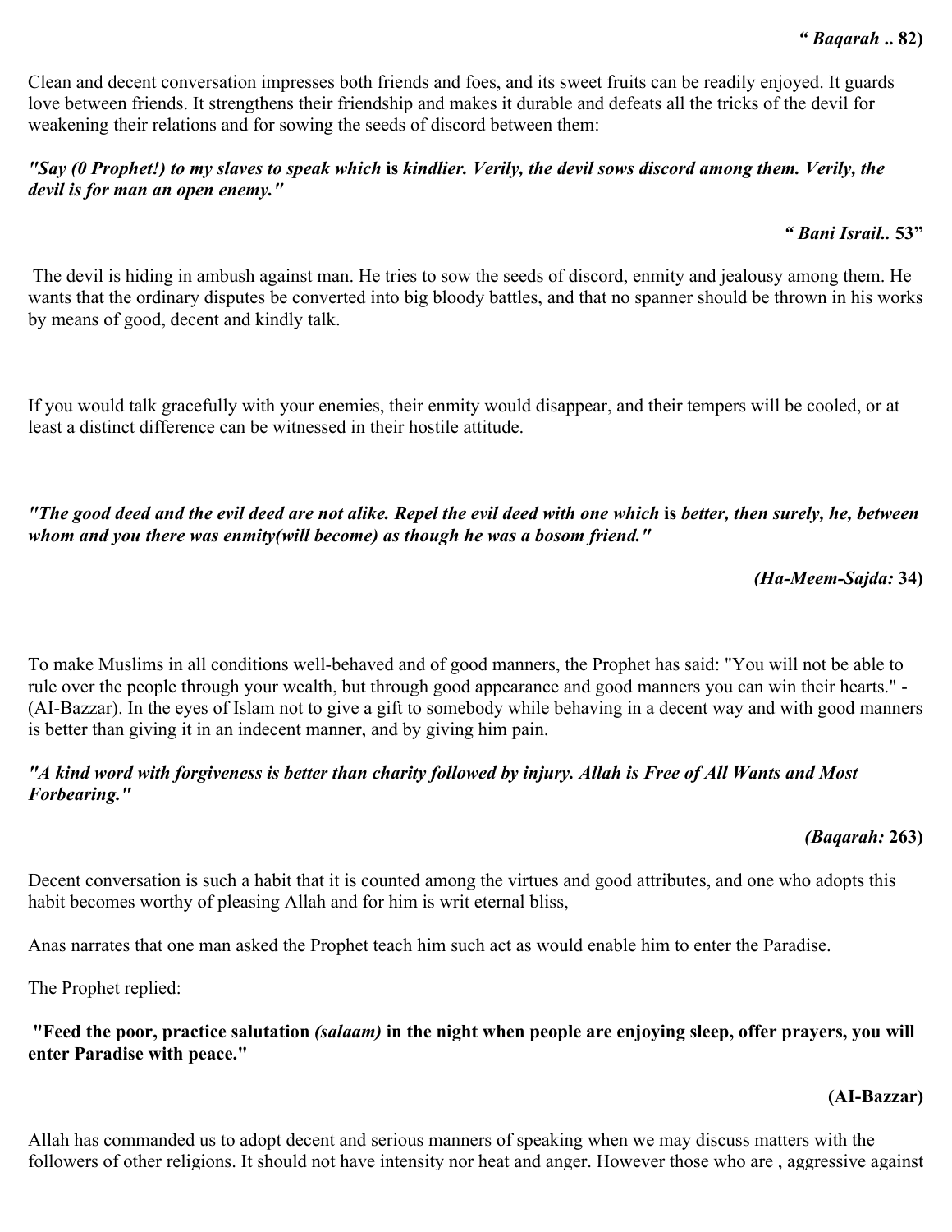***" Baqarah* .. 82)**

Clean and decent conversation impresses both friends and foes, and its sweet fruits can be readily enjoyed. It guards love between friends. It strengthens their friendship and makes it durable and defeats all the tricks of the devil for weakening their relations and for sowing the seeds of discord between them:

***"Say (0 Prophet!) to my slaves to speak which* is *kindlier. Verily, the devil sows discord among them. Verily, the devil is for man an open enemy."***

***" Bani Israil..* 53"**

The devil is hiding in ambush against man. He tries to sow the seeds of discord, enmity and jealousy among them. He wants that the ordinary disputes be converted into big bloody battles, and that no spanner should be thrown in his works by means of good, decent and kindly talk.

If you would talk gracefully with your enemies, their enmity would disappear, and their tempers will be cooled, or at least a distinct difference can be witnessed in their hostile attitude.

***"The good deed and the evil deed are not alike. Repel the evil deed with one which* is *better, then surely, he, between whom and you there was enmity(will become) as though he was a bosom friend."***

***(Ha-Meem-Sajda:* 34)**

To make Muslims in all conditions well-behaved and of good manners, the Prophet has said: "You will not be able to rule over the people through your wealth, but through good appearance and good manners you can win their hearts." -(AI-Bazzar). In the eyes of Islam not to give a gift to somebody while behaving in a decent way and with good manners is better than giving it in an indecent manner, and by giving him pain.

***"A kind word with forgiveness is better than charity followed by injury. Allah is Free of All Wants and Most Forbearing."***

***(Baqarah:* 263)**

Decent conversation is such a habit that it is counted among the virtues and good attributes, and one who adopts this habit becomes worthy of pleasing Allah and for him is writ eternal bliss,

Anas narrates that one man asked the Prophet teach him such act as would enable him to enter the Paradise.

The Prophet replied:

**"Feed the poor, practice salutation *(salaam)* in the night when people are enjoying sleep, offer prayers, you will enter Paradise with peace."**

**(AI-Bazzar)**

Allah has commanded us to adopt decent and serious manners of speaking when we may discuss matters with the followers of other religions. It should not have intensity nor heat and anger. However those who are , aggressive against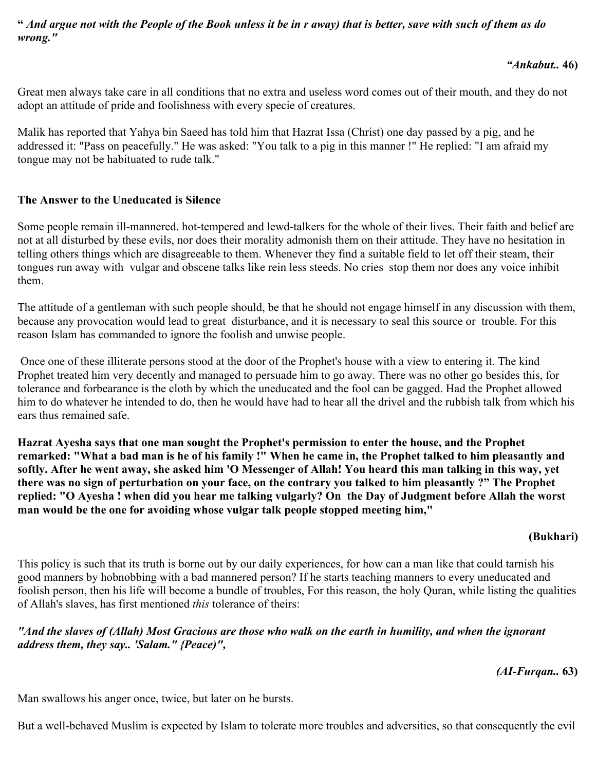**"** ***And argue not with the People of the Book unless it be in r away) that is better, save with such of them as do wrong."***

***"Ankabut..* 46)**

Great men always take care in all conditions that no extra and useless word comes out of their mouth, and they do not adopt an attitude of pride and foolishness with every specie of creatures.

Malik has reported that Yahya bin Saeed has told him that Hazrat Issa (Christ) one day passed by a pig, and he addressed it: "Pass on peacefully." He was asked: "You talk to a pig in this manner !" He replied: "I am afraid my tongue may not be habituated to rude talk."

**The Answer to the Uneducated is Silence**

Some people remain ill-mannered. hot-tempered and lewd-talkers for the whole of their lives. Their faith and belief are not at all disturbed by these evils, nor does their morality admonish them on their attitude. They have no hesitation in telling others things which are disagreeable to them. Whenever they find a suitable field to let off their steam, their tongues run away with vulgar and obscene talks like rein less steeds. No cries stop them nor does any voice inhibit them.

The attitude of a gentleman with such people should, be that he should not engage himself in any discussion with them, because any provocation would lead to great disturbance, and it is necessary to seal this source or trouble. For this reason Islam has commanded to ignore the foolish and unwise people.

Once one of these illiterate persons stood at the door of the Prophet's house with a view to entering it. The kind Prophet treated him very decently and managed to persuade him to go away. There was no other go besides this, for tolerance and forbearance is the cloth by which the uneducated and the fool can be gagged. Had the Prophet allowed him to do whatever he intended to do, then he would have had to hear all the drivel and the rubbish talk from which his ears thus remained safe.

**Hazrat Ayesha says that one man sought the Prophet's permission to enter the house, and the Prophet remarked: "What a bad man is he of his family !" When he came in, the Prophet talked to him pleasantly and softly. After he went away, she asked him 'O Messenger of Allah! You heard this man talking in this way, yet there was no sign of perturbation on your face, on the contrary you talked to him pleasantly ?" The Prophet replied: "O Ayesha ! when did you hear me talking vulgarly? On the Day of Judgment before Allah the worst man would be the one for avoiding whose vulgar talk people stopped meeting him,"**

**(Bukhari)**

This policy is such that its truth is borne out by our daily experiences, for how can a man like that could tarnish his good manners by hobnobbing with a bad mannered person? If he starts teaching manners to every uneducated and foolish person, then his life will become a bundle of troubles, For this reason, the holy Quran, while listing the qualities of Allah's slaves, has first mentioned *this* tolerance of theirs:

***"And the slaves of (Allah) Most Gracious are those who walk on the earth in humility, and when the ignorant address them, they say.. 'Salam." {Peace)",***

***(AI-Furqan..* 63)**

Man swallows his anger once, twice, but later on he bursts.

But a well-behaved Muslim is expected by Islam to tolerate more troubles and adversities, so that consequently the evil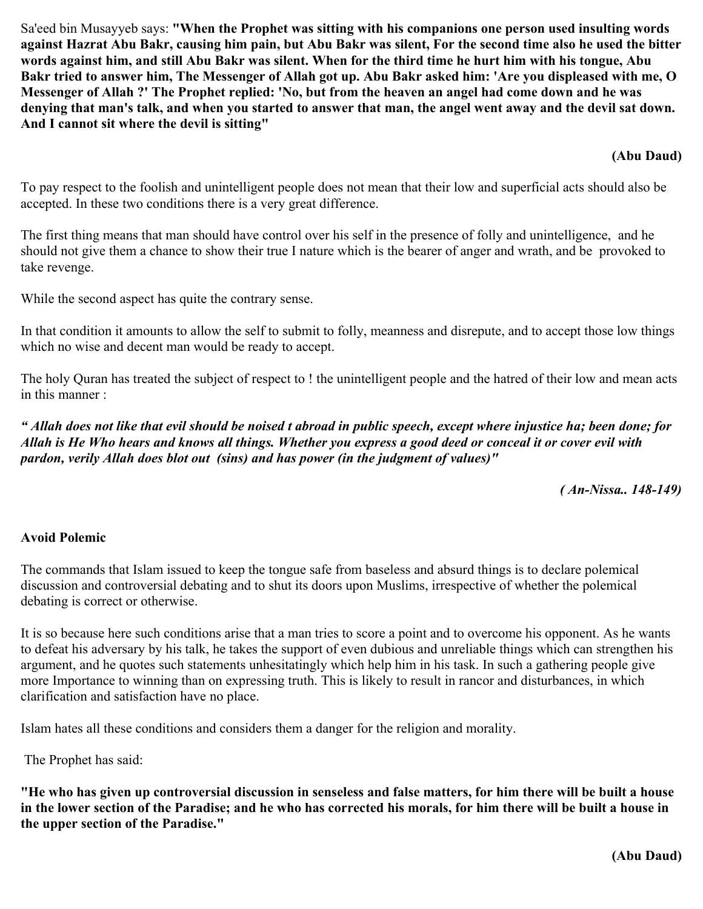Sa'eed bin Musayyeb says: **"When the Prophet was sitting with his companions one person used insulting words against Hazrat Abu Bakr, causing him pain, but Abu Bakr was silent, For the second time also he used the bitter words against him, and still Abu Bakr was silent. When for the third time he hurt him with his tongue, Abu Bakr tried to answer him, The Messenger of Allah got up. Abu Bakr asked him: 'Are you displeased with me, O Messenger of Allah ?' The Prophet replied: 'No, but from the heaven an angel had come down and he was denying that man's talk, and when you started to answer that man, the angel went away and the devil sat down. And I cannot sit where the devil is sitting"**

**(Abu Daud)**

To pay respect to the foolish and unintelligent people does not mean that their low and superficial acts should also be accepted. In these two conditions there is a very great difference.

The first thing means that man should have control over his self in the presence of folly and unintelligence, and he should not give them a chance to show their true I nature which is the bearer of anger and wrath, and be provoked to take revenge.

While the second aspect has quite the contrary sense.

In that condition it amounts to allow the self to submit to folly, meanness and disrepute, and to accept those low things which no wise and decent man would be ready to accept.

The holy Quran has treated the subject of respect to ! the unintelligent people and the hatred of their low and mean acts in this manner :

***" Allah does not like that evil should be noised t abroad in public speech, except where injustice ha; been done; for Allah is He Who hears and knows all things. Whether you express a good deed or conceal it or cover evil with pardon, verily Allah does blot out (sins) and has power (in the judgment of values)"***

***( An-Nissa.. 148-149)***

**Avoid Polemic**

The commands that Islam issued to keep the tongue safe from baseless and absurd things is to declare polemical discussion and controversial debating and to shut its doors upon Muslims, irrespective of whether the polemical debating is correct or otherwise.

It is so because here such conditions arise that a man tries to score a point and to overcome his opponent. As he wants to defeat his adversary by his talk, he takes the support of even dubious and unreliable things which can strengthen his argument, and he quotes such statements unhesitatingly which help him in his task. In such a gathering people give more Importance to winning than on expressing truth. This is likely to result in rancor and disturbances, in which clarification and satisfaction have no place.

Islam hates all these conditions and considers them a danger for the religion and morality.

The Prophet has said:

**"He who has given up controversial discussion in senseless and false matters, for him there will be built a house in the lower section of the Paradise; and he who has corrected his morals, for him there will be built a house in the upper section of the Paradise."**

**(Abu Daud)**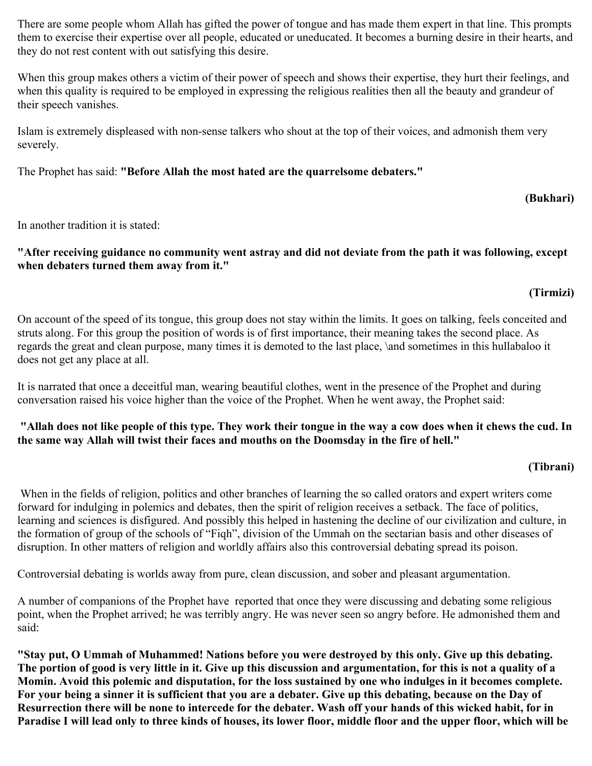There are some people whom Allah has gifted the power of tongue and has made them expert in that line. This prompts them to exercise their expertise over all people, educated or uneducated. It becomes a burning desire in their hearts, and they do not rest content with out satisfying this desire.

When this group makes others a victim of their power of speech and shows their expertise, they hurt their feelings, and when this quality is required to be employed in expressing the religious realities then all the beauty and grandeur of their speech vanishes.

Islam is extremely displeased with non-sense talkers who shout at the top of their voices, and admonish them very severely.

The Prophet has said: **"Before Allah the most hated are the quarrelsome debaters."**

**(Bukhari)**

In another tradition it is stated:

**"After receiving guidance no community went astray and did not deviate from the path it was following, except when debaters turned them away from it."**

**(Tirmizi)**

On account of the speed of its tongue, this group does not stay within the limits. It goes on talking, feels conceited and struts along. For this group the position of words is of first importance, their meaning takes the second place. As regards the great and clean purpose, many times it is demoted to the last place, \and sometimes in this hullabaloo it does not get any place at all.

It is narrated that once a deceitful man, wearing beautiful clothes, went in the presence of the Prophet and during conversation raised his voice higher than the voice of the Prophet. When he went away, the Prophet said:

**"Allah does not like people of this type. They work their tongue in the way a cow does when it chews the cud. In the same way Allah will twist their faces and mouths on the Doomsday in the fire of hell."**

**(Tibrani)**

When in the fields of religion, politics and other branches of learning the so called orators and expert writers come forward for indulging in polemics and debates, then the spirit of religion receives a setback. The face of politics, learning and sciences is disfigured. And possibly this helped in hastening the decline of our civilization and culture, in the formation of group of the schools of "Fiqh", division of the Ummah on the sectarian basis and other diseases of disruption. In other matters of religion and worldly affairs also this controversial debating spread its poison.

Controversial debating is worlds away from pure, clean discussion, and sober and pleasant argumentation.

A number of companions of the Prophet have reported that once they were discussing and debating some religious point, when the Prophet arrived; he was terribly angry. He was never seen so angry before. He admonished them and said:

**"Stay put, O Ummah of Muhammed! Nations before you were destroyed by this only. Give up this debating. The portion of good is very little in it. Give up this discussion and argumentation, for this is not a quality of a Momin. Avoid this polemic and disputation, for the loss sustained by one who indulges in it becomes complete. For your being a sinner it is sufficient that you are a debater. Give up this debating, because on the Day of Resurrection there will be none to intercede for the debater. Wash off your hands of this wicked habit, for in Paradise I will lead only to three kinds of houses, its lower floor, middle floor and the upper floor, which will be**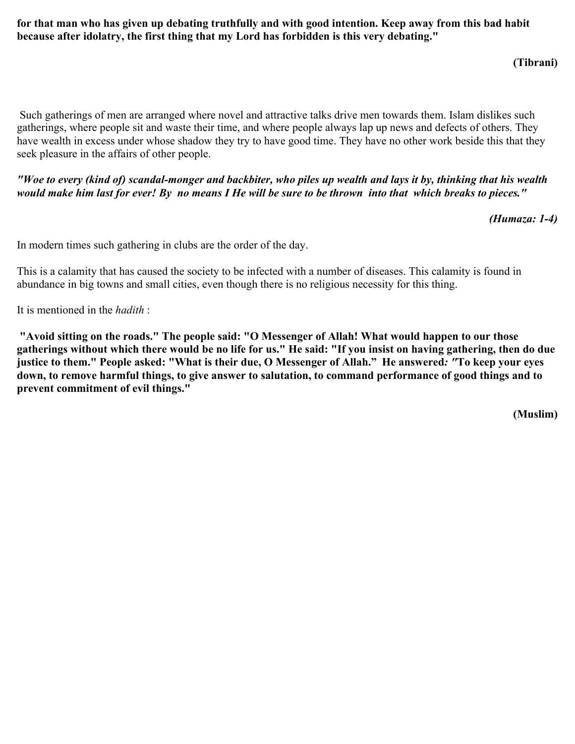**for that man who has given up debating truthfully and with good intention. Keep away from this bad habit because after idolatry, the first thing that my Lord has forbidden is this very debating."**

**(Tibrani)**

Such gatherings of men are arranged where novel and attractive talks drive men towards them. Islam dislikes such gatherings, where people sit and waste their time, and where people always lap up news and defects of others. They have wealth in excess under whose shadow they try to have good time. They have no other work beside this that they seek pleasure in the affairs of other people.

***"Woe to every (kind of) scandal-monger and backbiter, who piles up wealth and lays it by, thinking that his wealth would make him last for ever! By no means I He will be sure to be thrown into that which breaks to pieces."***

***(Humaza: 1-4)***

In modern times such gathering in clubs are the order of the day.

This is a calamity that has caused the society to be infected with a number of diseases. This calamity is found in abundance in big towns and small cities, even though there is no religious necessity for this thing.

It is mentioned in the *hadith* :

**"Avoid sitting on the roads." The people said: "O Messenger of Allah! What would happen to our those gatherings without which there would be no life for us." He said: "If you insist on having gathering, then do due justice to them." People asked: "What is their due, O Messenger of Allah." He answered: "To keep your eyes down, to remove harmful things, to give answer to salutation, to command performance of good things and to prevent commitment of evil things."**

**(Muslim)**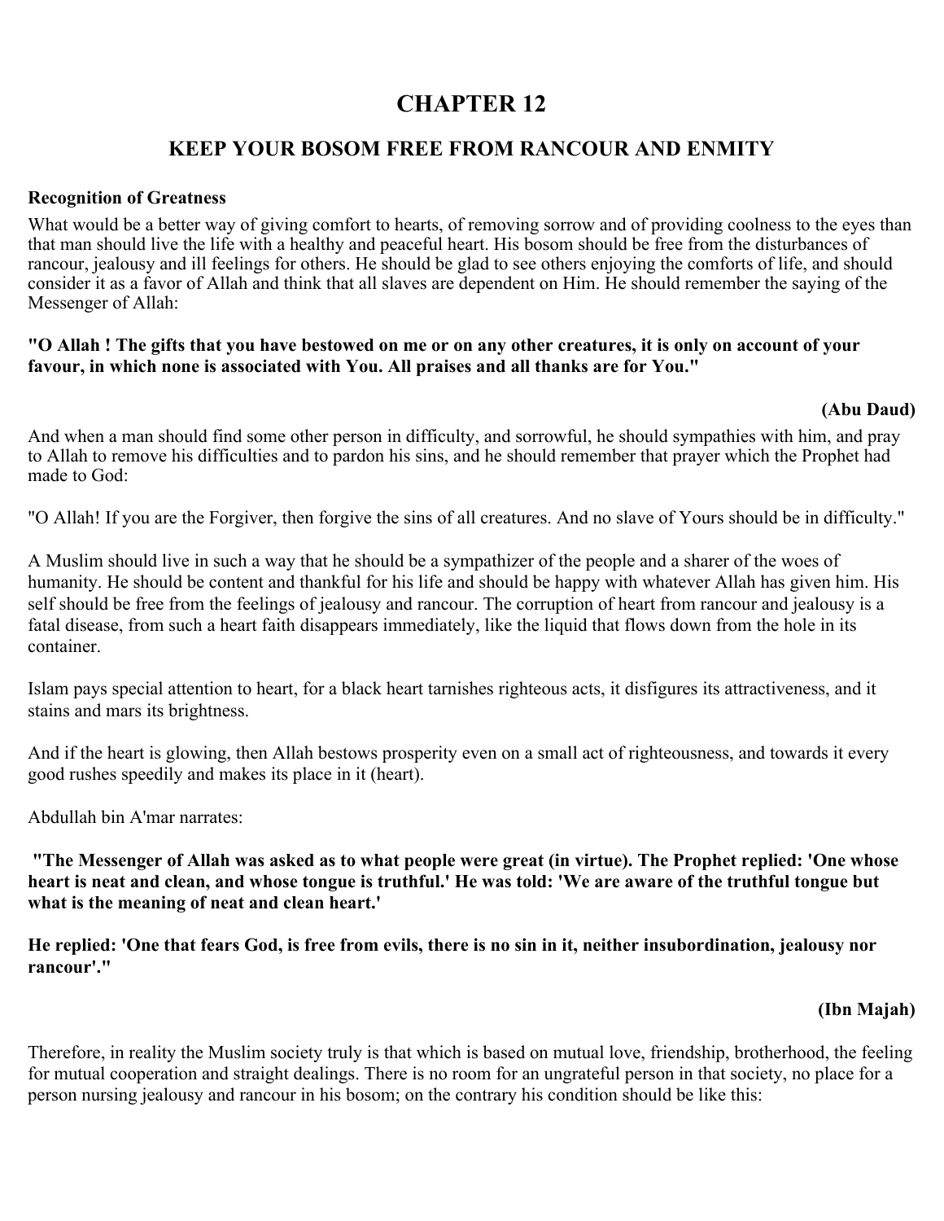# CHAPTER 12

## KEEP YOUR BOSOM FREE FROM RANCOUR AND ENMITY

**Recognition of Greatness**

What would be a better way of giving comfort to hearts, of removing sorrow and of providing coolness to the eyes than that man should live the life with a healthy and peaceful heart. His bosom should be free from the disturbances of rancour, jealousy and ill feelings for others. He should be glad to see others enjoying the comforts of life, and should consider it as a favor of Allah and think that all slaves are dependent on Him. He should remember the saying of the Messenger of Allah:

**"O Allah ! The gifts that you have bestowed on me or on any other creatures, it is only on account of your favour, in which none is associated with You. All praises and all thanks are for You."**

**(Abu Daud)**

And when a man should find some other person in difficulty, and sorrowful, he should sympathies with him, and pray to Allah to remove his difficulties and to pardon his sins, and he should remember that prayer which the Prophet had made to God:

"O Allah! If you are the Forgiver, then forgive the sins of all creatures. And no slave of Yours should be in difficulty."

A Muslim should live in such a way that he should be a sympathizer of the people and a sharer of the woes of humanity. He should be content and thankful for his life and should be happy with whatever Allah has given him. His self should be free from the feelings of jealousy and rancour. The corruption of heart from rancour and jealousy is a fatal disease, from such a heart faith disappears immediately, like the liquid that flows down from the hole in its container.

Islam pays special attention to heart, for a black heart tarnishes righteous acts, it disfigures its attractiveness, and it stains and mars its brightness.

And if the heart is glowing, then Allah bestows prosperity even on a small act of righteousness, and towards it every good rushes speedily and makes its place in it (heart).

Abdullah bin A'mar narrates:

**"The Messenger of Allah was asked as to what people were great (in virtue). The Prophet replied: 'One whose heart is neat and clean, and whose tongue is truthful.' He was told: 'We are aware of the truthful tongue but what is the meaning of neat and clean heart.'**

**He replied: 'One that fears God, is free from evils, there is no sin in it, neither insubordination, jealousy nor rancour'."**

**(Ibn Majah)**

Therefore, in reality the Muslim society truly is that which is based on mutual love, friendship, brotherhood, the feeling for mutual cooperation and straight dealings. There is no room for an ungrateful person in that society, no place for a person nursing jealousy and rancour in his bosom; on the contrary his condition should be like this: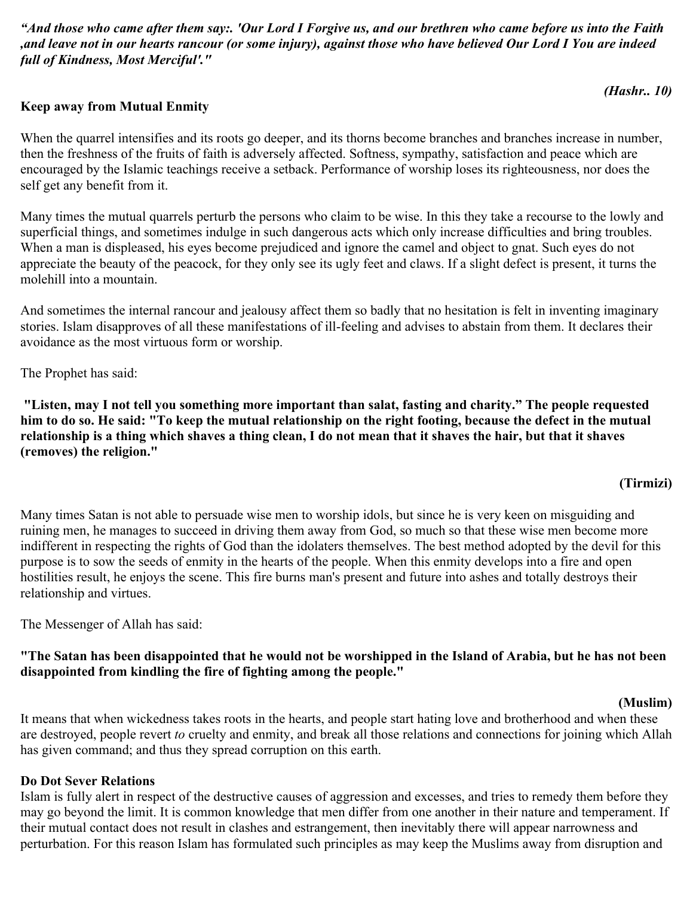*"And those who came after them say:. 'Our Lord I Forgive us, and our brethren who came before us into the Faith ,and leave not in our hearts rancour (or some injury), against those who have believed Our Lord I You are indeed full of Kindness, Most Merciful'."*

*(Hashr.. 10)*

**Keep away from Mutual Enmity**

When the quarrel intensifies and its roots go deeper, and its thorns become branches and branches increase in number, then the freshness of the fruits of faith is adversely affected. Softness, sympathy, satisfaction and peace which are encouraged by the Islamic teachings receive a setback. Performance of worship loses its righteousness, nor does the self get any benefit from it.

Many times the mutual quarrels perturb the persons who claim to be wise. In this they take a recourse to the lowly and superficial things, and sometimes indulge in such dangerous acts which only increase difficulties and bring troubles. When a man is displeased, his eyes become prejudiced and ignore the camel and object to gnat. Such eyes do not appreciate the beauty of the peacock, for they only see its ugly feet and claws. If a slight defect is present, it turns the molehill into a mountain.

And sometimes the internal rancour and jealousy affect them so badly that no hesitation is felt in inventing imaginary stories. Islam disapproves of all these manifestations of ill-feeling and advises to abstain from them. It declares their avoidance as the most virtuous form or worship.

The Prophet has said:

**"Listen, may I not tell you something more important than salat, fasting and charity." The people requested him to do so. He said: "To keep the mutual relationship on the right footing, because the defect in the mutual relationship is a thing which shaves a thing clean, I do not mean that it shaves the hair, but that it shaves (removes) the religion."**

**(Tirmizi)**

Many times Satan is not able to persuade wise men to worship idols, but since he is very keen on misguiding and ruining men, he manages to succeed in driving them away from God, so much so that these wise men become more indifferent in respecting the rights of God than the idolaters themselves. The best method adopted by the devil for this purpose is to sow the seeds of enmity in the hearts of the people. When this enmity develops into a fire and open hostilities result, he enjoys the scene. This fire burns man's present and future into ashes and totally destroys their relationship and virtues.

The Messenger of Allah has said:

**"The Satan has been disappointed that he would not be worshipped in the Island of Arabia, but he has not been disappointed from kindling the fire of fighting among the people."**

**(Muslim)**

It means that when wickedness takes roots in the hearts, and people start hating love and brotherhood and when these are destroyed, people revert *to* cruelty and enmity, and break all those relations and connections for joining which Allah has given command; and thus they spread corruption on this earth.

**Do Dot Sever Relations**

Islam is fully alert in respect of the destructive causes of aggression and excesses, and tries to remedy them before they may go beyond the limit. It is common knowledge that men differ from one another in their nature and temperament. If their mutual contact does not result in clashes and estrangement, then inevitably there will appear narrowness and perturbation. For this reason Islam has formulated such principles as may keep the Muslims away from disruption and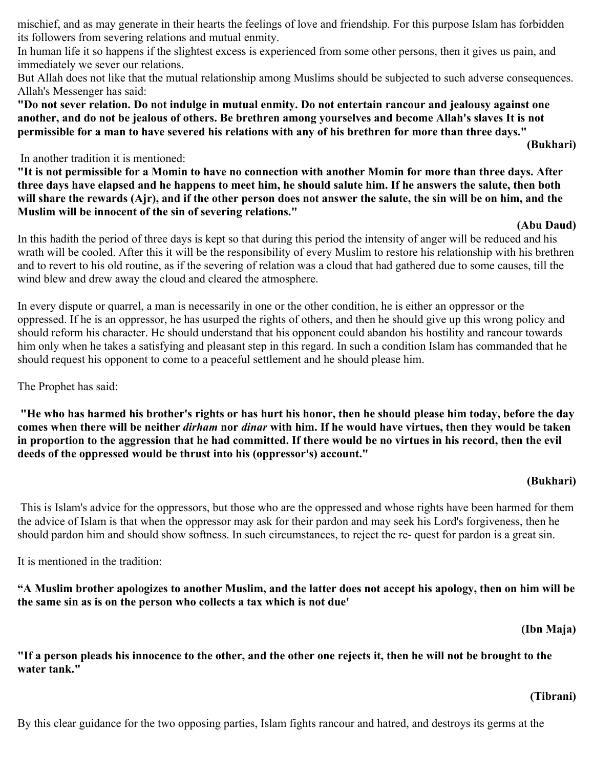mischief, and as may generate in their hearts the feelings of love and friendship. For this purpose Islam has forbidden its followers from severing relations and mutual enmity.

In human life it so happens if the slightest excess is experienced from some other persons, then it gives us pain, and immediately we sever our relations.

But Allah does not like that the mutual relationship among Muslims should be subjected to such adverse consequences. Allah's Messenger has said:

**"Do not sever relation. Do not indulge in mutual enmity. Do not entertain rancour and jealousy against one another, and do not be jealous of others. Be brethren among yourselves and become Allah's slaves It is not permissible for a man to have severed his relations with any of his brethren for more than three days."**

**(Bukhari)**

In another tradition it is mentioned:

**"It is not permissible for a Momin to have no connection with another Momin for more than three days. After three days have elapsed and he happens to meet him, he should salute him. If he answers the salute, then both will share the rewards (Ajr), and if the other person does not answer the salute, the sin will be on him, and the Muslim will be innocent of the sin of severing relations."**

**(Abu Daud)**

In this hadith the period of three days is kept so that during this period the intensity of anger will be reduced and his wrath will be cooled. After this it will be the responsibility of every Muslim to restore his relationship with his brethren and to revert to his old routine, as if the severing of relation was a cloud that had gathered due to some causes, till the wind blew and drew away the cloud and cleared the atmosphere.

In every dispute or quarrel, a man is necessarily in one or the other condition, he is either an oppressor or the oppressed. If he is an oppressor, he has usurped the rights of others, and then he should give up this wrong policy and should reform his character. He should understand that his opponent could abandon his hostility and rancour towards him only when he takes a satisfying and pleasant step in this regard. In such a condition Islam has commanded that he should request his opponent to come to a peaceful settlement and he should please him.

The Prophet has said:

**"He who has harmed his brother's rights or has hurt his honor, then he should please him today, before the day comes when there will be neither *dirham* nor *dinar* with him. If he would have virtues, then they would be taken in proportion to the aggression that he had committed. If there would be no virtues in his record, then the evil deeds of the oppressed would be thrust into his (oppressor's) account."**

**(Bukhari)**

This is Islam's advice for the oppressors, but those who are the oppressed and whose rights have been harmed for them the advice of Islam is that when the oppressor may ask for their pardon and may seek his Lord's forgiveness, then he should pardon him and should show softness. In such circumstances, to reject the re- quest for pardon is a great sin.

It is mentioned in the tradition:

**"A Muslim brother apologizes to another Muslim, and the latter does not accept his apology, then on him will be the same sin as is on the person who collects a tax which is not due'**

**(Ibn Maja)**

**"If a person pleads his innocence to the other, and the other one rejects it, then he will not be brought to the water tank."**

**(Tibrani)**

By this clear guidance for the two opposing parties, Islam fights rancour and hatred, and destroys its germs at the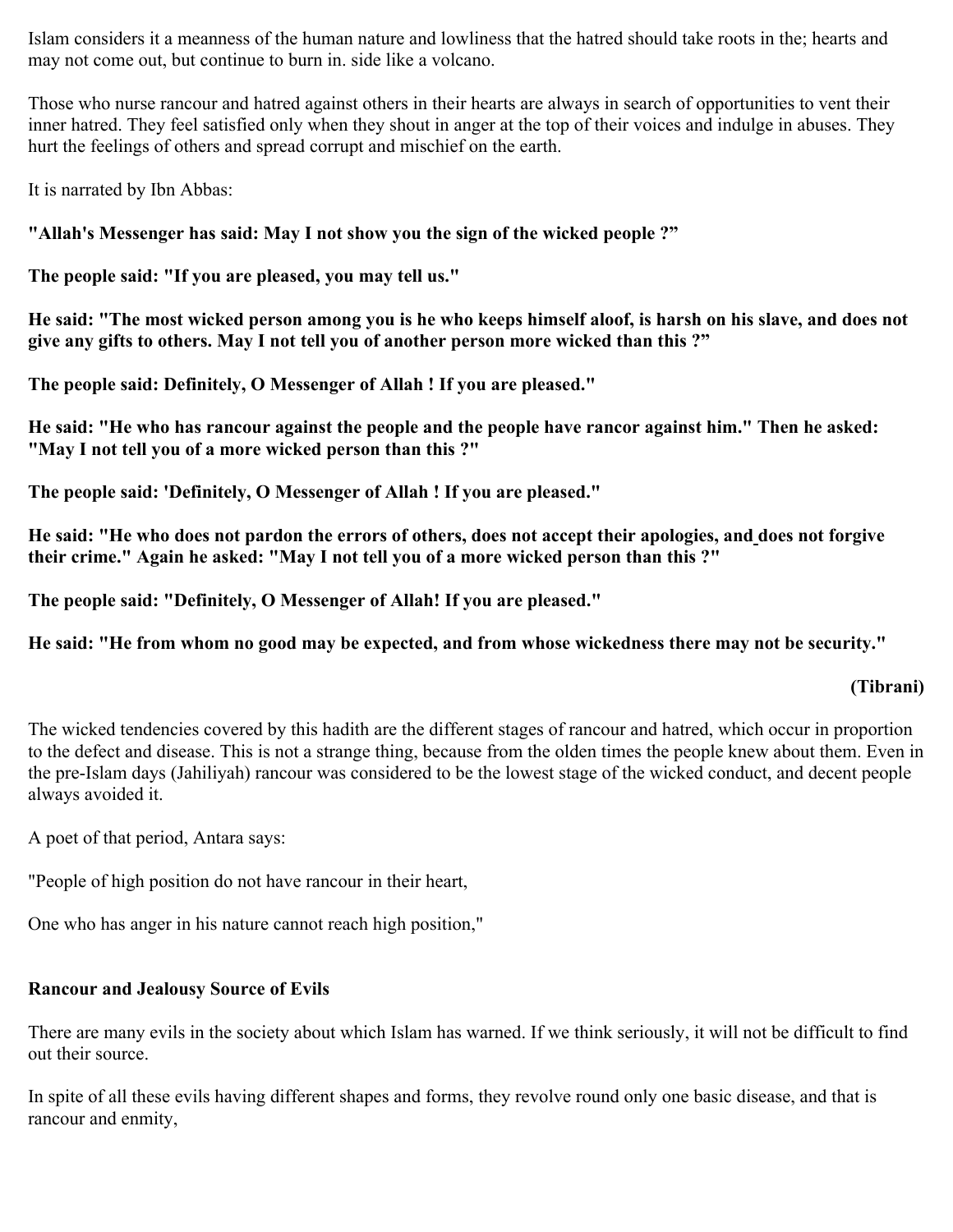Islam considers it a meanness of the human nature and lowliness that the hatred should take roots in the; hearts and may not come out, but continue to burn in. side like a volcano.

Those who nurse rancour and hatred against others in their hearts are always in search of opportunities to vent their inner hatred. They feel satisfied only when they shout in anger at the top of their voices and indulge in abuses. They hurt the feelings of others and spread corrupt and mischief on the earth.

It is narrated by Ibn Abbas:

**"Allah's Messenger has said: May I not show you the sign of the wicked people ?"**

**The people said: "If you are pleased, you may tell us."**

**He said: "The most wicked person among you is he who keeps himself aloof, is harsh on his slave, and does not give any gifts to others. May I not tell you of another person more wicked than this ?"**

**The people said: Definitely, O Messenger of Allah ! If you are pleased."**

**He said: "He who has rancour against the people and the people have rancor against him." Then he asked: "May I not tell you of a more wicked person than this ?"**

**The people said: 'Definitely, O Messenger of Allah ! If you are pleased."**

**He said: "He who does not pardon the errors of others, does not accept their apologies, and does not forgive their crime." Again he asked: "May I not tell you of a more wicked person than this ?"**

**The people said: "Definitely, O Messenger of Allah! If you are pleased."**

**He said: "He from whom no good may be expected, and from whose wickedness there may not be security."**

**(Tibrani)**

The wicked tendencies covered by this hadith are the different stages of rancour and hatred, which occur in proportion to the defect and disease. This is not a strange thing, because from the olden times the people knew about them. Even in the pre-Islam days (Jahiliyah) rancour was considered to be the lowest stage of the wicked conduct, and decent people always avoided it.

A poet of that period, Antara says:

"People of high position do not have rancour in their heart,

One who has anger in his nature cannot reach high position,"

**Rancour and Jealousy Source of Evils**

There are many evils in the society about which Islam has warned. If we think seriously, it will not be difficult to find out their source.

In spite of all these evils having different shapes and forms, they revolve round only one basic disease, and that is rancour and enmity,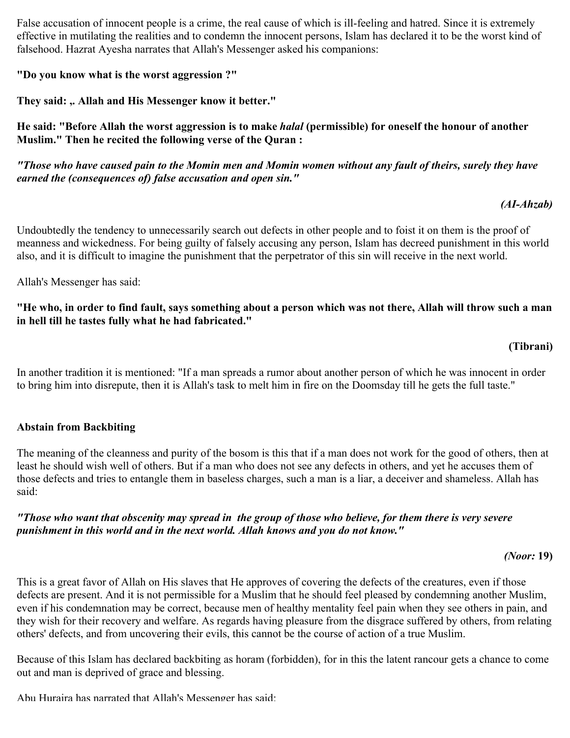False accusation of innocent people is a crime, the real cause of which is ill-feeling and hatred. Since it is extremely effective in mutilating the realities and to condemn the innocent persons, Islam has declared it to be the worst kind of falsehood. Hazrat Ayesha narrates that Allah's Messenger asked his companions:

**"Do you know what is the worst aggression ?"**

**They said: „ Allah and His Messenger know it better."**

**He said: "Before Allah the worst aggression is to make *halal* (permissible) for oneself the honour of another Muslim." Then he recited the following verse of the Quran :**

***"Those who have caused pain to the Momin men and Momin women without any fault of theirs, surely they have earned the (consequences of) false accusation and open sin."***

***(AI-Ahzab)***

Undoubtedly the tendency to unnecessarily search out defects in other people and to foist it on them is the proof of meanness and wickedness. For being guilty of falsely accusing any person, Islam has decreed punishment in this world also, and it is difficult to imagine the punishment that the perpetrator of this sin will receive in the next world.

Allah's Messenger has said:

**"He who, in order to find fault, says something about a person which was not there, Allah will throw such a man in hell till he tastes fully what he had fabricated."**

**(Tibrani)**

In another tradition it is mentioned: "If a man spreads a rumor about another person of which he was innocent in order to bring him into disrepute, then it is Allah's task to melt him in fire on the Doomsday till he gets the full taste."

### Abstain from Backbiting

The meaning of the cleanness and purity of the bosom is this that if a man does not work for the good of others, then at least he should wish well of others. But if a man who does not see any defects in others, and yet he accuses them of those defects and tries to entangle them in baseless charges, such a man is a liar, a deceiver and shameless. Allah has said:

***"Those who want that obscenity may spread in the group of those who believe, for them there is very severe punishment in this world and in the next world. Allah knows and you do not know."***

***(Noor:* 19)**

This is a great favor of Allah on His slaves that He approves of covering the defects of the creatures, even if those defects are present. And it is not permissible for a Muslim that he should feel pleased by condemning another Muslim, even if his condemnation may be correct, because men of healthy mentality feel pain when they see others in pain, and they wish for their recovery and welfare. As regards having pleasure from the disgrace suffered by others, from relating others' defects, and from uncovering their evils, this cannot be the course of action of a true Muslim.

Because of this Islam has declared backbiting as horam (forbidden), for in this the latent rancour gets a chance to come out and man is deprived of grace and blessing.

Abu Huraira has narrated that Allah's Messenger has said: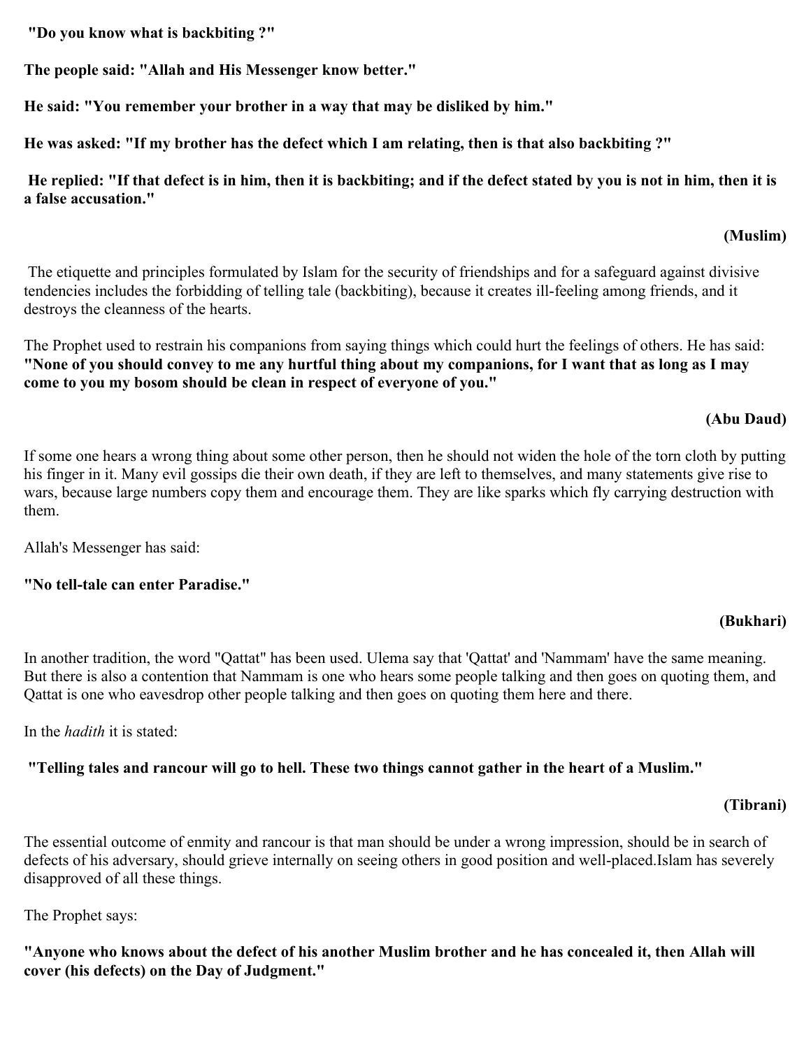**"Do you know what is backbiting ?"**

**The people said: "Allah and His Messenger know better."**

**He said: "You remember your brother in a way that may be disliked by him."**

**He was asked: "If my brother has the defect which I am relating, then is that also backbiting ?"**

**He replied: "If that defect is in him, then it is backbiting; and if the defect stated by you is not in him, then it is a false accusation."**

**(Muslim)**

The etiquette and principles formulated by Islam for the security of friendships and for a safeguard against divisive tendencies includes the forbidding of telling tale (backbiting), because it creates ill-feeling among friends, and it destroys the cleanness of the hearts.

The Prophet used to restrain his companions from saying things which could hurt the feelings of others. He has said: **"None of you should convey to me any hurtful thing about my companions, for I want that as long as I may come to you my bosom should be clean in respect of everyone of you."**

**(Abu Daud)**

If some one hears a wrong thing about some other person, then he should not widen the hole of the torn cloth by putting his finger in it. Many evil gossips die their own death, if they are left to themselves, and many statements give rise to wars, because large numbers copy them and encourage them. They are like sparks which fly carrying destruction with them.

Allah's Messenger has said:

**"No tell-tale can enter Paradise."**

**(Bukhari)**

In another tradition, the word "Qattat" has been used. Ulema say that 'Qattat' and 'Nammam' have the same meaning. But there is also a contention that Nammam is one who hears some people talking and then goes on quoting them, and Qattat is one who eavesdrop other people talking and then goes on quoting them here and there.

In the *hadith* it is stated:

**"Telling tales and rancour will go to hell. These two things cannot gather in the heart of a Muslim."**

**(Tibrani)**

The essential outcome of enmity and rancour is that man should be under a wrong impression, should be in search of defects of his adversary, should grieve internally on seeing others in good position and well-placed.Islam has severely disapproved of all these things.

The Prophet says:

**"Anyone who knows about the defect of his another Muslim brother and he has concealed it, then Allah will cover (his defects) on the Day of Judgment."**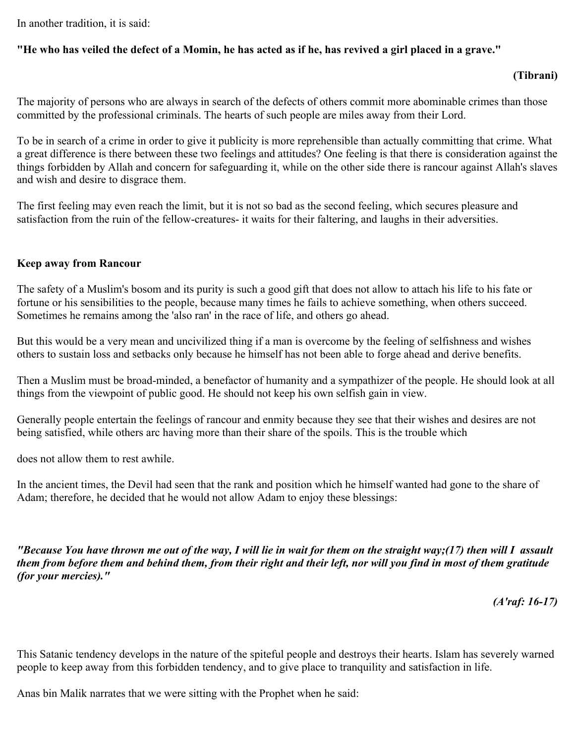In another tradition, it is said:

**"He who has veiled the defect of a Momin, he has acted as if he, has revived a girl placed in a grave."**

**(Tibrani)**

The majority of persons who are always in search of the defects of others commit more abominable crimes than those committed by the professional criminals. The hearts of such people are miles away from their Lord.

To be in search of a crime in order to give it publicity is more reprehensible than actually committing that crime. What a great difference is there between these two feelings and attitudes? One feeling is that there is consideration against the things forbidden by Allah and concern for safeguarding it, while on the other side there is rancour against Allah's slaves and wish and desire to disgrace them.

The first feeling may even reach the limit, but it is not so bad as the second feeling, which secures pleasure and satisfaction from the ruin of the fellow-creatures- it waits for their faltering, and laughs in their adversities.

**Keep away from Rancour**

The safety of a Muslim's bosom and its purity is such a good gift that does not allow to attach his life to his fate or fortune or his sensibilities to the people, because many times he fails to achieve something, when others succeed. Sometimes he remains among the 'also ran' in the race of life, and others go ahead.

But this would be a very mean and uncivilized thing if a man is overcome by the feeling of selfishness and wishes others to sustain loss and setbacks only because he himself has not been able to forge ahead and derive benefits.

Then a Muslim must be broad-minded, a benefactor of humanity and a sympathizer of the people. He should look at all things from the viewpoint of public good. He should not keep his own selfish gain in view.

Generally people entertain the feelings of rancour and enmity because they see that their wishes and desires are not being satisfied, while others arc having more than their share of the spoils. This is the trouble which

does not allow them to rest awhile.

In the ancient times, the Devil had seen that the rank and position which he himself wanted had gone to the share of Adam; therefore, he decided that he would not allow Adam to enjoy these blessings:

***"Because You have thrown me out of the way, I will lie in wait for them on the straight way;(17) then will I assault them from before them and behind them, from their right and their left, nor will you find in most of them gratitude (for your mercies)."***

***(A'raf: 16-17)***

This Satanic tendency develops in the nature of the spiteful people and destroys their hearts. Islam has severely warned people to keep away from this forbidden tendency, and to give place to tranquility and satisfaction in life.

Anas bin Malik narrates that we were sitting with the Prophet when he said: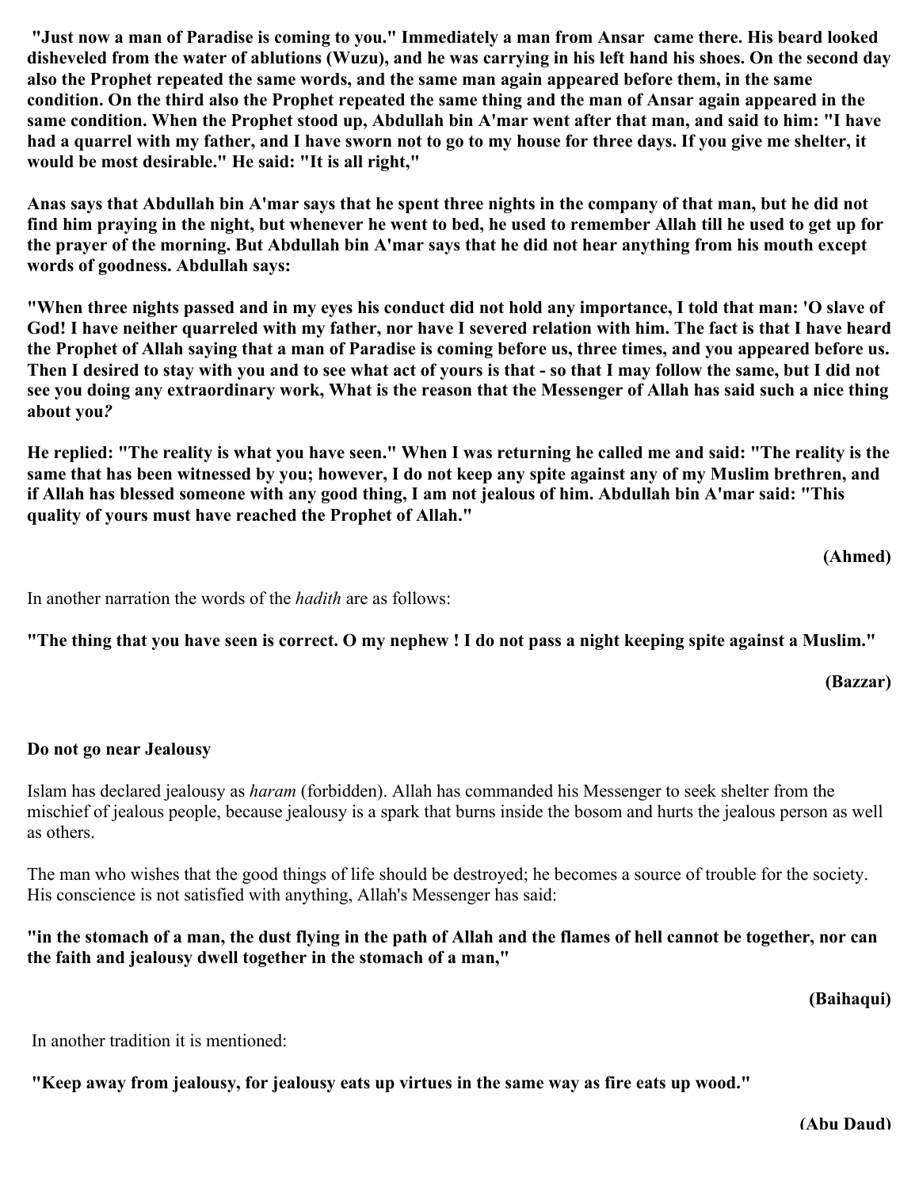**"Just now a man of Paradise is coming to you." Immediately a man from Ansar came there. His beard looked disheveled from the water of ablutions (Wuzu), and he was carrying in his left hand his shoes. On the second day also the Prophet repeated the same words, and the same man again appeared before them, in the same condition. On the third also the Prophet repeated the same thing and the man of Ansar again appeared in the same condition. When the Prophet stood up, Abdullah bin A'mar went after that man, and said to him: "I have had a quarrel with my father, and I have sworn not to go to my house for three days. If you give me shelter, it would be most desirable." He said: "It is all right,"**

**Anas says that Abdullah bin A'mar says that he spent three nights in the company of that man, but he did not find him praying in the night, but whenever he went to bed, he used to remember Allah till he used to get up for the prayer of the morning. But Abdullah bin A'mar says that he did not hear anything from his mouth except words of goodness. Abdullah says:**

**"When three nights passed and in my eyes his conduct did not hold any importance, I told that man: 'O slave of God! I have neither quarreled with my father, nor have I severed relation with him. The fact is that I have heard the Prophet of Allah saying that a man of Paradise is coming before us, three times, and you appeared before us. Then I desired to stay with you and to see what act of yours is that - so that I may follow the same, but I did not see you doing any extraordinary work, What is the reason that the Messenger of Allah has said such a nice thing about you*?***

**He replied: "The reality is what you have seen." When I was returning he called me and said: "The reality is the same that has been witnessed by you; however, I do not keep any spite against any of my Muslim brethren, and if Allah has blessed someone with any good thing, I am not jealous of him. Abdullah bin A'mar said: "This quality of yours must have reached the Prophet of Allah."**

**(Ahmed)**

In another narration the words of the *hadith* are as follows:

**"The thing that you have seen is correct. O my nephew ! I do not pass a night keeping spite against a Muslim."**

**(Bazzar)**

### Do not go near Jealousy

Islam has declared jealousy as *haram* (forbidden). Allah has commanded his Messenger to seek shelter from the mischief of jealous people, because jealousy is a spark that burns inside the bosom and hurts the jealous person as well as others.

The man who wishes that the good things of life should be destroyed; he becomes a source of trouble for the society. His conscience is not satisfied with anything, Allah's Messenger has said:

**"in the stomach of a man, the dust flying in the path of Allah and the flames of hell cannot be together, nor can the faith and jealousy dwell together in the stomach of a man,"**

**(Baihaqui)**

In another tradition it is mentioned:

**"Keep away from jealousy, for jealousy eats up virtues in the same way as fire eats up wood."**

**(Abu Daud)**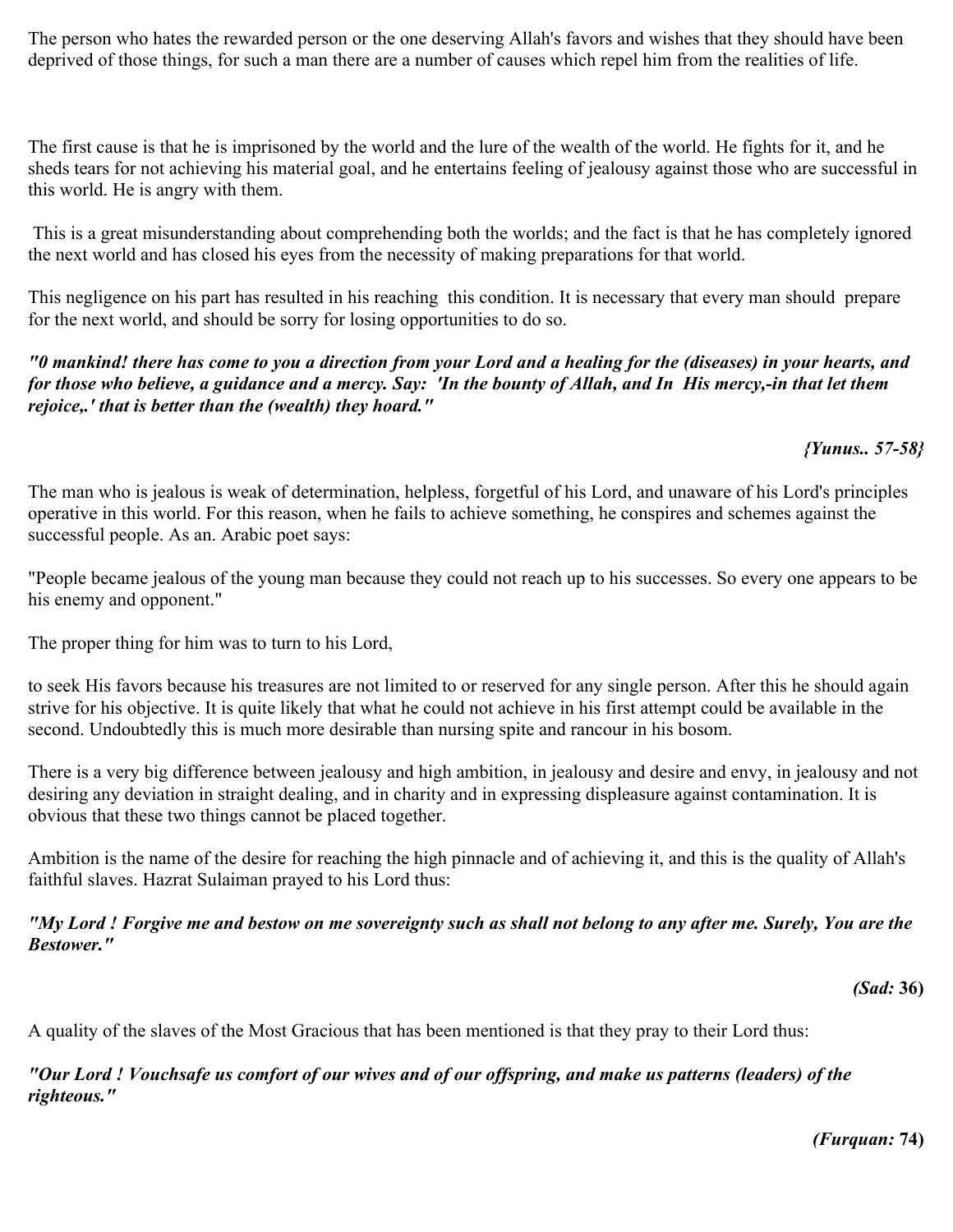The person who hates the rewarded person or the one deserving Allah's favors and wishes that they should have been deprived of those things, for such a man there are a number of causes which repel him from the realities of life.

The first cause is that he is imprisoned by the world and the lure of the wealth of the world. He fights for it, and he sheds tears for not achieving his material goal, and he entertains feeling of jealousy against those who are successful in this world. He is angry with them.

This is a great misunderstanding about comprehending both the worlds; and the fact is that he has completely ignored the next world and has closed his eyes from the necessity of making preparations for that world.

This negligence on his part has resulted in his reaching this condition. It is necessary that every man should prepare for the next world, and should be sorry for losing opportunities to do so.

***"0 mankind! there has come to you a direction from your Lord and a healing for the (diseases) in your hearts, and for those who believe, a guidance and a mercy. Say: 'In the bounty of Allah, and In His mercy,-in that let them rejoice,.' that is better than the (wealth) they hoard."***

***{Yunus.. 57-58}***

The man who is jealous is weak of determination, helpless, forgetful of his Lord, and unaware of his Lord's principles operative in this world. For this reason, when he fails to achieve something, he conspires and schemes against the successful people. As an. Arabic poet says:

"People became jealous of the young man because they could not reach up to his successes. So every one appears to be his enemy and opponent."

The proper thing for him was to turn to his Lord,

to seek His favors because his treasures are not limited to or reserved for any single person. After this he should again strive for his objective. It is quite likely that what he could not achieve in his first attempt could be available in the second. Undoubtedly this is much more desirable than nursing spite and rancour in his bosom.

There is a very big difference between jealousy and high ambition, in jealousy and desire and envy, in jealousy and not desiring any deviation in straight dealing, and in charity and in expressing displeasure against contamination. It is obvious that these two things cannot be placed together.

Ambition is the name of the desire for reaching the high pinnacle and of achieving it, and this is the quality of Allah's faithful slaves. Hazrat Sulaiman prayed to his Lord thus:

***"My Lord ! Forgive me and bestow on me sovereignty such as shall not belong to any after me. Surely, You are the Bestower."***

***(Sad:* 36)**

A quality of the slaves of the Most Gracious that has been mentioned is that they pray to their Lord thus:

***"Our Lord ! Vouchsafe us comfort of our wives and of our offspring, and make us patterns (leaders) of the righteous."***

***(Furquan:* 74)**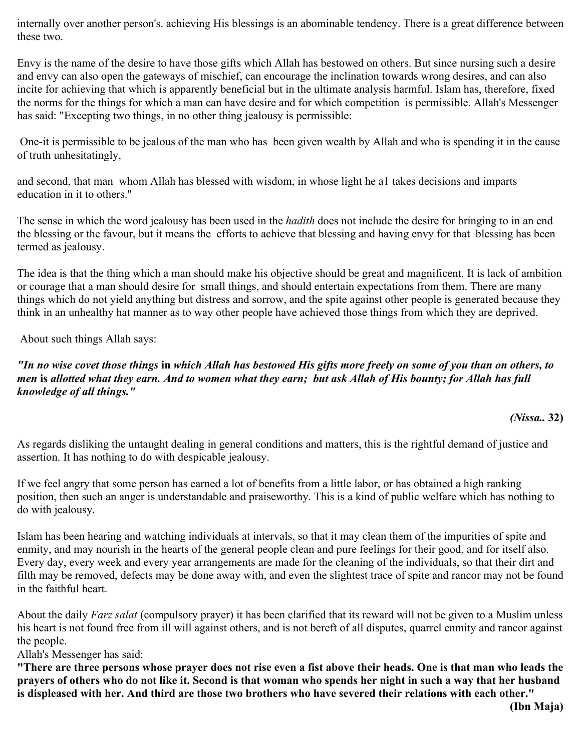internally over another person's. achieving His blessings is an abominable tendency. There is a great difference between these two.

Envy is the name of the desire to have those gifts which Allah has bestowed on others. But since nursing such a desire and envy can also open the gateways of mischief, can encourage the inclination towards wrong desires, and can also incite for achieving that which is apparently beneficial but in the ultimate analysis harmful. Islam has, therefore, fixed the norms for the things for which a man can have desire and for which competition is permissible. Allah's Messenger has said: "Excepting two things, in no other thing jealousy is permissible:

One-it is permissible to be jealous of the man who has been given wealth by Allah and who is spending it in the cause of truth unhesitatingly,

and second, that man whom Allah has blessed with wisdom, in whose light he a1 takes decisions and imparts education in it to others."

The sense in which the word jealousy has been used in the *hadith* does not include the desire for bringing to in an end the blessing or the favour, but it means the efforts to achieve that blessing and having envy for that blessing has been termed as jealousy.

The idea is that the thing which a man should make his objective should be great and magnificent. It is lack of ambition or courage that a man should desire for small things, and should entertain expectations from them. There are many things which do not yield anything but distress and sorrow, and the spite against other people is generated because they think in an unhealthy hat manner as to way other people have achieved those things from which they are deprived.

About such things Allah says:

***"In no wise covet those things* in *which Allah has bestowed His gifts more freely on some of you than on others, to men* is *allotted what they earn. And to women what they earn; but ask Allah of His bounty; for Allah has full knowledge of all things."***

***(Nissa..* 32)**

As regards disliking the untaught dealing in general conditions and matters, this is the rightful demand of justice and assertion. It has nothing to do with despicable jealousy.

If we feel angry that some person has earned a lot of benefits from a little labor, or has obtained a high ranking position, then such an anger is understandable and praiseworthy. This is a kind of public welfare which has nothing to do with jealousy.

Islam has been hearing and watching individuals at intervals, so that it may clean them of the impurities of spite and enmity, and may nourish in the hearts of the general people clean and pure feelings for their good, and for itself also. Every day, every week and every year arrangements are made for the cleaning of the individuals, so that their dirt and filth may be removed, defects may be done away with, and even the slightest trace of spite and rancor may not be found in the faithful heart.

About the daily *Farz salat* (compulsory prayer) it has been clarified that its reward will not be given to a Muslim unless his heart is not found free from ill will against others, and is not bereft of all disputes, quarrel enmity and rancor against the people.

Allah's Messenger has said:

**"There are three persons whose prayer does not rise even a fist above their heads. One is that man who leads the prayers of others who do not like it. Second is that woman who spends her night in such a way that her husband is displeased with her. And third are those two brothers who have severed their relations with each other."**

**(Ibn Maja)**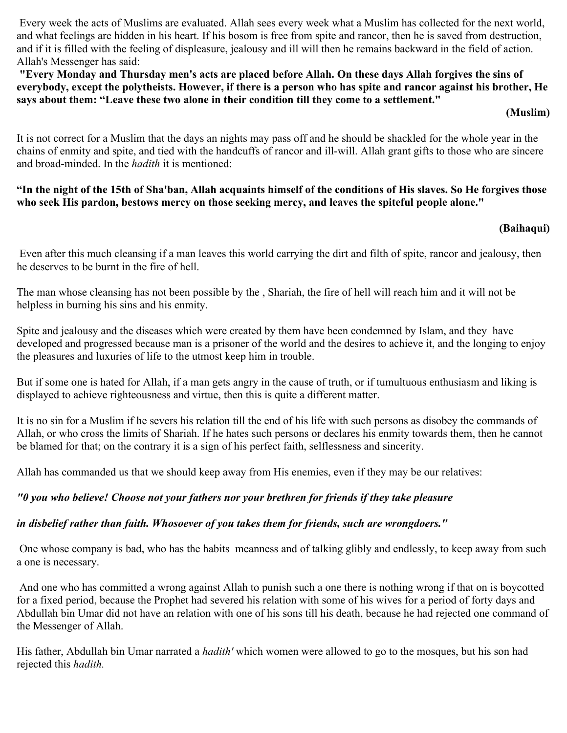Every week the acts of Muslims are evaluated. Allah sees every week what a Muslim has collected for the next world, and what feelings are hidden in his heart. If his bosom is free from spite and rancor, then he is saved from destruction, and if it is filled with the feeling of displeasure, jealousy and ill will then he remains backward in the field of action. Allah's Messenger has said:

**"Every Monday and Thursday men's acts are placed before Allah. On these days Allah forgives the sins of everybody, except the polytheists. However, if there is a person who has spite and rancor against his brother, He says about them: "Leave these two alone in their condition till they come to a settlement."**

**(Muslim)**

It is not correct for a Muslim that the days an nights may pass off and he should be shackled for the whole year in the chains of enmity and spite, and tied with the handcuffs of rancor and ill-will. Allah grant gifts to those who are sincere and broad-minded. In the *hadith* it is mentioned:

**"In the night of the 15th of Sha'ban, Allah acquaints himself of the conditions of His slaves. So He forgives those who seek His pardon, bestows mercy on those seeking mercy, and leaves the spiteful people alone."**

**(Baihaqui)**

Even after this much cleansing if a man leaves this world carrying the dirt and filth of spite, rancor and jealousy, then he deserves to be burnt in the fire of hell.

The man whose cleansing has not been possible by the , Shariah, the fire of hell will reach him and it will not be helpless in burning his sins and his enmity.

Spite and jealousy and the diseases which were created by them have been condemned by Islam, and they have developed and progressed because man is a prisoner of the world and the desires to achieve it, and the longing to enjoy the pleasures and luxuries of life to the utmost keep him in trouble.

But if some one is hated for Allah, if a man gets angry in the cause of truth, or if tumultuous enthusiasm and liking is displayed to achieve righteousness and virtue, then this is quite a different matter.

It is no sin for a Muslim if he severs his relation till the end of his life with such persons as disobey the commands of Allah, or who cross the limits of Shariah. If he hates such persons or declares his enmity towards them, then he cannot be blamed for that; on the contrary it is a sign of his perfect faith, selflessness and sincerity.

Allah has commanded us that we should keep away from His enemies, even if they may be our relatives:

***"0 you who believe! Choose not your fathers nor your brethren for friends if they take pleasure***

***in disbelief rather than faith. Whosoever of you takes them for friends, such are wrongdoers."***

One whose company is bad, who has the habits meanness and of talking glibly and endlessly, to keep away from such a one is necessary.

And one who has committed a wrong against Allah to punish such a one there is nothing wrong if that on is boycotted for a fixed period, because the Prophet had severed his relation with some of his wives for a period of forty days and Abdullah bin Umar did not have an relation with one of his sons till his death, because he had rejected one command of the Messenger of Allah.

His father, Abdullah bin Umar narrated a *hadith'* which women were allowed to go to the mosques, but his son had rejected this *hadith.*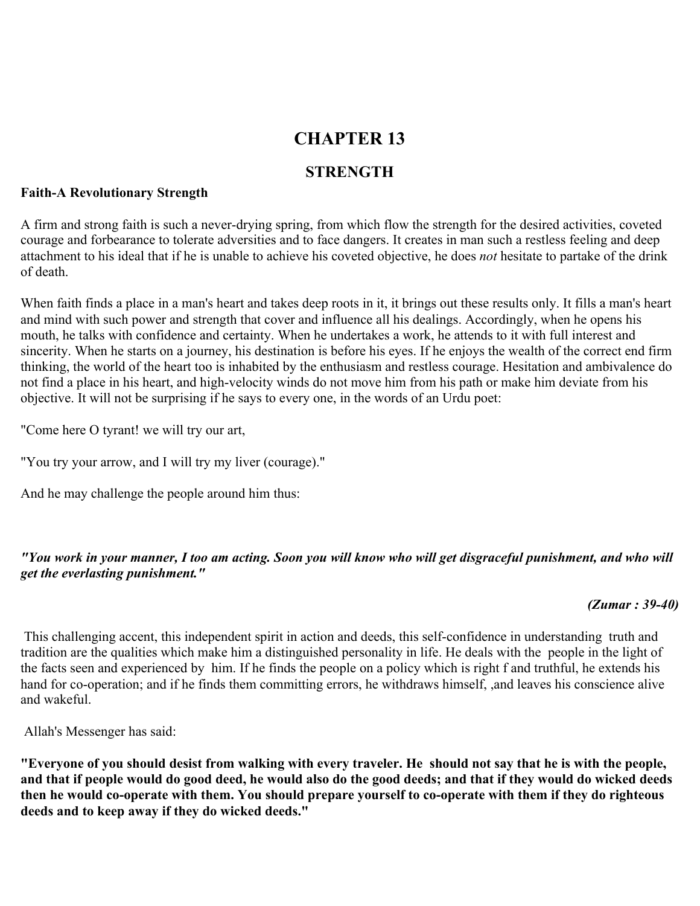# CHAPTER 13

## STRENGTH

**Faith-A Revolutionary Strength**

A firm and strong faith is such a never-drying spring, from which flow the strength for the desired activities, coveted courage and forbearance to tolerate adversities and to face dangers. It creates in man such a restless feeling and deep attachment to his ideal that if he is unable to achieve his coveted objective, he does *not* hesitate to partake of the drink of death.

When faith finds a place in a man's heart and takes deep roots in it, it brings out these results only. It fills a man's heart and mind with such power and strength that cover and influence all his dealings. Accordingly, when he opens his mouth, he talks with confidence and certainty. When he undertakes a work, he attends to it with full interest and sincerity. When he starts on a journey, his destination is before his eyes. If he enjoys the wealth of the correct end firm thinking, the world of the heart too is inhabited by the enthusiasm and restless courage. Hesitation and ambivalence do not find a place in his heart, and high-velocity winds do not move him from his path or make him deviate from his objective. It will not be surprising if he says to every one, in the words of an Urdu poet:

"Come here O tyrant! we will try our art,

"You try your arrow, and I will try my liver (courage)."

And he may challenge the people around him thus:

***"You work in your manner, I too am acting. Soon you will know who will get disgraceful punishment, and who will get the everlasting punishment."***

***(Zumar : 39-40)***

This challenging accent, this independent spirit in action and deeds, this self-confidence in understanding truth and tradition are the qualities which make him a distinguished personality in life. He deals with the people in the light of the facts seen and experienced by him. If he finds the people on a policy which is right f and truthful, he extends his hand for co-operation; and if he finds them committing errors, he withdraws himself, ,and leaves his conscience alive and wakeful.

Allah's Messenger has said:

**"Everyone of you should desist from walking with every traveler. He should not say that he is with the people, and that if people would do good deed, he would also do the good deeds; and that if they would do wicked deeds then he would co-operate with them. You should prepare yourself to co-operate with them if they do righteous deeds and to keep away if they do wicked deeds."**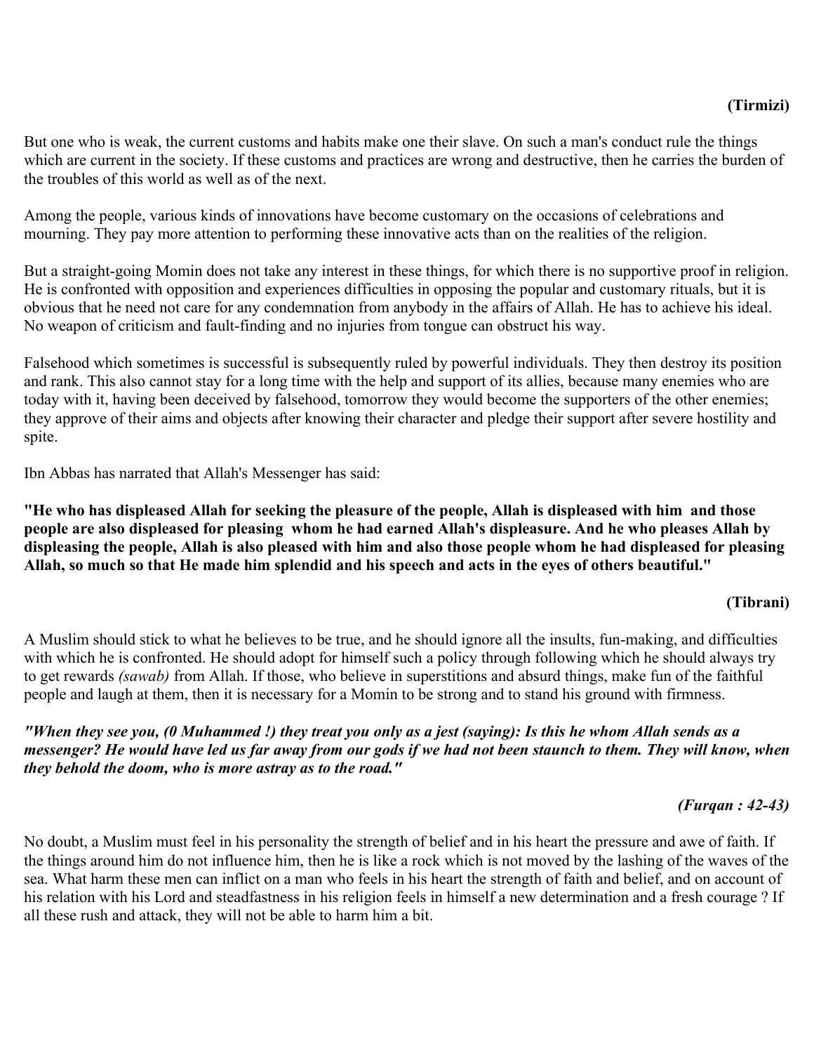**(Tirmizi)**

But one who is weak, the current customs and habits make one their slave. On such a man's conduct rule the things which are current in the society. If these customs and practices are wrong and destructive, then he carries the burden of the troubles of this world as well as of the next.

Among the people, various kinds of innovations have become customary on the occasions of celebrations and mourning. They pay more attention to performing these innovative acts than on the realities of the religion.

But a straight-going Momin does not take any interest in these things, for which there is no supportive proof in religion. He is confronted with opposition and experiences difficulties in opposing the popular and customary rituals, but it is obvious that he need not care for any condemnation from anybody in the affairs of Allah. He has to achieve his ideal. No weapon of criticism and fault-finding and no injuries from tongue can obstruct his way.

Falsehood which sometimes is successful is subsequently ruled by powerful individuals. They then destroy its position and rank. This also cannot stay for a long time with the help and support of its allies, because many enemies who are today with it, having been deceived by falsehood, tomorrow they would become the supporters of the other enemies; they approve of their aims and objects after knowing their character and pledge their support after severe hostility and spite.

Ibn Abbas has narrated that Allah's Messenger has said:

**"He who has displeased Allah for seeking the pleasure of the people, Allah is displeased with him and those people are also displeased for pleasing whom he had earned Allah's displeasure. And he who pleases Allah by displeasing the people, Allah is also pleased with him and also those people whom he had displeased for pleasing Allah, so much so that He made him splendid and his speech and acts in the eyes of others beautiful."**

**(Tibrani)**

A Muslim should stick to what he believes to be true, and he should ignore all the insults, fun-making, and difficulties with which he is confronted. He should adopt for himself such a policy through following which he should always try to get rewards *(sawab)* from Allah. If those, who believe in superstitions and absurd things, make fun of the faithful people and laugh at them, then it is necessary for a Momin to be strong and to stand his ground with firmness.

***"When they see you, (0 Muhammed !) they treat you only as a jest (saying): Is this he whom Allah sends as a messenger? He would have led us far away from our gods if we had not been staunch to them. They will know, when they behold the doom, who is more astray as to the road."***

***(Furqan : 42-43)***

No doubt, a Muslim must feel in his personality the strength of belief and in his heart the pressure and awe of faith. If the things around him do not influence him, then he is like a rock which is not moved by the lashing of the waves of the sea. What harm these men can inflict on a man who feels in his heart the strength of faith and belief, and on account of his relation with his Lord and steadfastness in his religion feels in himself a new determination and a fresh courage ? If all these rush and attack, they will not be able to harm him a bit.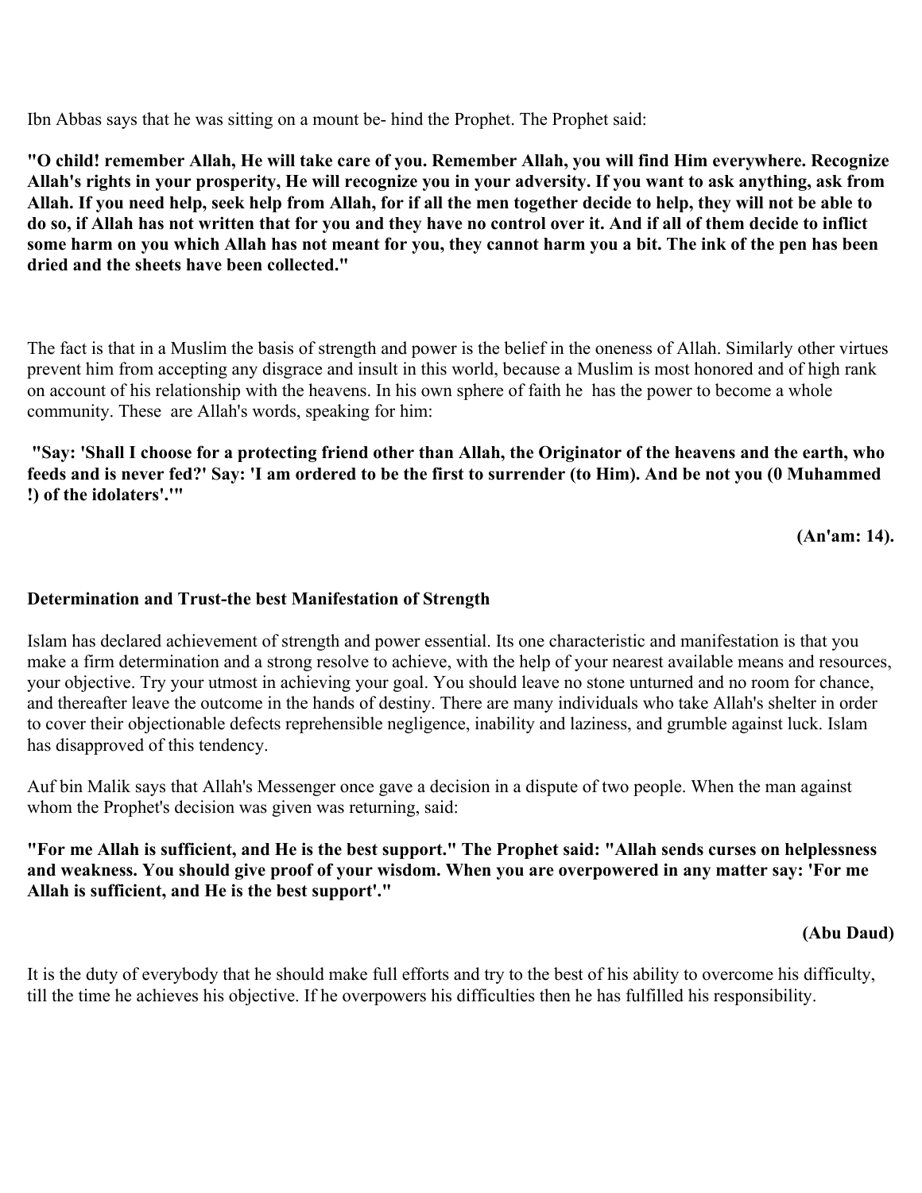Ibn Abbas says that he was sitting on a mount be- hind the Prophet. The Prophet said:

**"O child! remember Allah, He will take care of you. Remember Allah, you will find Him everywhere. Recognize Allah's rights in your prosperity, He will recognize you in your adversity. If you want to ask anything, ask from Allah. If you need help, seek help from Allah, for if all the men together decide to help, they will not be able to do so, if Allah has not written that for you and they have no control over it. And if all of them decide to inflict some harm on you which Allah has not meant for you, they cannot harm you a bit. The ink of the pen has been dried and the sheets have been collected."**

The fact is that in a Muslim the basis of strength and power is the belief in the oneness of Allah. Similarly other virtues prevent him from accepting any disgrace and insult in this world, because a Muslim is most honored and of high rank on account of his relationship with the heavens. In his own sphere of faith he has the power to become a whole community. These are Allah's words, speaking for him:

**"Say: 'Shall I choose for a protecting friend other than Allah, the Originator of the heavens and the earth, who feeds and is never fed?' Say: 'I am ordered to be the first to surrender (to Him). And be not you (0 Muhammed !) of the idolaters'.'"**

**(An'am: 14).**

**Determination and Trust-the best Manifestation of Strength**

Islam has declared achievement of strength and power essential. Its one characteristic and manifestation is that you make a firm determination and a strong resolve to achieve, with the help of your nearest available means and resources, your objective. Try your utmost in achieving your goal. You should leave no stone unturned and no room for chance, and thereafter leave the outcome in the hands of destiny. There are many individuals who take Allah's shelter in order to cover their objectionable defects reprehensible negligence, inability and laziness, and grumble against luck. Islam has disapproved of this tendency.

Auf bin Malik says that Allah's Messenger once gave a decision in a dispute of two people. When the man against whom the Prophet's decision was given was returning, said:

**"For me Allah is sufficient, and He is the best support." The Prophet said: "Allah sends curses on helplessness and weakness. You should give proof of your wisdom. When you are overpowered in any matter say: 'For me Allah is sufficient, and He is the best support'."**

**(Abu Daud)**

It is the duty of everybody that he should make full efforts and try to the best of his ability to overcome his difficulty, till the time he achieves his objective. If he overpowers his difficulties then he has fulfilled his responsibility.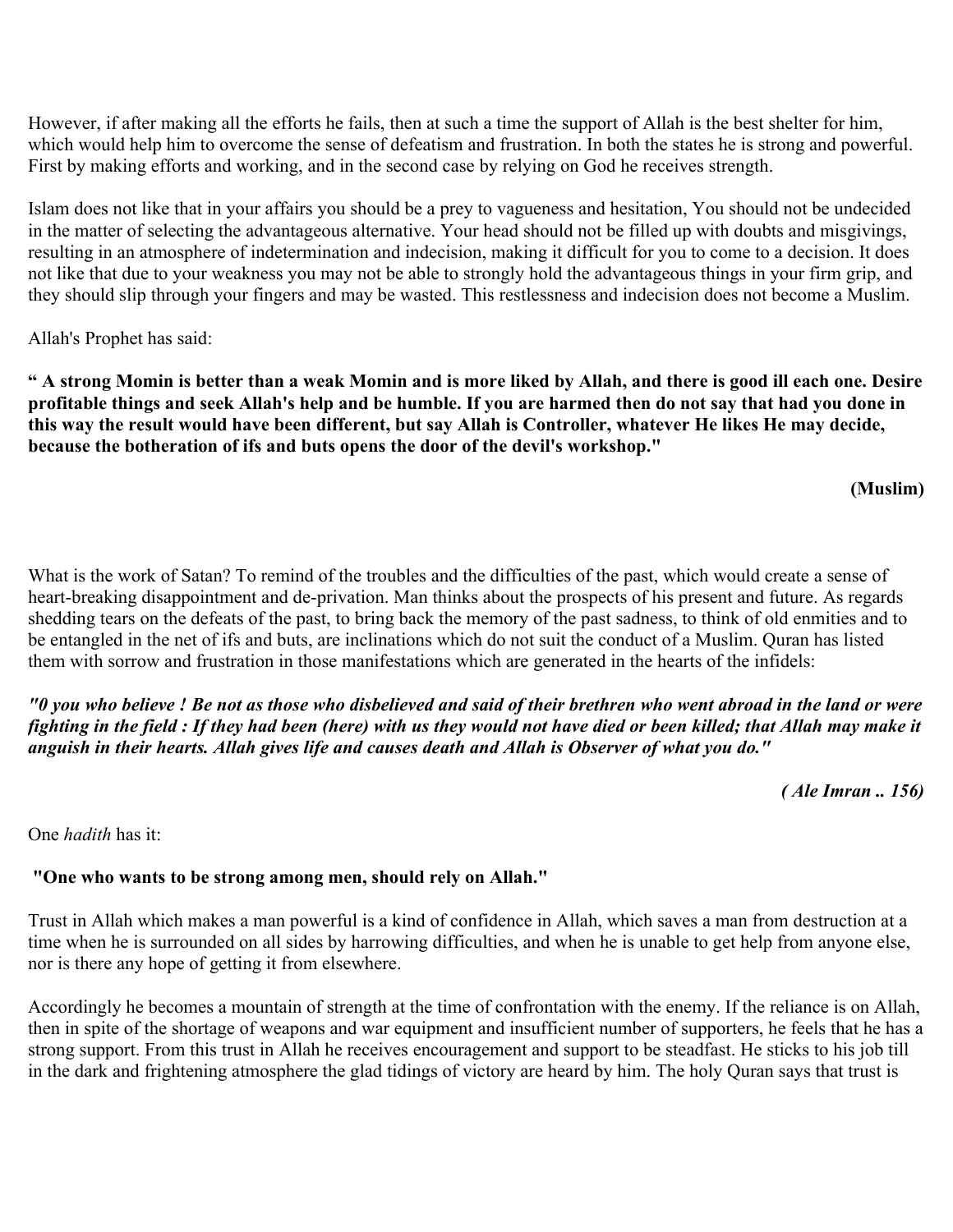However, if after making all the efforts he fails, then at such a time the support of Allah is the best shelter for him, which would help him to overcome the sense of defeatism and frustration. In both the states he is strong and powerful. First by making efforts and working, and in the second case by relying on God he receives strength.

Islam does not like that in your affairs you should be a prey to vagueness and hesitation, You should not be undecided in the matter of selecting the advantageous alternative. Your head should not be filled up with doubts and misgivings, resulting in an atmosphere of indetermination and indecision, making it difficult for you to come to a decision. It does not like that due to your weakness you may not be able to strongly hold the advantageous things in your firm grip, and they should slip through your fingers and may be wasted. This restlessness and indecision does not become a Muslim.

Allah's Prophet has said:

**" A strong Momin is better than a weak Momin and is more liked by Allah, and there is good ill each one. Desire profitable things and seek Allah's help and be humble. If you are harmed then do not say that had you done in this way the result would have been different, but say Allah is Controller, whatever He likes He may decide, because the botheration of ifs and buts opens the door of the devil's workshop."**

**(Muslim)**

What is the work of Satan? To remind of the troubles and the difficulties of the past, which would create a sense of heart-breaking disappointment and de-privation. Man thinks about the prospects of his present and future. As regards shedding tears on the defeats of the past, to bring back the memory of the past sadness, to think of old enmities and to be entangled in the net of ifs and buts, are inclinations which do not suit the conduct of a Muslim. Quran has listed them with sorrow and frustration in those manifestations which are generated in the hearts of the infidels:

***"0 you who believe ! Be not as those who disbelieved and said of their brethren who went abroad in the land or were fighting in the field : If they had been (here) with us they would not have died or been killed; that Allah may make it anguish in their hearts. Allah gives life and causes death and Allah is Observer of what you do."***

***( Ale Imran .. 156)***

One *hadith* has it:

**"One who wants to be strong among men, should rely on Allah."**

Trust in Allah which makes a man powerful is a kind of confidence in Allah, which saves a man from destruction at a time when he is surrounded on all sides by harrowing difficulties, and when he is unable to get help from anyone else, nor is there any hope of getting it from elsewhere.

Accordingly he becomes a mountain of strength at the time of confrontation with the enemy. If the reliance is on Allah, then in spite of the shortage of weapons and war equipment and insufficient number of supporters, he feels that he has a strong support. From this trust in Allah he receives encouragement and support to be steadfast. He sticks to his job till in the dark and frightening atmosphere the glad tidings of victory are heard by him. The holy Quran says that trust is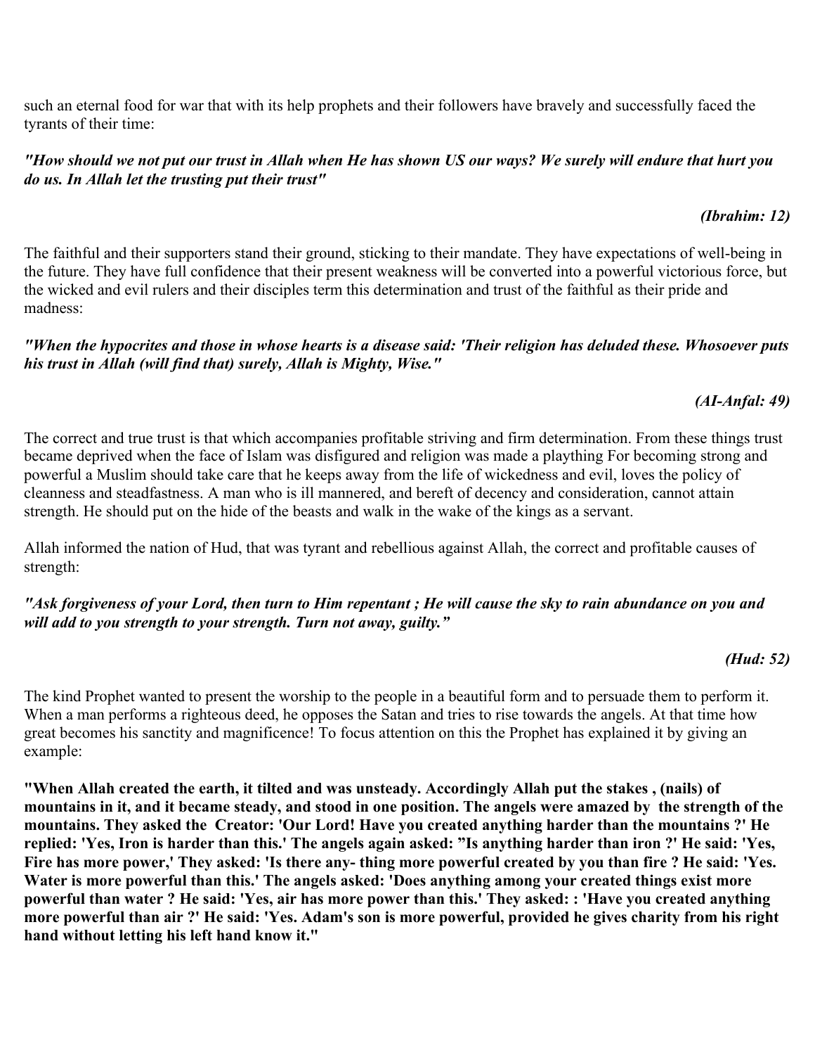such an eternal food for war that with its help prophets and their followers have bravely and successfully faced the tyrants of their time:

***"How should we not put our trust in Allah when He has shown US our ways? We surely will endure that hurt you do us. In Allah let the trusting put their trust"***

***(Ibrahim: 12)***

The faithful and their supporters stand their ground, sticking to their mandate. They have expectations of well-being in the future. They have full confidence that their present weakness will be converted into a powerful victorious force, but the wicked and evil rulers and their disciples term this determination and trust of the faithful as their pride and madness:

***"When the hypocrites and those in whose hearts is a disease said: 'Their religion has deluded these. Whosoever puts his trust in Allah (will find that) surely, Allah is Mighty, Wise."***

***(AI-Anfal: 49)***

The correct and true trust is that which accompanies profitable striving and firm determination. From these things trust became deprived when the face of Islam was disfigured and religion was made a plaything For becoming strong and powerful a Muslim should take care that he keeps away from the life of wickedness and evil, loves the policy of cleanness and steadfastness. A man who is ill mannered, and bereft of decency and consideration, cannot attain strength. He should put on the hide of the beasts and walk in the wake of the kings as a servant.

Allah informed the nation of Hud, that was tyrant and rebellious against Allah, the correct and profitable causes of strength:

***"Ask forgiveness of your Lord, then turn to Him repentant ; He will cause the sky to rain abundance on you and will add to you strength to your strength. Turn not away, guilty."***

***(Hud: 52)***

The kind Prophet wanted to present the worship to the people in a beautiful form and to persuade them to perform it. When a man performs a righteous deed, he opposes the Satan and tries to rise towards the angels. At that time how great becomes his sanctity and magnificence! To focus attention on this the Prophet has explained it by giving an example:

**"When Allah created the earth, it tilted and was unsteady. Accordingly Allah put the stakes , (nails) of mountains in it, and it became steady, and stood in one position. The angels were amazed by the strength of the mountains. They asked the Creator: 'Our Lord! Have you created anything harder than the mountains ?' He replied: 'Yes, Iron is harder than this.' The angels again asked: "Is anything harder than iron ?' He said: 'Yes, Fire has more power,' They asked: 'Is there any- thing more powerful created by you than fire ? He said: 'Yes. Water is more powerful than this.' The angels asked: 'Does anything among your created things exist more powerful than water ? He said: 'Yes, air has more power than this.' They asked: : 'Have you created anything more powerful than air ?' He said: 'Yes. Adam's son is more powerful, provided he gives charity from his right hand without letting his left hand know it."**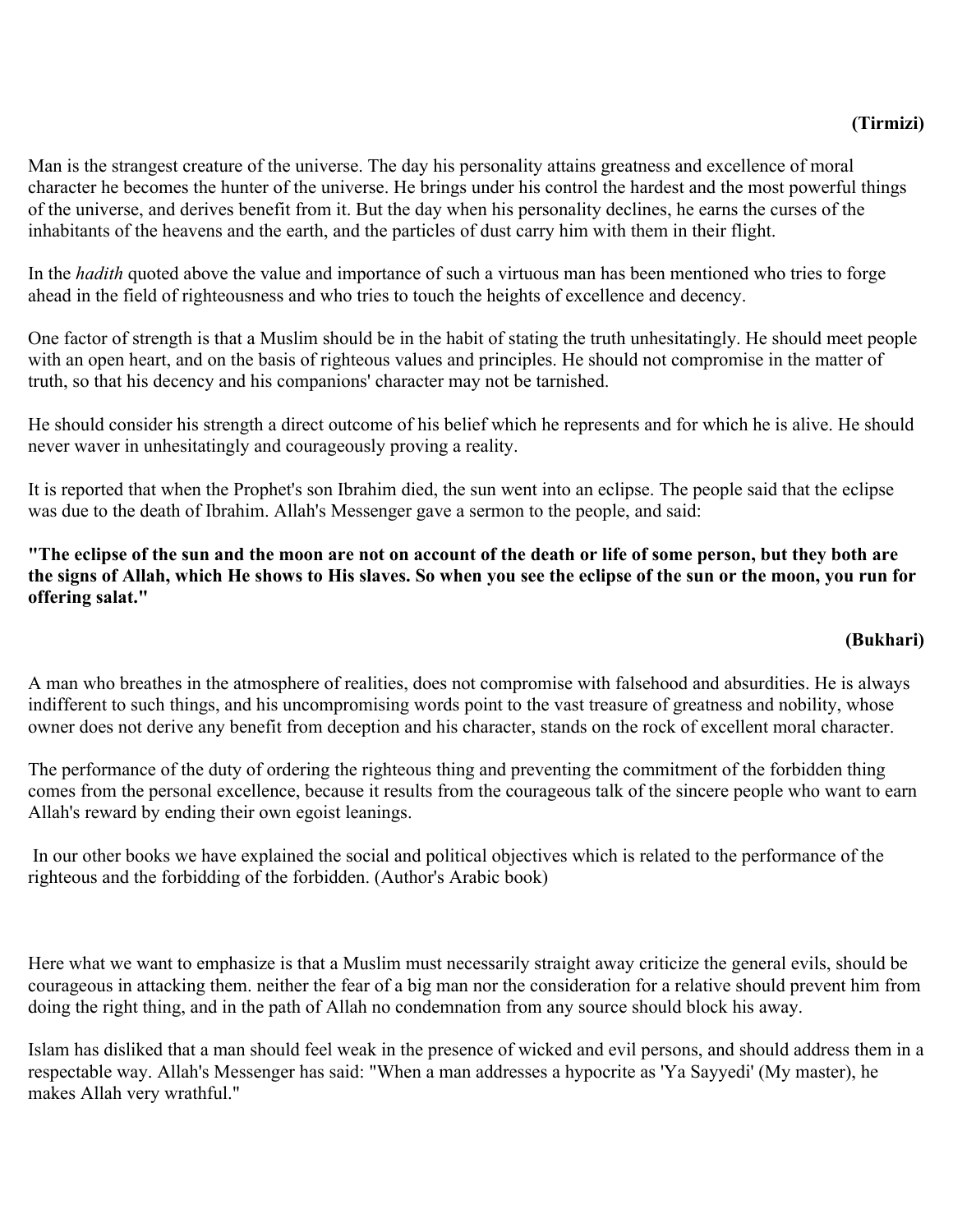**(Tirmizi)**

Man is the strangest creature of the universe. The day his personality attains greatness and excellence of moral character he becomes the hunter of the universe. He brings under his control the hardest and the most powerful things of the universe, and derives benefit from it. But the day when his personality declines, he earns the curses of the inhabitants of the heavens and the earth, and the particles of dust carry him with them in their flight.

In the *hadith* quoted above the value and importance of such a virtuous man has been mentioned who tries to forge ahead in the field of righteousness and who tries to touch the heights of excellence and decency.

One factor of strength is that a Muslim should be in the habit of stating the truth unhesitatingly. He should meet people with an open heart, and on the basis of righteous values and principles. He should not compromise in the matter of truth, so that his decency and his companions' character may not be tarnished.

He should consider his strength a direct outcome of his belief which he represents and for which he is alive. He should never waver in unhesitatingly and courageously proving a reality.

It is reported that when the Prophet's son Ibrahim died, the sun went into an eclipse. The people said that the eclipse was due to the death of Ibrahim. Allah's Messenger gave a sermon to the people, and said:

**"The eclipse of the sun and the moon are not on account of the death or life of some person, but they both are the signs of Allah, which He shows to His slaves. So when you see the eclipse of the sun or the moon, you run for offering salat."**

**(Bukhari)**

A man who breathes in the atmosphere of realities, does not compromise with falsehood and absurdities. He is always indifferent to such things, and his uncompromising words point to the vast treasure of greatness and nobility, whose owner does not derive any benefit from deception and his character, stands on the rock of excellent moral character.

The performance of the duty of ordering the righteous thing and preventing the commitment of the forbidden thing comes from the personal excellence, because it results from the courageous talk of the sincere people who want to earn Allah's reward by ending their own egoist leanings.

In our other books we have explained the social and political objectives which is related to the performance of the righteous and the forbidding of the forbidden. (Author's Arabic book)

Here what we want to emphasize is that a Muslim must necessarily straight away criticize the general evils, should be courageous in attacking them. neither the fear of a big man nor the consideration for a relative should prevent him from doing the right thing, and in the path of Allah no condemnation from any source should block his away.

Islam has disliked that a man should feel weak in the presence of wicked and evil persons, and should address them in a respectable way. Allah's Messenger has said: "When a man addresses a hypocrite as 'Ya Sayyedi' (My master), he makes Allah very wrathful."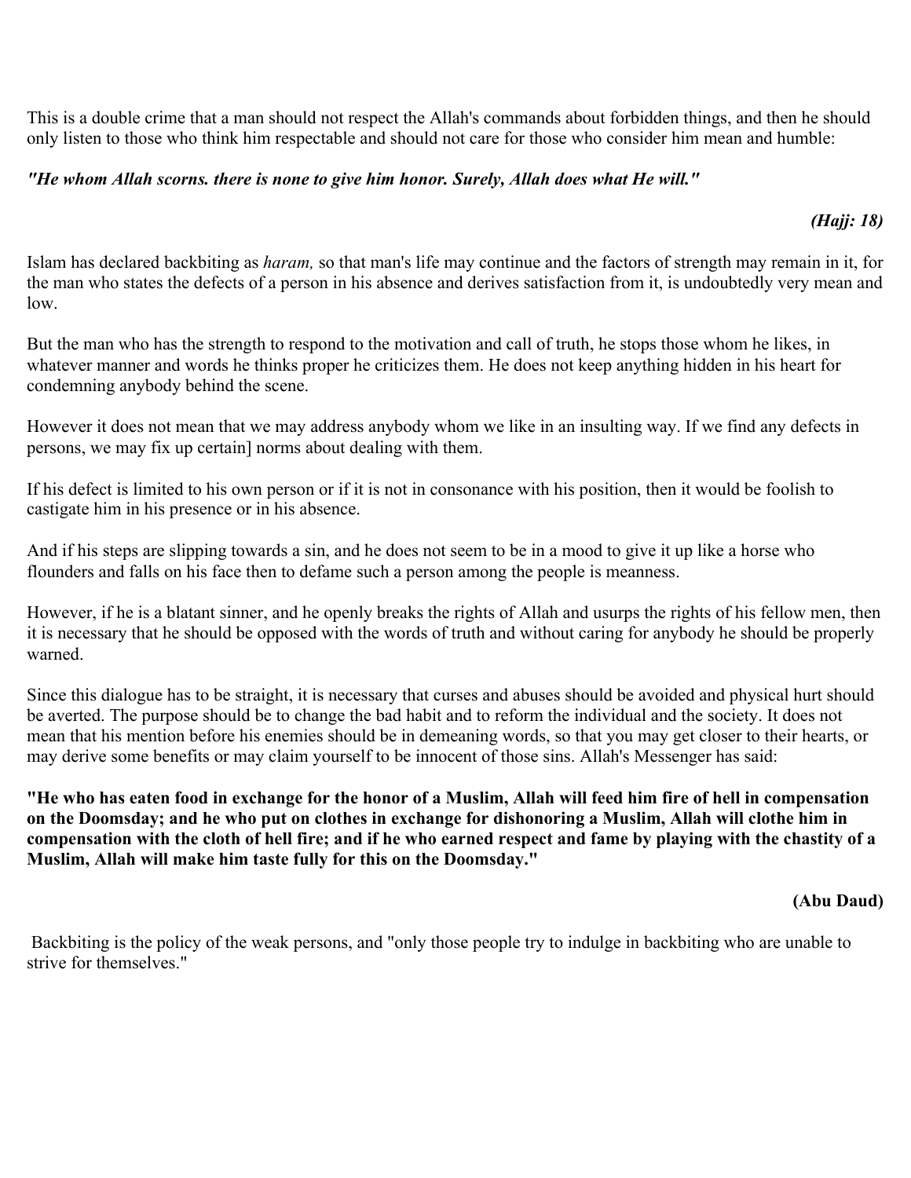This is a double crime that a man should not respect the Allah's commands about forbidden things, and then he should only listen to those who think him respectable and should not care for those who consider him mean and humble:

***"He whom Allah scorns. there is none to give him honor. Surely, Allah does what He will."***

***(Hajj: 18)***

Islam has declared backbiting as *haram,* so that man's life may continue and the factors of strength may remain in it, for the man who states the defects of a person in his absence and derives satisfaction from it, is undoubtedly very mean and low.

But the man who has the strength to respond to the motivation and call of truth, he stops those whom he likes, in whatever manner and words he thinks proper he criticizes them. He does not keep anything hidden in his heart for condemning anybody behind the scene.

However it does not mean that we may address anybody whom we like in an insulting way. If we find any defects in persons, we may fix up certain] norms about dealing with them.

If his defect is limited to his own person or if it is not in consonance with his position, then it would be foolish to castigate him in his presence or in his absence.

And if his steps are slipping towards a sin, and he does not seem to be in a mood to give it up like a horse who flounders and falls on his face then to defame such a person among the people is meanness.

However, if he is a blatant sinner, and he openly breaks the rights of Allah and usurps the rights of his fellow men, then it is necessary that he should be opposed with the words of truth and without caring for anybody he should be properly warned.

Since this dialogue has to be straight, it is necessary that curses and abuses should be avoided and physical hurt should be averted. The purpose should be to change the bad habit and to reform the individual and the society. It does not mean that his mention before his enemies should be in demeaning words, so that you may get closer to their hearts, or may derive some benefits or may claim yourself to be innocent of those sins. Allah's Messenger has said:

**"He who has eaten food in exchange for the honor of a Muslim, Allah will feed him fire of hell in compensation on the Doomsday; and he who put on clothes in exchange for dishonoring a Muslim, Allah will clothe him in compensation with the cloth of hell fire; and if he who earned respect and fame by playing with the chastity of a Muslim, Allah will make him taste fully for this on the Doomsday."**

**(Abu Daud)**

Backbiting is the policy of the weak persons, and "only those people try to indulge in backbiting who are unable to strive for themselves."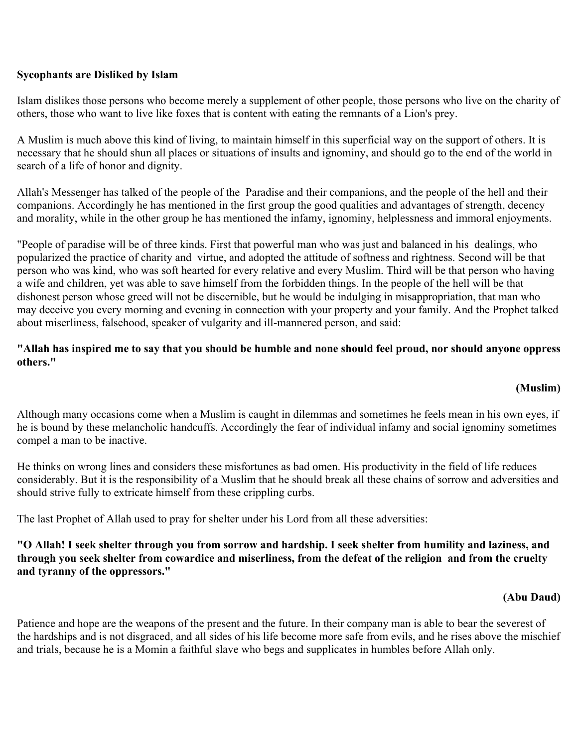**Sycophants are Disliked by Islam**

Islam dislikes those persons who become merely a supplement of other people, those persons who live on the charity of others, those who want to live like foxes that is content with eating the remnants of a Lion's prey.

A Muslim is much above this kind of living, to maintain himself in this superficial way on the support of others. It is necessary that he should shun all places or situations of insults and ignominy, and should go to the end of the world in search of a life of honor and dignity.

Allah's Messenger has talked of the people of the Paradise and their companions, and the people of the hell and their companions. Accordingly he has mentioned in the first group the good qualities and advantages of strength, decency and morality, while in the other group he has mentioned the infamy, ignominy, helplessness and immoral enjoyments.

"People of paradise will be of three kinds. First that powerful man who was just and balanced in his dealings, who popularized the practice of charity and virtue, and adopted the attitude of softness and rightness. Second will be that person who was kind, who was soft hearted for every relative and every Muslim. Third will be that person who having a wife and children, yet was able to save himself from the forbidden things. In the people of the hell will be that dishonest person whose greed will not be discernible, but he would be indulging in misappropriation, that man who may deceive you every morning and evening in connection with your property and your family. And the Prophet talked about miserliness, falsehood, speaker of vulgarity and ill-mannered person, and said:

**"Allah has inspired me to say that you should be humble and none should feel proud, nor should anyone oppress others."**

**(Muslim)**

Although many occasions come when a Muslim is caught in dilemmas and sometimes he feels mean in his own eyes, if he is bound by these melancholic handcuffs. Accordingly the fear of individual infamy and social ignominy sometimes compel a man to be inactive.

He thinks on wrong lines and considers these misfortunes as bad omen. His productivity in the field of life reduces considerably. But it is the responsibility of a Muslim that he should break all these chains of sorrow and adversities and should strive fully to extricate himself from these crippling curbs.

The last Prophet of Allah used to pray for shelter under his Lord from all these adversities:

**"O Allah! I seek shelter through you from sorrow and hardship. I seek shelter from humility and laziness, and through you seek shelter from cowardice and miserliness, from the defeat of the religion and from the cruelty and tyranny of the oppressors."**

**(Abu Daud)**

Patience and hope are the weapons of the present and the future. In their company man is able to bear the severest of the hardships and is not disgraced, and all sides of his life become more safe from evils, and he rises above the mischief and trials, because he is a Momin a faithful slave who begs and supplicates in humbles before Allah only.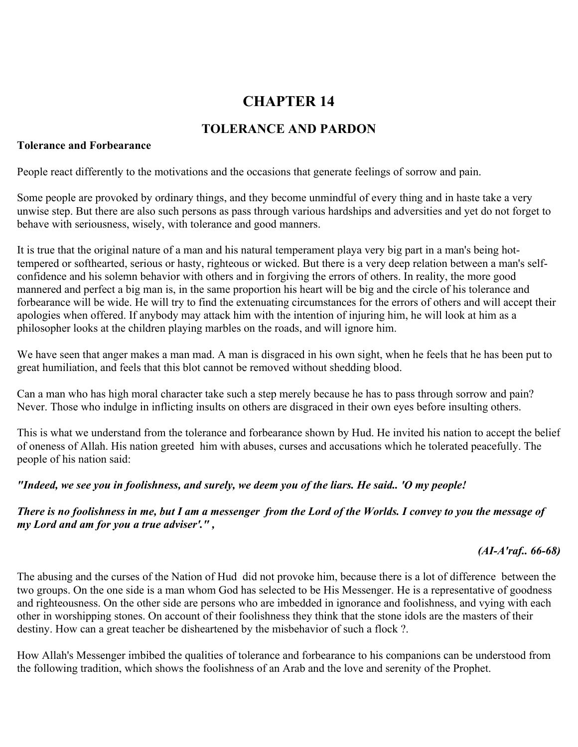# CHAPTER 14

## TOLERANCE AND PARDON

**Tolerance and Forbearance**

People react differently to the motivations and the occasions that generate feelings of sorrow and pain.

Some people are provoked by ordinary things, and they become unmindful of every thing and in haste take a very unwise step. But there are also such persons as pass through various hardships and adversities and yet do not forget to behave with seriousness, wisely, with tolerance and good manners.

It is true that the original nature of a man and his natural temperament playa very big part in a man's being hot-tempered or softhearted, serious or hasty, righteous or wicked. But there is a very deep relation between a man's self-confidence and his solemn behavior with others and in forgiving the errors of others. In reality, the more good mannered and perfect a big man is, in the same proportion his heart will be big and the circle of his tolerance and forbearance will be wide. He will try to find the extenuating circumstances for the errors of others and will accept their apologies when offered. If anybody may attack him with the intention of injuring him, he will look at him as a philosopher looks at the children playing marbles on the roads, and will ignore him.

We have seen that anger makes a man mad. A man is disgraced in his own sight, when he feels that he has been put to great humiliation, and feels that this blot cannot be removed without shedding blood.

Can a man who has high moral character take such a step merely because he has to pass through sorrow and pain? Never. Those who indulge in inflicting insults on others are disgraced in their own eyes before insulting others.

This is what we understand from the tolerance and forbearance shown by Hud. He invited his nation to accept the belief of oneness of Allah. His nation greeted him with abuses, curses and accusations which he tolerated peacefully. The people of his nation said:

***"Indeed, we see you in foolishness, and surely, we deem you of the liars. He said.. 'O my people!***

***There is no foolishness in me, but I am a messenger from the Lord of the Worlds. I convey to you the message of my Lord and am for you a true adviser'." ,***

***(AI-A'raf.. 66-68)***

The abusing and the curses of the Nation of Hud did not provoke him, because there is a lot of difference between the two groups. On the one side is a man whom God has selected to be His Messenger. He is a representative of goodness and righteousness. On the other side are persons who are imbedded in ignorance and foolishness, and vying with each other in worshipping stones. On account of their foolishness they think that the stone idols are the masters of their destiny. How can a great teacher be disheartened by the misbehavior of such a flock ?.

How Allah's Messenger imbibed the qualities of tolerance and forbearance to his companions can be understood from the following tradition, which shows the foolishness of an Arab and the love and serenity of the Prophet.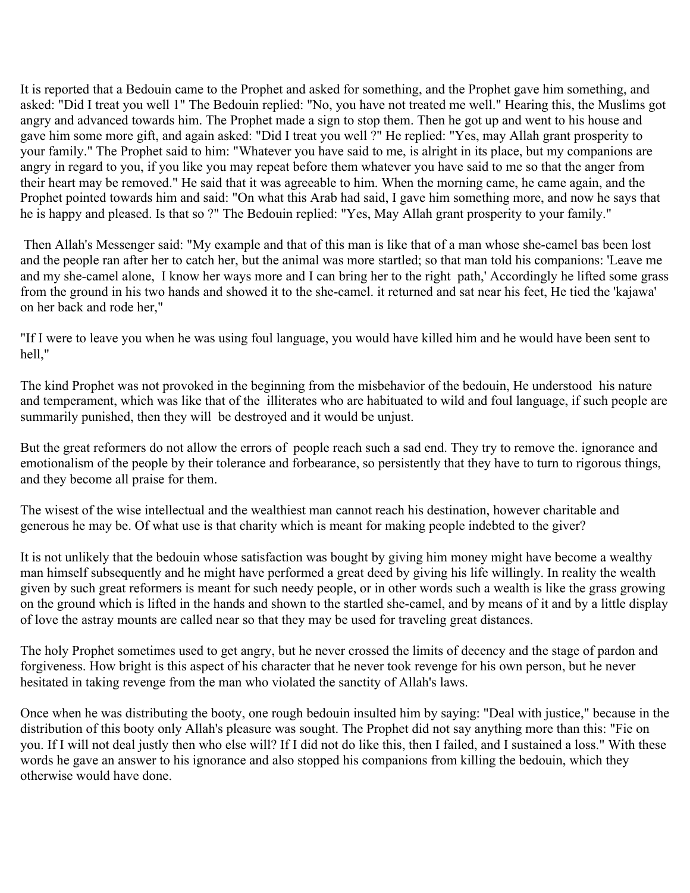It is reported that a Bedouin came to the Prophet and asked for something, and the Prophet gave him something, and asked: "Did I treat you well 1" The Bedouin replied: "No, you have not treated me well." Hearing this, the Muslims got angry and advanced towards him. The Prophet made a sign to stop them. Then he got up and went to his house and gave him some more gift, and again asked: "Did I treat you well ?" He replied: "Yes, may Allah grant prosperity to your family." The Prophet said to him: "Whatever you have said to me, is alright in its place, but my companions are angry in regard to you, if you like you may repeat before them whatever you have said to me so that the anger from their heart may be removed." He said that it was agreeable to him. When the morning came, he came again, and the Prophet pointed towards him and said: "On what this Arab had said, I gave him something more, and now he says that he is happy and pleased. Is that so ?" The Bedouin replied: "Yes, May Allah grant prosperity to your family."

Then Allah's Messenger said: "My example and that of this man is like that of a man whose she-camel bas been lost and the people ran after her to catch her, but the animal was more startled; so that man told his companions: 'Leave me and my she-camel alone, I know her ways more and I can bring her to the right path,' Accordingly he lifted some grass from the ground in his two hands and showed it to the she-camel. it returned and sat near his feet, He tied the 'kajawa' on her back and rode her,"

"If I were to leave you when he was using foul language, you would have killed him and he would have been sent to hell,"

The kind Prophet was not provoked in the beginning from the misbehavior of the bedouin, He understood his nature and temperament, which was like that of the illiterates who are habituated to wild and foul language, if such people are summarily punished, then they will be destroyed and it would be unjust.

But the great reformers do not allow the errors of people reach such a sad end. They try to remove the. ignorance and emotionalism of the people by their tolerance and forbearance, so persistently that they have to turn to rigorous things, and they become all praise for them.

The wisest of the wise intellectual and the wealthiest man cannot reach his destination, however charitable and generous he may be. Of what use is that charity which is meant for making people indebted to the giver?

It is not unlikely that the bedouin whose satisfaction was bought by giving him money might have become a wealthy man himself subsequently and he might have performed a great deed by giving his life willingly. In reality the wealth given by such great reformers is meant for such needy people, or in other words such a wealth is like the grass growing on the ground which is lifted in the hands and shown to the startled she-camel, and by means of it and by a little display of love the astray mounts are called near so that they may be used for traveling great distances.

The holy Prophet sometimes used to get angry, but he never crossed the limits of decency and the stage of pardon and forgiveness. How bright is this aspect of his character that he never took revenge for his own person, but he never hesitated in taking revenge from the man who violated the sanctity of Allah's laws.

Once when he was distributing the booty, one rough bedouin insulted him by saying: "Deal with justice," because in the distribution of this booty only Allah's pleasure was sought. The Prophet did not say anything more than this: "Fie on you. If I will not deal justly then who else will? If I did not do like this, then I failed, and I sustained a loss." With these words he gave an answer to his ignorance and also stopped his companions from killing the bedouin, which they otherwise would have done.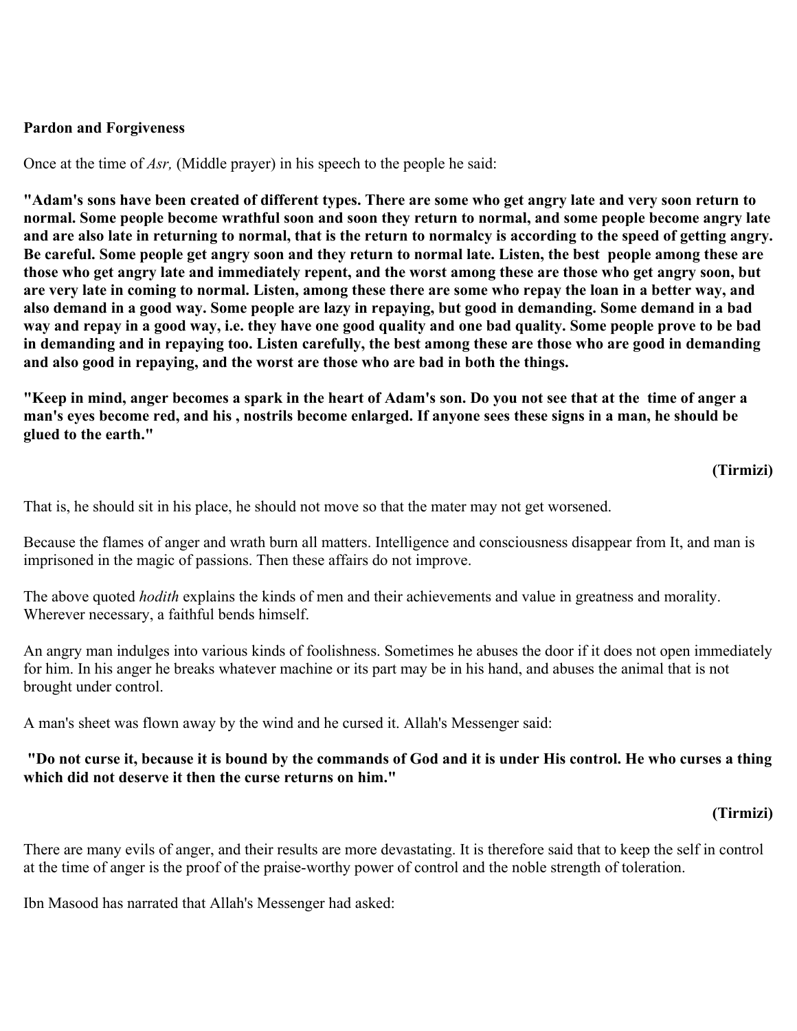**Pardon and Forgiveness**

Once at the time of *Asr,* (Middle prayer) in his speech to the people he said:

**"Adam's sons have been created of different types. There are some who get angry late and very soon return to normal. Some people become wrathful soon and soon they return to normal, and some people become angry late and are also late in returning to normal, that is the return to normalcy is according to the speed of getting angry. Be careful. Some people get angry soon and they return to normal late. Listen, the best people among these are those who get angry late and immediately repent, and the worst among these are those who get angry soon, but are very late in coming to normal. Listen, among these there are some who repay the loan in a better way, and also demand in a good way. Some people are lazy in repaying, but good in demanding. Some demand in a bad way and repay in a good way, i.e. they have one good quality and one bad quality. Some people prove to be bad in demanding and in repaying too. Listen carefully, the best among these are those who are good in demanding and also good in repaying, and the worst are those who are bad in both the things.**

**"Keep in mind, anger becomes a spark in the heart of Adam's son. Do you not see that at the time of anger a man's eyes become red, and his , nostrils become enlarged. If anyone sees these signs in a man, he should be glued to the earth."**

**(Tirmizi)**

That is, he should sit in his place, he should not move so that the mater may not get worsened.

Because the flames of anger and wrath burn all matters. Intelligence and consciousness disappear from It, and man is imprisoned in the magic of passions. Then these affairs do not improve.

The above quoted *hodith* explains the kinds of men and their achievements and value in greatness and morality. Wherever necessary, a faithful bends himself.

An angry man indulges into various kinds of foolishness. Sometimes he abuses the door if it does not open immediately for him. In his anger he breaks whatever machine or its part may be in his hand, and abuses the animal that is not brought under control.

A man's sheet was flown away by the wind and he cursed it. Allah's Messenger said:

**"Do not curse it, because it is bound by the commands of God and it is under His control. He who curses a thing which did not deserve it then the curse returns on him."**

**(Tirmizi)**

There are many evils of anger, and their results are more devastating. It is therefore said that to keep the self in control at the time of anger is the proof of the praise-worthy power of control and the noble strength of toleration.

Ibn Masood has narrated that Allah's Messenger had asked: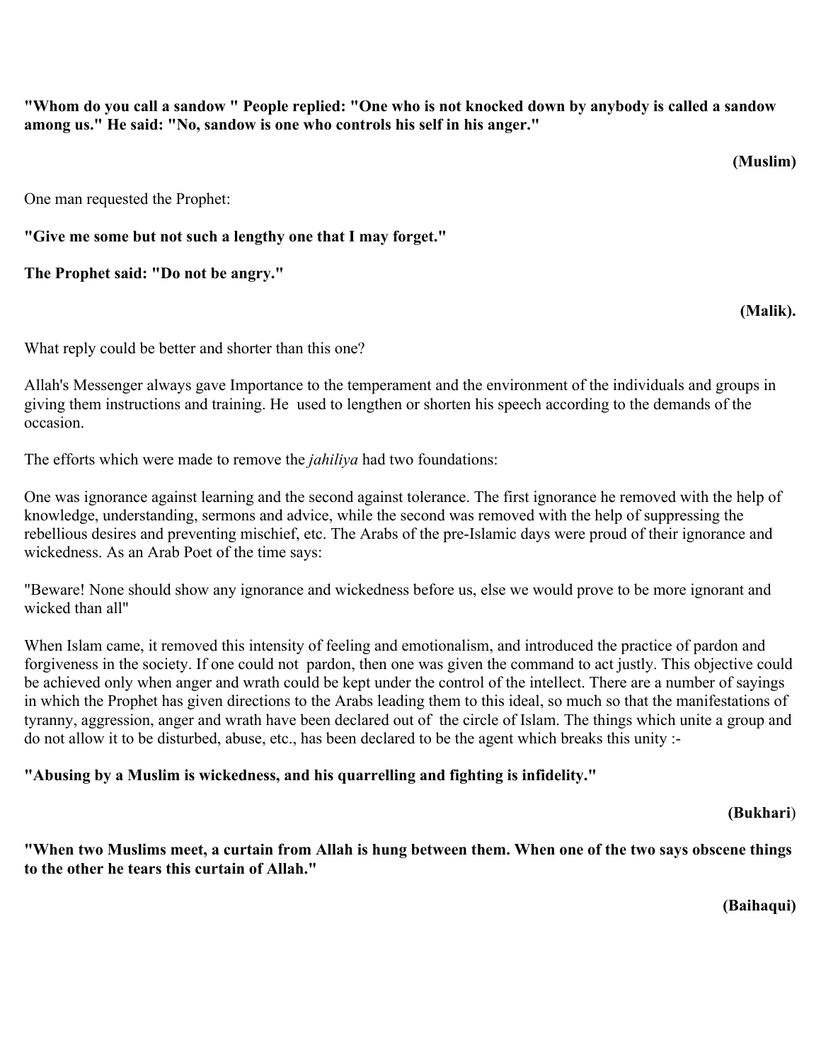**"Whom do you call a sandow " People replied: "One who is not knocked down by anybody is called a sandow among us." He said: "No, sandow is one who controls his self in his anger."**

**(Muslim)**

One man requested the Prophet:

**"Give me some but not such a lengthy one that I may forget."**

**The Prophet said: "Do not be angry."**

**(Malik).**

What reply could be better and shorter than this one?

Allah's Messenger always gave Importance to the temperament and the environment of the individuals and groups in giving them instructions and training. He used to lengthen or shorten his speech according to the demands of the occasion.

The efforts which were made to remove the *jahiliya* had two foundations:

One was ignorance against learning and the second against tolerance. The first ignorance he removed with the help of knowledge, understanding, sermons and advice, while the second was removed with the help of suppressing the rebellious desires and preventing mischief, etc. The Arabs of the pre-Islamic days were proud of their ignorance and wickedness. As an Arab Poet of the time says:

"Beware! None should show any ignorance and wickedness before us, else we would prove to be more ignorant and wicked than all"

When Islam came, it removed this intensity of feeling and emotionalism, and introduced the practice of pardon and forgiveness in the society. If one could not pardon, then one was given the command to act justly. This objective could be achieved only when anger and wrath could be kept under the control of the intellect. There are a number of sayings in which the Prophet has given directions to the Arabs leading them to this ideal, so much so that the manifestations of tyranny, aggression, anger and wrath have been declared out of the circle of Islam. The things which unite a group and do not allow it to be disturbed, abuse, etc., has been declared to be the agent which breaks this unity :-

**"Abusing by a Muslim is wickedness, and his quarrelling and fighting is infidelity."**

**(Bukhari)**

**"When two Muslims meet, a curtain from Allah is hung between them. When one of the two says obscene things to the other he tears this curtain of Allah."**

**(Baihaqui)**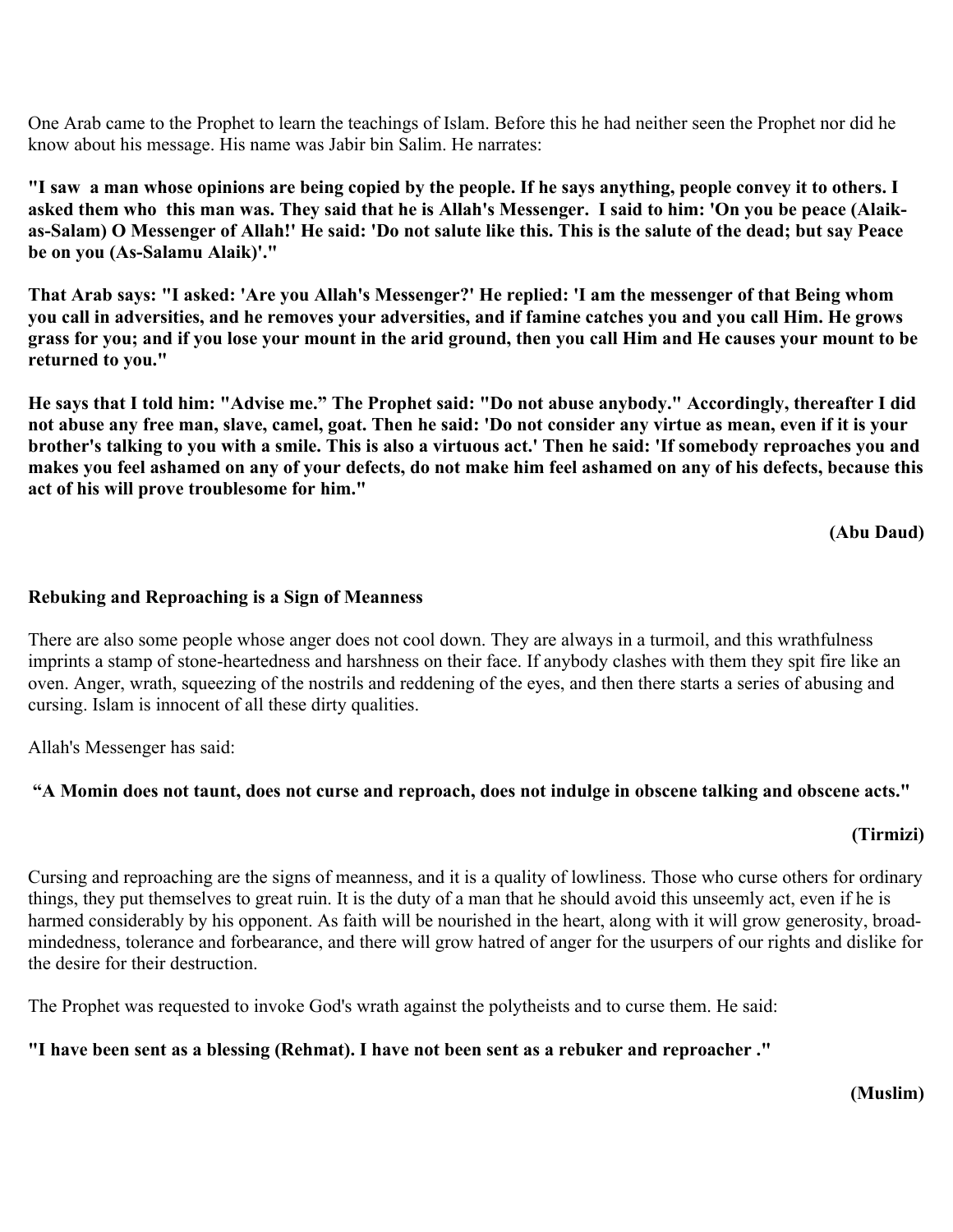One Arab came to the Prophet to learn the teachings of Islam. Before this he had neither seen the Prophet nor did he know about his message. His name was Jabir bin Salim. He narrates:

**"I saw a man whose opinions are being copied by the people. If he says anything, people convey it to others. I asked them who this man was. They said that he is Allah's Messenger. I said to him: 'On you be peace (Alaik-as-Salam) O Messenger of Allah!' He said: 'Do not salute like this. This is the salute of the dead; but say Peace be on you (As-Salamu Alaik)'."**

**That Arab says: "I asked: 'Are you Allah's Messenger?' He replied: 'I am the messenger of that Being whom you call in adversities, and he removes your adversities, and if famine catches you and you call Him. He grows grass for you; and if you lose your mount in the arid ground, then you call Him and He causes your mount to be returned to you."**

**He says that I told him: "Advise me." The Prophet said: "Do not abuse anybody." Accordingly, thereafter I did not abuse any free man, slave, camel, goat. Then he said: 'Do not consider any virtue as mean, even if it is your brother's talking to you with a smile. This is also a virtuous act.' Then he said: 'If somebody reproaches you and makes you feel ashamed on any of your defects, do not make him feel ashamed on any of his defects, because this act of his will prove troublesome for him."**

**(Abu Daud)**

**Rebuking and Reproaching is a Sign of Meanness**

There are also some people whose anger does not cool down. They are always in a turmoil, and this wrathfulness imprints a stamp of stone-heartedness and harshness on their face. If anybody clashes with them they spit fire like an oven. Anger, wrath, squeezing of the nostrils and reddening of the eyes, and then there starts a series of abusing and cursing. Islam is innocent of all these dirty qualities.

Allah's Messenger has said:

**"A Momin does not taunt, does not curse and reproach, does not indulge in obscene talking and obscene acts."**

**(Tirmizi)**

Cursing and reproaching are the signs of meanness, and it is a quality of lowliness. Those who curse others for ordinary things, they put themselves to great ruin. It is the duty of a man that he should avoid this unseemly act, even if he is harmed considerably by his opponent. As faith will be nourished in the heart, along with it will grow generosity, broad-mindedness, tolerance and forbearance, and there will grow hatred of anger for the usurpers of our rights and dislike for the desire for their destruction.

The Prophet was requested to invoke God's wrath against the polytheists and to curse them. He said:

**"I have been sent as a blessing (Rehmat). I have not been sent as a rebuker and reproacher ."**

**(Muslim)**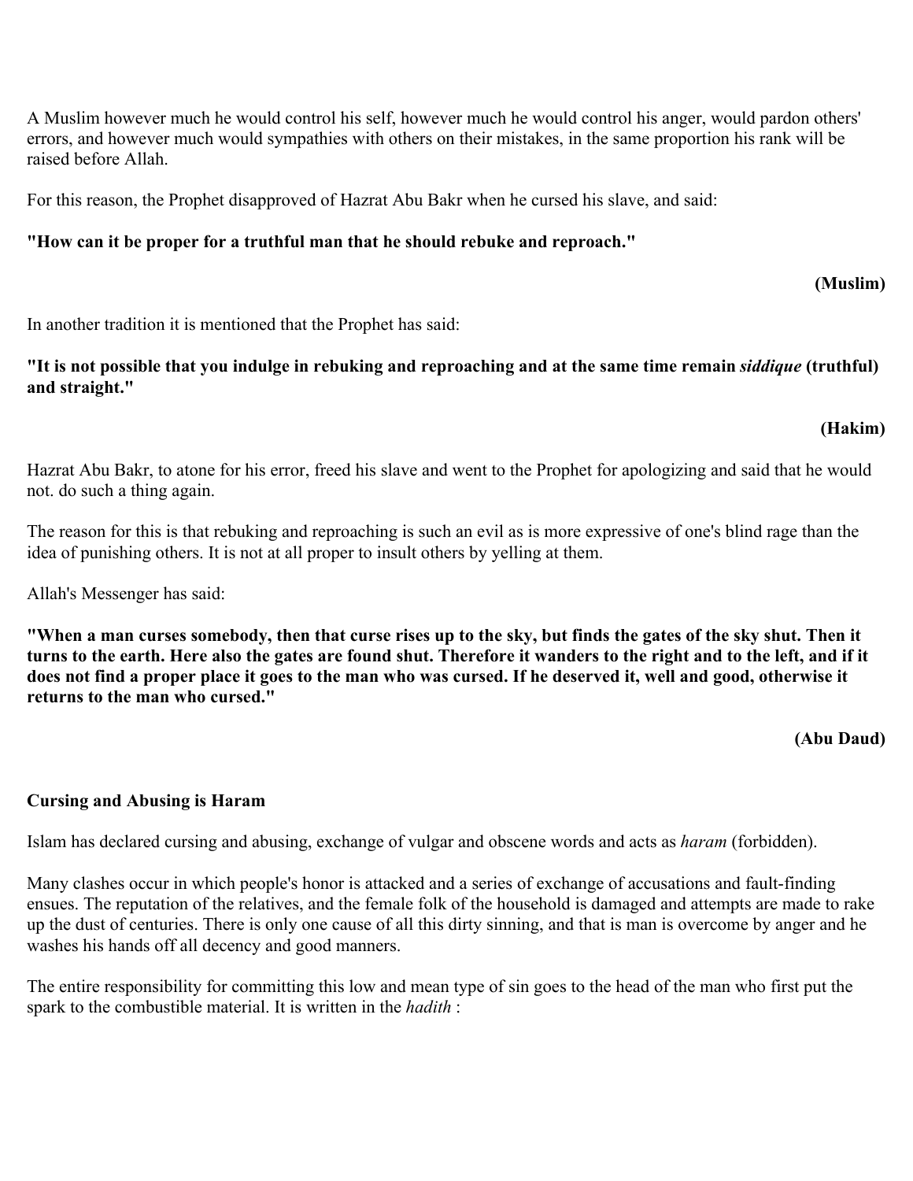A Muslim however much he would control his self, however much he would control his anger, would pardon others' errors, and however much would sympathies with others on their mistakes, in the same proportion his rank will be raised before Allah.

For this reason, the Prophet disapproved of Hazrat Abu Bakr when he cursed his slave, and said:

**"How can it be proper for a truthful man that he should rebuke and reproach."**

**(Muslim)**

In another tradition it is mentioned that the Prophet has said:

**"It is not possible that you indulge in rebuking and reproaching and at the same time remain *siddique* (truthful) and straight."**

**(Hakim)**

Hazrat Abu Bakr, to atone for his error, freed his slave and went to the Prophet for apologizing and said that he would not. do such a thing again.

The reason for this is that rebuking and reproaching is such an evil as is more expressive of one's blind rage than the idea of punishing others. It is not at all proper to insult others by yelling at them.

Allah's Messenger has said:

**"When a man curses somebody, then that curse rises up to the sky, but finds the gates of the sky shut. Then it turns to the earth. Here also the gates are found shut. Therefore it wanders to the right and to the left, and if it does not find a proper place it goes to the man who was cursed. If he deserved it, well and good, otherwise it returns to the man who cursed."**

**(Abu Daud)**

**Cursing and Abusing is Haram**

Islam has declared cursing and abusing, exchange of vulgar and obscene words and acts as *haram* (forbidden).

Many clashes occur in which people's honor is attacked and a series of exchange of accusations and fault-finding ensues. The reputation of the relatives, and the female folk of the household is damaged and attempts are made to rake up the dust of centuries. There is only one cause of all this dirty sinning, and that is man is overcome by anger and he washes his hands off all decency and good manners.

The entire responsibility for committing this low and mean type of sin goes to the head of the man who first put the spark to the combustible material. It is written in the *hadith* :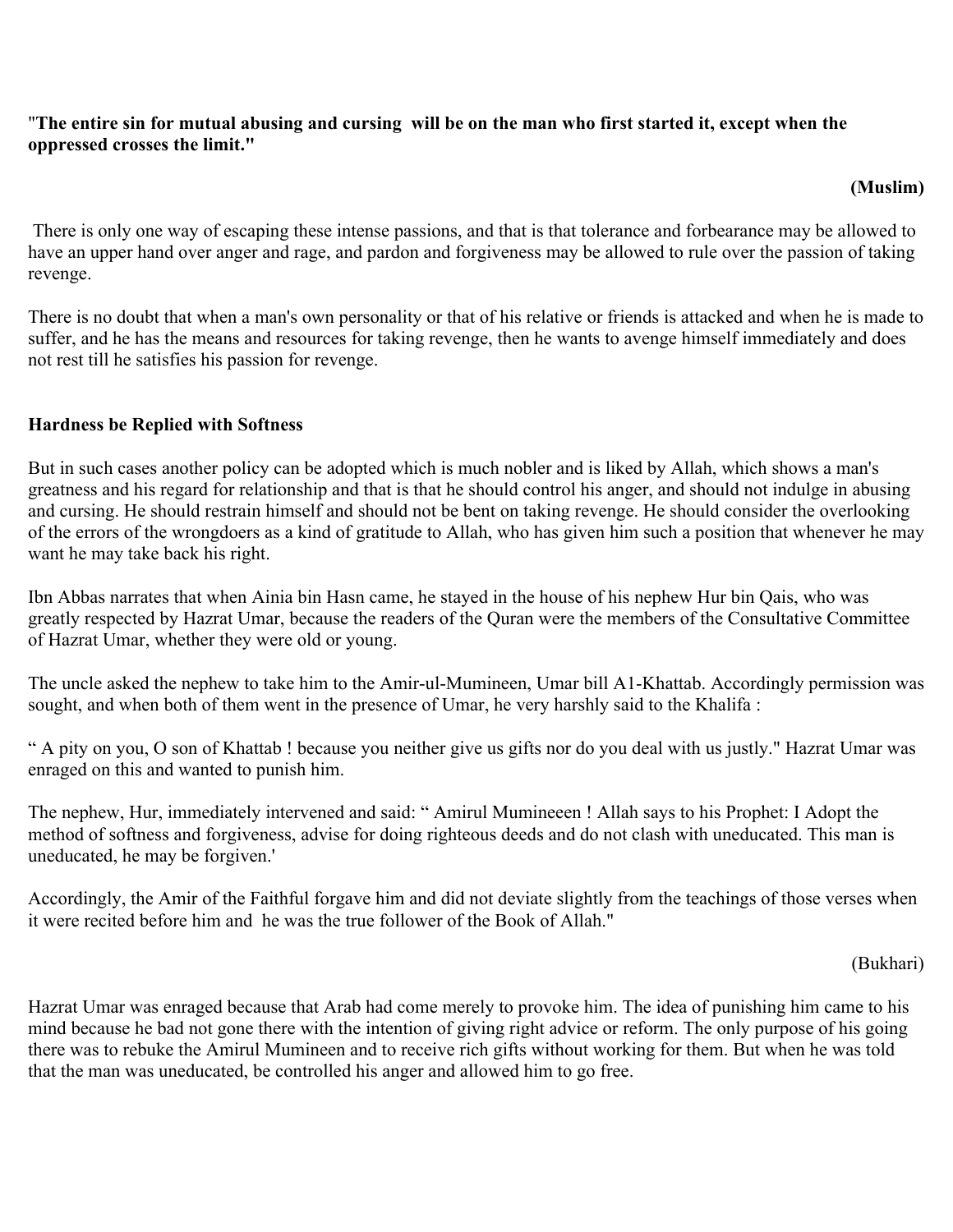"**The entire sin for mutual abusing and cursing will be on the man who first started it, except when the oppressed crosses the limit."**

**(Muslim)**

There is only one way of escaping these intense passions, and that is that tolerance and forbearance may be allowed to have an upper hand over anger and rage, and pardon and forgiveness may be allowed to rule over the passion of taking revenge.

There is no doubt that when a man's own personality or that of his relative or friends is attacked and when he is made to suffer, and he has the means and resources for taking revenge, then he wants to avenge himself immediately and does not rest till he satisfies his passion for revenge.

### Hardness be Replied with Softness

But in such cases another policy can be adopted which is much nobler and is liked by Allah, which shows a man's greatness and his regard for relationship and that is that he should control his anger, and should not indulge in abusing and cursing. He should restrain himself and should not be bent on taking revenge. He should consider the overlooking of the errors of the wrongdoers as a kind of gratitude to Allah, who has given him such a position that whenever he may want he may take back his right.

Ibn Abbas narrates that when Ainia bin Hasn came, he stayed in the house of his nephew Hur bin Qais, who was greatly respected by Hazrat Umar, because the readers of the Quran were the members of the Consultative Committee of Hazrat Umar, whether they were old or young.

The uncle asked the nephew to take him to the Amir-ul-Mumineen, Umar bill A1-Khattab. Accordingly permission was sought, and when both of them went in the presence of Umar, he very harshly said to the Khalifa :

" A pity on you, O son of Khattab ! because you neither give us gifts nor do you deal with us justly." Hazrat Umar was enraged on this and wanted to punish him.

The nephew, Hur, immediately intervened and said: " Amirul Mumineeen ! Allah says to his Prophet: I Adopt the method of softness and forgiveness, advise for doing righteous deeds and do not clash with uneducated. This man is uneducated, he may be forgiven.'

Accordingly, the Amir of the Faithful forgave him and did not deviate slightly from the teachings of those verses when it were recited before him and he was the true follower of the Book of Allah."

(Bukhari)

Hazrat Umar was enraged because that Arab had come merely to provoke him. The idea of punishing him came to his mind because he bad not gone there with the intention of giving right advice or reform. The only purpose of his going there was to rebuke the Amirul Mumineen and to receive rich gifts without working for them. But when he was told that the man was uneducated, be controlled his anger and allowed him to go free.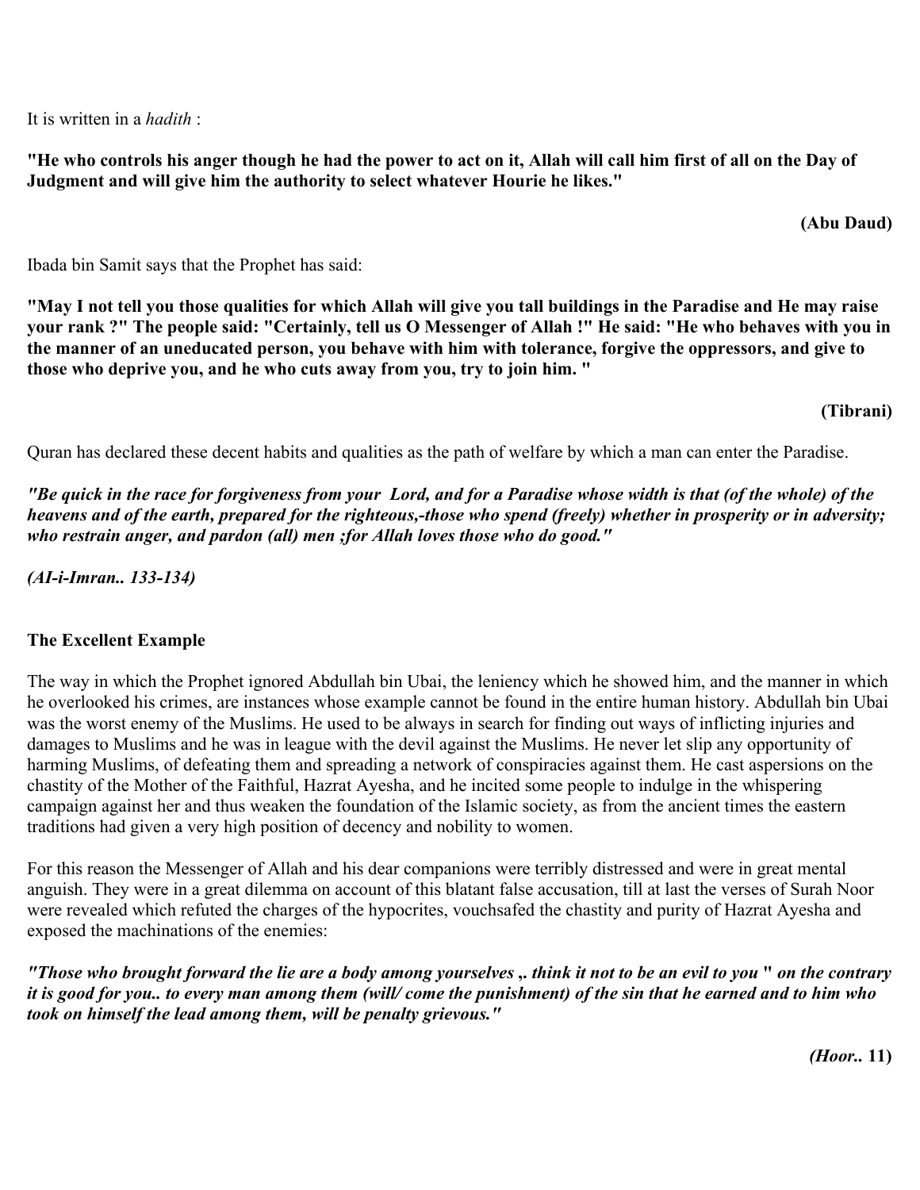It is written in a *hadith* :

**"He who controls his anger though he had the power to act on it, Allah will call him first of all on the Day of Judgment and will give him the authority to select whatever Hourie he likes."**

**(Abu Daud)**

Ibada bin Samit says that the Prophet has said:

**"May I not tell you those qualities for which Allah will give you tall buildings in the Paradise and He may raise your rank ?" The people said: "Certainly, tell us O Messenger of Allah !" He said: "He who behaves with you in the manner of an uneducated person, you behave with him with tolerance, forgive the oppressors, and give to those who deprive you, and he who cuts away from you, try to join him. "**

**(Tibrani)**

Quran has declared these decent habits and qualities as the path of welfare by which a man can enter the Paradise.

***"Be quick in the race for forgiveness from your Lord, and for a Paradise whose width is that (of the whole) of the heavens and of the earth, prepared for the righteous,-those who spend (freely) whether in prosperity or in adversity; who restrain anger, and pardon (all) men ;for Allah loves those who do good."***

***(AI-i-Imran.. 133-134)***

**The Excellent Example**

The way in which the Prophet ignored Abdullah bin Ubai, the leniency which he showed him, and the manner in which he overlooked his crimes, are instances whose example cannot be found in the entire human history. Abdullah bin Ubai was the worst enemy of the Muslims. He used to be always in search for finding out ways of inflicting injuries and damages to Muslims and he was in league with the devil against the Muslims. He never let slip any opportunity of harming Muslims, of defeating them and spreading a network of conspiracies against them. He cast aspersions on the chastity of the Mother of the Faithful, Hazrat Ayesha, and he incited some people to indulge in the whispering campaign against her and thus weaken the foundation of the Islamic society, as from the ancient times the eastern traditions had given a very high position of decency and nobility to women.

For this reason the Messenger of Allah and his dear companions were terribly distressed and were in great mental anguish. They were in a great dilemma on account of this blatant false accusation, till at last the verses of Surah Noor were revealed which refuted the charges of the hypocrites, vouchsafed the chastity and purity of Hazrat Ayesha and exposed the machinations of the enemies:

***"Those who brought forward the lie are a body among yourselves ,. think it not to be an evil to you " on the contrary it is good for you.. to every man among them (will/ come the punishment) of the sin that he earned and to him who took on himself the lead among them, will be penalty grievous."***

***(Hoor..* 11)**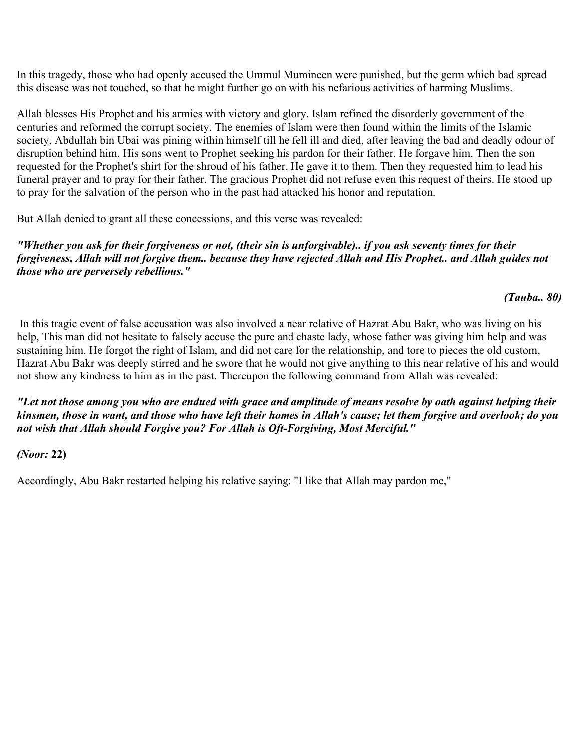In this tragedy, those who had openly accused the Ummul Mumineen were punished, but the germ which bad spread this disease was not touched, so that he might further go on with his nefarious activities of harming Muslims.

Allah blesses His Prophet and his armies with victory and glory. Islam refined the disorderly government of the centuries and reformed the corrupt society. The enemies of Islam were then found within the limits of the Islamic society, Abdullah bin Ubai was pining within himself till he fell ill and died, after leaving the bad and deadly odour of disruption behind him. His sons went to Prophet seeking his pardon for their father. He forgave him. Then the son requested for the Prophet's shirt for the shroud of his father. He gave it to them. Then they requested him to lead his funeral prayer and to pray for their father. The gracious Prophet did not refuse even this request of theirs. He stood up to pray for the salvation of the person who in the past had attacked his honor and reputation.

But Allah denied to grant all these concessions, and this verse was revealed:

***"Whether you ask for their forgiveness or not, (their sin is unforgivable).. if you ask seventy times for their forgiveness, Allah will not forgive them.. because they have rejected Allah and His Prophet.. and Allah guides not those who are perversely rebellious."***

***(Tauba.. 80)***

In this tragic event of false accusation was also involved a near relative of Hazrat Abu Bakr, who was living on his help, This man did not hesitate to falsely accuse the pure and chaste lady, whose father was giving him help and was sustaining him. He forgot the right of Islam, and did not care for the relationship, and tore to pieces the old custom, Hazrat Abu Bakr was deeply stirred and he swore that he would not give anything to this near relative of his and would not show any kindness to him as in the past. Thereupon the following command from Allah was revealed:

***"Let not those among you who are endued with grace and amplitude of means resolve by oath against helping their kinsmen, those in want, and those who have left their homes in Allah's cause; let them forgive and overlook; do you not wish that Allah should Forgive you? For Allah is Oft-Forgiving, Most Merciful."***

*(Noor:* **22)**

Accordingly, Abu Bakr restarted helping his relative saying: "I like that Allah may pardon me,"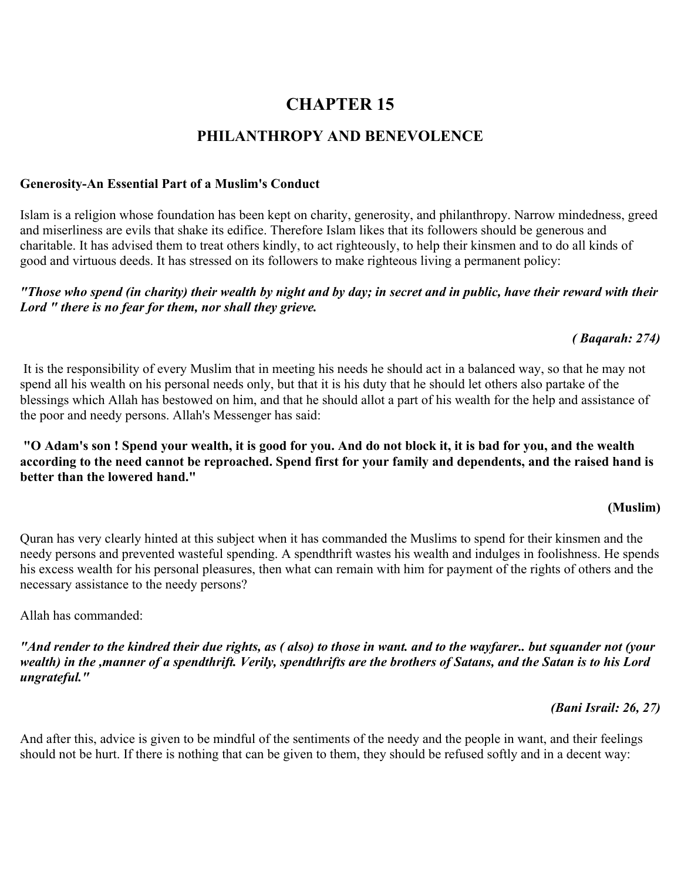# CHAPTER 15

## PHILANTHROPY AND BENEVOLENCE

**Generosity-An Essential Part of a Muslim's Conduct**

Islam is a religion whose foundation has been kept on charity, generosity, and philanthropy. Narrow mindedness, greed and miserliness are evils that shake its edifice. Therefore Islam likes that its followers should be generous and charitable. It has advised them to treat others kindly, to act righteously, to help their kinsmen and to do all kinds of good and virtuous deeds. It has stressed on its followers to make righteous living a permanent policy:

***"Those who spend (in charity) their wealth by night and by day; in secret and in public, have their reward with their Lord " there is no fear for them, nor shall they grieve.***

***( Baqarah: 274)***

It is the responsibility of every Muslim that in meeting his needs he should act in a balanced way, so that he may not spend all his wealth on his personal needs only, but that it is his duty that he should let others also partake of the blessings which Allah has bestowed on him, and that he should allot a part of his wealth for the help and assistance of the poor and needy persons. Allah's Messenger has said:

**"O Adam's son ! Spend your wealth, it is good for you. And do not block it, it is bad for you, and the wealth according to the need cannot be reproached. Spend first for your family and dependents, and the raised hand is better than the lowered hand."**

**(Muslim)**

Quran has very clearly hinted at this subject when it has commanded the Muslims to spend for their kinsmen and the needy persons and prevented wasteful spending. A spendthrift wastes his wealth and indulges in foolishness. He spends his excess wealth for his personal pleasures, then what can remain with him for payment of the rights of others and the necessary assistance to the needy persons?

Allah has commanded:

***"And render to the kindred their due rights, as ( also) to those in want. and to the wayfarer.. but squander not (your wealth) in the ,manner of a spendthrift. Verily, spendthrifts are the brothers of Satans, and the Satan is to his Lord ungrateful."***

***(Bani Israil: 26, 27)***

And after this, advice is given to be mindful of the sentiments of the needy and the people in want, and their feelings should not be hurt. If there is nothing that can be given to them, they should be refused softly and in a decent way: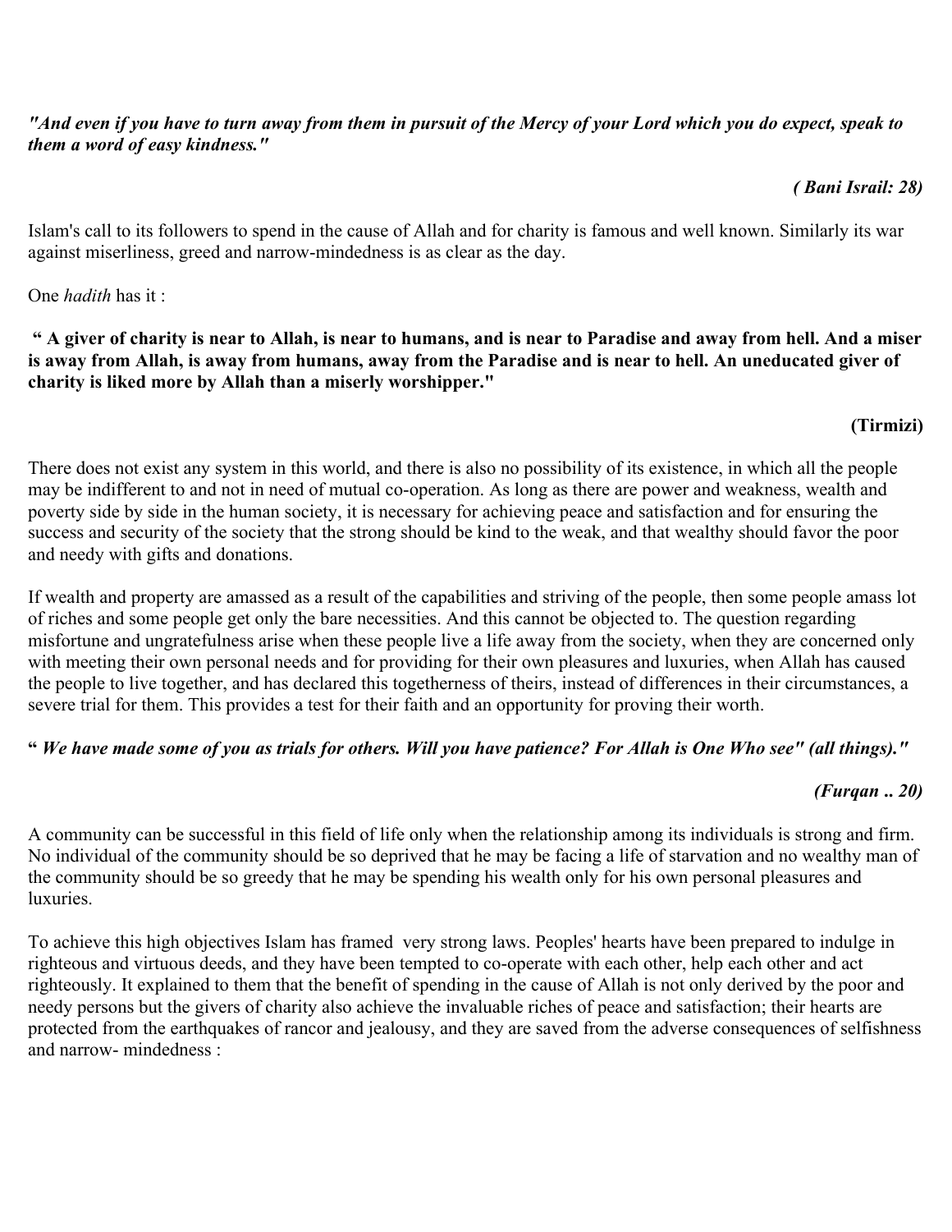*"And even if you have to turn away from them in pursuit of the Mercy of your Lord which you do expect, speak to them a word of easy kindness."*

***( Bani Israil: 28)***

Islam's call to its followers to spend in the cause of Allah and for charity is famous and well known. Similarly its war against miserliness, greed and narrow-mindedness is as clear as the day.

One *hadith* has it :

**" A giver of charity is near to Allah, is near to humans, and is near to Paradise and away from hell. And a miser is away from Allah, is away from humans, away from the Paradise and is near to hell. An uneducated giver of charity is liked more by Allah than a miserly worshipper."**

**(Tirmizi)**

There does not exist any system in this world, and there is also no possibility of its existence, in which all the people may be indifferent to and not in need of mutual co-operation. As long as there are power and weakness, wealth and poverty side by side in the human society, it is necessary for achieving peace and satisfaction and for ensuring the success and security of the society that the strong should be kind to the weak, and that wealthy should favor the poor and needy with gifts and donations.

If wealth and property are amassed as a result of the capabilities and striving of the people, then some people amass lot of riches and some people get only the bare necessities. And this cannot be objected to. The question regarding misfortune and ungratefulness arise when these people live a life away from the society, when they are concerned only with meeting their own personal needs and for providing for their own pleasures and luxuries, when Allah has caused the people to live together, and has declared this togetherness of theirs, instead of differences in their circumstances, a severe trial for them. This provides a test for their faith and an opportunity for proving their worth.

**"** ***We have made some of you as trials for others. Will you have patience? For Allah is One Who see" (all things)."***

***(Furqan .. 20)***

A community can be successful in this field of life only when the relationship among its individuals is strong and firm. No individual of the community should be so deprived that he may be facing a life of starvation and no wealthy man of the community should be so greedy that he may be spending his wealth only for his own personal pleasures and luxuries.

To achieve this high objectives Islam has framed very strong laws. Peoples' hearts have been prepared to indulge in righteous and virtuous deeds, and they have been tempted to co-operate with each other, help each other and act righteously. It explained to them that the benefit of spending in the cause of Allah is not only derived by the poor and needy persons but the givers of charity also achieve the invaluable riches of peace and satisfaction; their hearts are protected from the earthquakes of rancor and jealousy, and they are saved from the adverse consequences of selfishness and narrow- mindedness :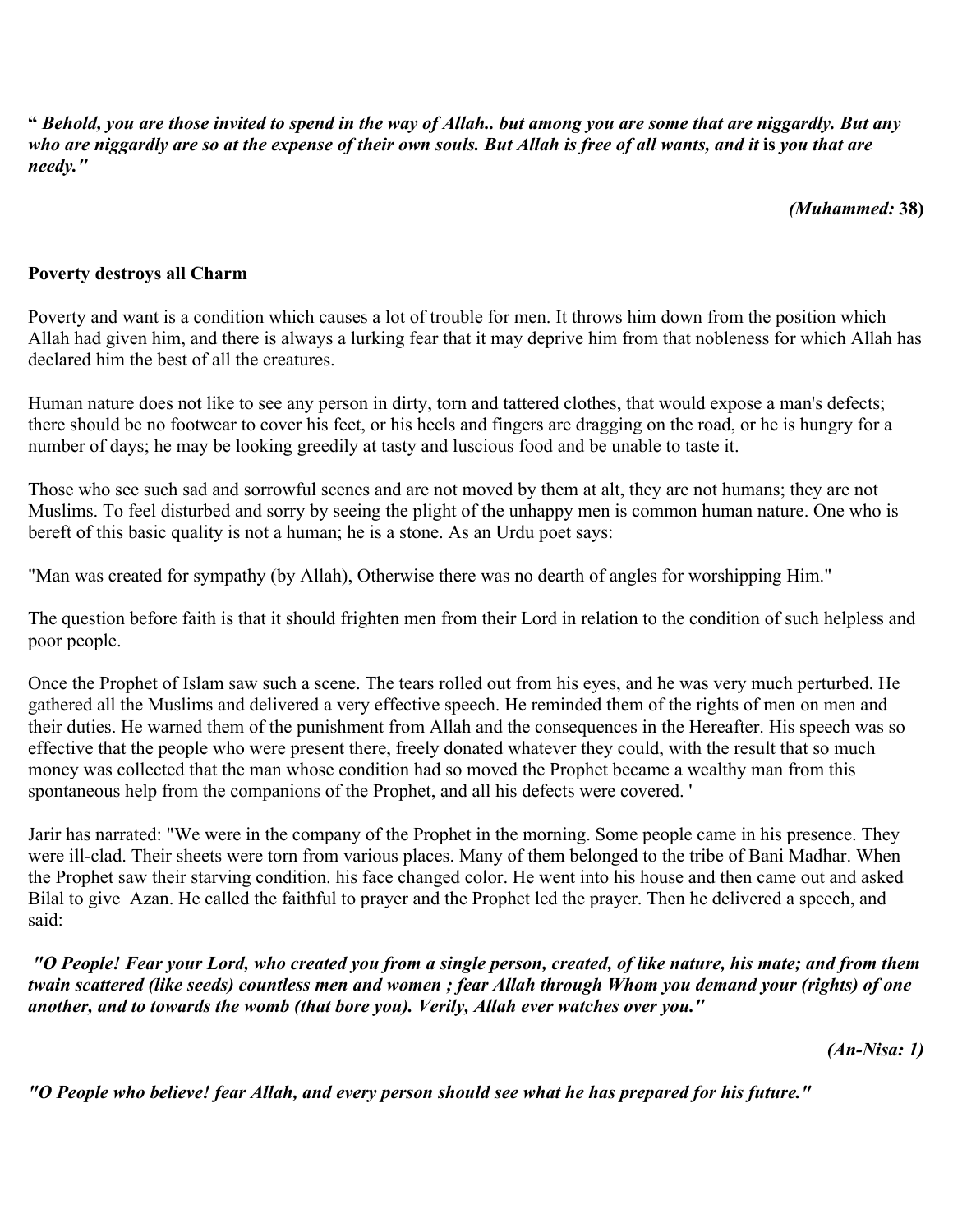"*Behold, you are those invited to spend in the way of Allah.. but among you are some that are niggardly. But any who are niggardly are so at the expense of their own souls. But Allah is free of all wants, and it* **is** *you that are needy."*

***(Muhammed:* 38)**

**Poverty destroys all Charm**

Poverty and want is a condition which causes a lot of trouble for men. It throws him down from the position which Allah had given him, and there is always a lurking fear that it may deprive him from that nobleness for which Allah has declared him the best of all the creatures.

Human nature does not like to see any person in dirty, torn and tattered clothes, that would expose a man's defects; there should be no footwear to cover his feet, or his heels and fingers are dragging on the road, or he is hungry for a number of days; he may be looking greedily at tasty and luscious food and be unable to taste it.

Those who see such sad and sorrowful scenes and are not moved by them at alt, they are not humans; they are not Muslims. To feel disturbed and sorry by seeing the plight of the unhappy men is common human nature. One who is bereft of this basic quality is not a human; he is a stone. As an Urdu poet says:

"Man was created for sympathy (by Allah), Otherwise there was no dearth of angles for worshipping Him."

The question before faith is that it should frighten men from their Lord in relation to the condition of such helpless and poor people.

Once the Prophet of Islam saw such a scene. The tears rolled out from his eyes, and he was very much perturbed. He gathered all the Muslims and delivered a very effective speech. He reminded them of the rights of men on men and their duties. He warned them of the punishment from Allah and the consequences in the Hereafter. His speech was so effective that the people who were present there, freely donated whatever they could, with the result that so much money was collected that the man whose condition had so moved the Prophet became a wealthy man from this spontaneous help from the companions of the Prophet, and all his defects were covered. '

Jarir has narrated: "We were in the company of the Prophet in the morning. Some people came in his presence. They were ill-clad. Their sheets were torn from various places. Many of them belonged to the tribe of Bani Madhar. When the Prophet saw their starving condition. his face changed color. He went into his house and then came out and asked Bilal to give Azan. He called the faithful to prayer and the Prophet led the prayer. Then he delivered a speech, and said:

***"O People! Fear your Lord, who created you from a single person, created, of like nature, his mate; and from them twain scattered (like seeds) countless men and women ; fear Allah through Whom you demand your (rights) of one another, and to towards the womb (that bore you). Verily, Allah ever watches over you."***

***(An-Nisa: 1)***

***"O People who believe! fear Allah, and every person should see what he has prepared for his future."***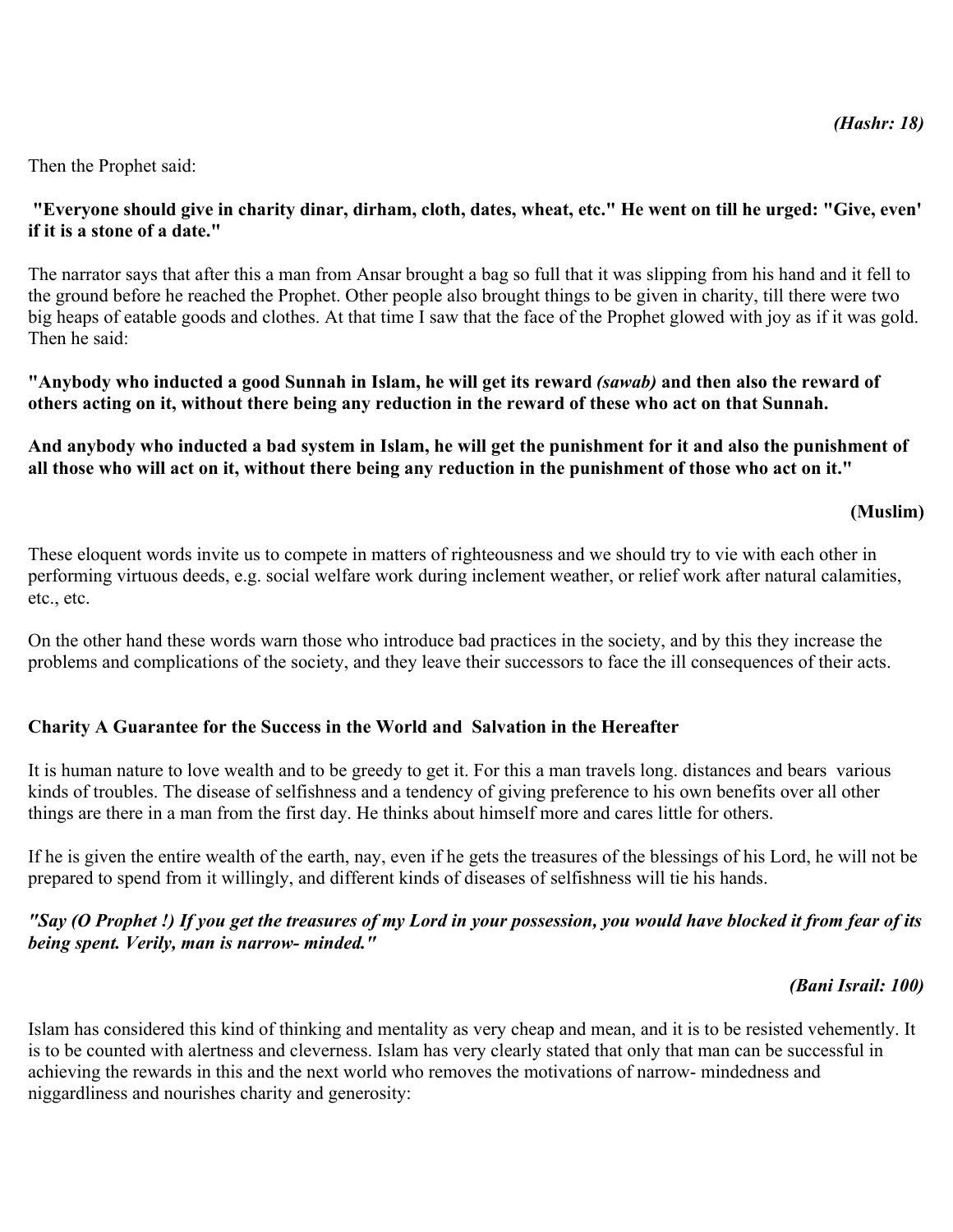***(Hashr: 18)***

Then the Prophet said:

**"Everyone should give in charity dinar, dirham, cloth, dates, wheat, etc." He went on till he urged: "Give, even' if it is a stone of a date."**

The narrator says that after this a man from Ansar brought a bag so full that it was slipping from his hand and it fell to the ground before he reached the Prophet. Other people also brought things to be given in charity, till there were two big heaps of eatable goods and clothes. At that time I saw that the face of the Prophet glowed with joy as if it was gold. Then he said:

**"Anybody who inducted a good Sunnah in Islam, he will get its reward *(sawab)* and then also the reward of others acting on it, without there being any reduction in the reward of these who act on that Sunnah.**

**And anybody who inducted a bad system in Islam, he will get the punishment for it and also the punishment of all those who will act on it, without there being any reduction in the punishment of those who act on it."**

**(Muslim)**

These eloquent words invite us to compete in matters of righteousness and we should try to vie with each other in performing virtuous deeds, e.g. social welfare work during inclement weather, or relief work after natural calamities, etc., etc.

On the other hand these words warn those who introduce bad practices in the society, and by this they increase the problems and complications of the society, and they leave their successors to face the ill consequences of their acts.

### Charity A Guarantee for the Success in the World and Salvation in the Hereafter

It is human nature to love wealth and to be greedy to get it. For this a man travels long. distances and bears various kinds of troubles. The disease of selfishness and a tendency of giving preference to his own benefits over all other things are there in a man from the first day. He thinks about himself more and cares little for others.

If he is given the entire wealth of the earth, nay, even if he gets the treasures of the blessings of his Lord, he will not be prepared to spend from it willingly, and different kinds of diseases of selfishness will tie his hands.

***"Say (O Prophet !) If you get the treasures of my Lord in your possession, you would have blocked it from fear of its being spent. Verily, man is narrow- minded."***

***(Bani Israil: 100)***

Islam has considered this kind of thinking and mentality as very cheap and mean, and it is to be resisted vehemently. It is to be counted with alertness and cleverness. Islam has very clearly stated that only that man can be successful in achieving the rewards in this and the next world who removes the motivations of narrow- mindedness and niggardliness and nourishes charity and generosity: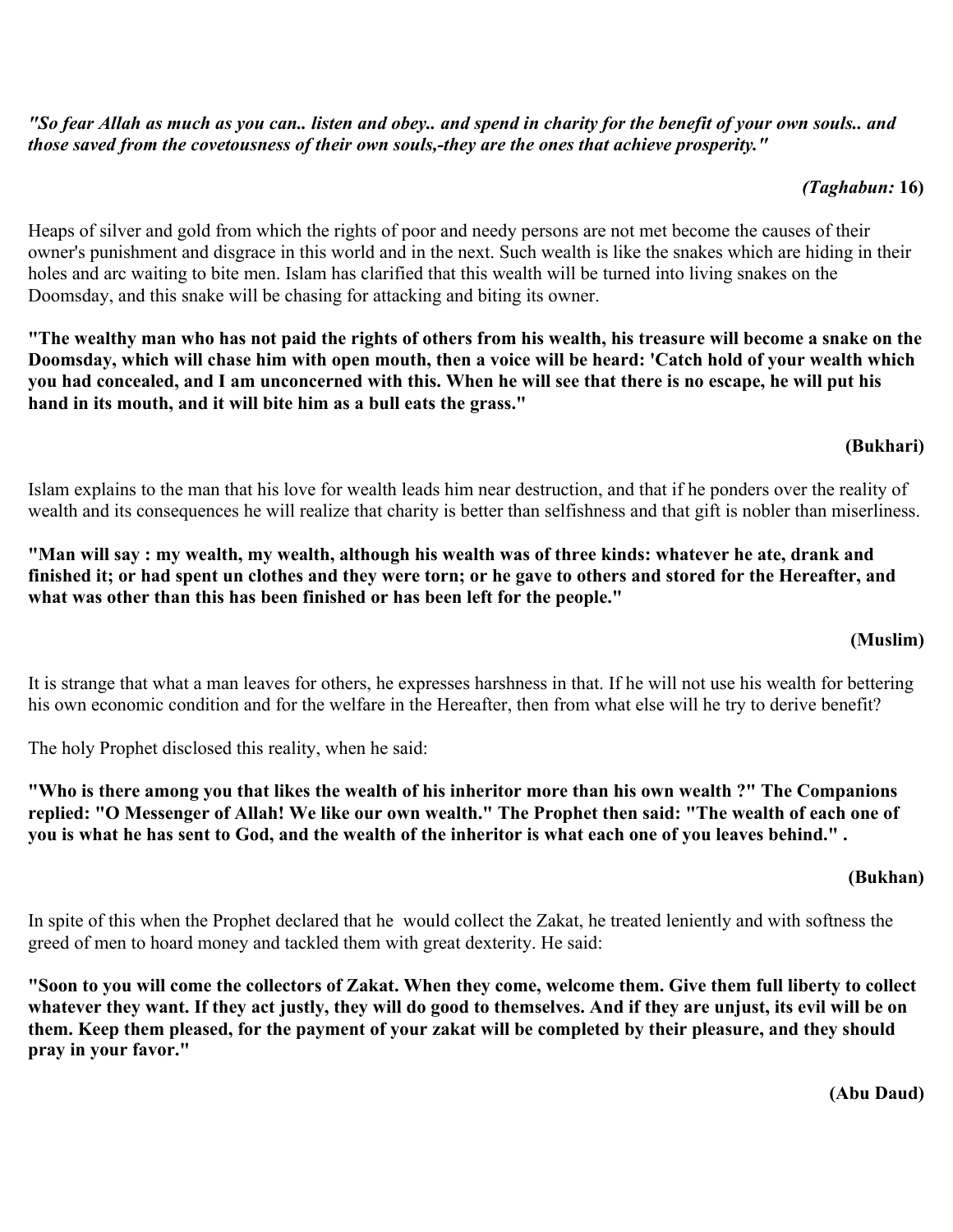*"So fear Allah as much as you can.. listen and obey.. and spend in charity for the benefit of your own souls.. and those saved from the covetousness of their own souls,-they are the ones that achieve prosperity."*

***(Taghabun:* 16)**

Heaps of silver and gold from which the rights of poor and needy persons are not met become the causes of their owner's punishment and disgrace in this world and in the next. Such wealth is like the snakes which are hiding in their holes and arc waiting to bite men. Islam has clarified that this wealth will be turned into living snakes on the Doomsday, and this snake will be chasing for attacking and biting its owner.

**"The wealthy man who has not paid the rights of others from his wealth, his treasure will become a snake on the Doomsday, which will chase him with open mouth, then a voice will be heard: 'Catch hold of your wealth which you had concealed, and I am unconcerned with this. When he will see that there is no escape, he will put his hand in its mouth, and it will bite him as a bull eats the grass."**

**(Bukhari)**

Islam explains to the man that his love for wealth leads him near destruction, and that if he ponders over the reality of wealth and its consequences he will realize that charity is better than selfishness and that gift is nobler than miserliness.

**"Man will say : my wealth, my wealth, although his wealth was of three kinds: whatever he ate, drank and finished it; or had spent un clothes and they were torn; or he gave to others and stored for the Hereafter, and what was other than this has been finished or has been left for the people."**

**(Muslim)**

It is strange that what a man leaves for others, he expresses harshness in that. If he will not use his wealth for bettering his own economic condition and for the welfare in the Hereafter, then from what else will he try to derive benefit?

The holy Prophet disclosed this reality, when he said:

**"Who is there among you that likes the wealth of his inheritor more than his own wealth ?" The Companions replied: "O Messenger of Allah! We like our own wealth." The Prophet then said: "The wealth of each one of you is what he has sent to God, and the wealth of the inheritor is what each one of you leaves behind." .**

**(Bukhan)**

In spite of this when the Prophet declared that he would collect the Zakat, he treated leniently and with softness the greed of men to hoard money and tackled them with great dexterity. He said:

**"Soon to you will come the collectors of Zakat. When they come, welcome them. Give them full liberty to collect whatever they want. If they act justly, they will do good to themselves. And if they are unjust, its evil will be on them. Keep them pleased, for the payment of your zakat will be completed by their pleasure, and they should pray in your favor."**

**(Abu Daud)**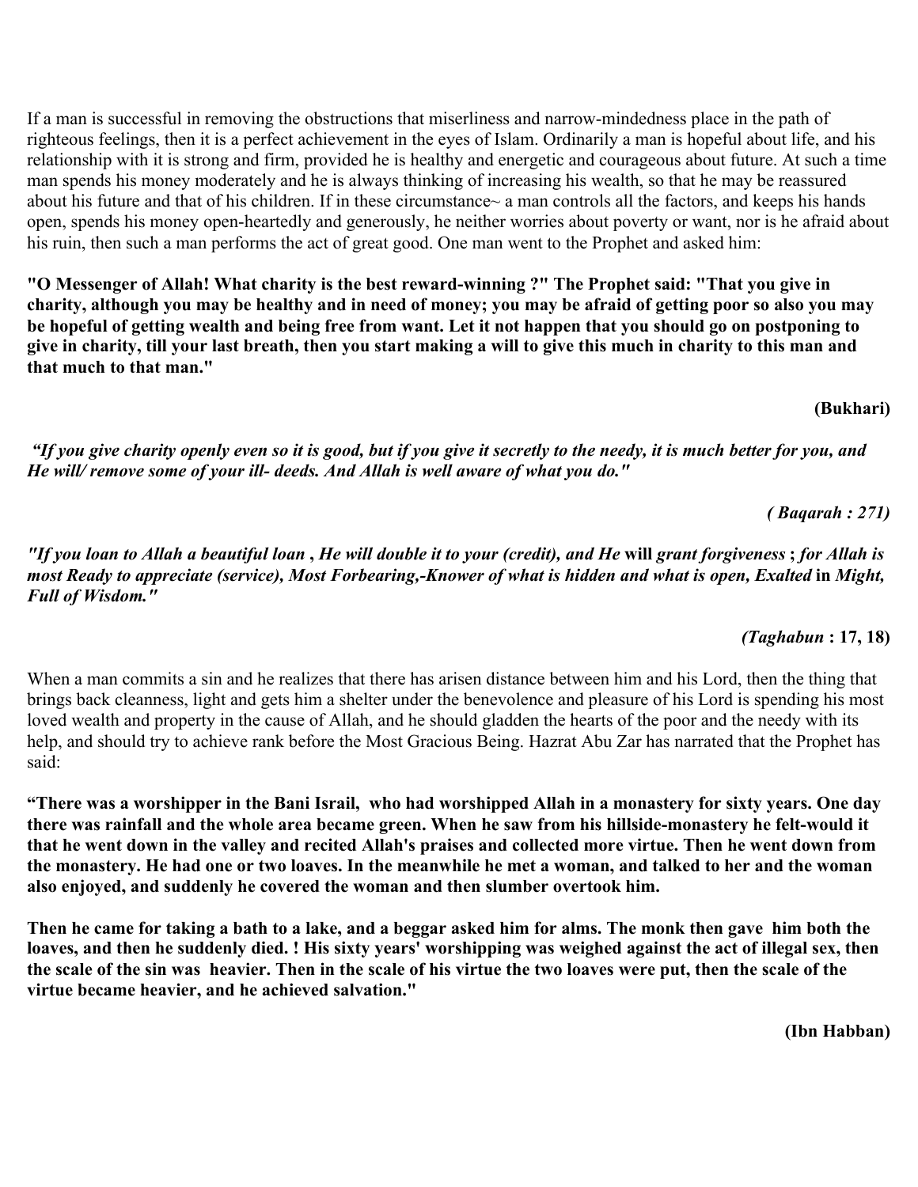If a man is successful in removing the obstructions that miserliness and narrow-mindedness place in the path of righteous feelings, then it is a perfect achievement in the eyes of Islam. Ordinarily a man is hopeful about life, and his relationship with it is strong and firm, provided he is healthy and energetic and courageous about future. At such a time man spends his money moderately and he is always thinking of increasing his wealth, so that he may be reassured about his future and that of his children. If in these circumstance~ a man controls all the factors, and keeps his hands open, spends his money open-heartedly and generously, he neither worries about poverty or want, nor is he afraid about his ruin, then such a man performs the act of great good. One man went to the Prophet and asked him:

**"O Messenger of Allah! What charity is the best reward-winning ?" The Prophet said: "That you give in charity, although you may be healthy and in need of money; you may be afraid of getting poor so also you may be hopeful of getting wealth and being free from want. Let it not happen that you should go on postponing to give in charity, till your last breath, then you start making a will to give this much in charity to this man and that much to that man."**

**(Bukhari)**

*"If you give charity openly even so it is good, but if you give it secretly to the needy, it is much better for you, and He will/ remove some of your ill- deeds. And Allah is well aware of what you do."*

*( Baqarah : 271)*

*"If you loan to Allah a beautiful loan* **,** *He will double it to your (credit), and He* **will** *grant forgiveness* **;** *for Allah is most Ready to appreciate (service), Most Forbearing,-Knower of what is hidden and what is open, Exalted* **in** *Might, Full of Wisdom."*

*(Taghabun* **: 17, 18)**

When a man commits a sin and he realizes that there has arisen distance between him and his Lord, then the thing that brings back cleanness, light and gets him a shelter under the benevolence and pleasure of his Lord is spending his most loved wealth and property in the cause of Allah, and he should gladden the hearts of the poor and the needy with its help, and should try to achieve rank before the Most Gracious Being. Hazrat Abu Zar has narrated that the Prophet has said:

**"There was a worshipper in the Bani Israil, who had worshipped Allah in a monastery for sixty years. One day there was rainfall and the whole area became green. When he saw from his hillside-monastery he felt-would it that he went down in the valley and recited Allah's praises and collected more virtue. Then he went down from the monastery. He had one or two loaves. In the meanwhile he met a woman, and talked to her and the woman also enjoyed, and suddenly he covered the woman and then slumber overtook him.**

**Then he came for taking a bath to a lake, and a beggar asked him for alms. The monk then gave him both the loaves, and then he suddenly died. ! His sixty years' worshipping was weighed against the act of illegal sex, then the scale of the sin was heavier. Then in the scale of his virtue the two loaves were put, then the scale of the virtue became heavier, and he achieved salvation."**

**(Ibn Habban)**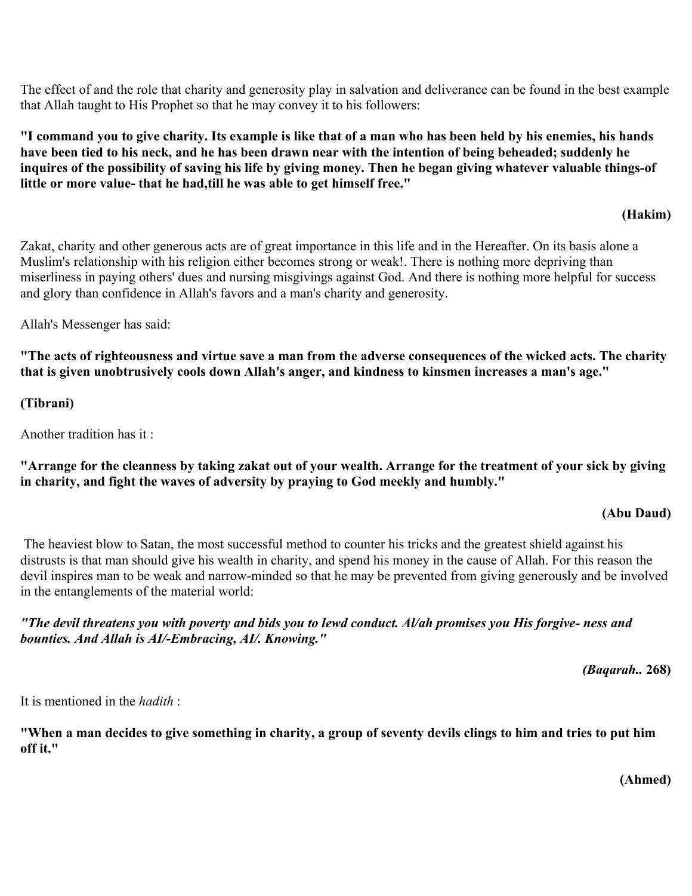The effect of and the role that charity and generosity play in salvation and deliverance can be found in the best example that Allah taught to His Prophet so that he may convey it to his followers:

**"I command you to give charity. Its example is like that of a man who has been held by his enemies, his hands have been tied to his neck, and he has been drawn near with the intention of being beheaded; suddenly he inquires of the possibility of saving his life by giving money. Then he began giving whatever valuable things-of little or more value- that he had,till he was able to get himself free."**

**(Hakim)**

Zakat, charity and other generous acts are of great importance in this life and in the Hereafter. On its basis alone a Muslim's relationship with his religion either becomes strong or weak!. There is nothing more depriving than miserliness in paying others' dues and nursing misgivings against God. And there is nothing more helpful for success and glory than confidence in Allah's favors and a man's charity and generosity.

Allah's Messenger has said:

**"The acts of righteousness and virtue save a man from the adverse consequences of the wicked acts. The charity that is given unobtrusively cools down Allah's anger, and kindness to kinsmen increases a man's age."**

**(Tibrani)**

Another tradition has it :

**"Arrange for the cleanness by taking zakat out of your wealth. Arrange for the treatment of your sick by giving in charity, and fight the waves of adversity by praying to God meekly and humbly."**

**(Abu Daud)**

The heaviest blow to Satan, the most successful method to counter his tricks and the greatest shield against his distrusts is that man should give his wealth in charity, and spend his money in the cause of Allah. For this reason the devil inspires man to be weak and narrow-minded so that he may be prevented from giving generously and be involved in the entanglements of the material world:

***"The devil threatens you with poverty and bids you to lewd conduct. Al/ah promises you His forgive- ness and bounties. And Allah is AI/-Embracing, AI/. Knowing."***

***(Baqarah..*** **268)**

It is mentioned in the *hadith* :

**"When a man decides to give something in charity, a group of seventy devils clings to him and tries to put him off it."**

**(Ahmed)**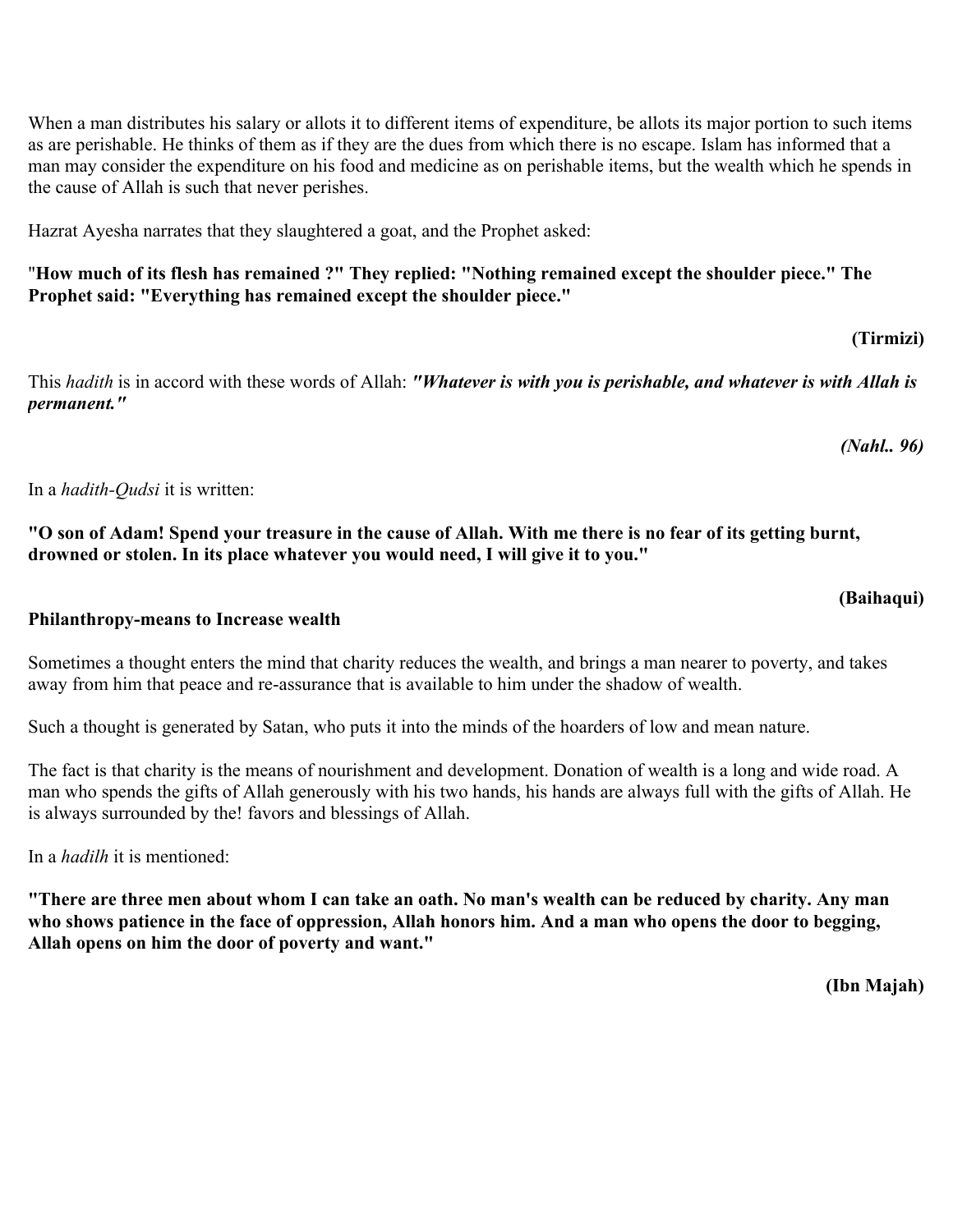When a man distributes his salary or allots it to different items of expenditure, be allots its major portion to such items as are perishable. He thinks of them as if they are the dues from which there is no escape. Islam has informed that a man may consider the expenditure on his food and medicine as on perishable items, but the wealth which he spends in the cause of Allah is such that never perishes.

Hazrat Ayesha narrates that they slaughtered a goat, and the Prophet asked:

"**How much of its flesh has remained ?" They replied: "Nothing remained except the shoulder piece." The Prophet said: "Everything has remained except the shoulder piece."**

**(Tirmizi)**

This *hadith* is in accord with these words of Allah: ***"Whatever is with you is perishable, and whatever is with Allah is permanent."***

***(Nahl.. 96)***

In a *hadith-Qudsi* it is written:

**"O son of Adam! Spend your treasure in the cause of Allah. With me there is no fear of its getting burnt, drowned or stolen. In its place whatever you would need, I will give it to you."**

**(Baihaqui)**

**Philanthropy-means to Increase wealth**

Sometimes a thought enters the mind that charity reduces the wealth, and brings a man nearer to poverty, and takes away from him that peace and re-assurance that is available to him under the shadow of wealth.

Such a thought is generated by Satan, who puts it into the minds of the hoarders of low and mean nature.

The fact is that charity is the means of nourishment and development. Donation of wealth is a long and wide road. A man who spends the gifts of Allah generously with his two hands, his hands are always full with the gifts of Allah. He is always surrounded by the! favors and blessings of Allah.

In a *hadilh* it is mentioned:

**"There are three men about whom I can take an oath. No man's wealth can be reduced by charity. Any man who shows patience in the face of oppression, Allah honors him. And a man who opens the door to begging, Allah opens on him the door of poverty and want."**

**(Ibn Majah)**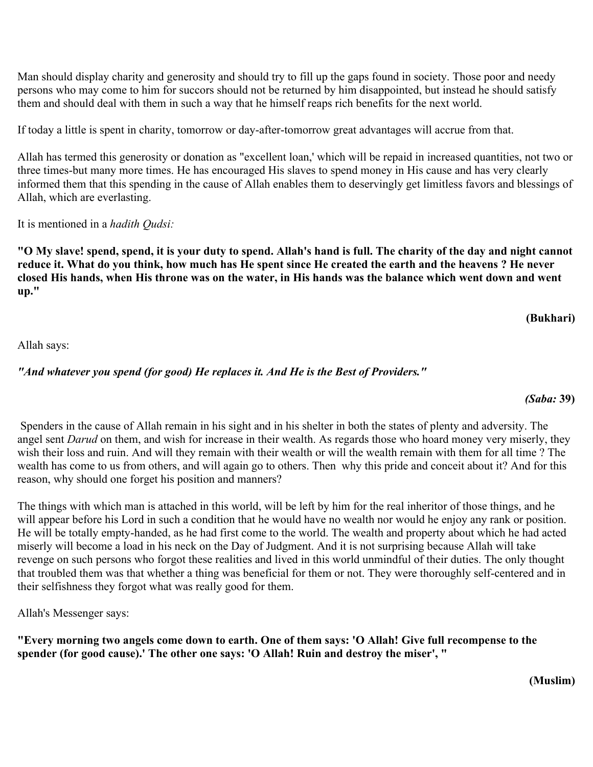Man should display charity and generosity and should try to fill up the gaps found in society. Those poor and needy persons who may come to him for succors should not be returned by him disappointed, but instead he should satisfy them and should deal with them in such a way that he himself reaps rich benefits for the next world.

If today a little is spent in charity, tomorrow or day-after-tomorrow great advantages will accrue from that.

Allah has termed this generosity or donation as "excellent loan,' which will be repaid in increased quantities, not two or three times-but many more times. He has encouraged His slaves to spend money in His cause and has very clearly informed them that this spending in the cause of Allah enables them to deservingly get limitless favors and blessings of Allah, which are everlasting.

It is mentioned in a *hadith Qudsi:*

**"O My slave! spend, spend, it is your duty to spend. Allah's hand is full. The charity of the day and night cannot reduce it. What do you think, how much has He spent since He created the earth and the heavens ? He never closed His hands, when His throne was on the water, in His hands was the balance which went down and went up."**

**(Bukhari)**

Allah says:

***"And whatever you spend (for good) He replaces it. And He is the Best of Providers."***

***(Saba:* 39)**

Spenders in the cause of Allah remain in his sight and in his shelter in both the states of plenty and adversity. The angel sent *Darud* on them, and wish for increase in their wealth. As regards those who hoard money very miserly, they wish their loss and ruin. And will they remain with their wealth or will the wealth remain with them for all time ? The wealth has come to us from others, and will again go to others. Then why this pride and conceit about it? And for this reason, why should one forget his position and manners?

The things with which man is attached in this world, will be left by him for the real inheritor of those things, and he will appear before his Lord in such a condition that he would have no wealth nor would he enjoy any rank or position. He will be totally empty-handed, as he had first come to the world. The wealth and property about which he had acted miserly will become a load in his neck on the Day of Judgment. And it is not surprising because Allah will take revenge on such persons who forgot these realities and lived in this world unmindful of their duties. The only thought that troubled them was that whether a thing was beneficial for them or not. They were thoroughly self-centered and in their selfishness they forgot what was really good for them.

Allah's Messenger says:

**"Every morning two angels come down to earth. One of them says: 'O Allah! Give full recompense to the spender (for good cause).' The other one says: 'O Allah! Ruin and destroy the miser', "**

**(Muslim)**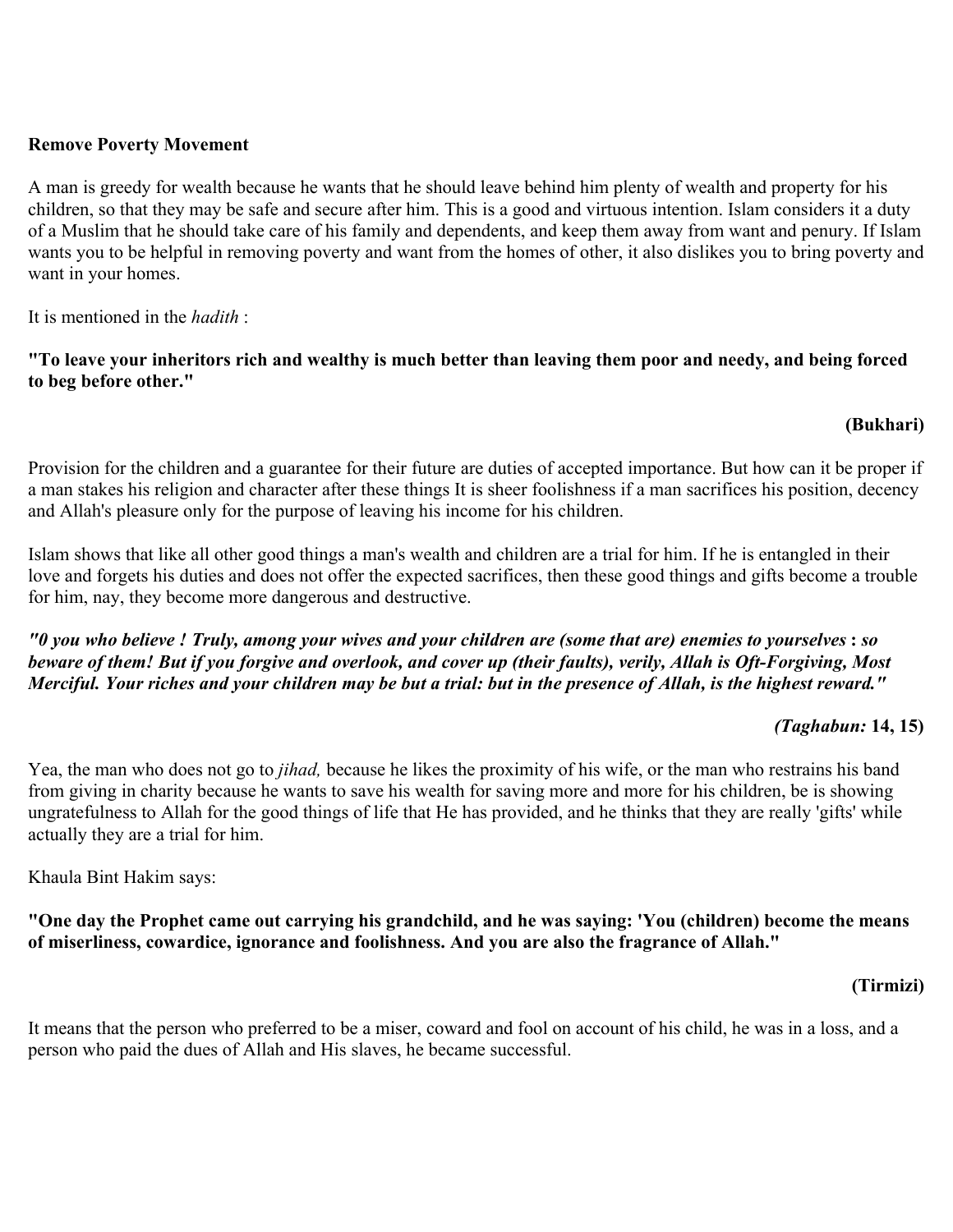**Remove Poverty Movement**

A man is greedy for wealth because he wants that he should leave behind him plenty of wealth and property for his children, so that they may be safe and secure after him. This is a good and virtuous intention. Islam considers it a duty of a Muslim that he should take care of his family and dependents, and keep them away from want and penury. If Islam wants you to be helpful in removing poverty and want from the homes of other, it also dislikes you to bring poverty and want in your homes.

It is mentioned in the *hadith* :

**"To leave your inheritors rich and wealthy is much better than leaving them poor and needy, and being forced to beg before other."**

**(Bukhari)**

Provision for the children and a guarantee for their future are duties of accepted importance. But how can it be proper if a man stakes his religion and character after these things It is sheer foolishness if a man sacrifices his position, decency and Allah's pleasure only for the purpose of leaving his income for his children.

Islam shows that like all other good things a man's wealth and children are a trial for him. If he is entangled in their love and forgets his duties and does not offer the expected sacrifices, then these good things and gifts become a trouble for him, nay, they become more dangerous and destructive.

***"0 you who believe ! Truly, among your wives and your children are (some that are) enemies to yourselves* : *so beware of them! But if you forgive and overlook, and cover up (their faults), verily, Allah is Oft-Forgiving, Most Merciful. Your riches and your children may be but a trial: but in the presence of Allah, is the highest reward."***

***(Taghabun:* 14, 15)**

Yea, the man who does not go to *jihad,* because he likes the proximity of his wife, or the man who restrains his band from giving in charity because he wants to save his wealth for saving more and more for his children, be is showing ungratefulness to Allah for the good things of life that He has provided, and he thinks that they are really 'gifts' while actually they are a trial for him.

Khaula Bint Hakim says:

**"One day the Prophet came out carrying his grandchild, and he was saying: 'You (children) become the means of miserliness, cowardice, ignorance and foolishness. And you are also the fragrance of Allah."**

**(Tirmizi)**

It means that the person who preferred to be a miser, coward and fool on account of his child, he was in a loss, and a person who paid the dues of Allah and His slaves, he became successful.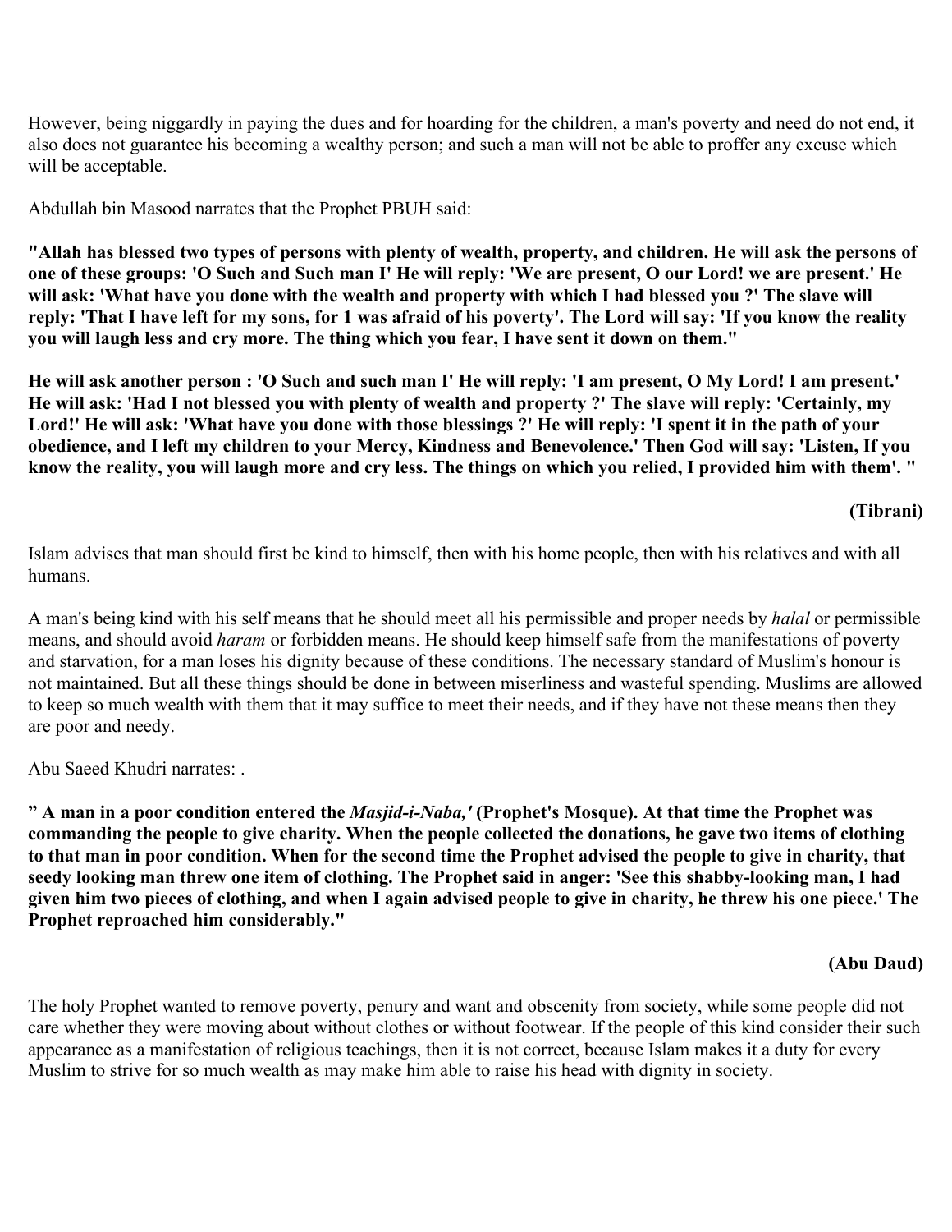However, being niggardly in paying the dues and for hoarding for the children, a man's poverty and need do not end, it also does not guarantee his becoming a wealthy person; and such a man will not be able to proffer any excuse which will be acceptable.

Abdullah bin Masood narrates that the Prophet PBUH said:

**"Allah has blessed two types of persons with plenty of wealth, property, and children. He will ask the persons of one of these groups: 'O Such and Such man I' He will reply: 'We are present, O our Lord! we are present.' He will ask: 'What have you done with the wealth and property with which I had blessed you ?' The slave will reply: 'That I have left for my sons, for 1 was afraid of his poverty'. The Lord will say: 'If you know the reality you will laugh less and cry more. The thing which you fear, I have sent it down on them."**

**He will ask another person : 'O Such and such man I' He will reply: 'I am present, O My Lord! I am present.' He will ask: 'Had I not blessed you with plenty of wealth and property ?' The slave will reply: 'Certainly, my Lord!' He will ask: 'What have you done with those blessings ?' He will reply: 'I spent it in the path of your obedience, and I left my children to your Mercy, Kindness and Benevolence.' Then God will say: 'Listen, If you know the reality, you will laugh more and cry less. The things on which you relied, I provided him with them'. "**

**(Tibrani)**

Islam advises that man should first be kind to himself, then with his home people, then with his relatives and with all humans.

A man's being kind with his self means that he should meet all his permissible and proper needs by *halal* or permissible means, and should avoid *haram* or forbidden means. He should keep himself safe from the manifestations of poverty and starvation, for a man loses his dignity because of these conditions. The necessary standard of Muslim's honour is not maintained. But all these things should be done in between miserliness and wasteful spending. Muslims are allowed to keep so much wealth with them that it may suffice to meet their needs, and if they have not these means then they are poor and needy.

Abu Saeed Khudri narrates: .

**" A man in a poor condition entered the *Masjid-i-Naba,'* (Prophet's Mosque). At that time the Prophet was commanding the people to give charity. When the people collected the donations, he gave two items of clothing to that man in poor condition. When for the second time the Prophet advised the people to give in charity, that seedy looking man threw one item of clothing. The Prophet said in anger: 'See this shabby-looking man, I had given him two pieces of clothing, and when I again advised people to give in charity, he threw his one piece.' The Prophet reproached him considerably."**

**(Abu Daud)**

The holy Prophet wanted to remove poverty, penury and want and obscenity from society, while some people did not care whether they were moving about without clothes or without footwear. If the people of this kind consider their such appearance as a manifestation of religious teachings, then it is not correct, because Islam makes it a duty for every Muslim to strive for so much wealth as may make him able to raise his head with dignity in society.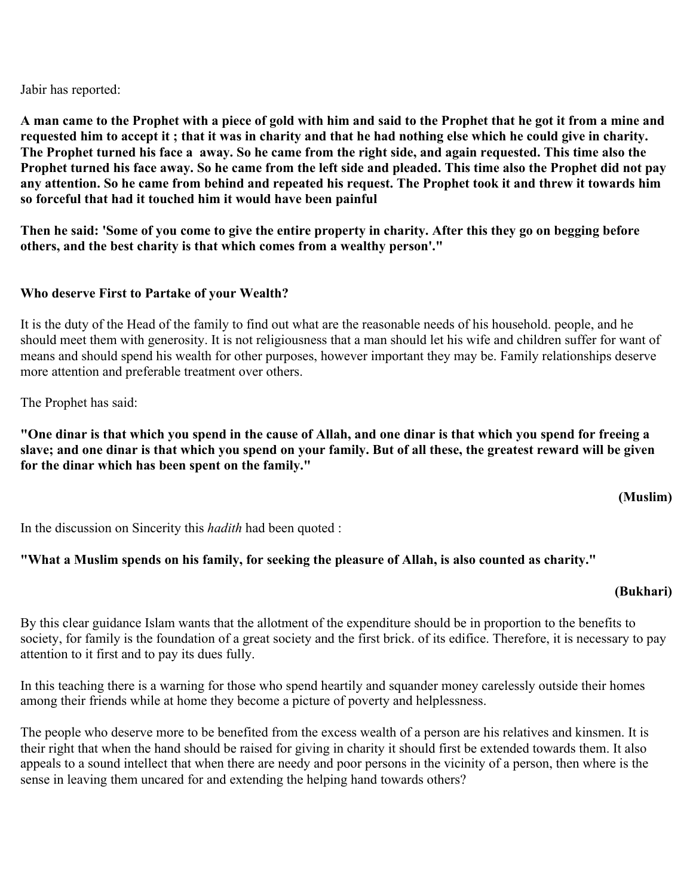Jabir has reported:

**A man came to the Prophet with a piece of gold with him and said to the Prophet that he got it from a mine and requested him to accept it ; that it was in charity and that he had nothing else which he could give in charity. The Prophet turned his face a away. So he came from the right side, and again requested. This time also the Prophet turned his face away. So he came from the left side and pleaded. This time also the Prophet did not pay any attention. So he came from behind and repeated his request. The Prophet took it and threw it towards him so forceful that had it touched him it would have been painful**

**Then he said: 'Some of you come to give the entire property in charity. After this they go on begging before others, and the best charity is that which comes from a wealthy person'."**

### Who deserve First to Partake of your Wealth?

It is the duty of the Head of the family to find out what are the reasonable needs of his household. people, and he should meet them with generosity. It is not religiousness that a man should let his wife and children suffer for want of means and should spend his wealth for other purposes, however important they may be. Family relationships deserve more attention and preferable treatment over others.

The Prophet has said:

**"One dinar is that which you spend in the cause of Allah, and one dinar is that which you spend for freeing a slave; and one dinar is that which you spend on your family. But of all these, the greatest reward will be given for the dinar which has been spent on the family."**

**(Muslim)**

In the discussion on Sincerity this *hadith* had been quoted :

**"What a Muslim spends on his family, for seeking the pleasure of Allah, is also counted as charity."**

**(Bukhari)**

By this clear guidance Islam wants that the allotment of the expenditure should be in proportion to the benefits to society, for family is the foundation of a great society and the first brick. of its edifice. Therefore, it is necessary to pay attention to it first and to pay its dues fully.

In this teaching there is a warning for those who spend heartily and squander money carelessly outside their homes among their friends while at home they become a picture of poverty and helplessness.

The people who deserve more to be benefited from the excess wealth of a person are his relatives and kinsmen. It is their right that when the hand should be raised for giving in charity it should first be extended towards them. It also appeals to a sound intellect that when there are needy and poor persons in the vicinity of a person, then where is the sense in leaving them uncared for and extending the helping hand towards others?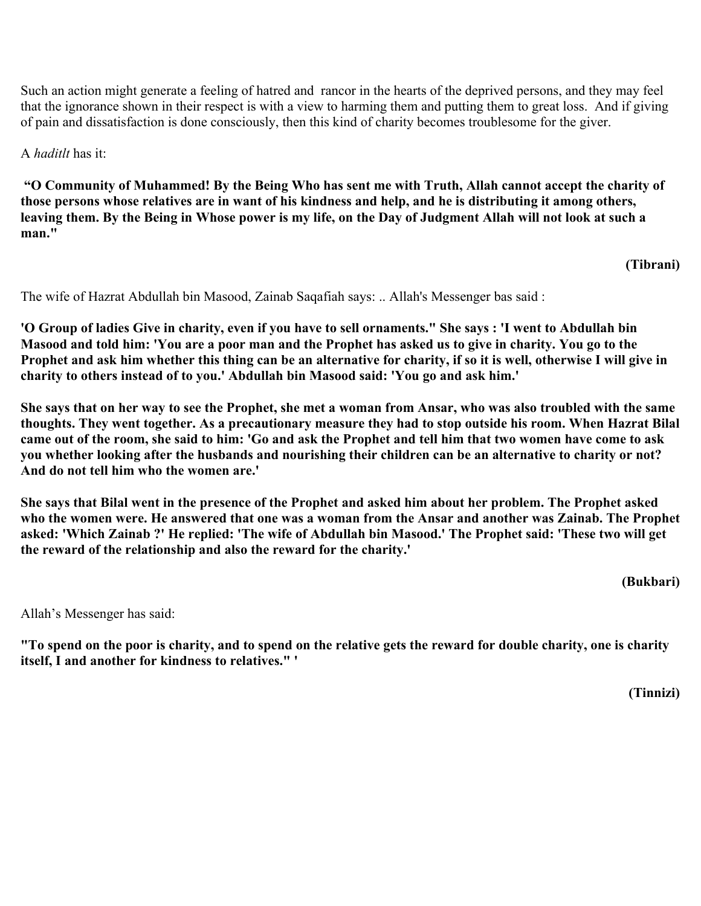Such an action might generate a feeling of hatred and rancor in the hearts of the deprived persons, and they may feel that the ignorance shown in their respect is with a view to harming them and putting them to great loss. And if giving of pain and dissatisfaction is done consciously, then this kind of charity becomes troublesome for the giver.

A *haditlt* has it:

**"O Community of Muhammed! By the Being Who has sent me with Truth, Allah cannot accept the charity of those persons whose relatives are in want of his kindness and help, and he is distributing it among others, leaving them. By the Being in Whose power is my life, on the Day of Judgment Allah will not look at such a man."**

**(Tibrani)**

The wife of Hazrat Abdullah bin Masood, Zainab Saqafiah says: .. Allah's Messenger bas said :

**'O Group of ladies Give in charity, even if you have to sell ornaments." She says : 'I went to Abdullah bin Masood and told him: 'You are a poor man and the Prophet has asked us to give in charity. You go to the Prophet and ask him whether this thing can be an alternative for charity, if so it is well, otherwise I will give in charity to others instead of to you.' Abdullah bin Masood said: 'You go and ask him.'**

**She says that on her way to see the Prophet, she met a woman from Ansar, who was also troubled with the same thoughts. They went together. As a precautionary measure they had to stop outside his room. When Hazrat Bilal came out of the room, she said to him: 'Go and ask the Prophet and tell him that two women have come to ask you whether looking after the husbands and nourishing their children can be an alternative to charity or not? And do not tell him who the women are.'**

**She says that Bilal went in the presence of the Prophet and asked him about her problem. The Prophet asked who the women were. He answered that one was a woman from the Ansar and another was Zainab. The Prophet asked: 'Which Zainab ?' He replied: 'The wife of Abdullah bin Masood.' The Prophet said: 'These two will get the reward of the relationship and also the reward for the charity.'**

**(Bukbari)**

Allah's Messenger has said:

**"To spend on the poor is charity, and to spend on the relative gets the reward for double charity, one is charity itself, I and another for kindness to relatives." '**

**(Tinnizi)**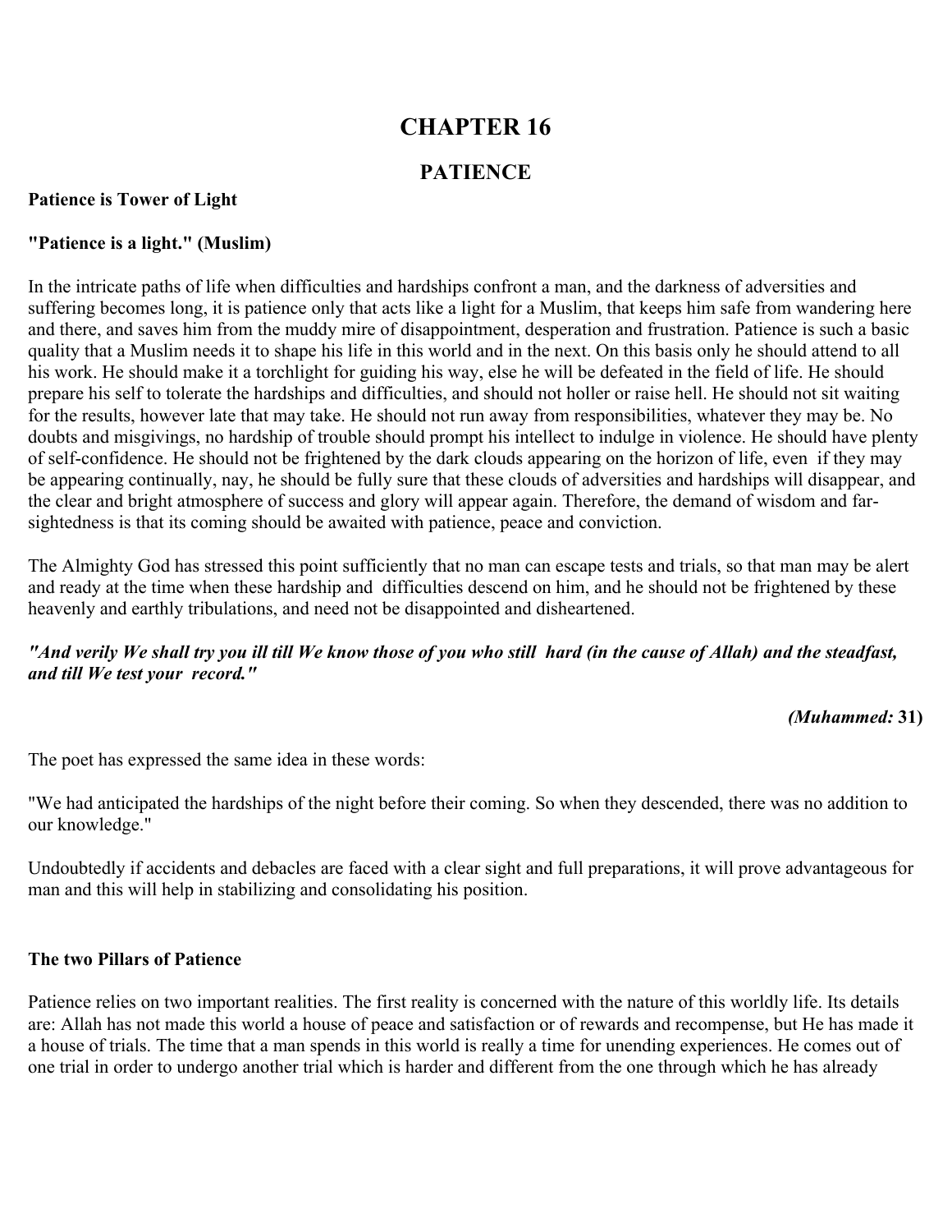# CHAPTER 16

## PATIENCE

**Patience is Tower of Light**

**"Patience is a light." (Muslim)**

In the intricate paths of life when difficulties and hardships confront a man, and the darkness of adversities and suffering becomes long, it is patience only that acts like a light for a Muslim, that keeps him safe from wandering here and there, and saves him from the muddy mire of disappointment, desperation and frustration. Patience is such a basic quality that a Muslim needs it to shape his life in this world and in the next. On this basis only he should attend to all his work. He should make it a torchlight for guiding his way, else he will be defeated in the field of life. He should prepare his self to tolerate the hardships and difficulties, and should not holler or raise hell. He should not sit waiting for the results, however late that may take. He should not run away from responsibilities, whatever they may be. No doubts and misgivings, no hardship of trouble should prompt his intellect to indulge in violence. He should have plenty of self-confidence. He should not be frightened by the dark clouds appearing on the horizon of life, even if they may be appearing continually, nay, he should be fully sure that these clouds of adversities and hardships will disappear, and the clear and bright atmosphere of success and glory will appear again. Therefore, the demand of wisdom and far-sightedness is that its coming should be awaited with patience, peace and conviction.

The Almighty God has stressed this point sufficiently that no man can escape tests and trials, so that man may be alert and ready at the time when these hardship and difficulties descend on him, and he should not be frightened by these heavenly and earthly tribulations, and need not be disappointed and disheartened.

***"And verily We shall try you ill till We know those of you who still hard (in the cause of Allah) and the steadfast, and till We test your record."***

***(Muhammed:* 31)**

The poet has expressed the same idea in these words:

"We had anticipated the hardships of the night before their coming. So when they descended, there was no addition to our knowledge."

Undoubtedly if accidents and debacles are faced with a clear sight and full preparations, it will prove advantageous for man and this will help in stabilizing and consolidating his position.

**The two Pillars of Patience**

Patience relies on two important realities. The first reality is concerned with the nature of this worldly life. Its details are: Allah has not made this world a house of peace and satisfaction or of rewards and recompense, but He has made it a house of trials. The time that a man spends in this world is really a time for unending experiences. He comes out of one trial in order to undergo another trial which is harder and different from the one through which he has already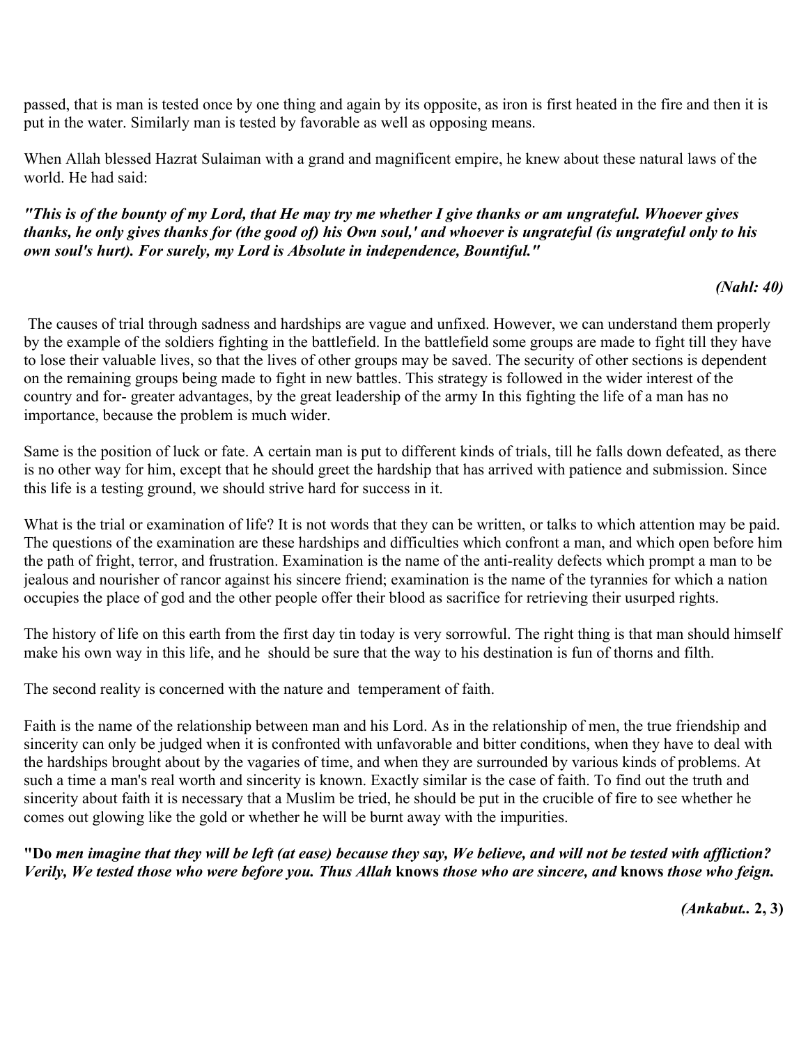passed, that is man is tested once by one thing and again by its opposite, as iron is first heated in the fire and then it is put in the water. Similarly man is tested by favorable as well as opposing means.

When Allah blessed Hazrat Sulaiman with a grand and magnificent empire, he knew about these natural laws of the world. He had said:

***"This is of the bounty of my Lord, that He may try me whether I give thanks or am ungrateful. Whoever gives thanks, he only gives thanks for (the good of) his Own soul,' and whoever is ungrateful (is ungrateful only to his own soul's hurt). For surely, my Lord is Absolute in independence, Bountiful."***

***(Nahl: 40)***

The causes of trial through sadness and hardships are vague and unfixed. However, we can understand them properly by the example of the soldiers fighting in the battlefield. In the battlefield some groups are made to fight till they have to lose their valuable lives, so that the lives of other groups may be saved. The security of other sections is dependent on the remaining groups being made to fight in new battles. This strategy is followed in the wider interest of the country and for- greater advantages, by the great leadership of the army In this fighting the life of a man has no importance, because the problem is much wider.

Same is the position of luck or fate. A certain man is put to different kinds of trials, till he falls down defeated, as there is no other way for him, except that he should greet the hardship that has arrived with patience and submission. Since this life is a testing ground, we should strive hard for success in it.

What is the trial or examination of life? It is not words that they can be written, or talks to which attention may be paid. The questions of the examination are these hardships and difficulties which confront a man, and which open before him the path of fright, terror, and frustration. Examination is the name of the anti-reality defects which prompt a man to be jealous and nourisher of rancor against his sincere friend; examination is the name of the tyrannies for which a nation occupies the place of god and the other people offer their blood as sacrifice for retrieving their usurped rights.

The history of life on this earth from the first day tin today is very sorrowful. The right thing is that man should himself make his own way in this life, and he should be sure that the way to his destination is fun of thorns and filth.

The second reality is concerned with the nature and temperament of faith.

Faith is the name of the relationship between man and his Lord. As in the relationship of men, the true friendship and sincerity can only be judged when it is confronted with unfavorable and bitter conditions, when they have to deal with the hardships brought about by the vagaries of time, and when they are surrounded by various kinds of problems. At such a time a man's real worth and sincerity is known. Exactly similar is the case of faith. To find out the truth and sincerity about faith it is necessary that a Muslim be tried, he should be put in the crucible of fire to see whether he comes out glowing like the gold or whether he will be burnt away with the impurities.

**"Do** ***men imagine that they will be left (at ease) because they say, We believe, and will not be tested with affliction? Verily, We tested those who were before you. Thus Allah*** **knows** ***those who are sincere, and*** **knows** ***those who feign.***

***(Ankabut..*** **2, 3)**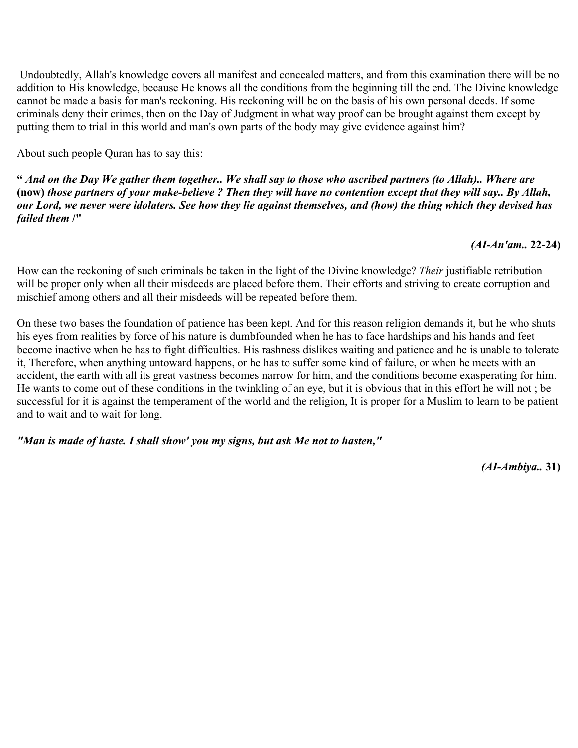Undoubtedly, Allah's knowledge covers all manifest and concealed matters, and from this examination there will be no addition to His knowledge, because He knows all the conditions from the beginning till the end. The Divine knowledge cannot be made a basis for man's reckoning. His reckoning will be on the basis of his own personal deeds. If some criminals deny their crimes, then on the Day of Judgment in what way proof can be brought against them except by putting them to trial in this world and man's own parts of the body may give evidence against him?

About such people Quran has to say this:

**"** ***And on the Day We gather them together.. We shall say to those who ascribed partners (to Allah).. Where are*** **(now)** ***those partners of your make-believe ? Then they will have no contention except that they will say.. By Allah, our Lord, we never were idolaters. See how they lie against themselves, and (how) the thing which they devised has failed them*** **/"**

**(*AI-An'am..* 22-24)**

How can the reckoning of such criminals be taken in the light of the Divine knowledge? *Their* justifiable retribution will be proper only when all their misdeeds are placed before them. Their efforts and striving to create corruption and mischief among others and all their misdeeds will be repeated before them.

On these two bases the foundation of patience has been kept. And for this reason religion demands it, but he who shuts his eyes from realities by force of his nature is dumbfounded when he has to face hardships and his hands and feet become inactive when he has to fight difficulties. His rashness dislikes waiting and patience and he is unable to tolerate it, Therefore, when anything untoward happens, or he has to suffer some kind of failure, or when he meets with an accident, the earth with all its great vastness becomes narrow for him, and the conditions become exasperating for him. He wants to come out of these conditions in the twinkling of an eye, but it is obvious that in this effort he will not ; be successful for it is against the temperament of the world and the religion, It is proper for a Muslim to learn to be patient and to wait and to wait for long.

***"Man is made of haste. I shall show' you my signs, but ask Me not to hasten,"***

**(*AI-Ambiya..* 31)**